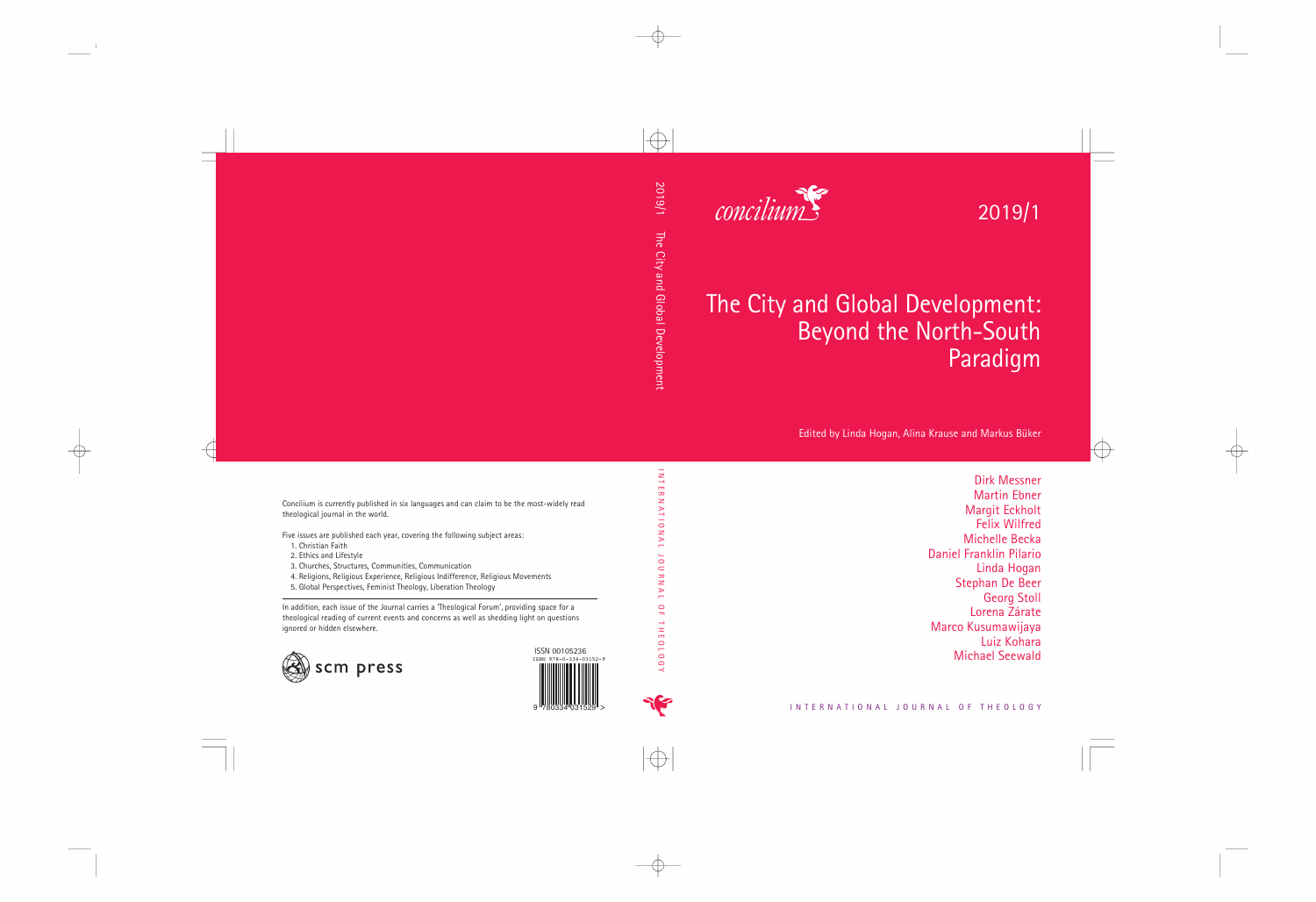# concilium

2019/1

# The City and Global Development: Beyond the North-South Paradigm

Edited by Linda Hogan, Alina Krause and Markus Büker

Dirk Messner
Martin Ebner
Margit Eckholt
Felix Wilfred
Michelle Becka
Daniel Franklin Pilario
Linda Hogan
Stephan De Beer
Georg Stoll
Lorena Zárate
Marco Kusumawijaya
Luiz Kohara
Michael Seewald

INTERNATIONAL JOURNAL OF THEOLOGY

2019/1 The City and Global Development

INTERNATIONAL JOURNAL OF THEOLOGY

Concilium is currently published in six languages and can claim to be the most-widely read theological journal in the world.

Five issues are published each year, covering the following subject areas:

1. Christian Faith
2. Ethics and Lifestyle
3. Churches, Structures, Communities, Communication
4. Religions, Religious Experience, Religious Indifference, Religious Movements
5. Global Perspectives, Feminist Theology, Liberation Theology

In addition, each issue of the Journal carries a 'Theological Forum', providing space for a theological reading of current events and concerns as well as shedding light on questions ignored or hidden elsewhere.

scm press

ISSN 00105236
ISBN 978-0-334-03152-9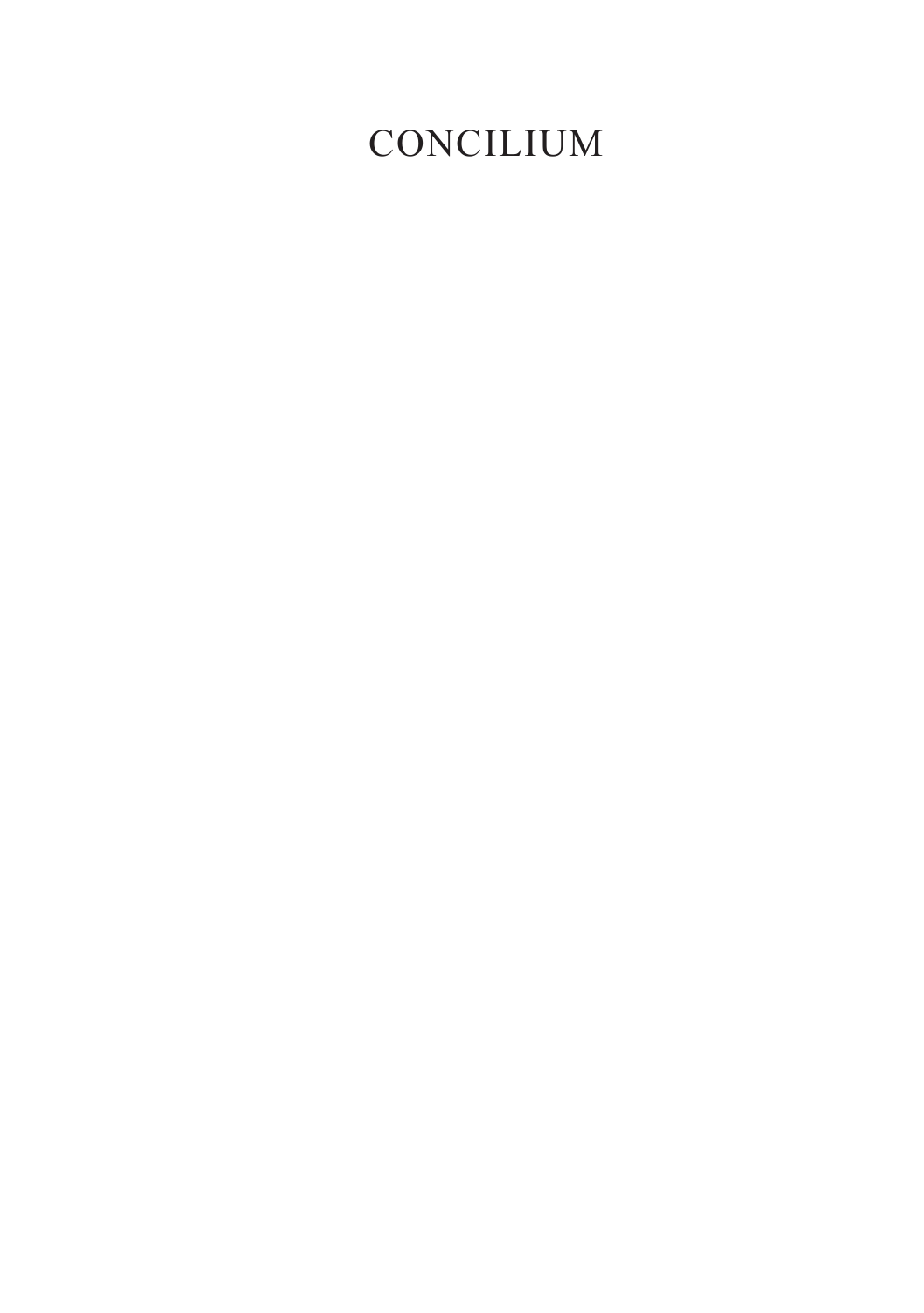# CONCILIUM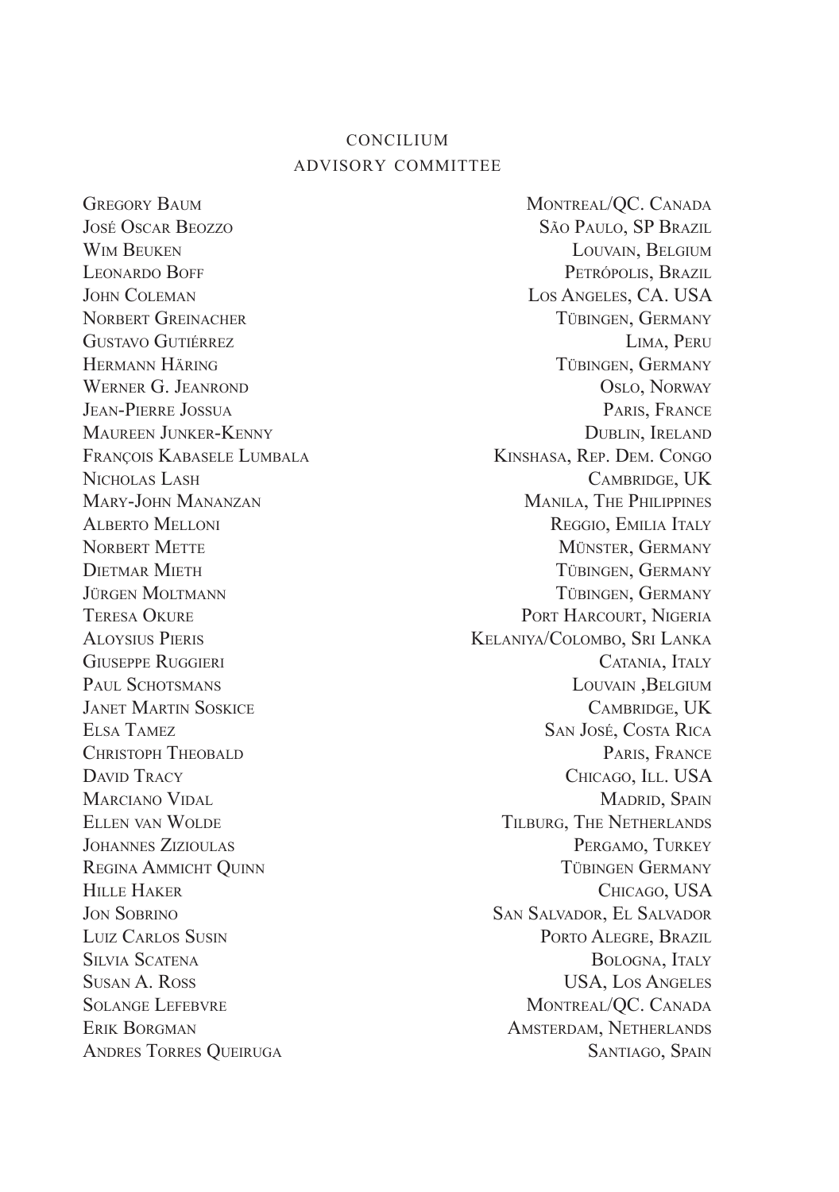# CONCILIUM
## ADVISORY COMMITTEE

| | |
|---|---|
| Gregory Baum | Montreal/QC. Canada |
| José Oscar Beozzo | São Paulo, SP Brazil |
| Wim Beuken | Louvain, Belgium |
| Leonardo Boff | Petrópolis, Brazil |
| John Coleman | Los Angeles, CA. USA |
| Norbert Greinacher | Tübingen, Germany |
| Gustavo Gutiérrez | Lima, Peru |
| Hermann Häring | Tübingen, Germany |
| Werner G. Jeanrond | Oslo, Norway |
| Jean-Pierre Jossua | Paris, France |
| Maureen Junker-Kenny | Dublin, Ireland |
| François Kabasele Lumbala | Kinshasa, Rep. Dem. Congo |
| Nicholas Lash | Cambridge, UK |
| Mary-John Mananzan | Manila, The Philippines |
| Alberto Melloni | Reggio, Emilia Italy |
| Norbert Mette | Münster, Germany |
| Dietmar Mieth | Tübingen, Germany |
| Jürgen Moltmann | Tübingen, Germany |
| Teresa Okure | Port Harcourt, Nigeria |
| Aloysius Pieris | Kelaniya/Colombo, Sri Lanka |
| Giuseppe Ruggieri | Catania, Italy |
| Paul Schotsmans | Louvain ,Belgium |
| Janet Martin Soskice | Cambridge, UK |
| Elsa Tamez | San José, Costa Rica |
| Christoph Theobald | Paris, France |
| David Tracy | Chicago, Ill. USA |
| Marciano Vidal | Madrid, Spain |
| Ellen van Wolde | Tilburg, The Netherlands |
| Johannes Zizioulas | Pergamo, Turkey |
| Regina Ammicht Quinn | Tübingen Germany |
| Hille Haker | Chicago, USA |
| Jon Sobrino | San Salvador, El Salvador |
| Luiz Carlos Susin | Porto Alegre, Brazil |
| Silvia Scatena | Bologna, Italy |
| Susan A. Ross | USA, Los Angeles |
| Solange Lefebvre | Montreal/QC. Canada |
| Erik Borgman | Amsterdam, Netherlands |
| Andres Torres Queiruga | Santiago, Spain |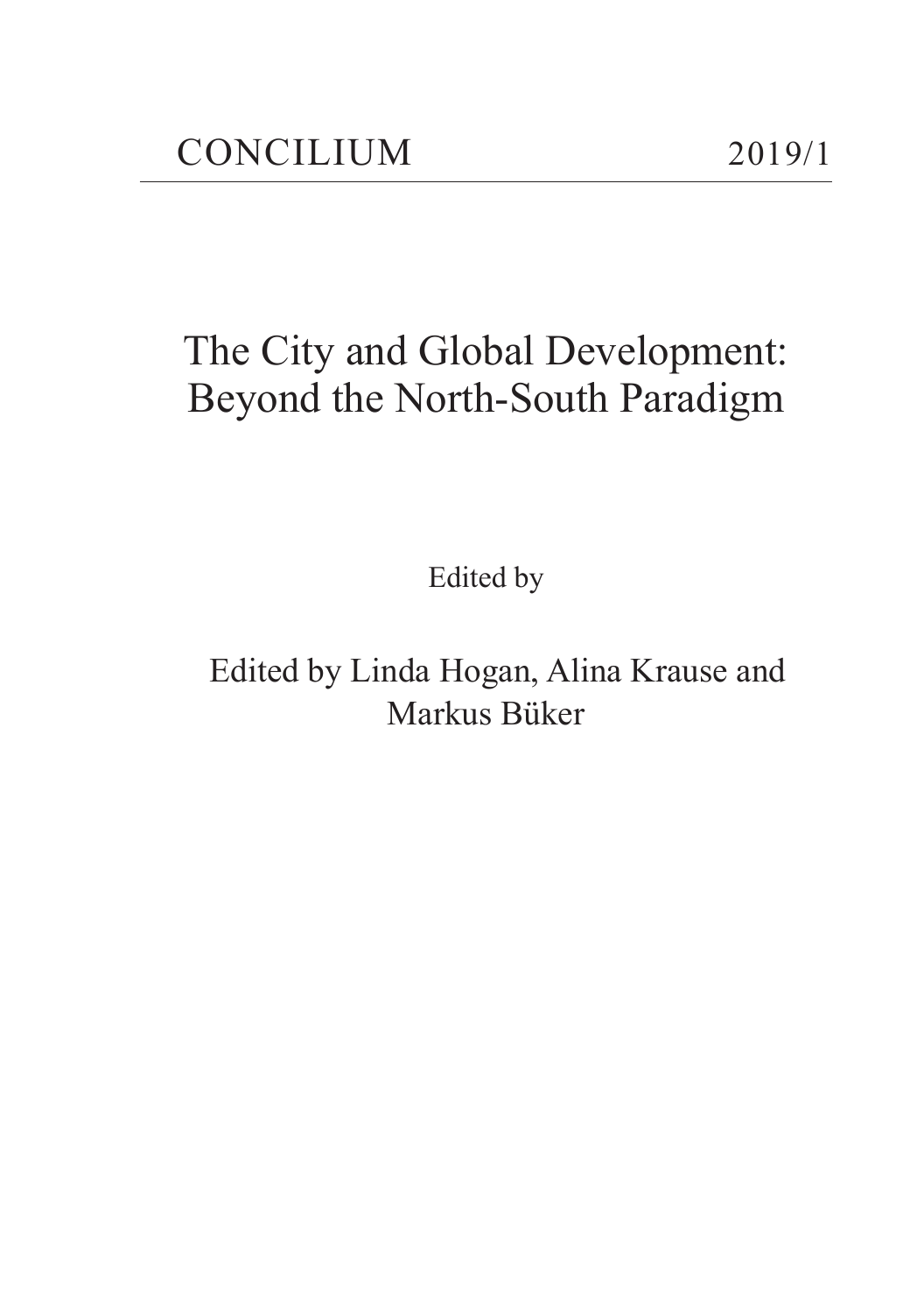CONCILIUM 2019/1

# The City and Global Development: Beyond the North-South Paradigm

Edited by

Edited by Linda Hogan, Alina Krause and Markus Büker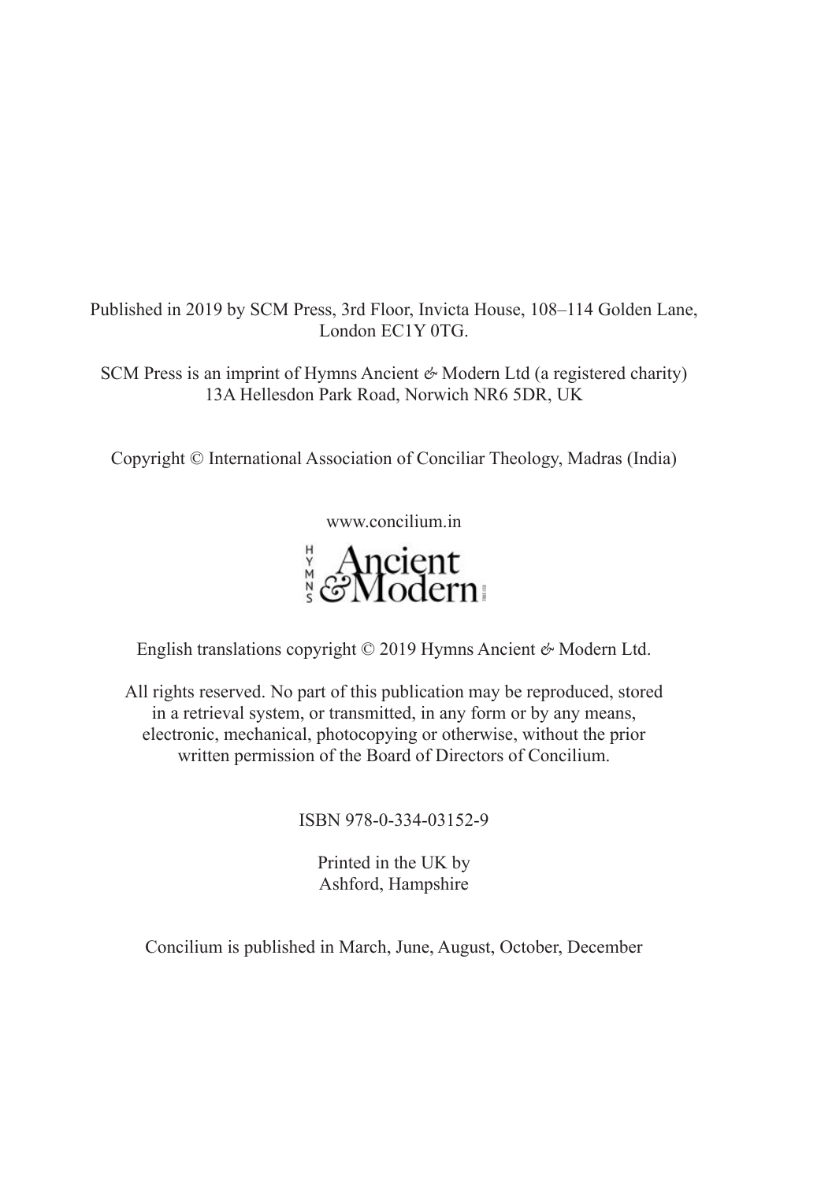Published in 2019 by SCM Press, 3rd Floor, Invicta House, 108–114 Golden Lane, London EC1Y 0TG.

SCM Press is an imprint of Hymns Ancient & Modern Ltd (a registered charity) 13A Hellesdon Park Road, Norwich NR6 5DR, UK

Copyright © International Association of Conciliar Theology, Madras (India)

www.concilium.in

English translations copyright © 2019 Hymns Ancient & Modern Ltd.

All rights reserved. No part of this publication may be reproduced, stored in a retrieval system, or transmitted, in any form or by any means, electronic, mechanical, photocopying or otherwise, without the prior written permission of the Board of Directors of Concilium.

ISBN 978-0-334-03152-9

Printed in the UK by
Ashford, Hampshire

Concilium is published in March, June, August, October, December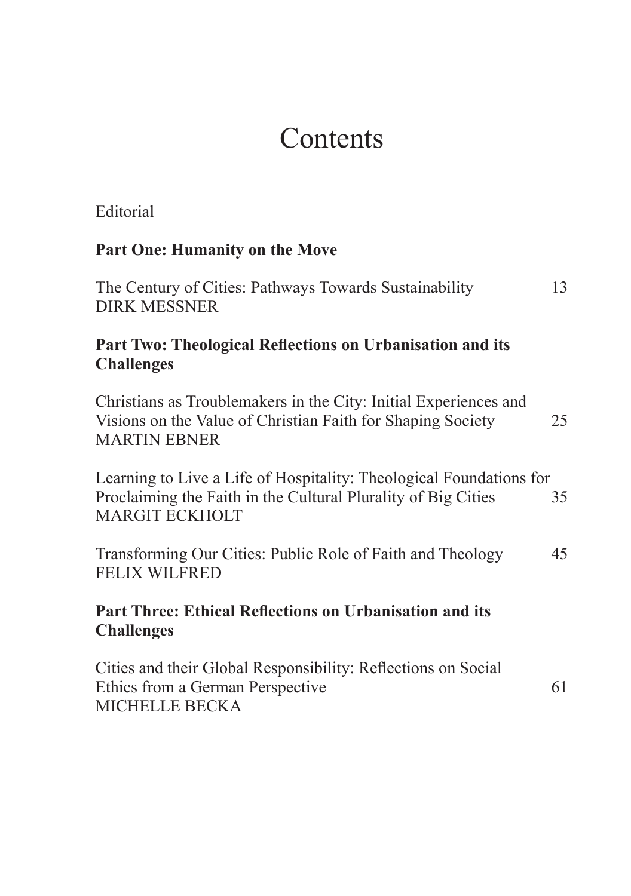# Contents

Editorial

**Part One: Humanity on the Move**

The Century of Cities: Pathways Towards Sustainability 13
DIRK MESSNER

**Part Two: Theological Reflections on Urbanisation and its Challenges**

Christians as Troublemakers in the City: Initial Experiences and Visions on the Value of Christian Faith for Shaping Society 25
MARTIN EBNER

Learning to Live a Life of Hospitality: Theological Foundations for Proclaiming the Faith in the Cultural Plurality of Big Cities 35
MARGIT ECKHOLT

Transforming Our Cities: Public Role of Faith and Theology 45
FELIX WILFRED

**Part Three: Ethical Reflections on Urbanisation and its Challenges**

Cities and their Global Responsibility: Reflections on Social Ethics from a German Perspective 61
MICHELLE BECKA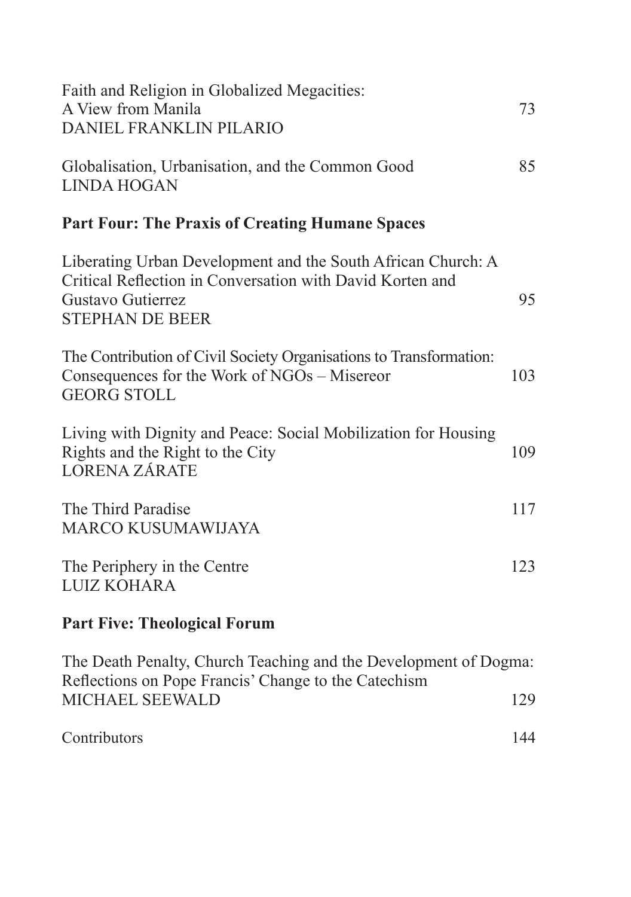Faith and Religion in Globalized Megacities: A View from Manila 73
DANIEL FRANKLIN PILARIO

Globalisation, Urbanisation, and the Common Good 85
LINDA HOGAN

**Part Four: The Praxis of Creating Humane Spaces**

Liberating Urban Development and the South African Church: A Critical Reflection in Conversation with David Korten and Gustavo Gutierrez 95
STEPHAN DE BEER

The Contribution of Civil Society Organisations to Transformation: Consequences for the Work of NGOs – Misereor 103
GEORG STOLL

Living with Dignity and Peace: Social Mobilization for Housing Rights and the Right to the City 109
LORENA ZÁRATE

The Third Paradise 117
MARCO KUSUMAWIJAYA

The Periphery in the Centre 123
LUIZ KOHARA

**Part Five: Theological Forum**

The Death Penalty, Church Teaching and the Development of Dogma: Reflections on Pope Francis' Change to the Catechism 129
MICHAEL SEEWALD

Contributors 144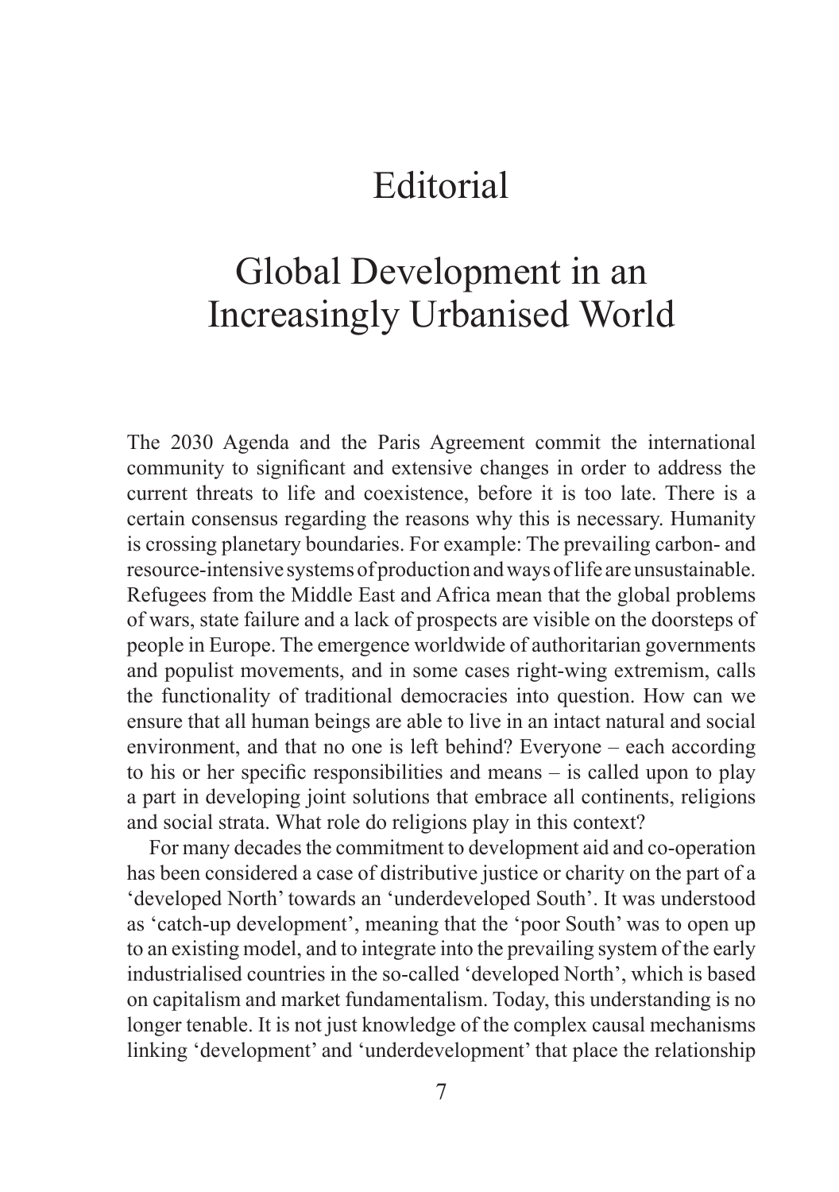# Editorial

## Global Development in an Increasingly Urbanised World

The 2030 Agenda and the Paris Agreement commit the international community to significant and extensive changes in order to address the current threats to life and coexistence, before it is too late. There is a certain consensus regarding the reasons why this is necessary. Humanity is crossing planetary boundaries. For example: The prevailing carbon- and resource-intensive systems of production and ways of life are unsustainable. Refugees from the Middle East and Africa mean that the global problems of wars, state failure and a lack of prospects are visible on the doorsteps of people in Europe. The emergence worldwide of authoritarian governments and populist movements, and in some cases right-wing extremism, calls the functionality of traditional democracies into question. How can we ensure that all human beings are able to live in an intact natural and social environment, and that no one is left behind? Everyone – each according to his or her specific responsibilities and means – is called upon to play a part in developing joint solutions that embrace all continents, religions and social strata. What role do religions play in this context?

For many decades the commitment to development aid and co-operation has been considered a case of distributive justice or charity on the part of a 'developed North' towards an 'underdeveloped South'. It was understood as 'catch-up development', meaning that the 'poor South' was to open up to an existing model, and to integrate into the prevailing system of the early industrialised countries in the so-called 'developed North', which is based on capitalism and market fundamentalism. Today, this understanding is no longer tenable. It is not just knowledge of the complex causal mechanisms linking 'development' and 'underdevelopment' that place the relationship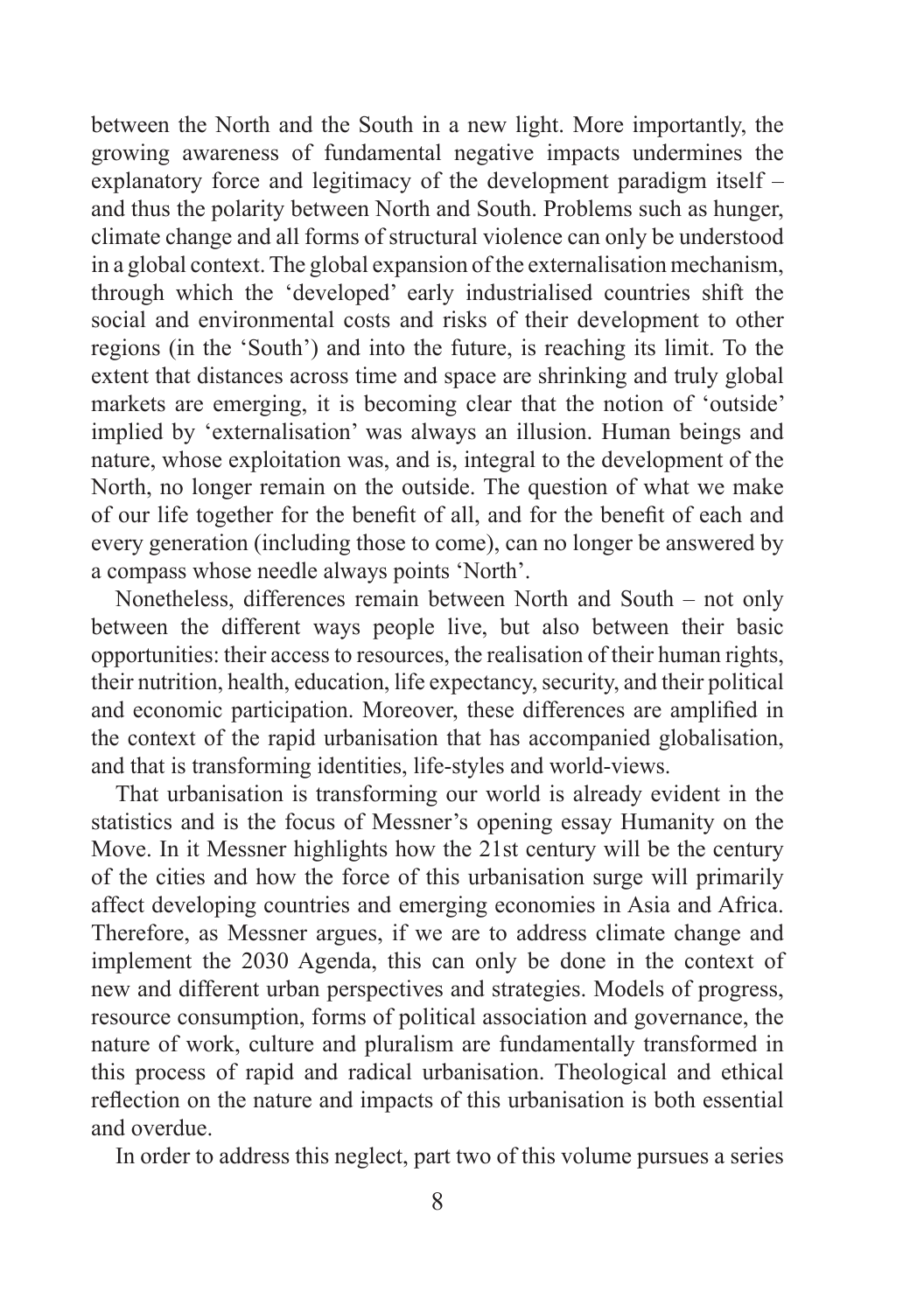between the North and the South in a new light. More importantly, the growing awareness of fundamental negative impacts undermines the explanatory force and legitimacy of the development paradigm itself – and thus the polarity between North and South. Problems such as hunger, climate change and all forms of structural violence can only be understood in a global context. The global expansion of the externalisation mechanism, through which the 'developed' early industrialised countries shift the social and environmental costs and risks of their development to other regions (in the 'South') and into the future, is reaching its limit. To the extent that distances across time and space are shrinking and truly global markets are emerging, it is becoming clear that the notion of 'outside' implied by 'externalisation' was always an illusion. Human beings and nature, whose exploitation was, and is, integral to the development of the North, no longer remain on the outside. The question of what we make of our life together for the benefit of all, and for the benefit of each and every generation (including those to come), can no longer be answered by a compass whose needle always points 'North'.

Nonetheless, differences remain between North and South – not only between the different ways people live, but also between their basic opportunities: their access to resources, the realisation of their human rights, their nutrition, health, education, life expectancy, security, and their political and economic participation. Moreover, these differences are amplified in the context of the rapid urbanisation that has accompanied globalisation, and that is transforming identities, life-styles and world-views.

That urbanisation is transforming our world is already evident in the statistics and is the focus of Messner's opening essay Humanity on the Move. In it Messner highlights how the 21st century will be the century of the cities and how the force of this urbanisation surge will primarily affect developing countries and emerging economies in Asia and Africa. Therefore, as Messner argues, if we are to address climate change and implement the 2030 Agenda, this can only be done in the context of new and different urban perspectives and strategies. Models of progress, resource consumption, forms of political association and governance, the nature of work, culture and pluralism are fundamentally transformed in this process of rapid and radical urbanisation. Theological and ethical reflection on the nature and impacts of this urbanisation is both essential and overdue.

In order to address this neglect, part two of this volume pursues a series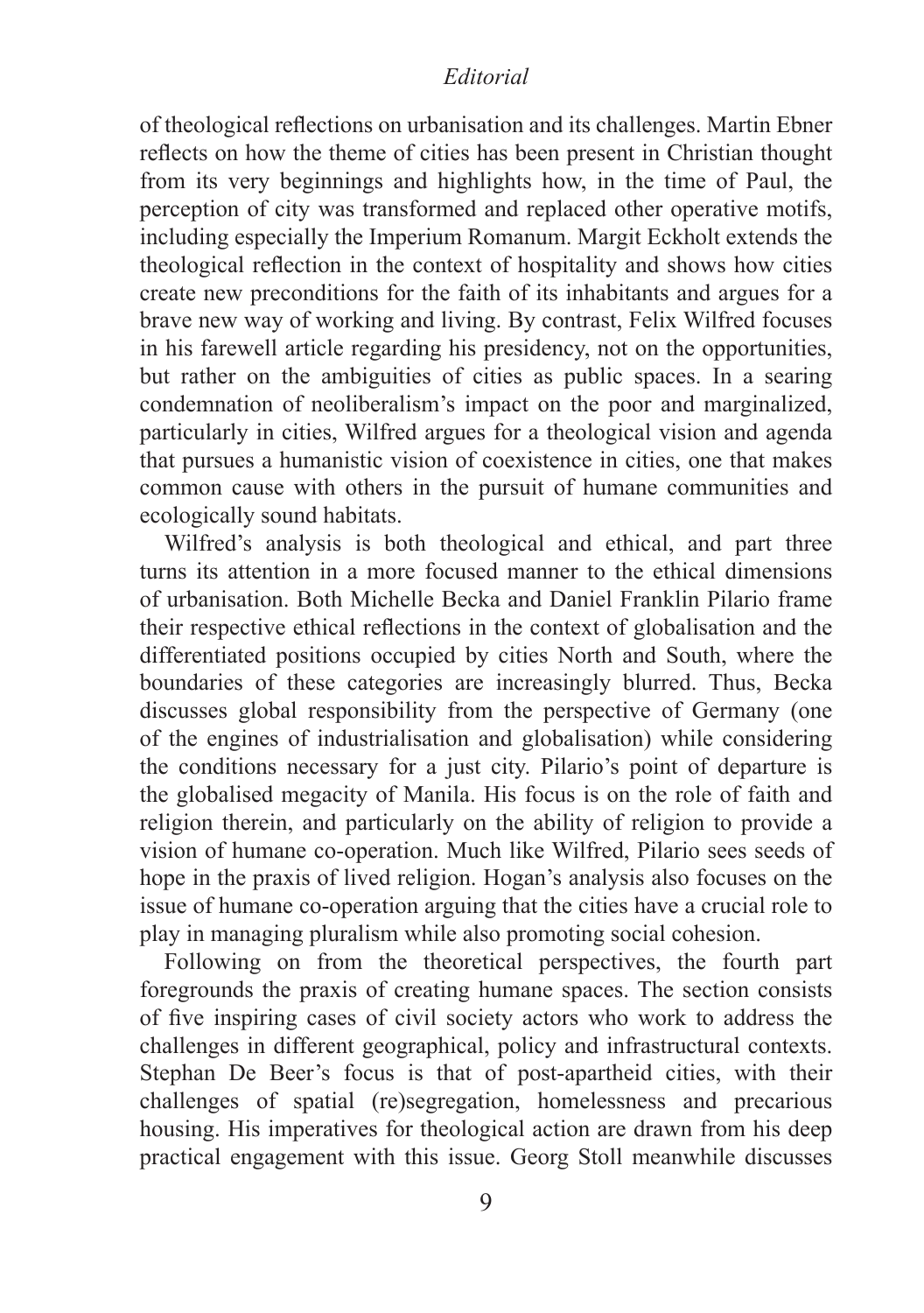of theological reflections on urbanisation and its challenges. Martin Ebner reflects on how the theme of cities has been present in Christian thought from its very beginnings and highlights how, in the time of Paul, the perception of city was transformed and replaced other operative motifs, including especially the Imperium Romanum. Margit Eckholt extends the theological reflection in the context of hospitality and shows how cities create new preconditions for the faith of its inhabitants and argues for a brave new way of working and living. By contrast, Felix Wilfred focuses in his farewell article regarding his presidency, not on the opportunities, but rather on the ambiguities of cities as public spaces. In a searing condemnation of neoliberalism's impact on the poor and marginalized, particularly in cities, Wilfred argues for a theological vision and agenda that pursues a humanistic vision of coexistence in cities, one that makes common cause with others in the pursuit of humane communities and ecologically sound habitats.

Wilfred's analysis is both theological and ethical, and part three turns its attention in a more focused manner to the ethical dimensions of urbanisation. Both Michelle Becka and Daniel Franklin Pilario frame their respective ethical reflections in the context of globalisation and the differentiated positions occupied by cities North and South, where the boundaries of these categories are increasingly blurred. Thus, Becka discusses global responsibility from the perspective of Germany (one of the engines of industrialisation and globalisation) while considering the conditions necessary for a just city. Pilario's point of departure is the globalised megacity of Manila. His focus is on the role of faith and religion therein, and particularly on the ability of religion to provide a vision of humane co-operation. Much like Wilfred, Pilario sees seeds of hope in the praxis of lived religion. Hogan's analysis also focuses on the issue of humane co-operation arguing that the cities have a crucial role to play in managing pluralism while also promoting social cohesion.

Following on from the theoretical perspectives, the fourth part foregrounds the praxis of creating humane spaces. The section consists of five inspiring cases of civil society actors who work to address the challenges in different geographical, policy and infrastructural contexts. Stephan De Beer's focus is that of post-apartheid cities, with their challenges of spatial (re)segregation, homelessness and precarious housing. His imperatives for theological action are drawn from his deep practical engagement with this issue. Georg Stoll meanwhile discusses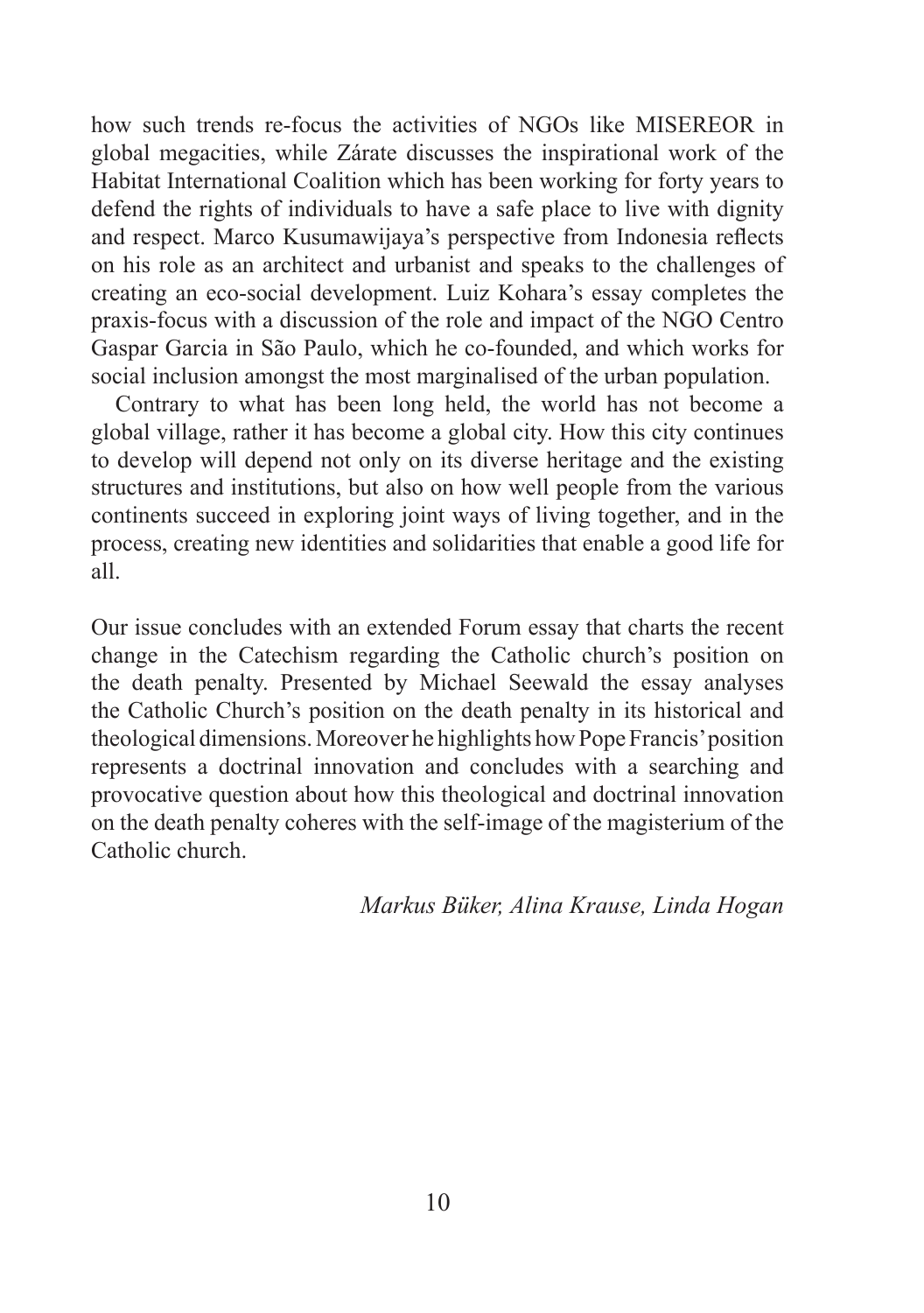how such trends re-focus the activities of NGOs like MISEREOR in global megacities, while Zárate discusses the inspirational work of the Habitat International Coalition which has been working for forty years to defend the rights of individuals to have a safe place to live with dignity and respect. Marco Kusumawijaya's perspective from Indonesia reflects on his role as an architect and urbanist and speaks to the challenges of creating an eco-social development. Luiz Kohara's essay completes the praxis-focus with a discussion of the role and impact of the NGO Centro Gaspar Garcia in São Paulo, which he co-founded, and which works for social inclusion amongst the most marginalised of the urban population.

Contrary to what has been long held, the world has not become a global village, rather it has become a global city. How this city continues to develop will depend not only on its diverse heritage and the existing structures and institutions, but also on how well people from the various continents succeed in exploring joint ways of living together, and in the process, creating new identities and solidarities that enable a good life for all.

Our issue concludes with an extended Forum essay that charts the recent change in the Catechism regarding the Catholic church's position on the death penalty. Presented by Michael Seewald the essay analyses the Catholic Church's position on the death penalty in its historical and theological dimensions. Moreover he highlights how Pope Francis' position represents a doctrinal innovation and concludes with a searching and provocative question about how this theological and doctrinal innovation on the death penalty coheres with the self-image of the magisterium of the Catholic church.

*Markus Büker, Alina Krause, Linda Hogan*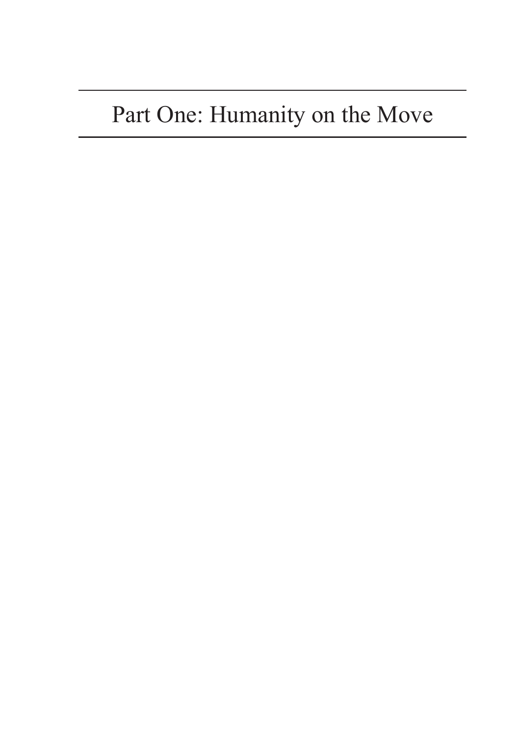# Part One: Humanity on the Move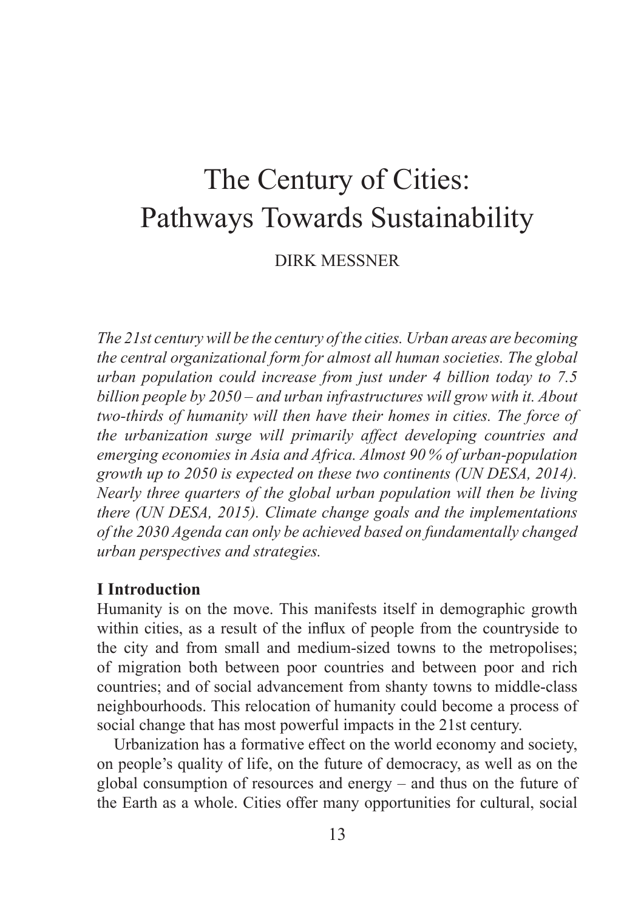# The Century of Cities: Pathways Towards Sustainability

DIRK MESSNER

*The 21st century will be the century of the cities. Urban areas are becoming the central organizational form for almost all human societies. The global urban population could increase from just under 4 billion today to 7.5 billion people by 2050 – and urban infrastructures will grow with it. About two-thirds of humanity will then have their homes in cities. The force of the urbanization surge will primarily affect developing countries and emerging economies in Asia and Africa. Almost 90 % of urban-population growth up to 2050 is expected on these two continents (UN DESA, 2014). Nearly three quarters of the global urban population will then be living there (UN DESA, 2015). Climate change goals and the implementations of the 2030 Agenda can only be achieved based on fundamentally changed urban perspectives and strategies.*

## I Introduction

Humanity is on the move. This manifests itself in demographic growth within cities, as a result of the influx of people from the countryside to the city and from small and medium-sized towns to the metropolises; of migration both between poor countries and between poor and rich countries; and of social advancement from shanty towns to middle-class neighbourhoods. This relocation of humanity could become a process of social change that has most powerful impacts in the 21st century.

Urbanization has a formative effect on the world economy and society, on people's quality of life, on the future of democracy, as well as on the global consumption of resources and energy – and thus on the future of the Earth as a whole. Cities offer many opportunities for cultural, social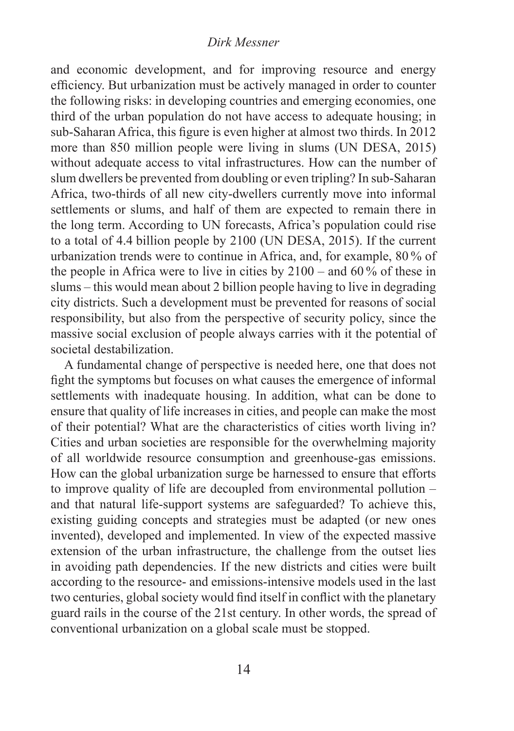and economic development, and for improving resource and energy efficiency. But urbanization must be actively managed in order to counter the following risks: in developing countries and emerging economies, one third of the urban population do not have access to adequate housing; in sub-Saharan Africa, this figure is even higher at almost two thirds. In 2012 more than 850 million people were living in slums (UN DESA, 2015) without adequate access to vital infrastructures. How can the number of slum dwellers be prevented from doubling or even tripling? In sub-Saharan Africa, two-thirds of all new city-dwellers currently move into informal settlements or slums, and half of them are expected to remain there in the long term. According to UN forecasts, Africa's population could rise to a total of 4.4 billion people by 2100 (UN DESA, 2015). If the current urbanization trends were to continue in Africa, and, for example, 80 % of the people in Africa were to live in cities by 2100 – and 60 % of these in slums – this would mean about 2 billion people having to live in degrading city districts. Such a development must be prevented for reasons of social responsibility, but also from the perspective of security policy, since the massive social exclusion of people always carries with it the potential of societal destabilization.

A fundamental change of perspective is needed here, one that does not fight the symptoms but focuses on what causes the emergence of informal settlements with inadequate housing. In addition, what can be done to ensure that quality of life increases in cities, and people can make the most of their potential? What are the characteristics of cities worth living in? Cities and urban societies are responsible for the overwhelming majority of all worldwide resource consumption and greenhouse-gas emissions. How can the global urbanization surge be harnessed to ensure that efforts to improve quality of life are decoupled from environmental pollution – and that natural life-support systems are safeguarded? To achieve this, existing guiding concepts and strategies must be adapted (or new ones invented), developed and implemented. In view of the expected massive extension of the urban infrastructure, the challenge from the outset lies in avoiding path dependencies. If the new districts and cities were built according to the resource- and emissions-intensive models used in the last two centuries, global society would find itself in conflict with the planetary guard rails in the course of the 21st century. In other words, the spread of conventional urbanization on a global scale must be stopped.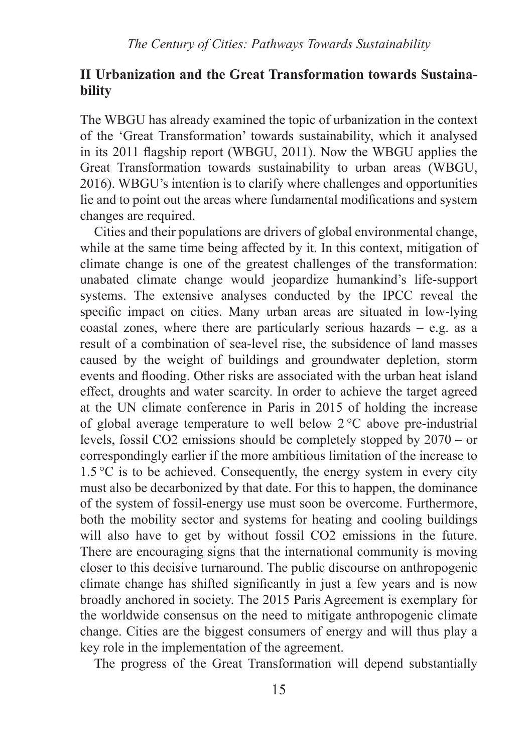## II Urbanization and the Great Transformation towards Sustainability

The WBGU has already examined the topic of urbanization in the context of the 'Great Transformation' towards sustainability, which it analysed in its 2011 flagship report (WBGU, 2011). Now the WBGU applies the Great Transformation towards sustainability to urban areas (WBGU, 2016). WBGU's intention is to clarify where challenges and opportunities lie and to point out the areas where fundamental modifications and system changes are required.

Cities and their populations are drivers of global environmental change, while at the same time being affected by it. In this context, mitigation of climate change is one of the greatest challenges of the transformation: unabated climate change would jeopardize humankind's life-support systems. The extensive analyses conducted by the IPCC reveal the specific impact on cities. Many urban areas are situated in low-lying coastal zones, where there are particularly serious hazards – e.g. as a result of a combination of sea-level rise, the subsidence of land masses caused by the weight of buildings and groundwater depletion, storm events and flooding. Other risks are associated with the urban heat island effect, droughts and water scarcity. In order to achieve the target agreed at the UN climate conference in Paris in 2015 of holding the increase of global average temperature to well below 2 °C above pre-industrial levels, fossil $CO_2$ emissions should be completely stopped by 2070 – or correspondingly earlier if the more ambitious limitation of the increase to 1.5 °C is to be achieved. Consequently, the energy system in every city must also be decarbonized by that date. For this to happen, the dominance of the system of fossil-energy use must soon be overcome. Furthermore, both the mobility sector and systems for heating and cooling buildings will also have to get by without fossil $CO_2$ emissions in the future. There are encouraging signs that the international community is moving closer to this decisive turnaround. The public discourse on anthropogenic climate change has shifted significantly in just a few years and is now broadly anchored in society. The 2015 Paris Agreement is exemplary for the worldwide consensus on the need to mitigate anthropogenic climate change. Cities are the biggest consumers of energy and will thus play a key role in the implementation of the agreement.

The progress of the Great Transformation will depend substantially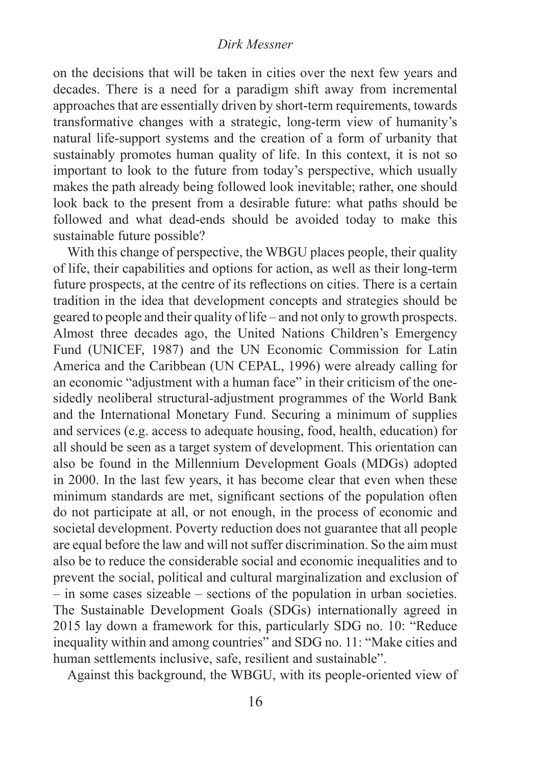on the decisions that will be taken in cities over the next few years and decades. There is a need for a paradigm shift away from incremental approaches that are essentially driven by short-term requirements, towards transformative changes with a strategic, long-term view of humanity's natural life-support systems and the creation of a form of urbanity that sustainably promotes human quality of life. In this context, it is not so important to look to the future from today's perspective, which usually makes the path already being followed look inevitable; rather, one should look back to the present from a desirable future: what paths should be followed and what dead-ends should be avoided today to make this sustainable future possible?

With this change of perspective, the WBGU places people, their quality of life, their capabilities and options for action, as well as their long-term future prospects, at the centre of its reflections on cities. There is a certain tradition in the idea that development concepts and strategies should be geared to people and their quality of life – and not only to growth prospects. Almost three decades ago, the United Nations Children's Emergency Fund (UNICEF, 1987) and the UN Economic Commission for Latin America and the Caribbean (UN CEPAL, 1996) were already calling for an economic "adjustment with a human face" in their criticism of the one-sidedly neoliberal structural-adjustment programmes of the World Bank and the International Monetary Fund. Securing a minimum of supplies and services (e.g. access to adequate housing, food, health, education) for all should be seen as a target system of development. This orientation can also be found in the Millennium Development Goals (MDGs) adopted in 2000. In the last few years, it has become clear that even when these minimum standards are met, significant sections of the population often do not participate at all, or not enough, in the process of economic and societal development. Poverty reduction does not guarantee that all people are equal before the law and will not suffer discrimination. So the aim must also be to reduce the considerable social and economic inequalities and to prevent the social, political and cultural marginalization and exclusion of – in some cases sizeable – sections of the population in urban societies. The Sustainable Development Goals (SDGs) internationally agreed in 2015 lay down a framework for this, particularly SDG no. 10: "Reduce inequality within and among countries" and SDG no. 11: "Make cities and human settlements inclusive, safe, resilient and sustainable".

Against this background, the WBGU, with its people-oriented view of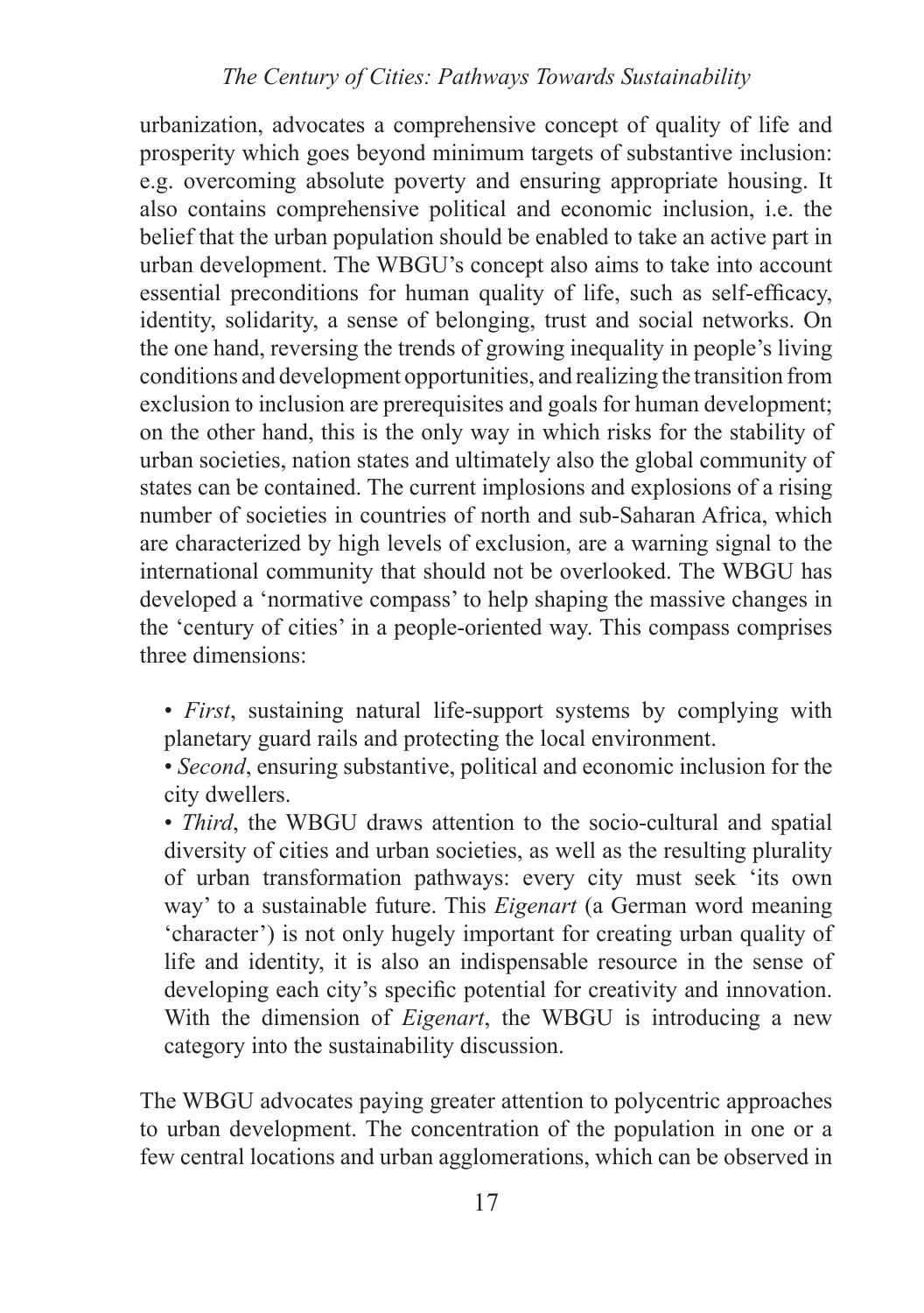urbanization, advocates a comprehensive concept of quality of life and prosperity which goes beyond minimum targets of substantive inclusion: e.g. overcoming absolute poverty and ensuring appropriate housing. It also contains comprehensive political and economic inclusion, i.e. the belief that the urban population should be enabled to take an active part in urban development. The WBGU's concept also aims to take into account essential preconditions for human quality of life, such as self-efficacy, identity, solidarity, a sense of belonging, trust and social networks. On the one hand, reversing the trends of growing inequality in people's living conditions and development opportunities, and realizing the transition from exclusion to inclusion are prerequisites and goals for human development; on the other hand, this is the only way in which risks for the stability of urban societies, nation states and ultimately also the global community of states can be contained. The current implosions and explosions of a rising number of societies in countries of north and sub-Saharan Africa, which are characterized by high levels of exclusion, are a warning signal to the international community that should not be overlooked. The WBGU has developed a 'normative compass' to help shaping the massive changes in the 'century of cities' in a people-oriented way. This compass comprises three dimensions:

- *First*, sustaining natural life-support systems by complying with planetary guard rails and protecting the local environment.
- *Second*, ensuring substantive, political and economic inclusion for the city dwellers.
- *Third*, the WBGU draws attention to the socio-cultural and spatial diversity of cities and urban societies, as well as the resulting plurality of urban transformation pathways: every city must seek 'its own way' to a sustainable future. This *Eigenart* (a German word meaning 'character') is not only hugely important for creating urban quality of life and identity, it is also an indispensable resource in the sense of developing each city's specific potential for creativity and innovation. With the dimension of *Eigenart*, the WBGU is introducing a new category into the sustainability discussion.

The WBGU advocates paying greater attention to polycentric approaches to urban development. The concentration of the population in one or a few central locations and urban agglomerations, which can be observed in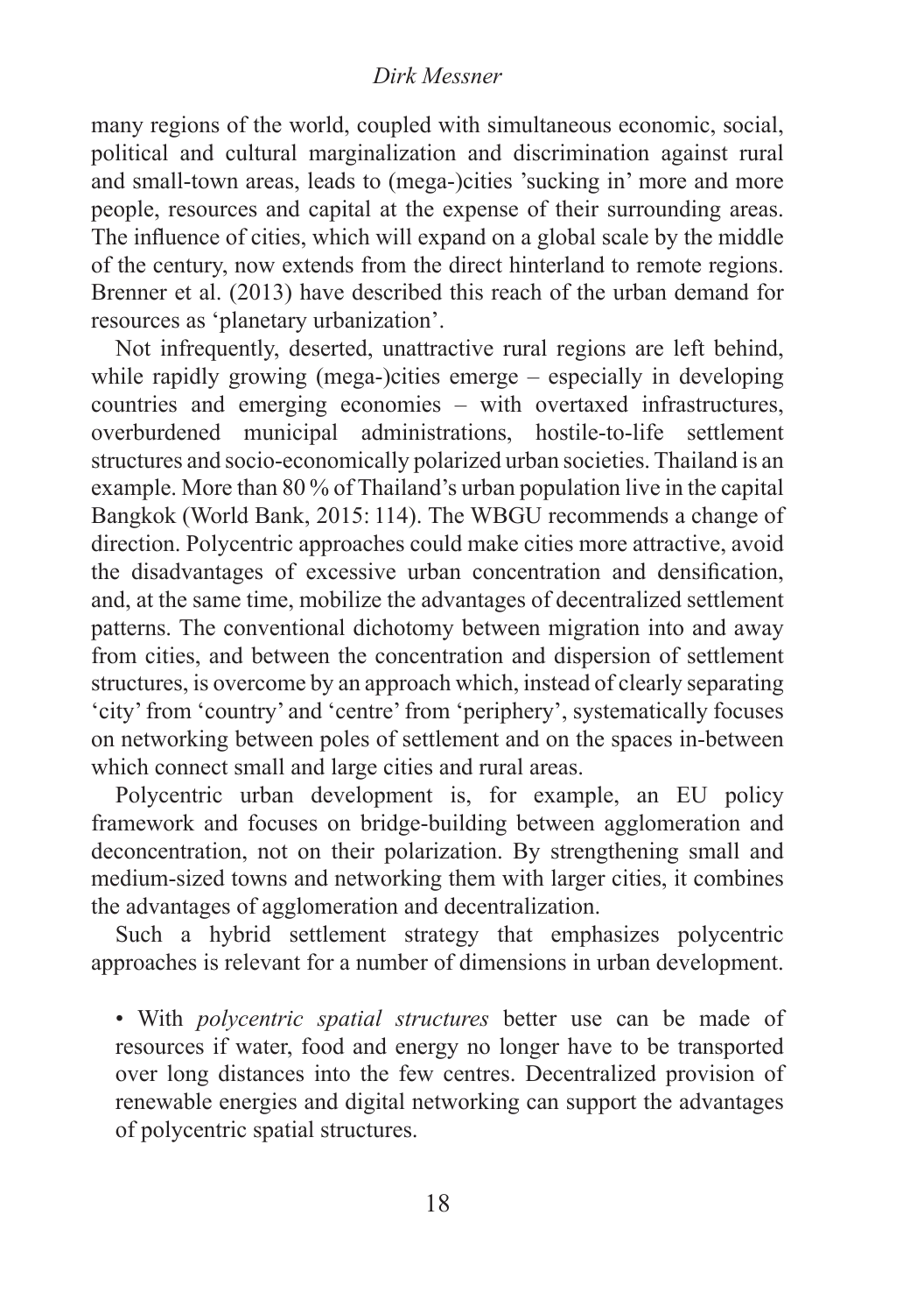many regions of the world, coupled with simultaneous economic, social, political and cultural marginalization and discrimination against rural and small-town areas, leads to (mega-)cities 'sucking in' more and more people, resources and capital at the expense of their surrounding areas. The influence of cities, which will expand on a global scale by the middle of the century, now extends from the direct hinterland to remote regions. Brenner et al. (2013) have described this reach of the urban demand for resources as 'planetary urbanization'.

Not infrequently, deserted, unattractive rural regions are left behind, while rapidly growing (mega-)cities emerge – especially in developing countries and emerging economies – with overtaxed infrastructures, overburdened municipal administrations, hostile-to-life settlement structures and socio-economically polarized urban societies. Thailand is an example. More than 80 % of Thailand's urban population live in the capital Bangkok (World Bank, 2015: 114). The WBGU recommends a change of direction. Polycentric approaches could make cities more attractive, avoid the disadvantages of excessive urban concentration and densification, and, at the same time, mobilize the advantages of decentralized settlement patterns. The conventional dichotomy between migration into and away from cities, and between the concentration and dispersion of settlement structures, is overcome by an approach which, instead of clearly separating 'city' from 'country' and 'centre' from 'periphery', systematically focuses on networking between poles of settlement and on the spaces in-between which connect small and large cities and rural areas.

Polycentric urban development is, for example, an EU policy framework and focuses on bridge-building between agglomeration and deconcentration, not on their polarization. By strengthening small and medium-sized towns and networking them with larger cities, it combines the advantages of agglomeration and decentralization.

Such a hybrid settlement strategy that emphasizes polycentric approaches is relevant for a number of dimensions in urban development.

- With *polycentric spatial structures* better use can be made of resources if water, food and energy no longer have to be transported over long distances into the few centres. Decentralized provision of renewable energies and digital networking can support the advantages of polycentric spatial structures.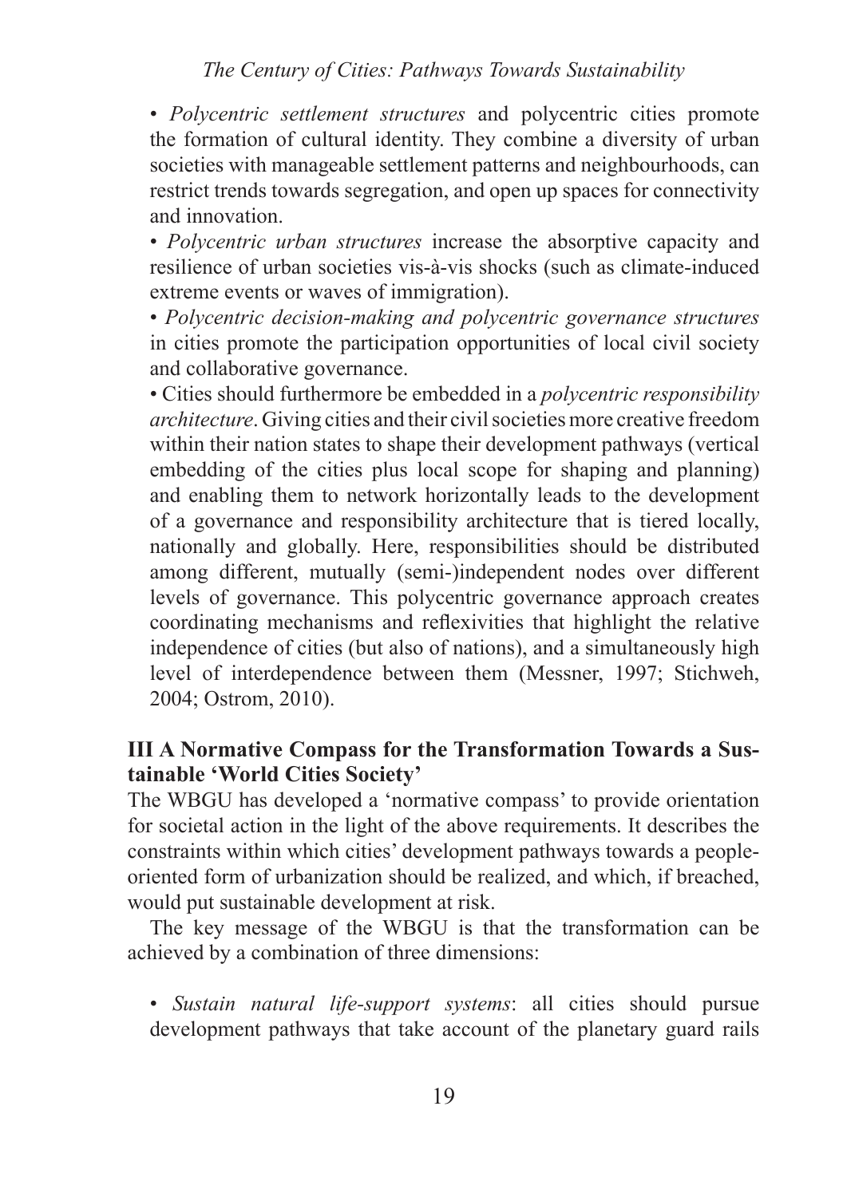- *Polycentric settlement structures* and polycentric cities promote the formation of cultural identity. They combine a diversity of urban societies with manageable settlement patterns and neighbourhoods, can restrict trends towards segregation, and open up spaces for connectivity and innovation.
- *Polycentric urban structures* increase the absorptive capacity and resilience of urban societies vis-à-vis shocks (such as climate-induced extreme events or waves of immigration).
- *Polycentric decision-making and polycentric governance structures* in cities promote the participation opportunities of local civil society and collaborative governance.
- Cities should furthermore be embedded in a *polycentric responsibility architecture*. Giving cities and their civil societies more creative freedom within their nation states to shape their development pathways (vertical embedding of the cities plus local scope for shaping and planning) and enabling them to network horizontally leads to the development of a governance and responsibility architecture that is tiered locally, nationally and globally. Here, responsibilities should be distributed among different, mutually (semi-)independent nodes over different levels of governance. This polycentric governance approach creates coordinating mechanisms and reflexivities that highlight the relative independence of cities (but also of nations), and a simultaneously high level of interdependence between them (Messner, 1997; Stichweh, 2004; Ostrom, 2010).

## III A Normative Compass for the Transformation Towards a Sustainable 'World Cities Society'

The WBGU has developed a 'normative compass' to provide orientation for societal action in the light of the above requirements. It describes the constraints within which cities' development pathways towards a people-oriented form of urbanization should be realized, and which, if breached, would put sustainable development at risk.

The key message of the WBGU is that the transformation can be achieved by a combination of three dimensions:

- *Sustain natural life-support systems*: all cities should pursue development pathways that take account of the planetary guard rails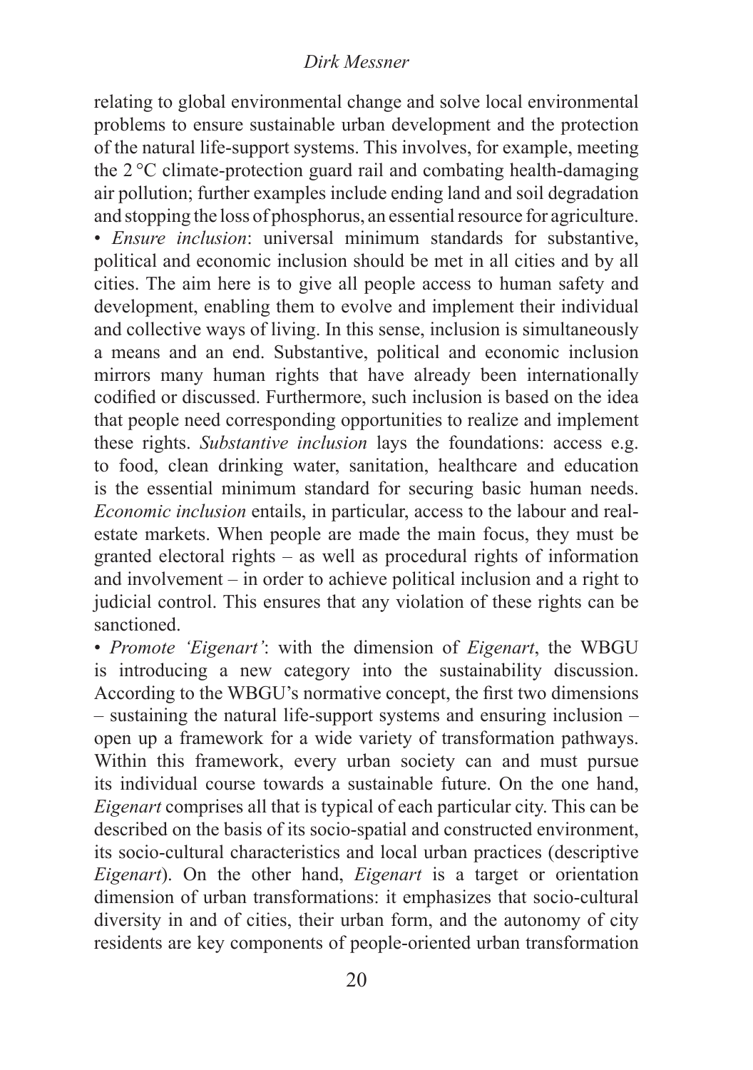relating to global environmental change and solve local environmental problems to ensure sustainable urban development and the protection of the natural life-support systems. This involves, for example, meeting the 2 °C climate-protection guard rail and combating health-damaging air pollution; further examples include ending land and soil degradation and stopping the loss of phosphorus, an essential resource for agriculture.

- *Ensure inclusion*: universal minimum standards for substantive, political and economic inclusion should be met in all cities and by all cities. The aim here is to give all people access to human safety and development, enabling them to evolve and implement their individual and collective ways of living. In this sense, inclusion is simultaneously a means and an end. Substantive, political and economic inclusion mirrors many human rights that have already been internationally codified or discussed. Furthermore, such inclusion is based on the idea that people need corresponding opportunities to realize and implement these rights. *Substantive inclusion* lays the foundations: access e.g. to food, clean drinking water, sanitation, healthcare and education is the essential minimum standard for securing basic human needs. *Economic inclusion* entails, in particular, access to the labour and real-estate markets. When people are made the main focus, they must be granted electoral rights – as well as procedural rights of information and involvement – in order to achieve political inclusion and a right to judicial control. This ensures that any violation of these rights can be sanctioned.
- *Promote 'Eigenart'*: with the dimension of *Eigenart*, the WBGU is introducing a new category into the sustainability discussion. According to the WBGU's normative concept, the first two dimensions – sustaining the natural life-support systems and ensuring inclusion – open up a framework for a wide variety of transformation pathways. Within this framework, every urban society can and must pursue its individual course towards a sustainable future. On the one hand, *Eigenart* comprises all that is typical of each particular city. This can be described on the basis of its socio-spatial and constructed environment, its socio-cultural characteristics and local urban practices (descriptive *Eigenart*). On the other hand, *Eigenart* is a target or orientation dimension of urban transformations: it emphasizes that socio-cultural diversity in and of cities, their urban form, and the autonomy of city residents are key components of people-oriented urban transformation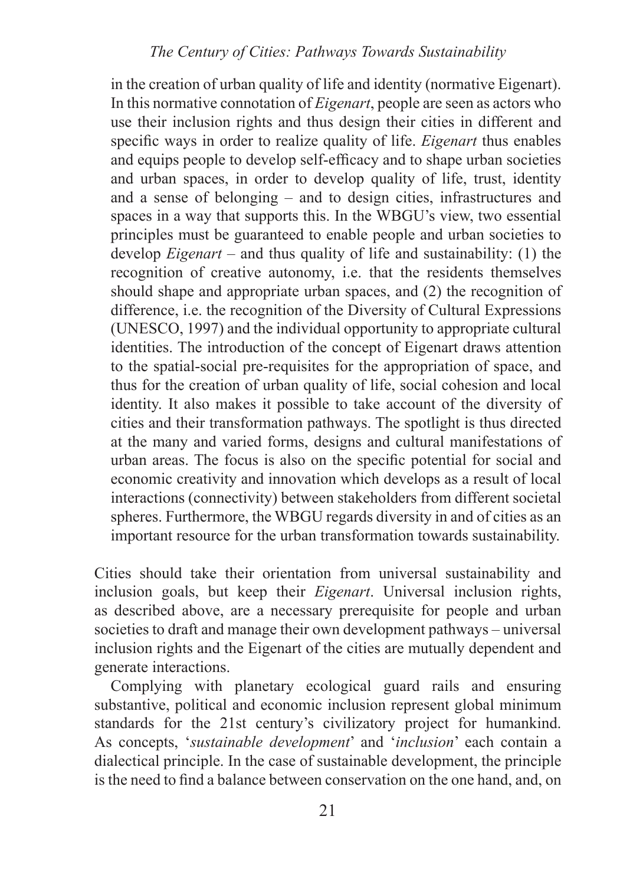in the creation of urban quality of life and identity (normative Eigenart). In this normative connotation of *Eigenart*, people are seen as actors who use their inclusion rights and thus design their cities in different and specific ways in order to realize quality of life. *Eigenart* thus enables and equips people to develop self-efficacy and to shape urban societies and urban spaces, in order to develop quality of life, trust, identity and a sense of belonging – and to design cities, infrastructures and spaces in a way that supports this. In the WBGU's view, two essential principles must be guaranteed to enable people and urban societies to develop *Eigenart* – and thus quality of life and sustainability: (1) the recognition of creative autonomy, i.e. that the residents themselves should shape and appropriate urban spaces, and (2) the recognition of difference, i.e. the recognition of the Diversity of Cultural Expressions (UNESCO, 1997) and the individual opportunity to appropriate cultural identities. The introduction of the concept of Eigenart draws attention to the spatial-social pre-requisites for the appropriation of space, and thus for the creation of urban quality of life, social cohesion and local identity. It also makes it possible to take account of the diversity of cities and their transformation pathways. The spotlight is thus directed at the many and varied forms, designs and cultural manifestations of urban areas. The focus is also on the specific potential for social and economic creativity and innovation which develops as a result of local interactions (connectivity) between stakeholders from different societal spheres. Furthermore, the WBGU regards diversity in and of cities as an important resource for the urban transformation towards sustainability.

Cities should take their orientation from universal sustainability and inclusion goals, but keep their *Eigenart*. Universal inclusion rights, as described above, are a necessary prerequisite for people and urban societies to draft and manage their own development pathways – universal inclusion rights and the Eigenart of the cities are mutually dependent and generate interactions.

Complying with planetary ecological guard rails and ensuring substantive, political and economic inclusion represent global minimum standards for the 21st century's civilizatory project for humankind. As concepts, '*sustainable development*' and '*inclusion*' each contain a dialectical principle. In the case of sustainable development, the principle is the need to find a balance between conservation on the one hand, and, on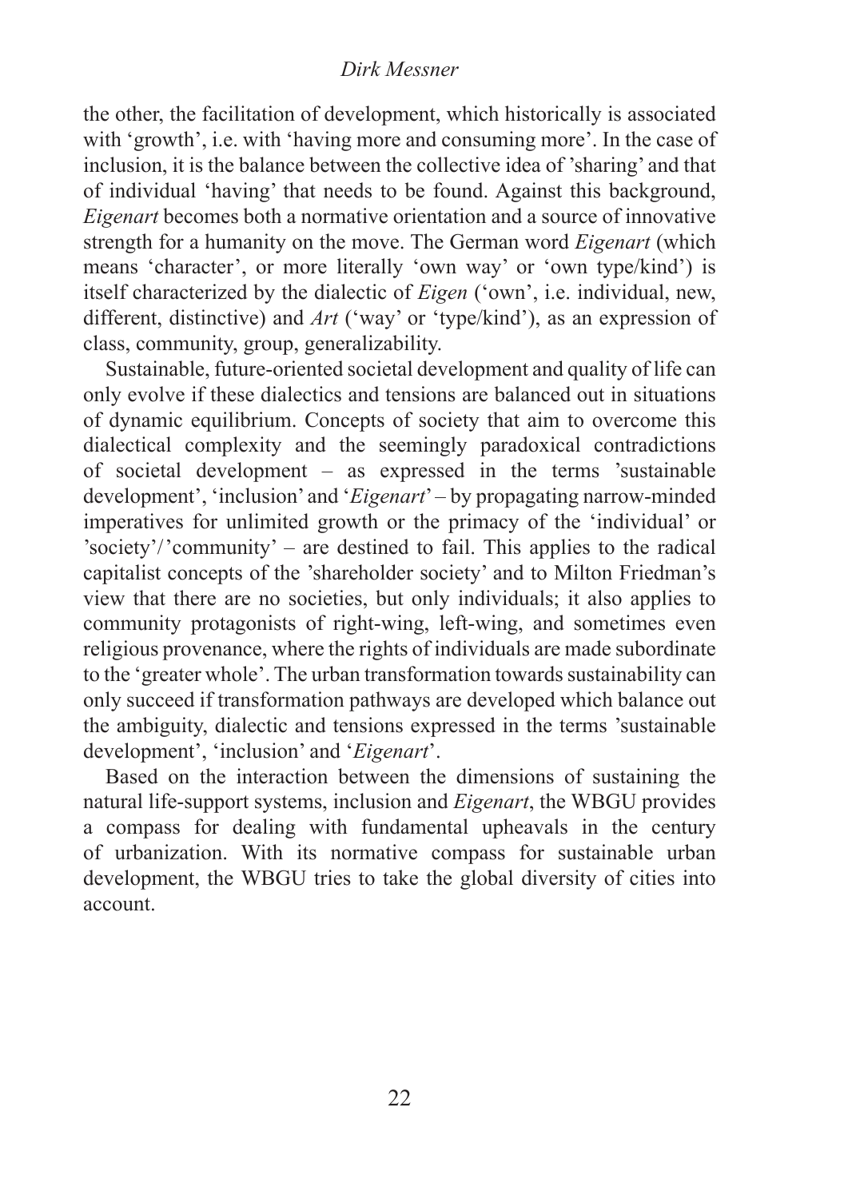the other, the facilitation of development, which historically is associated with 'growth', i.e. with 'having more and consuming more'. In the case of inclusion, it is the balance between the collective idea of 'sharing' and that of individual 'having' that needs to be found. Against this background, *Eigenart* becomes both a normative orientation and a source of innovative strength for a humanity on the move. The German word *Eigenart* (which means 'character', or more literally 'own way' or 'own type/kind') is itself characterized by the dialectic of *Eigen* ('own', i.e. individual, new, different, distinctive) and *Art* ('way' or 'type/kind'), as an expression of class, community, group, generalizability.

Sustainable, future-oriented societal development and quality of life can only evolve if these dialectics and tensions are balanced out in situations of dynamic equilibrium. Concepts of society that aim to overcome this dialectical complexity and the seemingly paradoxical contradictions of societal development – as expressed in the terms 'sustainable development', 'inclusion' and '*Eigenart*' – by propagating narrow-minded imperatives for unlimited growth or the primacy of the 'individual' or 'society'/'community' – are destined to fail. This applies to the radical capitalist concepts of the 'shareholder society' and to Milton Friedman's view that there are no societies, but only individuals; it also applies to community protagonists of right-wing, left-wing, and sometimes even religious provenance, where the rights of individuals are made subordinate to the 'greater whole'. The urban transformation towards sustainability can only succeed if transformation pathways are developed which balance out the ambiguity, dialectic and tensions expressed in the terms 'sustainable development', 'inclusion' and '*Eigenart*'.

Based on the interaction between the dimensions of sustaining the natural life-support systems, inclusion and *Eigenart*, the WBGU provides a compass for dealing with fundamental upheavals in the century of urbanization. With its normative compass for sustainable urban development, the WBGU tries to take the global diversity of cities into account.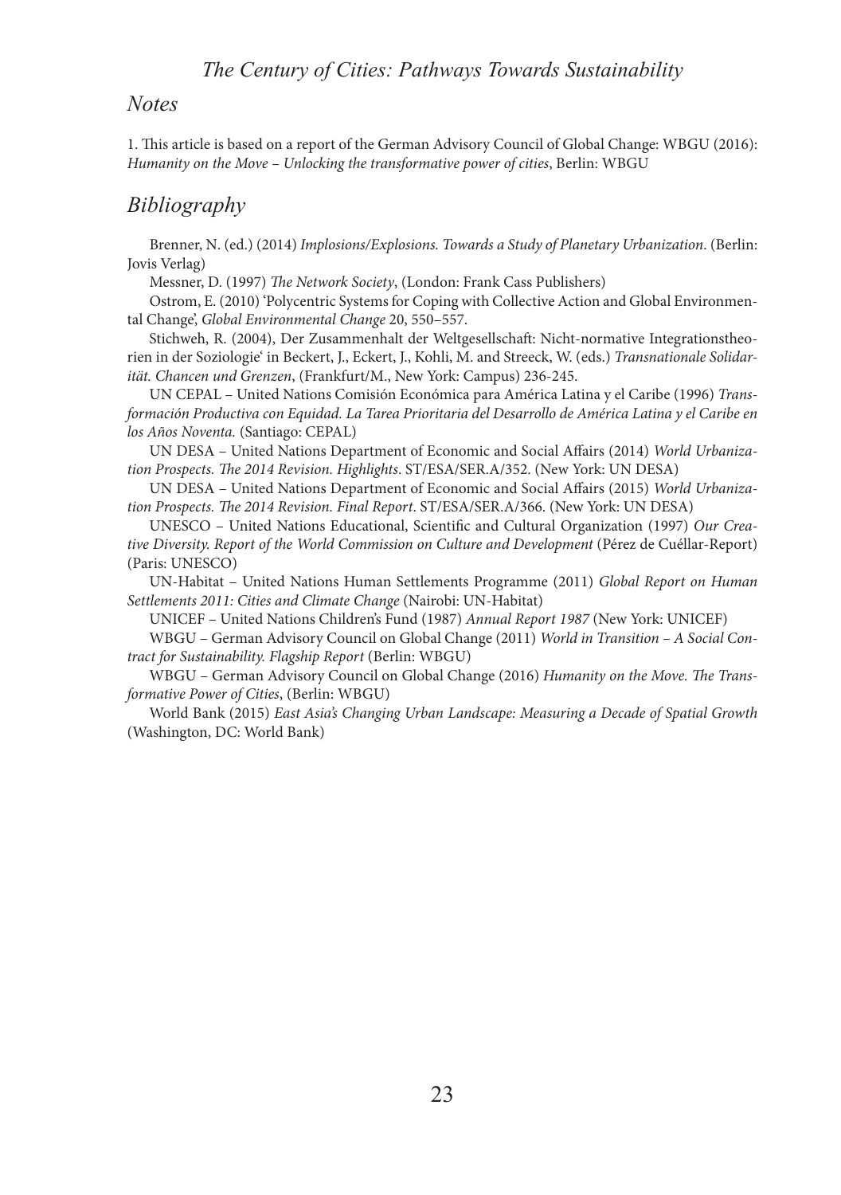## Notes

1. This article is based on a report of the German Advisory Council of Global Change: WBGU (2016): *Humanity on the Move – Unlocking the transformative power of cities*, Berlin: WBGU

## Bibliography

Brenner, N. (ed.) (2014) *Implosions/Explosions. Towards a Study of Planetary Urbanization*. (Berlin: Jovis Verlag)

Messner, D. (1997) *The Network Society*, (London: Frank Cass Publishers)

Ostrom, E. (2010) 'Polycentric Systems for Coping with Collective Action and Global Environmental Change', *Global Environmental Change* 20, 550–557.

Stichweh, R. (2004), Der Zusammenhalt der Weltgesellschaft: Nicht-normative Integrationstheorien in der Soziologie' in Beckert, J., Eckert, J., Kohli, M. and Streeck, W. (eds.) *Transnationale Solidarität. Chancen und Grenzen*, (Frankfurt/M., New York: Campus) 236-245.

UN CEPAL – United Nations Comisión Económica para América Latina y el Caribe (1996) *Transformación Productiva con Equidad. La Tarea Prioritaria del Desarrollo de América Latina y el Caribe en los Años Noventa.* (Santiago: CEPAL)

UN DESA – United Nations Department of Economic and Social Affairs (2014) *World Urbanization Prospects. The 2014 Revision. Highlights*. ST/ESA/SER.A/352. (New York: UN DESA)

UN DESA – United Nations Department of Economic and Social Affairs (2015) *World Urbanization Prospects. The 2014 Revision. Final Report*. ST/ESA/SER.A/366. (New York: UN DESA)

UNESCO – United Nations Educational, Scientific and Cultural Organization (1997) *Our Creative Diversity. Report of the World Commission on Culture and Development* (Pérez de Cuéllar-Report) (Paris: UNESCO)

UN-Habitat – United Nations Human Settlements Programme (2011) *Global Report on Human Settlements 2011: Cities and Climate Change* (Nairobi: UN-Habitat)

UNICEF – United Nations Children's Fund (1987) *Annual Report 1987* (New York: UNICEF)

WBGU – German Advisory Council on Global Change (2011) *World in Transition – A Social Contract for Sustainability. Flagship Report* (Berlin: WBGU)

WBGU – German Advisory Council on Global Change (2016) *Humanity on the Move. The Transformative Power of Cities*, (Berlin: WBGU)

World Bank (2015) *East Asia's Changing Urban Landscape: Measuring a Decade of Spatial Growth* (Washington, DC: World Bank)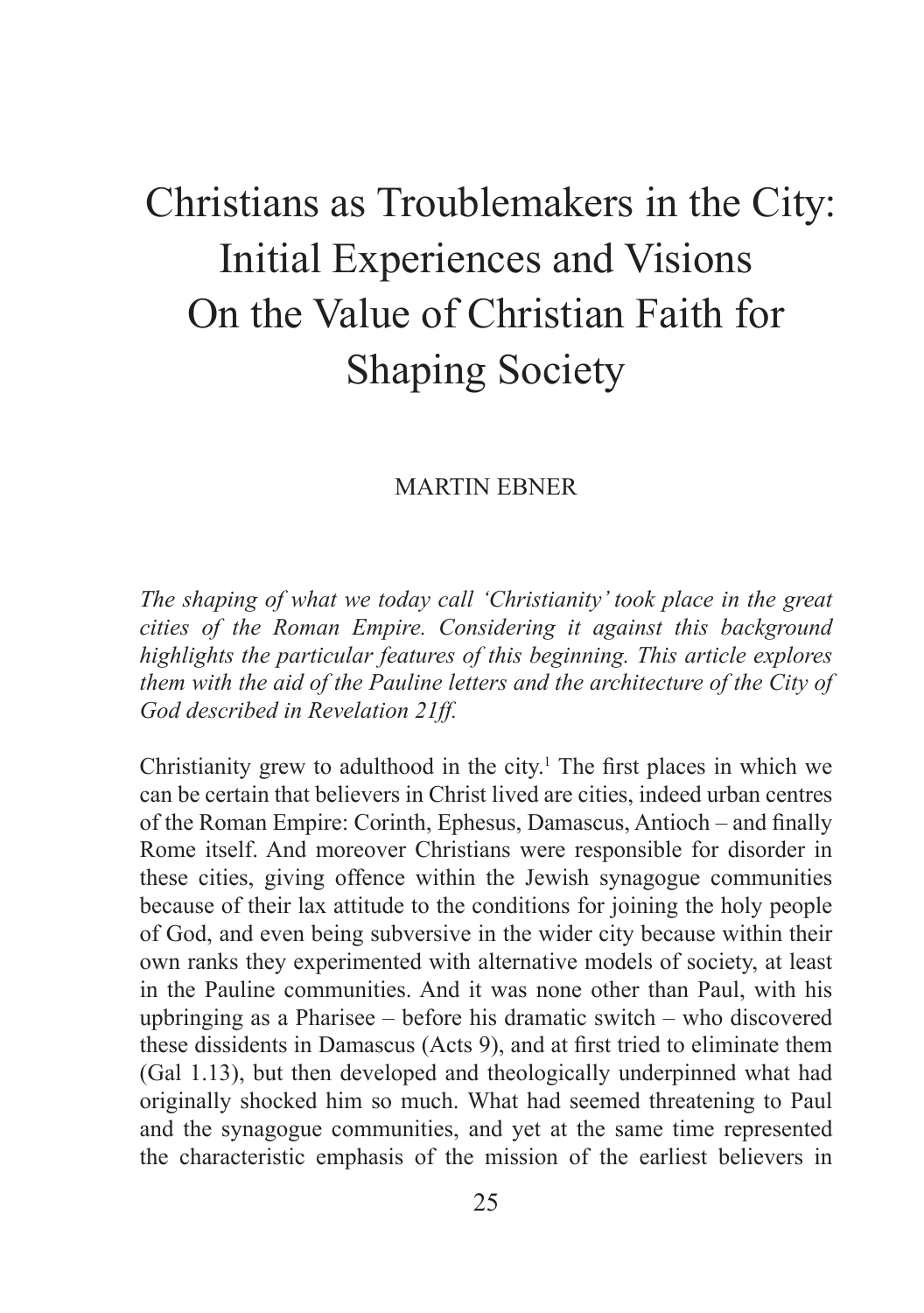# Christians as Troublemakers in the City: Initial Experiences and Visions On the Value of Christian Faith for Shaping Society

MARTIN EBNER

*The shaping of what we today call 'Christianity' took place in the great cities of the Roman Empire. Considering it against this background highlights the particular features of this beginning. This article explores them with the aid of the Pauline letters and the architecture of the City of God described in Revelation 21ff.*

Christianity grew to adulthood in the city.[1] The first places in which we can be certain that believers in Christ lived are cities, indeed urban centres of the Roman Empire: Corinth, Ephesus, Damascus, Antioch – and finally Rome itself. And moreover Christians were responsible for disorder in these cities, giving offence within the Jewish synagogue communities because of their lax attitude to the conditions for joining the holy people of God, and even being subversive in the wider city because within their own ranks they experimented with alternative models of society, at least in the Pauline communities. And it was none other than Paul, with his upbringing as a Pharisee – before his dramatic switch – who discovered these dissidents in Damascus (Acts 9), and at first tried to eliminate them (Gal 1.13), but then developed and theologically underpinned what had originally shocked him so much. What had seemed threatening to Paul and the synagogue communities, and yet at the same time represented the characteristic emphasis of the mission of the earliest believers in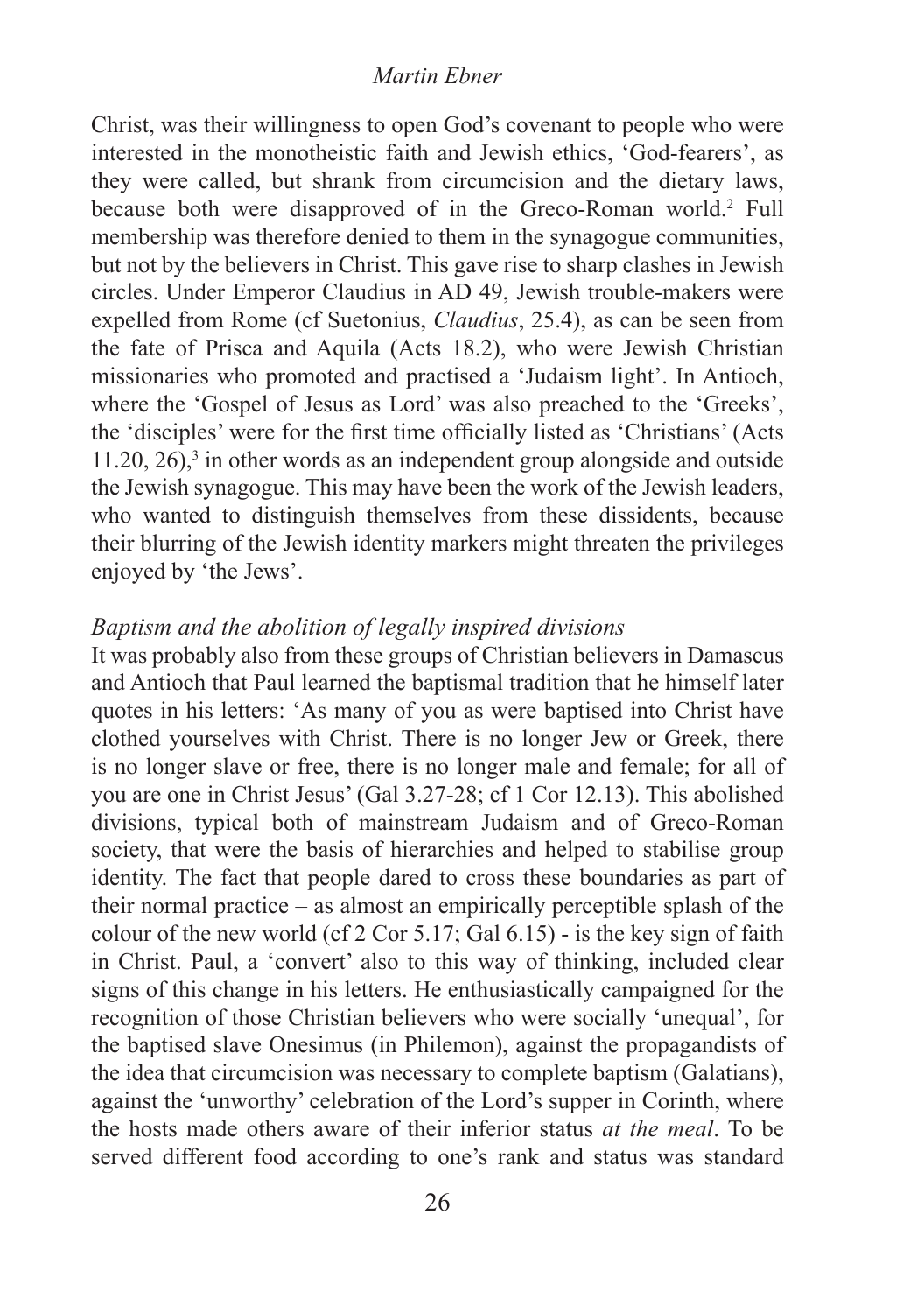Christ, was their willingness to open God's covenant to people who were interested in the monotheistic faith and Jewish ethics, 'God-fearers', as they were called, but shrank from circumcision and the dietary laws, because both were disapproved of in the Greco-Roman world.[2] Full membership was therefore denied to them in the synagogue communities, but not by the believers in Christ. This gave rise to sharp clashes in Jewish circles. Under Emperor Claudius in AD 49, Jewish trouble-makers were expelled from Rome (cf Suetonius, *Claudius*, 25.4), as can be seen from the fate of Prisca and Aquila (Acts 18.2), who were Jewish Christian missionaries who promoted and practised a 'Judaism light'. In Antioch, where the 'Gospel of Jesus as Lord' was also preached to the 'Greeks', the 'disciples' were for the first time officially listed as 'Christians' (Acts 11.20, 26),[3] in other words as an independent group alongside and outside the Jewish synagogue. This may have been the work of the Jewish leaders, who wanted to distinguish themselves from these dissidents, because their blurring of the Jewish identity markers might threaten the privileges enjoyed by 'the Jews'.

### *Baptism and the abolition of legally inspired divisions*

It was probably also from these groups of Christian believers in Damascus and Antioch that Paul learned the baptismal tradition that he himself later quotes in his letters: 'As many of you as were baptised into Christ have clothed yourselves with Christ. There is no longer Jew or Greek, there is no longer slave or free, there is no longer male and female; for all of you are one in Christ Jesus' (Gal 3.27-28; cf 1 Cor 12.13). This abolished divisions, typical both of mainstream Judaism and of Greco-Roman society, that were the basis of hierarchies and helped to stabilise group identity. The fact that people dared to cross these boundaries as part of their normal practice – as almost an empirically perceptible splash of the colour of the new world (cf 2 Cor 5.17; Gal 6.15) - is the key sign of faith in Christ. Paul, a 'convert' also to this way of thinking, included clear signs of this change in his letters. He enthusiastically campaigned for the recognition of those Christian believers who were socially 'unequal', for the baptised slave Onesimus (in Philemon), against the propagandists of the idea that circumcision was necessary to complete baptism (Galatians), against the 'unworthy' celebration of the Lord's supper in Corinth, where the hosts made others aware of their inferior status *at the meal*. To be served different food according to one's rank and status was standard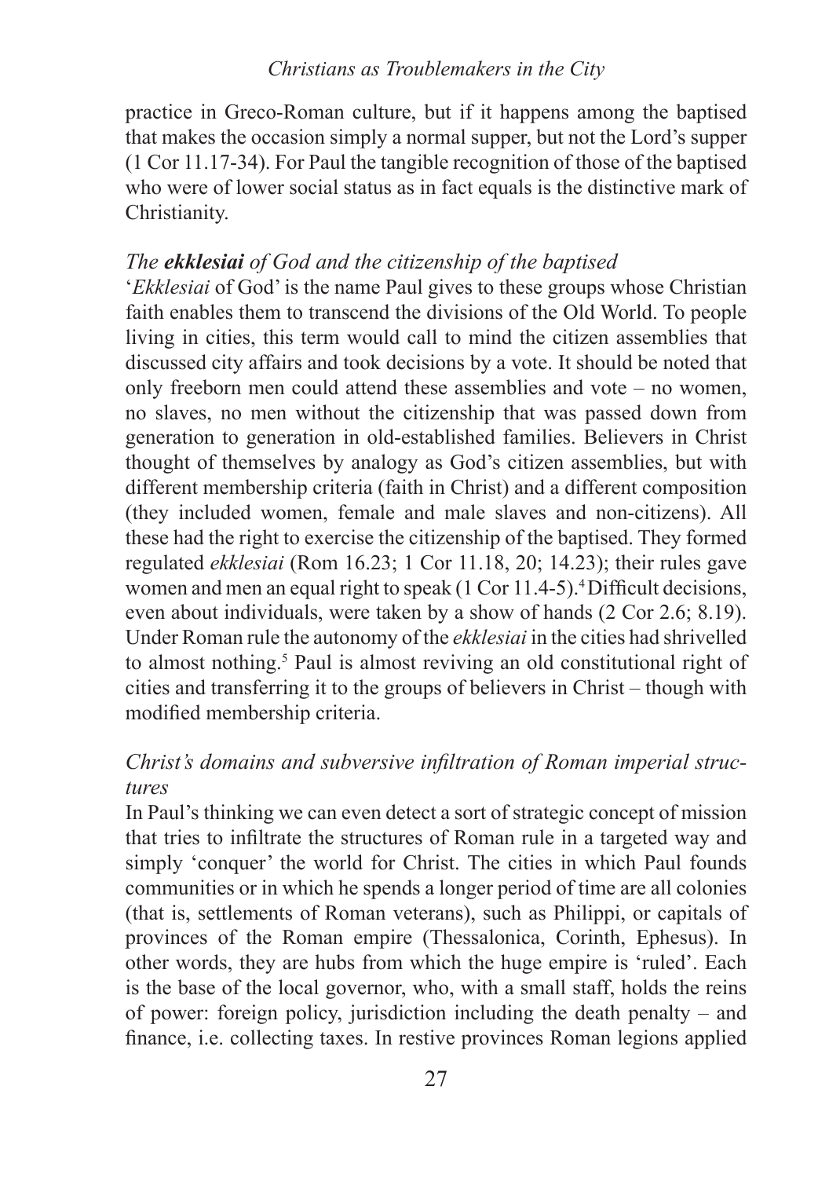practice in Greco-Roman culture, but if it happens among the baptised that makes the occasion simply a normal supper, but not the Lord's supper (1 Cor 11.17-34). For Paul the tangible recognition of those of the baptised who were of lower social status as in fact equals is the distinctive mark of Christianity.

### *The* ***ekklesiai*** *of God and the citizenship of the baptised*

'*Ekklesiai* of God' is the name Paul gives to these groups whose Christian faith enables them to transcend the divisions of the Old World. To people living in cities, this term would call to mind the citizen assemblies that discussed city affairs and took decisions by a vote. It should be noted that only freeborn men could attend these assemblies and vote – no women, no slaves, no men without the citizenship that was passed down from generation to generation in old-established families. Believers in Christ thought of themselves by analogy as God's citizen assemblies, but with different membership criteria (faith in Christ) and a different composition (they included women, female and male slaves and non-citizens). All these had the right to exercise the citizenship of the baptised. They formed regulated *ekklesiai* (Rom 16.23; 1 Cor 11.18, 20; 14.23); their rules gave women and men an equal right to speak (1 Cor 11.4-5).[4] Difficult decisions, even about individuals, were taken by a show of hands (2 Cor 2.6; 8.19). Under Roman rule the autonomy of the *ekklesiai* in the cities had shrivelled to almost nothing.[5] Paul is almost reviving an old constitutional right of cities and transferring it to the groups of believers in Christ – though with modified membership criteria.

### *Christ's domains and subversive infiltration of Roman imperial structures*

In Paul's thinking we can even detect a sort of strategic concept of mission that tries to infiltrate the structures of Roman rule in a targeted way and simply 'conquer' the world for Christ. The cities in which Paul founds communities or in which he spends a longer period of time are all colonies (that is, settlements of Roman veterans), such as Philippi, or capitals of provinces of the Roman empire (Thessalonica, Corinth, Ephesus). In other words, they are hubs from which the huge empire is 'ruled'. Each is the base of the local governor, who, with a small staff, holds the reins of power: foreign policy, jurisdiction including the death penalty – and finance, i.e. collecting taxes. In restive provinces Roman legions applied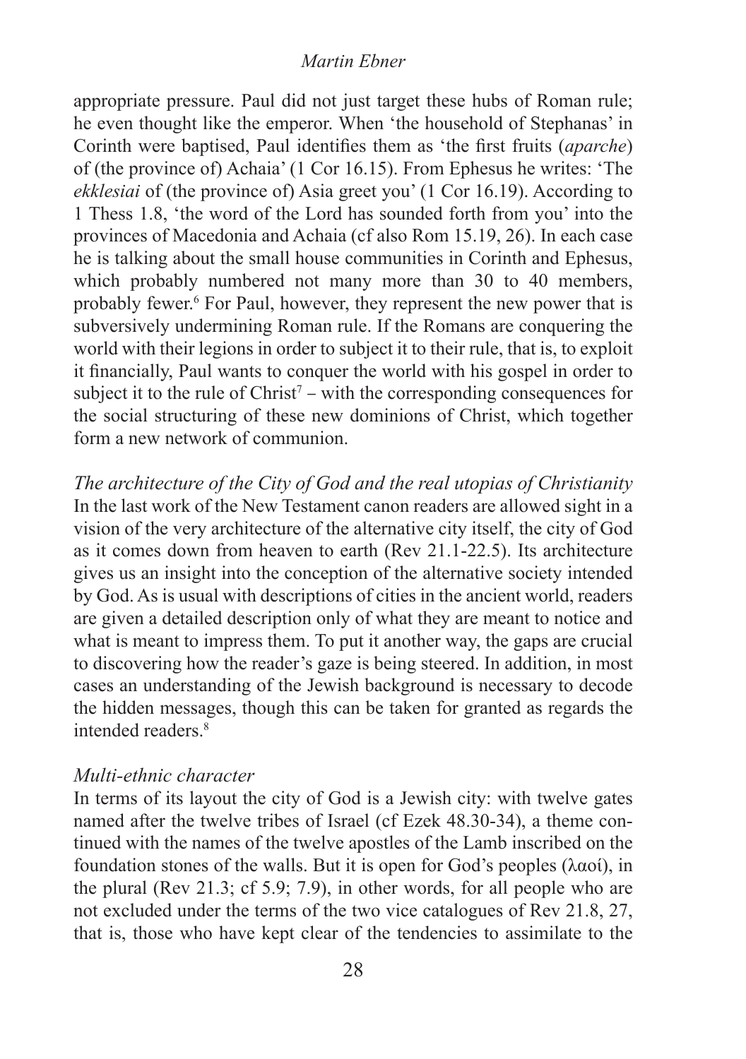appropriate pressure. Paul did not just target these hubs of Roman rule; he even thought like the emperor. When 'the household of Stephanas' in Corinth were baptised, Paul identifies them as 'the first fruits (*aparche*) of (the province of) Achaia' (1 Cor 16.15). From Ephesus he writes: 'The *ekklesiai* of (the province of) Asia greet you' (1 Cor 16.19). According to 1 Thess 1.8, 'the word of the Lord has sounded forth from you' into the provinces of Macedonia and Achaia (cf also Rom 15.19, 26). In each case he is talking about the small house communities in Corinth and Ephesus, which probably numbered not many more than 30 to 40 members, probably fewer.[6] For Paul, however, they represent the new power that is subversively undermining Roman rule. If the Romans are conquering the world with their legions in order to subject it to their rule, that is, to exploit it financially, Paul wants to conquer the world with his gospel in order to subject it to the rule of Christ[7] – with the corresponding consequences for the social structuring of these new dominions of Christ, which together form a new network of communion.

*The architecture of the City of God and the real utopias of Christianity*

In the last work of the New Testament canon readers are allowed sight in a vision of the very architecture of the alternative city itself, the city of God as it comes down from heaven to earth (Rev 21.1-22.5). Its architecture gives us an insight into the conception of the alternative society intended by God. As is usual with descriptions of cities in the ancient world, readers are given a detailed description only of what they are meant to notice and what is meant to impress them. To put it another way, the gaps are crucial to discovering how the reader's gaze is being steered. In addition, in most cases an understanding of the Jewish background is necessary to decode the hidden messages, though this can be taken for granted as regards the intended readers.[8]

*Multi-ethnic character*

In terms of its layout the city of God is a Jewish city: with twelve gates named after the twelve tribes of Israel (cf Ezek 48.30-34), a theme continued with the names of the twelve apostles of the Lamb inscribed on the foundation stones of the walls. But it is open for God's peoples (λαοί), in the plural (Rev 21.3; cf 5.9; 7.9), in other words, for all people who are not excluded under the terms of the two vice catalogues of Rev 21.8, 27, that is, those who have kept clear of the tendencies to assimilate to the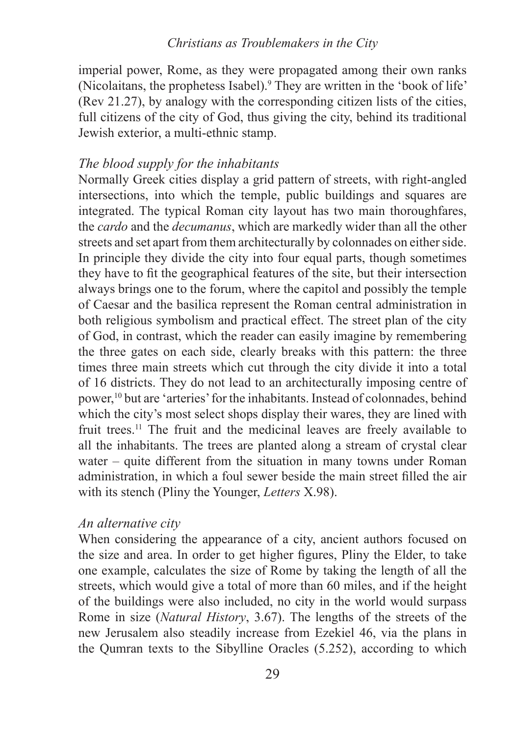imperial power, Rome, as they were propagated among their own ranks (Nicolaitans, the prophetess Isabel).[9] They are written in the 'book of life' (Rev 21.27), by analogy with the corresponding citizen lists of the cities, full citizens of the city of God, thus giving the city, behind its traditional Jewish exterior, a multi-ethnic stamp.

*The blood supply for the inhabitants*

Normally Greek cities display a grid pattern of streets, with right-angled intersections, into which the temple, public buildings and squares are integrated. The typical Roman city layout has two main thoroughfares, the *cardo* and the *decumanus*, which are markedly wider than all the other streets and set apart from them architecturally by colonnades on either side. In principle they divide the city into four equal parts, though sometimes they have to fit the geographical features of the site, but their intersection always brings one to the forum, where the capitol and possibly the temple of Caesar and the basilica represent the Roman central administration in both religious symbolism and practical effect. The street plan of the city of God, in contrast, which the reader can easily imagine by remembering the three gates on each side, clearly breaks with this pattern: the three times three main streets which cut through the city divide it into a total of 16 districts. They do not lead to an architecturally imposing centre of power,[10] but are 'arteries' for the inhabitants. Instead of colonnades, behind which the city's most select shops display their wares, they are lined with fruit trees.[11] The fruit and the medicinal leaves are freely available to all the inhabitants. The trees are planted along a stream of crystal clear water – quite different from the situation in many towns under Roman administration, in which a foul sewer beside the main street filled the air with its stench (Pliny the Younger, *Letters* X.98).

*An alternative city*

When considering the appearance of a city, ancient authors focused on the size and area. In order to get higher figures, Pliny the Elder, to take one example, calculates the size of Rome by taking the length of all the streets, which would give a total of more than 60 miles, and if the height of the buildings were also included, no city in the world would surpass Rome in size (*Natural History*, 3.67). The lengths of the streets of the new Jerusalem also steadily increase from Ezekiel 46, via the plans in the Qumran texts to the Sibylline Oracles (5.252), according to which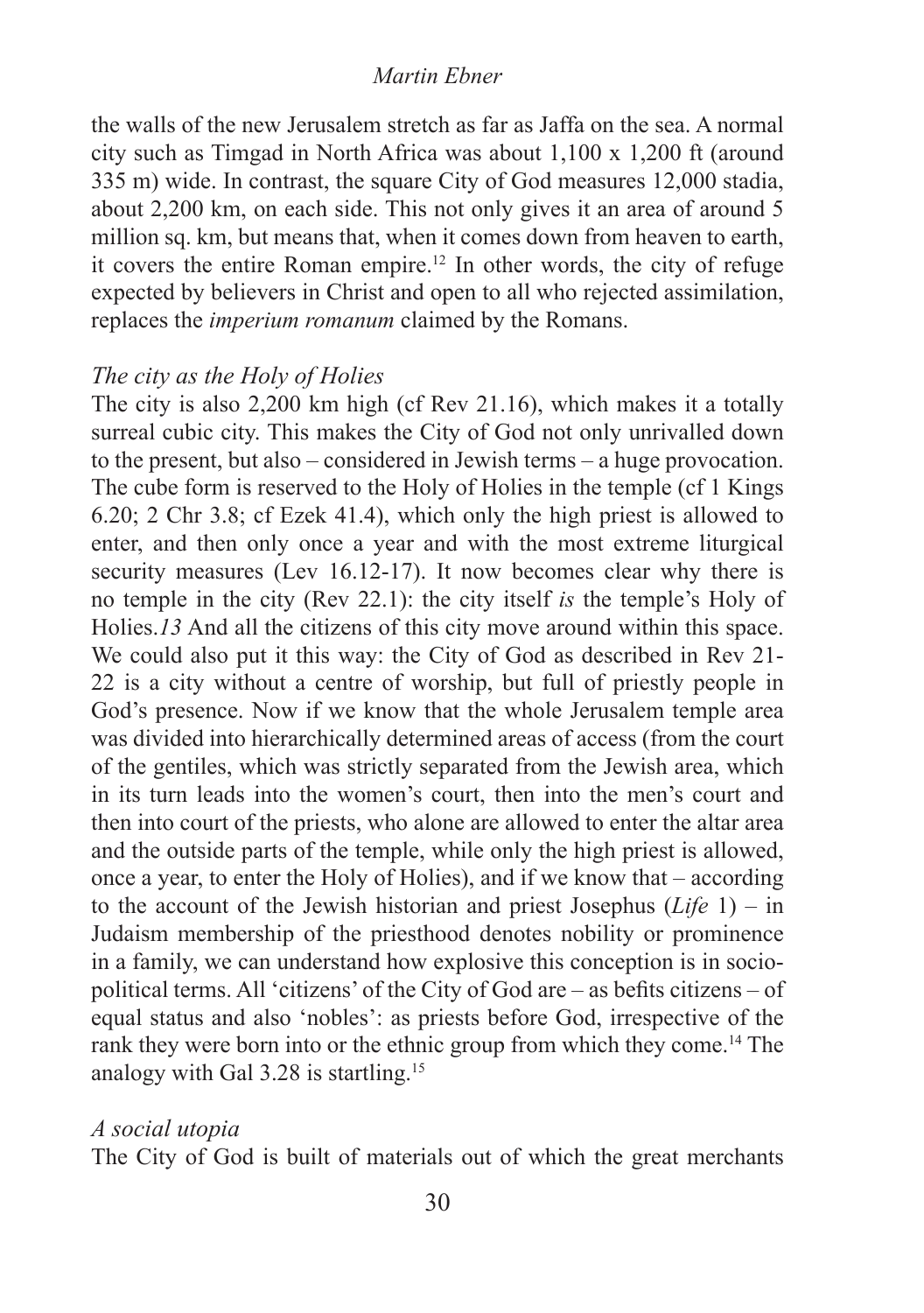the walls of the new Jerusalem stretch as far as Jaffa on the sea. A normal city such as Timgad in North Africa was about 1,100 x 1,200 ft (around 335 m) wide. In contrast, the square City of God measures 12,000 stadia, about 2,200 km, on each side. This not only gives it an area of around 5 million sq. km, but means that, when it comes down from heaven to earth, it covers the entire Roman empire.[12] In other words, the city of refuge expected by believers in Christ and open to all who rejected assimilation, replaces the *imperium romanum* claimed by the Romans.

*The city as the Holy of Holies*

The city is also 2,200 km high (cf Rev 21.16), which makes it a totally surreal cubic city. This makes the City of God not only unrivalled down to the present, but also – considered in Jewish terms – a huge provocation. The cube form is reserved to the Holy of Holies in the temple (cf 1 Kings 6.20; 2 Chr 3.8; cf Ezek 41.4), which only the high priest is allowed to enter, and then only once a year and with the most extreme liturgical security measures (Lev 16.12-17). It now becomes clear why there is no temple in the city (Rev 22.1): the city itself *is* the temple's Holy of Holies.*13* And all the citizens of this city move around within this space. We could also put it this way: the City of God as described in Rev 21-22 is a city without a centre of worship, but full of priestly people in God's presence. Now if we know that the whole Jerusalem temple area was divided into hierarchically determined areas of access (from the court of the gentiles, which was strictly separated from the Jewish area, which in its turn leads into the women's court, then into the men's court and then into court of the priests, who alone are allowed to enter the altar area and the outside parts of the temple, while only the high priest is allowed, once a year, to enter the Holy of Holies), and if we know that – according to the account of the Jewish historian and priest Josephus (*Life* 1) – in Judaism membership of the priesthood denotes nobility or prominence in a family, we can understand how explosive this conception is in socio-political terms. All 'citizens' of the City of God are – as befits citizens – of equal status and also 'nobles': as priests before God, irrespective of the rank they were born into or the ethnic group from which they come.[14] The analogy with Gal 3.28 is startling.[15]

*A social utopia*

The City of God is built of materials out of which the great merchants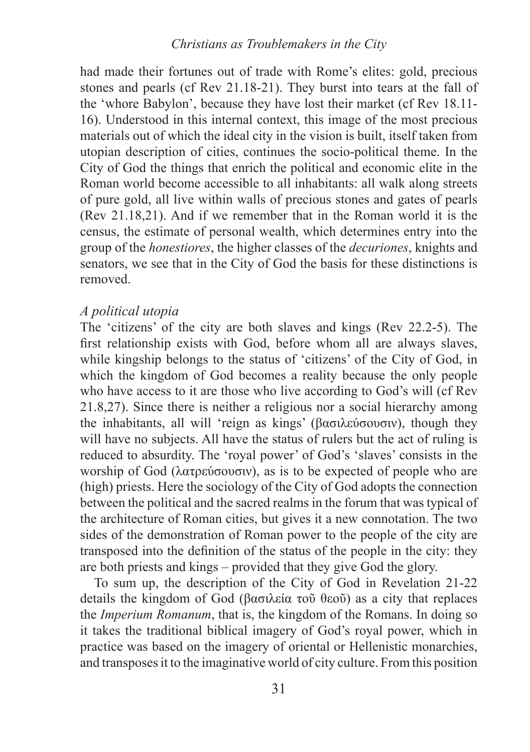had made their fortunes out of trade with Rome's elites: gold, precious stones and pearls (cf Rev 21.18-21). They burst into tears at the fall of the 'whore Babylon', because they have lost their market (cf Rev 18.11-16). Understood in this internal context, this image of the most precious materials out of which the ideal city in the vision is built, itself taken from utopian description of cities, continues the socio-political theme. In the City of God the things that enrich the political and economic elite in the Roman world become accessible to all inhabitants: all walk along streets of pure gold, all live within walls of precious stones and gates of pearls (Rev 21.18,21). And if we remember that in the Roman world it is the census, the estimate of personal wealth, which determines entry into the group of the *honestiores*, the higher classes of the *decuriones*, knights and senators, we see that in the City of God the basis for these distinctions is removed.

*A political utopia*

The 'citizens' of the city are both slaves and kings (Rev 22.2-5). The first relationship exists with God, before whom all are always slaves, while kingship belongs to the status of 'citizens' of the City of God, in which the kingdom of God becomes a reality because the only people who have access to it are those who live according to God's will (cf Rev 21.8,27). Since there is neither a religious nor a social hierarchy among the inhabitants, all will 'reign as kings' (βασιλεύσουσιν), though they will have no subjects. All have the status of rulers but the act of ruling is reduced to absurdity. The 'royal power' of God's 'slaves' consists in the worship of God (λατρεύσουσιν), as is to be expected of people who are (high) priests. Here the sociology of the City of God adopts the connection between the political and the sacred realms in the forum that was typical of the architecture of Roman cities, but gives it a new connotation. The two sides of the demonstration of Roman power to the people of the city are transposed into the definition of the status of the people in the city: they are both priests and kings – provided that they give God the glory.

To sum up, the description of the City of God in Revelation 21-22 details the kingdom of God (βασιλεία τοῦ θεοῦ) as a city that replaces the *Imperium Romanum*, that is, the kingdom of the Romans. In doing so it takes the traditional biblical imagery of God's royal power, which in practice was based on the imagery of oriental or Hellenistic monarchies, and transposes it to the imaginative world of city culture. From this position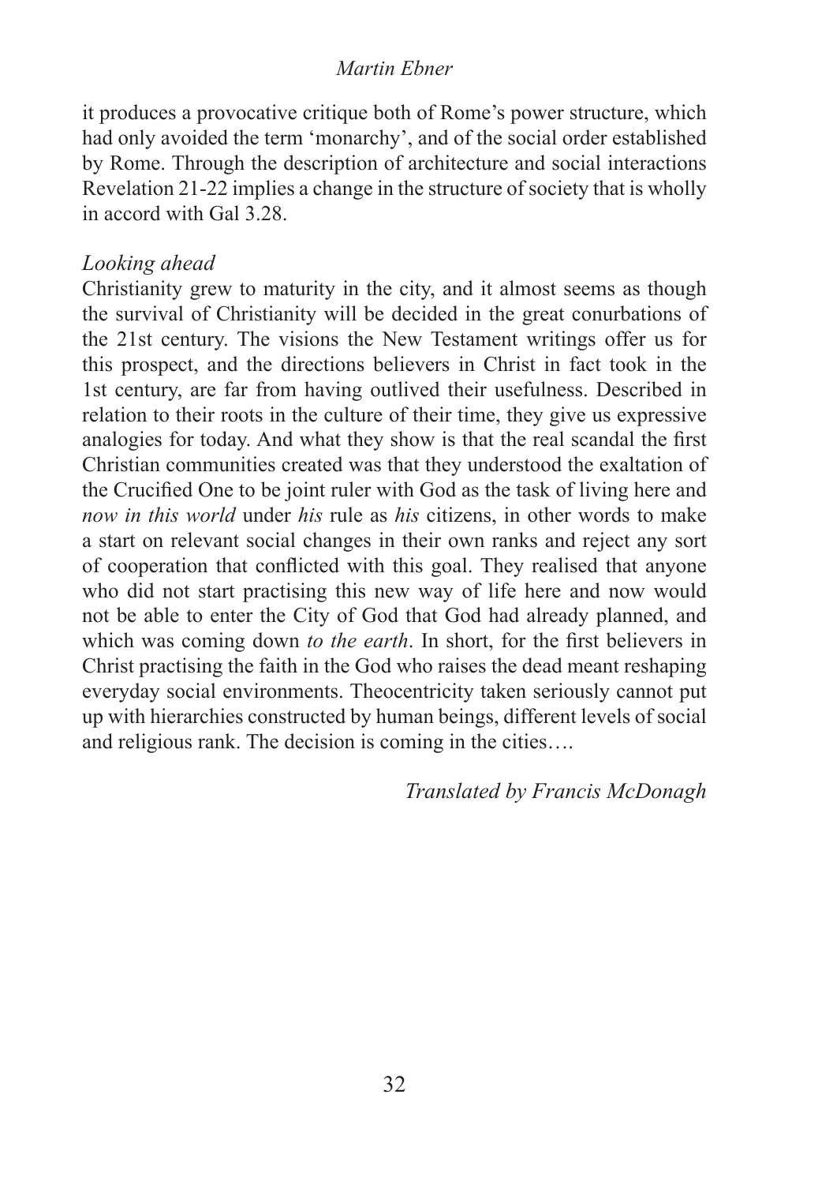it produces a provocative critique both of Rome's power structure, which had only avoided the term 'monarchy', and of the social order established by Rome. Through the description of architecture and social interactions Revelation 21-22 implies a change in the structure of society that is wholly in accord with Gal 3.28.

*Looking ahead*

Christianity grew to maturity in the city, and it almost seems as though the survival of Christianity will be decided in the great conurbations of the 21st century. The visions the New Testament writings offer us for this prospect, and the directions believers in Christ in fact took in the 1st century, are far from having outlived their usefulness. Described in relation to their roots in the culture of their time, they give us expressive analogies for today. And what they show is that the real scandal the first Christian communities created was that they understood the exaltation of the Crucified One to be joint ruler with God as the task of living here and *now in this world* under *his* rule as *his* citizens, in other words to make a start on relevant social changes in their own ranks and reject any sort of cooperation that conflicted with this goal. They realised that anyone who did not start practising this new way of life here and now would not be able to enter the City of God that God had already planned, and which was coming down *to the earth*. In short, for the first believers in Christ practising the faith in the God who raises the dead meant reshaping everyday social environments. Theocentricity taken seriously cannot put up with hierarchies constructed by human beings, different levels of social and religious rank. The decision is coming in the cities….

*Translated by Francis McDonagh*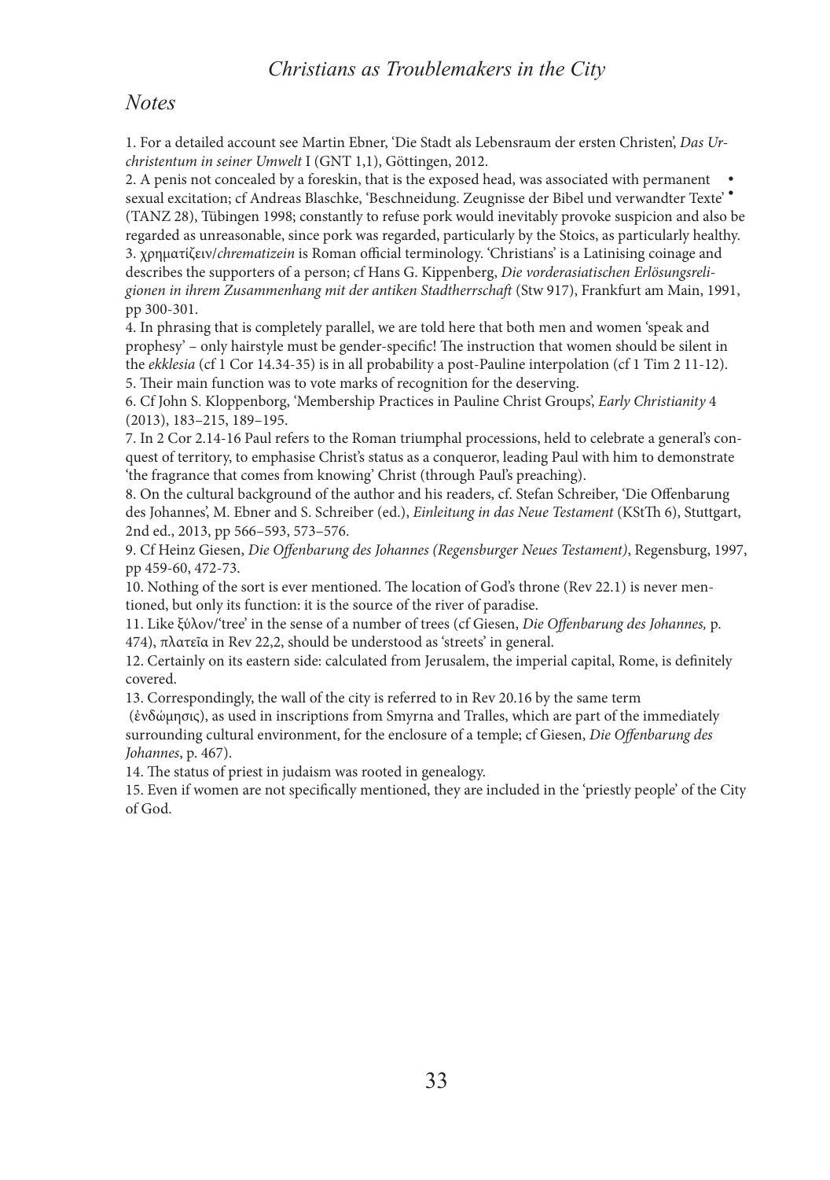## Notes

1. For a detailed account see Martin Ebner, 'Die Stadt als Lebensraum der ersten Christen', *Das Urchristentum in seiner Umwelt* I (GNT 1,1), Göttingen, 2012.
2. A penis not concealed by a foreskin, that is the exposed head, was associated with permanent sexual excitation; cf Andreas Blaschke, 'Beschneidung. Zeugnisse der Bibel und verwandter Texte' (TANZ 28), Tübingen 1998; constantly to refuse pork would inevitably provoke suspicion and also be regarded as unreasonable, since pork was regarded, particularly by the Stoics, as particularly healthy.
3. χρηματίζειν/*chrematizein* is Roman official terminology. 'Christians' is a Latinising coinage and describes the supporters of a person; cf Hans G. Kippenberg, *Die vorderasiatischen Erlösungsreligionen in ihrem Zusammenhang mit der antiken Stadtherrschaft* (Stw 917), Frankfurt am Main, 1991, pp 300-301.
4. In phrasing that is completely parallel, we are told here that both men and women 'speak and prophesy' – only hairstyle must be gender-specific! The instruction that women should be silent in the *ekklesia* (cf 1 Cor 14.34-35) is in all probability a post-Pauline interpolation (cf 1 Tim 2 11-12).
5. Their main function was to vote marks of recognition for the deserving.
6. Cf John S. Kloppenborg, 'Membership Practices in Pauline Christ Groups', *Early Christianity* 4 (2013), 183–215, 189–195.
7. In 2 Cor 2.14-16 Paul refers to the Roman triumphal processions, held to celebrate a general's conquest of territory, to emphasise Christ's status as a conqueror, leading Paul with him to demonstrate 'the fragrance that comes from knowing' Christ (through Paul's preaching).
8. On the cultural background of the author and his readers, cf. Stefan Schreiber, 'Die Offenbarung des Johannes', M. Ebner and S. Schreiber (ed.), *Einleitung in das Neue Testament* (KStTh 6), Stuttgart, 2nd ed., 2013, pp 566–593, 573–576.
9. Cf Heinz Giesen, *Die Offenbarung des Johannes (Regensburger Neues Testament)*, Regensburg, 1997, pp 459-60, 472-73.
10. Nothing of the sort is ever mentioned. The location of God's throne (Rev 22.1) is never mentioned, but only its function: it is the source of the river of paradise.
11. Like ξύλον/'tree' in the sense of a number of trees (cf Giesen, *Die Offenbarung des Johannes,* p. 474), πλατεῖα in Rev 22,2, should be understood as 'streets' in general.
12. Certainly on its eastern side: calculated from Jerusalem, the imperial capital, Rome, is definitely covered.
13. Correspondingly, the wall of the city is referred to in Rev 20.16 by the same term (ἐνδώμησις), as used in inscriptions from Smyrna and Tralles, which are part of the immediately surrounding cultural environment, for the enclosure of a temple; cf Giesen, *Die Offenbarung des Johannes*, p. 467).
14. The status of priest in judaism was rooted in genealogy.
15. Even if women are not specifically mentioned, they are included in the 'priestly people' of the City of God.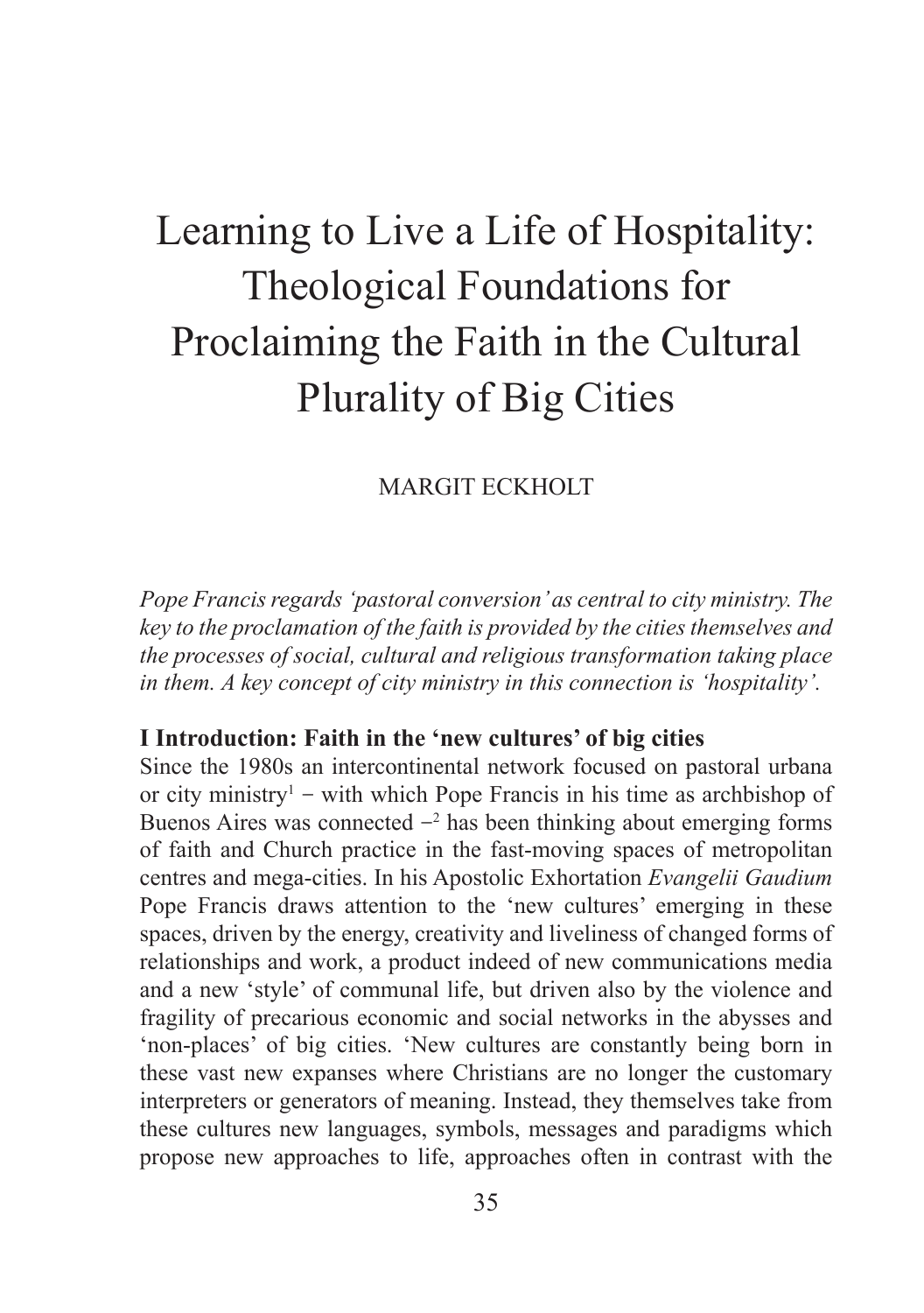# Learning to Live a Life of Hospitality: Theological Foundations for Proclaiming the Faith in the Cultural Plurality of Big Cities

MARGIT ECKHOLT

*Pope Francis regards 'pastoral conversion' as central to city ministry. The key to the proclamation of the faith is provided by the cities themselves and the processes of social, cultural and religious transformation taking place in them. A key concept of city ministry in this connection is 'hospitality'.*

## I Introduction: Faith in the 'new cultures' of big cities

Since the 1980s an intercontinental network focused on pastoral urbana or city ministry[1] – with which Pope Francis in his time as archbishop of Buenos Aires was connected –[2] has been thinking about emerging forms of faith and Church practice in the fast-moving spaces of metropolitan centres and mega-cities. In his Apostolic Exhortation *Evangelii Gaudium* Pope Francis draws attention to the 'new cultures' emerging in these spaces, driven by the energy, creativity and liveliness of changed forms of relationships and work, a product indeed of new communications media and a new 'style' of communal life, but driven also by the violence and fragility of precarious economic and social networks in the abysses and 'non-places' of big cities. 'New cultures are constantly being born in these vast new expanses where Christians are no longer the customary interpreters or generators of meaning. Instead, they themselves take from these cultures new languages, symbols, messages and paradigms which propose new approaches to life, approaches often in contrast with the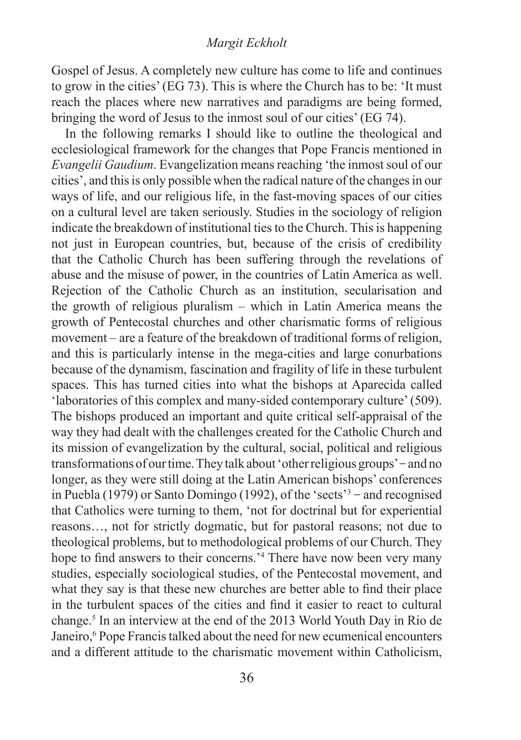Gospel of Jesus. A completely new culture has come to life and continues to grow in the cities' (EG 73). This is where the Church has to be: 'It must reach the places where new narratives and paradigms are being formed, bringing the word of Jesus to the inmost soul of our cities' (EG 74).

In the following remarks I should like to outline the theological and ecclesiological framework for the changes that Pope Francis mentioned in *Evangelii Gaudium*. Evangelization means reaching 'the inmost soul of our cities', and this is only possible when the radical nature of the changes in our ways of life, and our religious life, in the fast-moving spaces of our cities on a cultural level are taken seriously. Studies in the sociology of religion indicate the breakdown of institutional ties to the Church. This is happening not just in European countries, but, because of the crisis of credibility that the Catholic Church has been suffering through the revelations of abuse and the misuse of power, in the countries of Latin America as well. Rejection of the Catholic Church as an institution, secularisation and the growth of religious pluralism – which in Latin America means the growth of Pentecostal churches and other charismatic forms of religious movement – are a feature of the breakdown of traditional forms of religion, and this is particularly intense in the mega-cities and large conurbations because of the dynamism, fascination and fragility of life in these turbulent spaces. This has turned cities into what the bishops at Aparecida called 'laboratories of this complex and many-sided contemporary culture' (509). The bishops produced an important and quite critical self-appraisal of the way they had dealt with the challenges created for the Catholic Church and its mission of evangelization by the cultural, social, political and religious transformations of our time. They talk about 'other religious groups' − and no longer, as they were still doing at the Latin American bishops' conferences in Puebla (1979) or Santo Domingo (1992), of the 'sects'[3] − and recognised that Catholics were turning to them, 'not for doctrinal but for experiential reasons…, not for strictly dogmatic, but for pastoral reasons; not due to theological problems, but to methodological problems of our Church. They hope to find answers to their concerns.'[4] There have now been very many studies, especially sociological studies, of the Pentecostal movement, and what they say is that these new churches are better able to find their place in the turbulent spaces of the cities and find it easier to react to cultural change.[5] In an interview at the end of the 2013 World Youth Day in Rio de Janeiro,[6] Pope Francis talked about the need for new ecumenical encounters and a different attitude to the charismatic movement within Catholicism,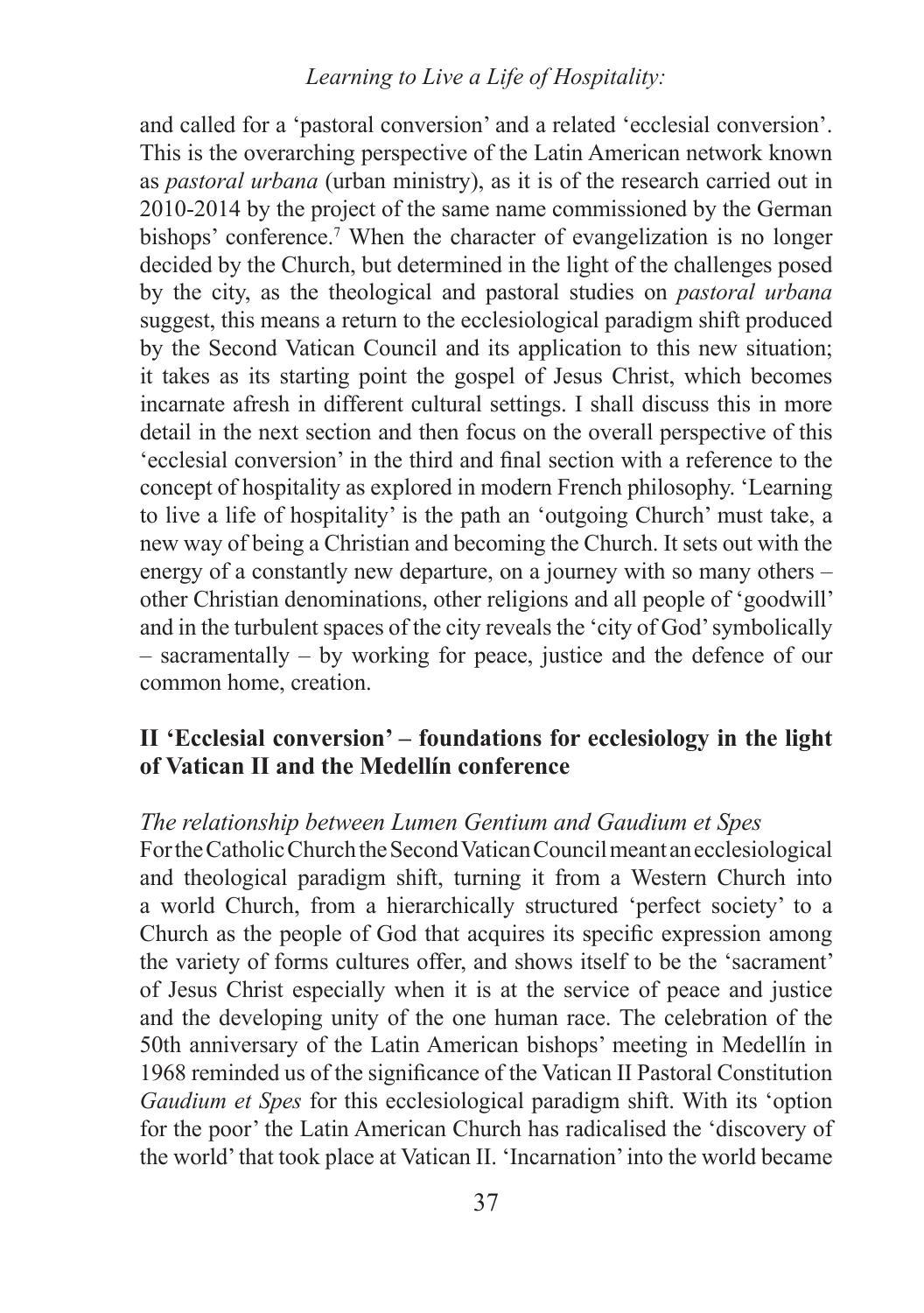and called for a 'pastoral conversion' and a related 'ecclesial conversion'. This is the overarching perspective of the Latin American network known as *pastoral urbana* (urban ministry), as it is of the research carried out in 2010-2014 by the project of the same name commissioned by the German bishops' conference.[7] When the character of evangelization is no longer decided by the Church, but determined in the light of the challenges posed by the city, as the theological and pastoral studies on *pastoral urbana* suggest, this means a return to the ecclesiological paradigm shift produced by the Second Vatican Council and its application to this new situation; it takes as its starting point the gospel of Jesus Christ, which becomes incarnate afresh in different cultural settings. I shall discuss this in more detail in the next section and then focus on the overall perspective of this 'ecclesial conversion' in the third and final section with a reference to the concept of hospitality as explored in modern French philosophy. 'Learning to live a life of hospitality' is the path an 'outgoing Church' must take, a new way of being a Christian and becoming the Church. It sets out with the energy of a constantly new departure, on a journey with so many others – other Christian denominations, other religions and all people of 'goodwill' and in the turbulent spaces of the city reveals the 'city of God' symbolically – sacramentally – by working for peace, justice and the defence of our common home, creation.

## II 'Ecclesial conversion' – foundations for ecclesiology in the light of Vatican II and the Medellín conference

*The relationship between Lumen Gentium and Gaudium et Spes*

For the Catholic Church the Second Vatican Council meant an ecclesiological and theological paradigm shift, turning it from a Western Church into a world Church, from a hierarchically structured 'perfect society' to a Church as the people of God that acquires its specific expression among the variety of forms cultures offer, and shows itself to be the 'sacrament' of Jesus Christ especially when it is at the service of peace and justice and the developing unity of the one human race. The celebration of the 50th anniversary of the Latin American bishops' meeting in Medellín in 1968 reminded us of the significance of the Vatican II Pastoral Constitution *Gaudium et Spes* for this ecclesiological paradigm shift. With its 'option for the poor' the Latin American Church has radicalised the 'discovery of the world' that took place at Vatican II. 'Incarnation' into the world became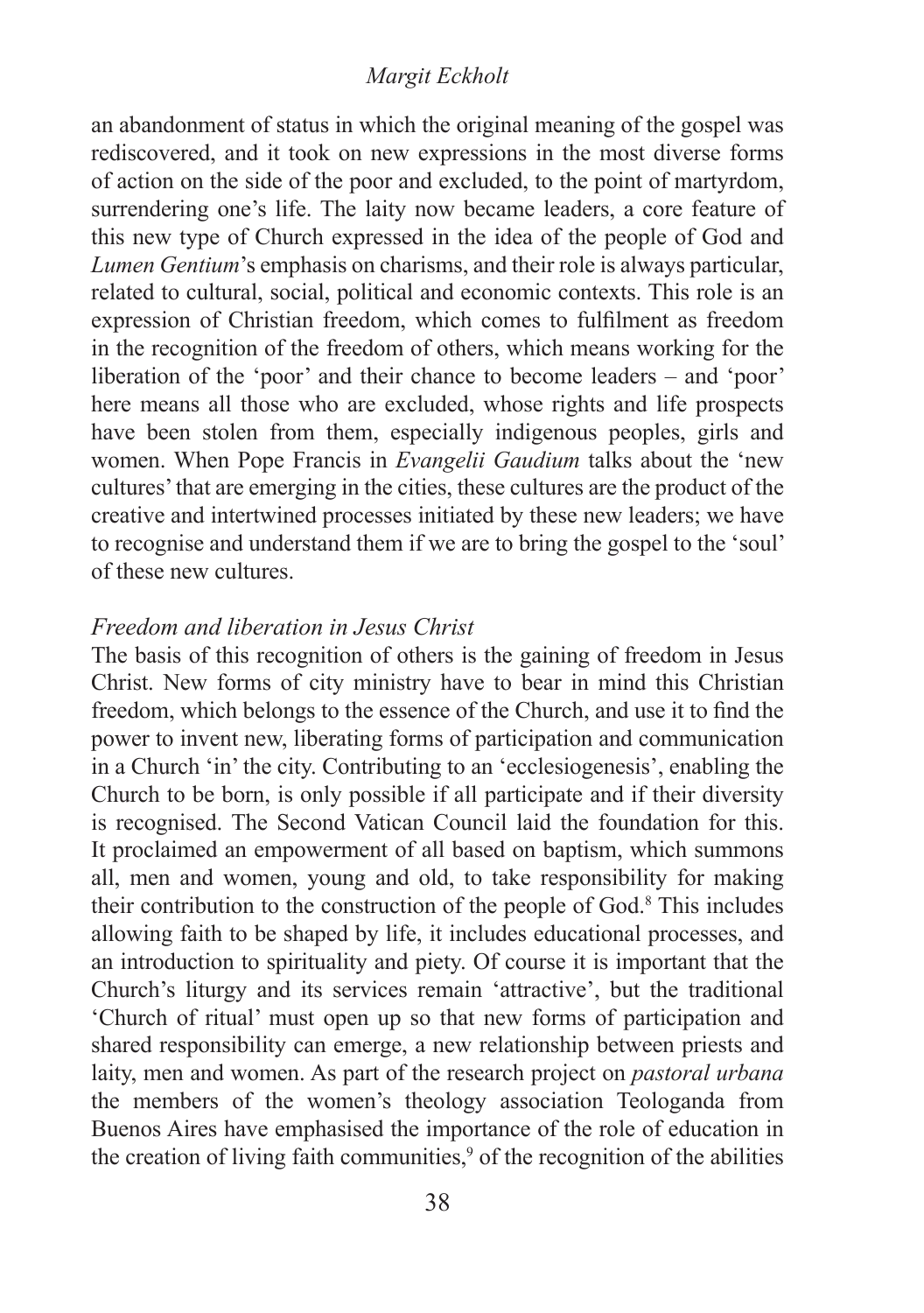an abandonment of status in which the original meaning of the gospel was rediscovered, and it took on new expressions in the most diverse forms of action on the side of the poor and excluded, to the point of martyrdom, surrendering one's life. The laity now became leaders, a core feature of this new type of Church expressed in the idea of the people of God and *Lumen Gentium*'s emphasis on charisms, and their role is always particular, related to cultural, social, political and economic contexts. This role is an expression of Christian freedom, which comes to fulfilment as freedom in the recognition of the freedom of others, which means working for the liberation of the 'poor' and their chance to become leaders – and 'poor' here means all those who are excluded, whose rights and life prospects have been stolen from them, especially indigenous peoples, girls and women. When Pope Francis in *Evangelii Gaudium* talks about the 'new cultures' that are emerging in the cities, these cultures are the product of the creative and intertwined processes initiated by these new leaders; we have to recognise and understand them if we are to bring the gospel to the 'soul' of these new cultures.

### *Freedom and liberation in Jesus Christ*

The basis of this recognition of others is the gaining of freedom in Jesus Christ. New forms of city ministry have to bear in mind this Christian freedom, which belongs to the essence of the Church, and use it to find the power to invent new, liberating forms of participation and communication in a Church 'in' the city. Contributing to an 'ecclesiogenesis', enabling the Church to be born, is only possible if all participate and if their diversity is recognised. The Second Vatican Council laid the foundation for this. It proclaimed an empowerment of all based on baptism, which summons all, men and women, young and old, to take responsibility for making their contribution to the construction of the people of God.[8] This includes allowing faith to be shaped by life, it includes educational processes, and an introduction to spirituality and piety. Of course it is important that the Church's liturgy and its services remain 'attractive', but the traditional 'Church of ritual' must open up so that new forms of participation and shared responsibility can emerge, a new relationship between priests and laity, men and women. As part of the research project on *pastoral urbana* the members of the women's theology association Teologanda from Buenos Aires have emphasised the importance of the role of education in the creation of living faith communities,[9] of the recognition of the abilities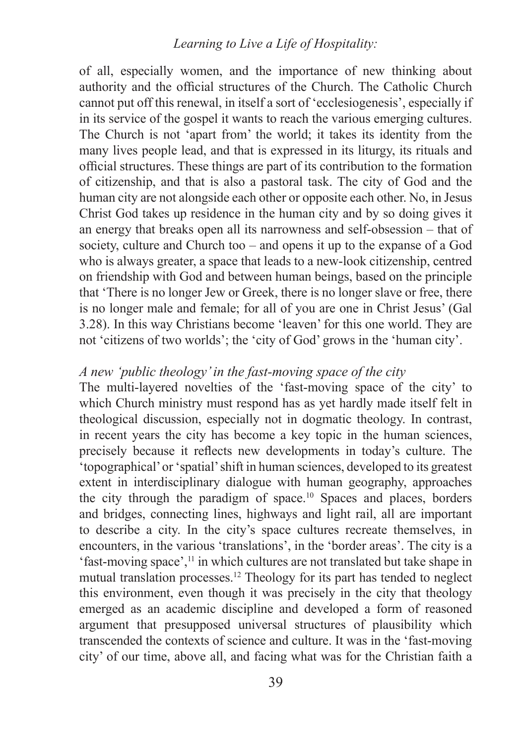of all, especially women, and the importance of new thinking about authority and the official structures of the Church. The Catholic Church cannot put off this renewal, in itself a sort of 'ecclesiogenesis', especially if in its service of the gospel it wants to reach the various emerging cultures. The Church is not 'apart from' the world; it takes its identity from the many lives people lead, and that is expressed in its liturgy, its rituals and official structures. These things are part of its contribution to the formation of citizenship, and that is also a pastoral task. The city of God and the human city are not alongside each other or opposite each other. No, in Jesus Christ God takes up residence in the human city and by so doing gives it an energy that breaks open all its narrowness and self-obsession – that of society, culture and Church too – and opens it up to the expanse of a God who is always greater, a space that leads to a new-look citizenship, centred on friendship with God and between human beings, based on the principle that 'There is no longer Jew or Greek, there is no longer slave or free, there is no longer male and female; for all of you are one in Christ Jesus' (Gal 3.28). In this way Christians become 'leaven' for this one world. They are not 'citizens of two worlds'; the 'city of God' grows in the 'human city'.

### *A new 'public theology' in the fast-moving space of the city*

The multi-layered novelties of the 'fast-moving space of the city' to which Church ministry must respond has as yet hardly made itself felt in theological discussion, especially not in dogmatic theology. In contrast, in recent years the city has become a key topic in the human sciences, precisely because it reflects new developments in today's culture. The 'topographical' or 'spatial' shift in human sciences, developed to its greatest extent in interdisciplinary dialogue with human geography, approaches the city through the paradigm of space.[10] Spaces and places, borders and bridges, connecting lines, highways and light rail, all are important to describe a city. In the city's space cultures recreate themselves, in encounters, in the various 'translations', in the 'border areas'. The city is a 'fast-moving space',[11] in which cultures are not translated but take shape in mutual translation processes.[12] Theology for its part has tended to neglect this environment, even though it was precisely in the city that theology emerged as an academic discipline and developed a form of reasoned argument that presupposed universal structures of plausibility which transcended the contexts of science and culture. It was in the 'fast-moving city' of our time, above all, and facing what was for the Christian faith a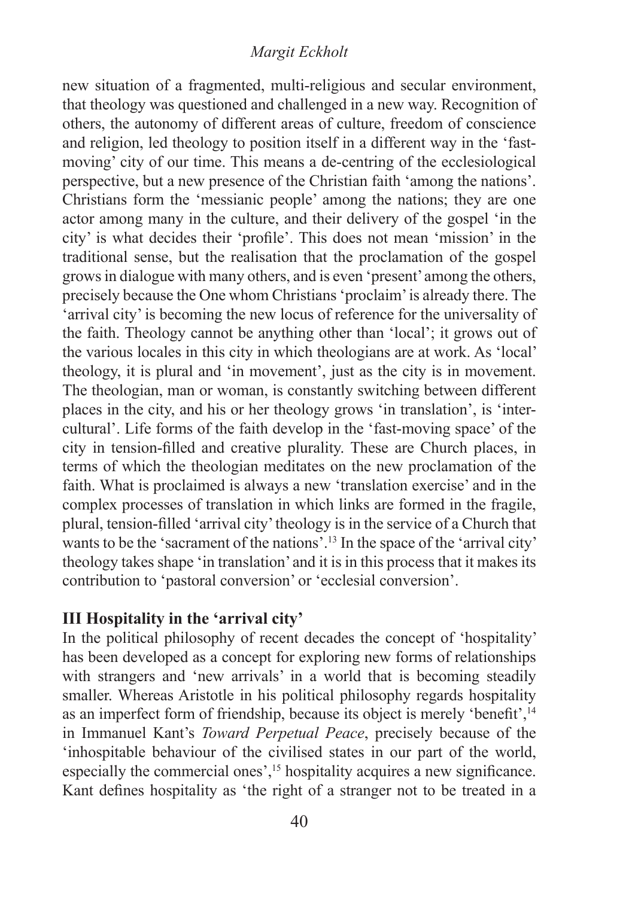new situation of a fragmented, multi-religious and secular environment, that theology was questioned and challenged in a new way. Recognition of others, the autonomy of different areas of culture, freedom of conscience and religion, led theology to position itself in a different way in the 'fast-moving' city of our time. This means a de-centring of the ecclesiological perspective, but a new presence of the Christian faith 'among the nations'. Christians form the 'messianic people' among the nations; they are one actor among many in the culture, and their delivery of the gospel 'in the city' is what decides their 'profile'. This does not mean 'mission' in the traditional sense, but the realisation that the proclamation of the gospel grows in dialogue with many others, and is even 'present' among the others, precisely because the One whom Christians 'proclaim' is already there. The 'arrival city' is becoming the new locus of reference for the universality of the faith. Theology cannot be anything other than 'local'; it grows out of the various locales in this city in which theologians are at work. As 'local' theology, it is plural and 'in movement', just as the city is in movement. The theologian, man or woman, is constantly switching between different places in the city, and his or her theology grows 'in translation', is 'intercultural'. Life forms of the faith develop in the 'fast-moving space' of the city in tension-filled and creative plurality. These are Church places, in terms of which the theologian meditates on the new proclamation of the faith. What is proclaimed is always a new 'translation exercise' and in the complex processes of translation in which links are formed in the fragile, plural, tension-filled 'arrival city' theology is in the service of a Church that wants to be the 'sacrament of the nations'.[13] In the space of the 'arrival city' theology takes shape 'in translation' and it is in this process that it makes its contribution to 'pastoral conversion' or 'ecclesial conversion'.

## III Hospitality in the 'arrival city'

In the political philosophy of recent decades the concept of 'hospitality' has been developed as a concept for exploring new forms of relationships with strangers and 'new arrivals' in a world that is becoming steadily smaller. Whereas Aristotle in his political philosophy regards hospitality as an imperfect form of friendship, because its object is merely 'benefit',[14] in Immanuel Kant's *Toward Perpetual Peace*, precisely because of the 'inhospitable behaviour of the civilised states in our part of the world, especially the commercial ones',[15] hospitality acquires a new significance. Kant defines hospitality as 'the right of a stranger not to be treated in a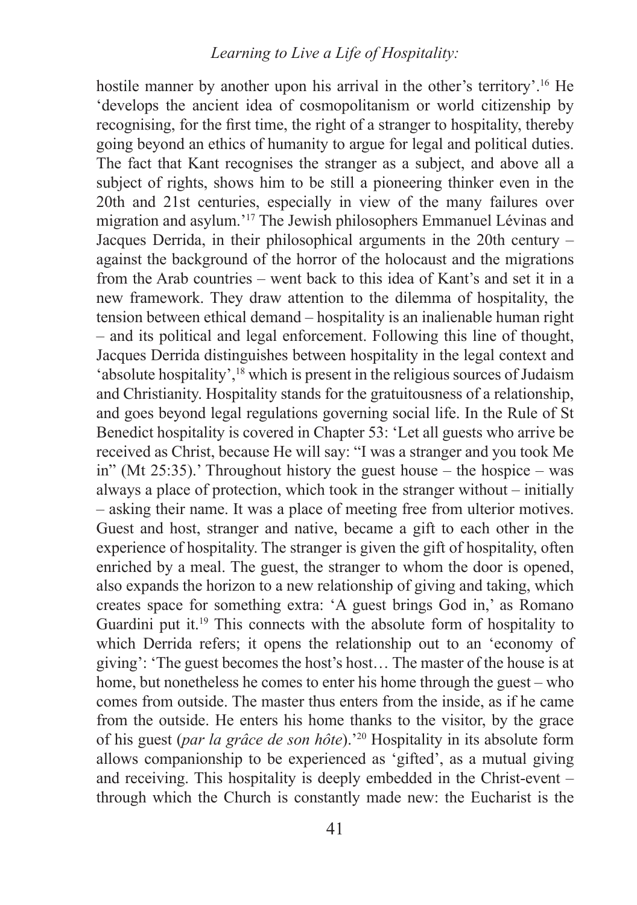hostile manner by another upon his arrival in the other's territory'.[16] He 'develops the ancient idea of cosmopolitanism or world citizenship by recognising, for the first time, the right of a stranger to hospitality, thereby going beyond an ethics of humanity to argue for legal and political duties. The fact that Kant recognises the stranger as a subject, and above all a subject of rights, shows him to be still a pioneering thinker even in the 20th and 21st centuries, especially in view of the many failures over migration and asylum.'[17] The Jewish philosophers Emmanuel Lévinas and Jacques Derrida, in their philosophical arguments in the 20th century – against the background of the horror of the holocaust and the migrations from the Arab countries – went back to this idea of Kant's and set it in a new framework. They draw attention to the dilemma of hospitality, the tension between ethical demand – hospitality is an inalienable human right – and its political and legal enforcement. Following this line of thought, Jacques Derrida distinguishes between hospitality in the legal context and 'absolute hospitality',[18] which is present in the religious sources of Judaism and Christianity. Hospitality stands for the gratuitousness of a relationship, and goes beyond legal regulations governing social life. In the Rule of St Benedict hospitality is covered in Chapter 53: 'Let all guests who arrive be received as Christ, because He will say: "I was a stranger and you took Me in" (Mt 25:35).' Throughout history the guest house – the hospice – was always a place of protection, which took in the stranger without – initially – asking their name. It was a place of meeting free from ulterior motives. Guest and host, stranger and native, became a gift to each other in the experience of hospitality. The stranger is given the gift of hospitality, often enriched by a meal. The guest, the stranger to whom the door is opened, also expands the horizon to a new relationship of giving and taking, which creates space for something extra: 'A guest brings God in,' as Romano Guardini put it.[19] This connects with the absolute form of hospitality to which Derrida refers; it opens the relationship out to an 'economy of giving': 'The guest becomes the host's host… The master of the house is at home, but nonetheless he comes to enter his home through the guest – who comes from outside. The master thus enters from the inside, as if he came from the outside. He enters his home thanks to the visitor, by the grace of his guest (*par la grâce de son hôte*).'[20] Hospitality in its absolute form allows companionship to be experienced as 'gifted', as a mutual giving and receiving. This hospitality is deeply embedded in the Christ-event – through which the Church is constantly made new: the Eucharist is the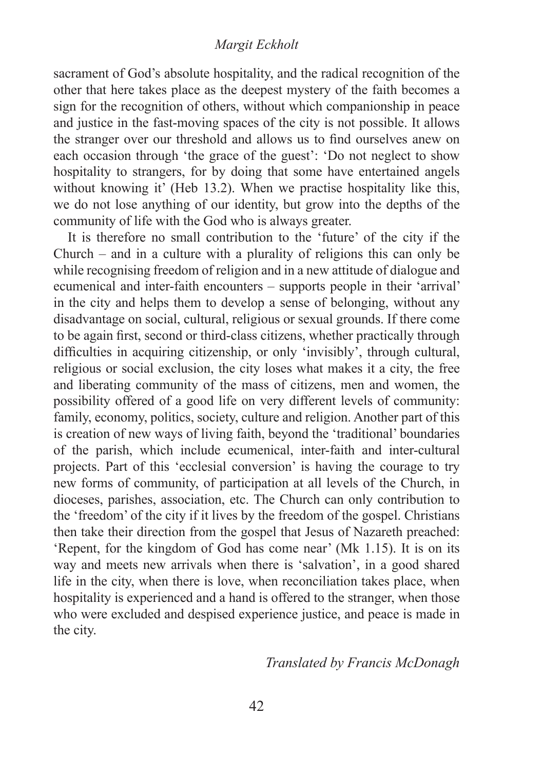sacrament of God's absolute hospitality, and the radical recognition of the other that here takes place as the deepest mystery of the faith becomes a sign for the recognition of others, without which companionship in peace and justice in the fast-moving spaces of the city is not possible. It allows the stranger over our threshold and allows us to find ourselves anew on each occasion through 'the grace of the guest': 'Do not neglect to show hospitality to strangers, for by doing that some have entertained angels without knowing it' (Heb 13.2). When we practise hospitality like this, we do not lose anything of our identity, but grow into the depths of the community of life with the God who is always greater.

It is therefore no small contribution to the 'future' of the city if the Church – and in a culture with a plurality of religions this can only be while recognising freedom of religion and in a new attitude of dialogue and ecumenical and inter-faith encounters – supports people in their 'arrival' in the city and helps them to develop a sense of belonging, without any disadvantage on social, cultural, religious or sexual grounds. If there come to be again first, second or third-class citizens, whether practically through difficulties in acquiring citizenship, or only 'invisibly', through cultural, religious or social exclusion, the city loses what makes it a city, the free and liberating community of the mass of citizens, men and women, the possibility offered of a good life on very different levels of community: family, economy, politics, society, culture and religion. Another part of this is creation of new ways of living faith, beyond the 'traditional' boundaries of the parish, which include ecumenical, inter-faith and inter-cultural projects. Part of this 'ecclesial conversion' is having the courage to try new forms of community, of participation at all levels of the Church, in dioceses, parishes, association, etc. The Church can only contribution to the 'freedom' of the city if it lives by the freedom of the gospel. Christians then take their direction from the gospel that Jesus of Nazareth preached: 'Repent, for the kingdom of God has come near' (Mk 1.15). It is on its way and meets new arrivals when there is 'salvation', in a good shared life in the city, when there is love, when reconciliation takes place, when hospitality is experienced and a hand is offered to the stranger, when those who were excluded and despised experience justice, and peace is made in the city.

*Translated by Francis McDonagh*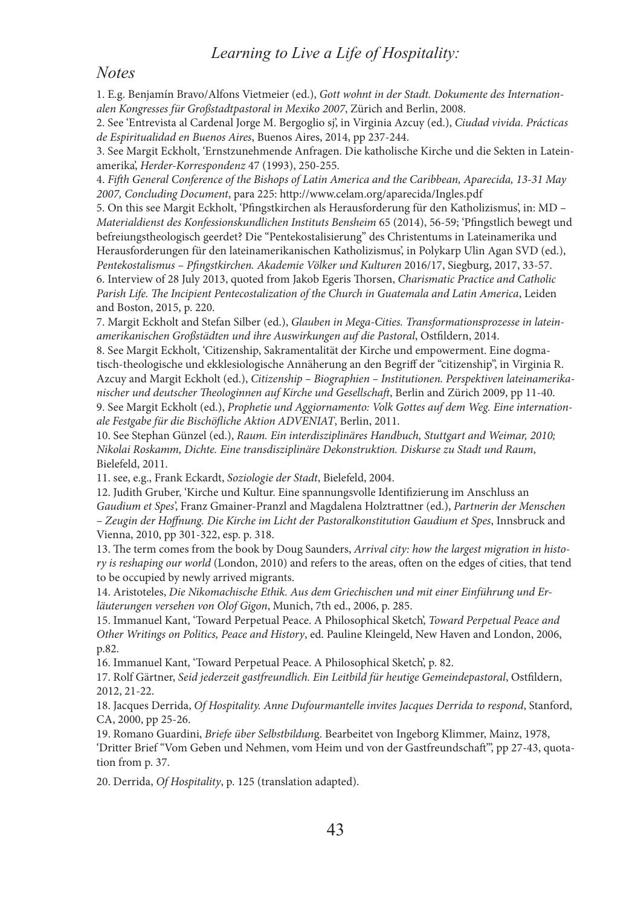## Notes

1. E.g. Benjamín Bravo/Alfons Vietmeier (ed.), *Gott wohnt in der Stadt. Dokumente des Internationalen Kongresses für Großstadtpastoral in Mexiko 2007*, Zürich and Berlin, 2008.

2. See 'Entrevista al Cardenal Jorge M. Bergoglio sj', in Virginia Azcuy (ed.), *Ciudad vivida. Prácticas de Espiritualidad en Buenos Aires*, Buenos Aires, 2014, pp 237-244.

3. See Margit Eckholt, 'Ernstzunehmende Anfragen. Die katholische Kirche und die Sekten in Lateinamerika', *Herder-Korrespondenz* 47 (1993), 250-255.

4. *Fifth General Conference of the Bishops of Latin America and the Caribbean, Aparecida, 13-31 May 2007, Concluding Document*, para 225: http://www.celam.org/aparecida/Ingles.pdf

5. On this see Margit Eckholt, 'Pfingstkirchen als Herausforderung für den Katholizismus', in: MD – *Materialdienst des Konfessionskundlichen Instituts Bensheim* 65 (2014), 56-59; 'Pfingstlich bewegt und befreiungstheologisch geerdet? Die "Pentekostalisierung" des Christentums in Lateinamerika und Herausforderungen für den lateinamerikanischen Katholizismus', in Polykarp Ulin Agan SVD (ed.), *Pentekostalismus – Pfingstkirchen. Akademie Völker und Kulturen* 2016/17, Siegburg, 2017, 33-57.

6. Interview of 28 July 2013, quoted from Jakob Egeris Thorsen, *Charismatic Practice and Catholic Parish Life. The Incipient Pentecostalization of the Church in Guatemala and Latin America*, Leiden and Boston, 2015, p. 220.

7. Margit Eckholt and Stefan Silber (ed.), *Glauben in Mega-Cities. Transformationsprozesse in lateinamerikanischen Großstädten und ihre Auswirkungen auf die Pastoral*, Ostfildern, 2014.

8. See Margit Eckholt, 'Citizenship, Sakramentalität der Kirche und empowerment. Eine dogmatisch-theologische und ekklesiologische Annäherung an den Begriff der "citizenship", in Virginia R. Azcuy and Margit Eckholt (ed.), *Citizenship – Biographien – Institutionen. Perspektiven lateinamerikanischer und deutscher Theologinnen auf Kirche und Gesellschaft*, Berlin and Zürich 2009, pp 11-40.

9. See Margit Eckholt (ed.), *Prophetie und Aggiornamento: Volk Gottes auf dem Weg. Eine internationale Festgabe für die Bischöfliche Aktion ADVENIAT*, Berlin, 2011.

10. See Stephan Günzel (ed.), *Raum. Ein interdisziplinäres Handbuch, Stuttgart and Weimar, 2010; Nikolai Roskamm, Dichte. Eine transdisziplinäre Dekonstruktion. Diskurse zu Stadt und Raum*, Bielefeld, 2011.

11. see, e.g., Frank Eckardt, *Soziologie der Stadt*, Bielefeld, 2004.

12. Judith Gruber, 'Kirche und Kultur. Eine spannungsvolle Identifizierung im Anschluss an *Gaudium et Spes*', Franz Gmainer-Pranzl and Magdalena Holztrattner (ed.), *Partnerin der Menschen – Zeugin der Hoffnung. Die Kirche im Licht der Pastoralkonstitution Gaudium et Spes*, Innsbruck and Vienna, 2010, pp 301-322, esp. p. 318.

13. The term comes from the book by Doug Saunders, *Arrival city: how the largest migration in history is reshaping our world* (London, 2010) and refers to the areas, often on the edges of cities, that tend to be occupied by newly arrived migrants.

14. Aristoteles, *Die Nikomachische Ethik. Aus dem Griechischen und mit einer Einführung und Erläuterungen versehen von Olof Gigon*, Munich, 7th ed., 2006, p. 285.

15. Immanuel Kant, 'Toward Perpetual Peace. A Philosophical Sketch', *Toward Perpetual Peace and Other Writings on Politics, Peace and History*, ed. Pauline Kleingeld, New Haven and London, 2006, p.82.

16. Immanuel Kant, 'Toward Perpetual Peace. A Philosophical Sketch', p. 82.

17. Rolf Gärtner, *Seid jederzeit gastfreundlich. Ein Leitbild für heutige Gemeindepastoral*, Ostfildern, 2012, 21-22.

18. Jacques Derrida, *Of Hospitality. Anne Dufourmantelle invites Jacques Derrida to respond*, Stanford, CA, 2000, pp 25-26.

19. Romano Guardini, *Briefe über Selbstbildung*. Bearbeitet von Ingeborg Klimmer, Mainz, 1978, 'Dritter Brief "Vom Geben und Nehmen, vom Heim und von der Gastfreundschaft"', pp 27-43, quotation from p. 37.

20. Derrida, *Of Hospitality*, p. 125 (translation adapted).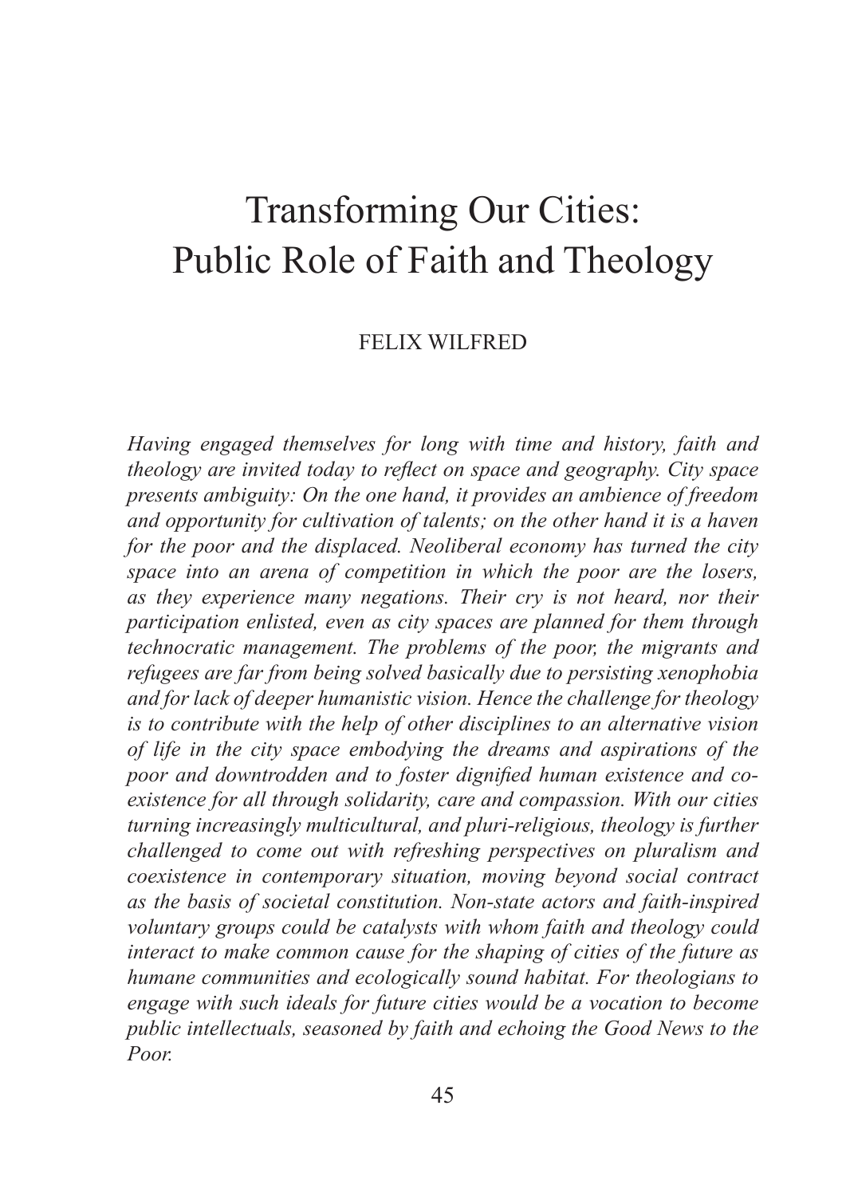# Transforming Our Cities: Public Role of Faith and Theology

FELIX WILFRED

*Having engaged themselves for long with time and history, faith and theology are invited today to reflect on space and geography. City space presents ambiguity: On the one hand, it provides an ambience of freedom and opportunity for cultivation of talents; on the other hand it is a haven for the poor and the displaced. Neoliberal economy has turned the city space into an arena of competition in which the poor are the losers, as they experience many negations. Their cry is not heard, nor their participation enlisted, even as city spaces are planned for them through technocratic management. The problems of the poor, the migrants and refugees are far from being solved basically due to persisting xenophobia and for lack of deeper humanistic vision. Hence the challenge for theology is to contribute with the help of other disciplines to an alternative vision of life in the city space embodying the dreams and aspirations of the poor and downtrodden and to foster dignified human existence and co-existence for all through solidarity, care and compassion. With our cities turning increasingly multicultural, and pluri-religious, theology is further challenged to come out with refreshing perspectives on pluralism and coexistence in contemporary situation, moving beyond social contract as the basis of societal constitution. Non-state actors and faith-inspired voluntary groups could be catalysts with whom faith and theology could interact to make common cause for the shaping of cities of the future as humane communities and ecologically sound habitat. For theologians to engage with such ideals for future cities would be a vocation to become public intellectuals, seasoned by faith and echoing the Good News to the Poor.*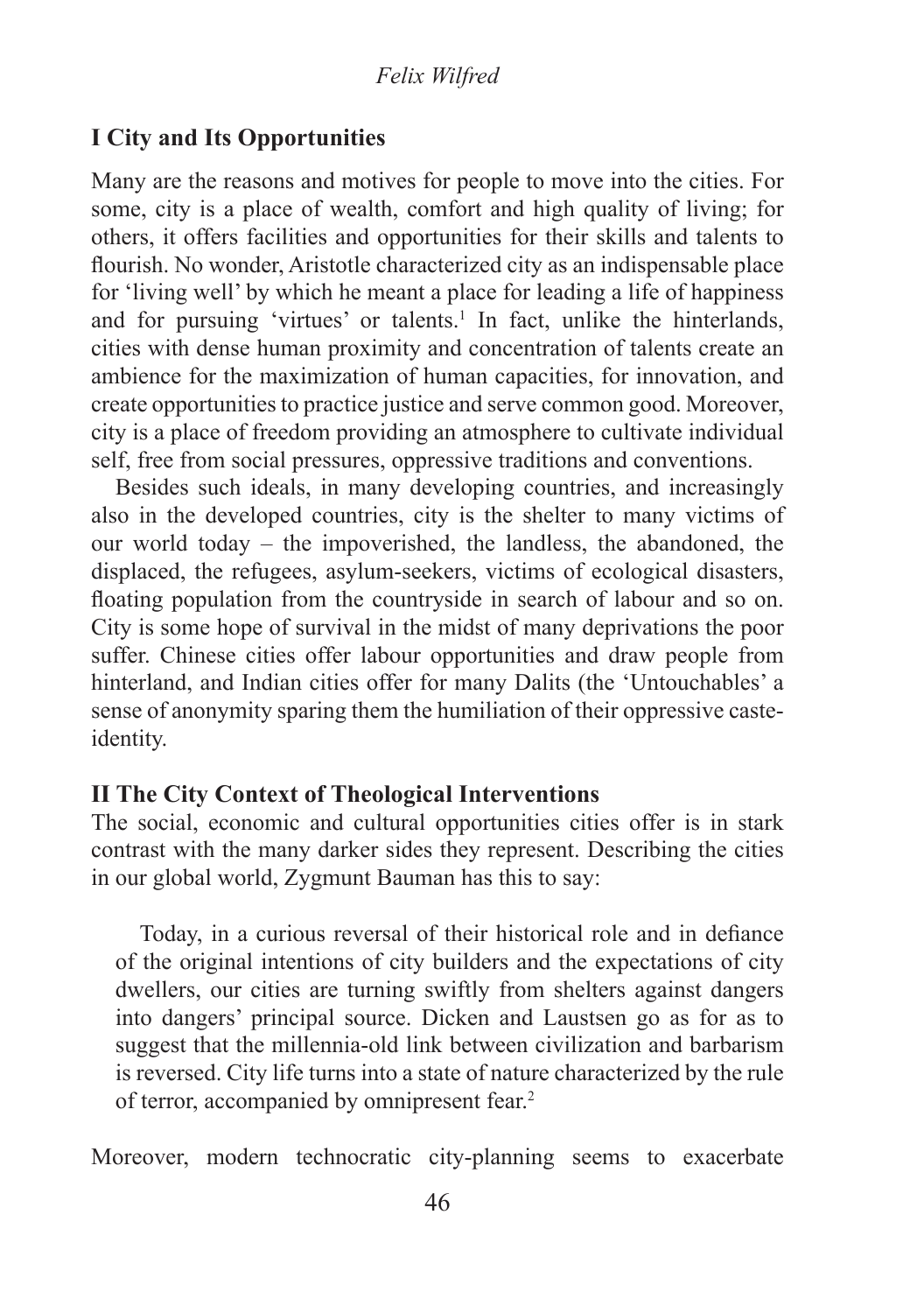## I City and Its Opportunities

Many are the reasons and motives for people to move into the cities. For some, city is a place of wealth, comfort and high quality of living; for others, it offers facilities and opportunities for their skills and talents to flourish. No wonder, Aristotle characterized city as an indispensable place for 'living well' by which he meant a place for leading a life of happiness and for pursuing 'virtues' or talents.[1] In fact, unlike the hinterlands, cities with dense human proximity and concentration of talents create an ambience for the maximization of human capacities, for innovation, and create opportunities to practice justice and serve common good. Moreover, city is a place of freedom providing an atmosphere to cultivate individual self, free from social pressures, oppressive traditions and conventions.

Besides such ideals, in many developing countries, and increasingly also in the developed countries, city is the shelter to many victims of our world today – the impoverished, the landless, the abandoned, the displaced, the refugees, asylum-seekers, victims of ecological disasters, floating population from the countryside in search of labour and so on. City is some hope of survival in the midst of many deprivations the poor suffer. Chinese cities offer labour opportunities and draw people from hinterland, and Indian cities offer for many Dalits (the 'Untouchables' a sense of anonymity sparing them the humiliation of their oppressive caste-identity.

## II The City Context of Theological Interventions

The social, economic and cultural opportunities cities offer is in stark contrast with the many darker sides they represent. Describing the cities in our global world, Zygmunt Bauman has this to say:

> Today, in a curious reversal of their historical role and in defiance of the original intentions of city builders and the expectations of city dwellers, our cities are turning swiftly from shelters against dangers into dangers' principal source. Dicken and Laustsen go as for as to suggest that the millennia-old link between civilization and barbarism is reversed. City life turns into a state of nature characterized by the rule of terror, accompanied by omnipresent fear.[2]

Moreover, modern technocratic city-planning seems to exacerbate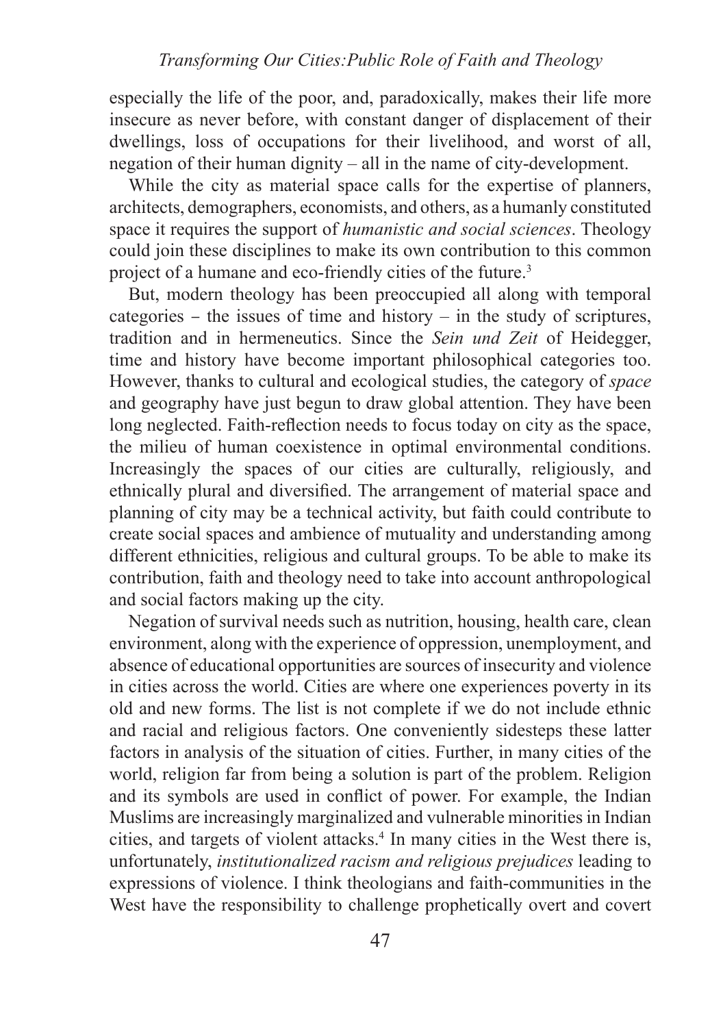especially the life of the poor, and, paradoxically, makes their life more insecure as never before, with constant danger of displacement of their dwellings, loss of occupations for their livelihood, and worst of all, negation of their human dignity – all in the name of city-development.

While the city as material space calls for the expertise of planners, architects, demographers, economists, and others, as a humanly constituted space it requires the support of *humanistic and social sciences*. Theology could join these disciplines to make its own contribution to this common project of a humane and eco-friendly cities of the future.[3]

But, modern theology has been preoccupied all along with temporal categories – the issues of time and history – in the study of scriptures, tradition and in hermeneutics. Since the *Sein und Zeit* of Heidegger, time and history have become important philosophical categories too. However, thanks to cultural and ecological studies, the category of *space* and geography have just begun to draw global attention. They have been long neglected. Faith-reflection needs to focus today on city as the space, the milieu of human coexistence in optimal environmental conditions. Increasingly the spaces of our cities are culturally, religiously, and ethnically plural and diversified. The arrangement of material space and planning of city may be a technical activity, but faith could contribute to create social spaces and ambience of mutuality and understanding among different ethnicities, religious and cultural groups. To be able to make its contribution, faith and theology need to take into account anthropological and social factors making up the city.

Negation of survival needs such as nutrition, housing, health care, clean environment, along with the experience of oppression, unemployment, and absence of educational opportunities are sources of insecurity and violence in cities across the world. Cities are where one experiences poverty in its old and new forms. The list is not complete if we do not include ethnic and racial and religious factors. One conveniently sidesteps these latter factors in analysis of the situation of cities. Further, in many cities of the world, religion far from being a solution is part of the problem. Religion and its symbols are used in conflict of power. For example, the Indian Muslims are increasingly marginalized and vulnerable minorities in Indian cities, and targets of violent attacks.[4] In many cities in the West there is, unfortunately, *institutionalized racism and religious prejudices* leading to expressions of violence. I think theologians and faith-communities in the West have the responsibility to challenge prophetically overt and covert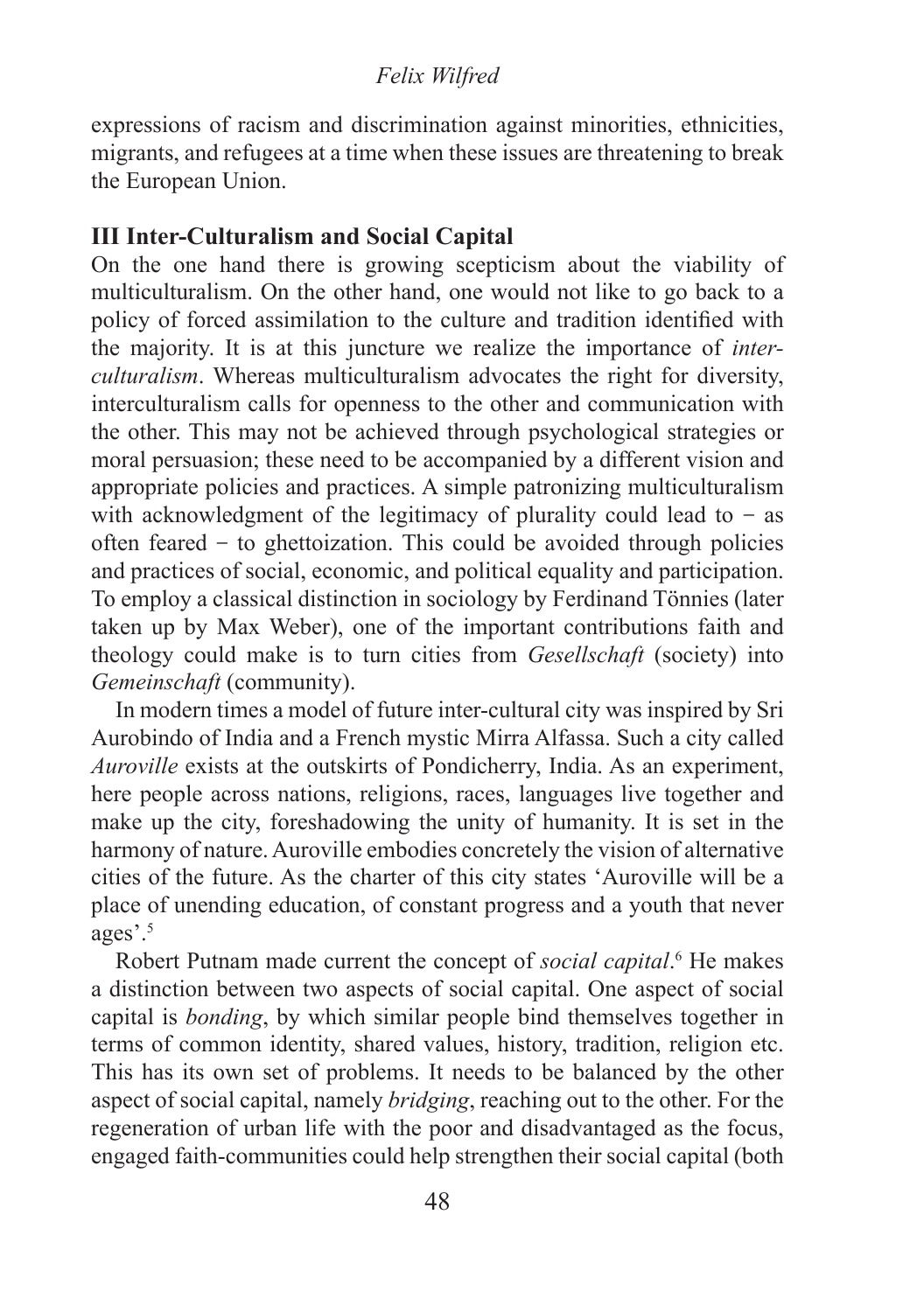expressions of racism and discrimination against minorities, ethnicities, migrants, and refugees at a time when these issues are threatening to break the European Union.

## III Inter-Culturalism and Social Capital

On the one hand there is growing scepticism about the viability of multiculturalism. On the other hand, one would not like to go back to a policy of forced assimilation to the culture and tradition identified with the majority. It is at this juncture we realize the importance of *inter-culturalism*. Whereas multiculturalism advocates the right for diversity, interculturalism calls for openness to the other and communication with the other. This may not be achieved through psychological strategies or moral persuasion; these need to be accompanied by a different vision and appropriate policies and practices. A simple patronizing multiculturalism with acknowledgment of the legitimacy of plurality could lead to − as often feared − to ghettoization. This could be avoided through policies and practices of social, economic, and political equality and participation. To employ a classical distinction in sociology by Ferdinand Tönnies (later taken up by Max Weber), one of the important contributions faith and theology could make is to turn cities from *Gesellschaft* (society) into *Gemeinschaft* (community).

In modern times a model of future inter-cultural city was inspired by Sri Aurobindo of India and a French mystic Mirra Alfassa. Such a city called *Auroville* exists at the outskirts of Pondicherry, India. As an experiment, here people across nations, religions, races, languages live together and make up the city, foreshadowing the unity of humanity. It is set in the harmony of nature. Auroville embodies concretely the vision of alternative cities of the future. As the charter of this city states 'Auroville will be a place of unending education, of constant progress and a youth that never ages'.[5]

Robert Putnam made current the concept of *social capital*.[6] He makes a distinction between two aspects of social capital. One aspect of social capital is *bonding*, by which similar people bind themselves together in terms of common identity, shared values, history, tradition, religion etc. This has its own set of problems. It needs to be balanced by the other aspect of social capital, namely *bridging*, reaching out to the other. For the regeneration of urban life with the poor and disadvantaged as the focus, engaged faith-communities could help strengthen their social capital (both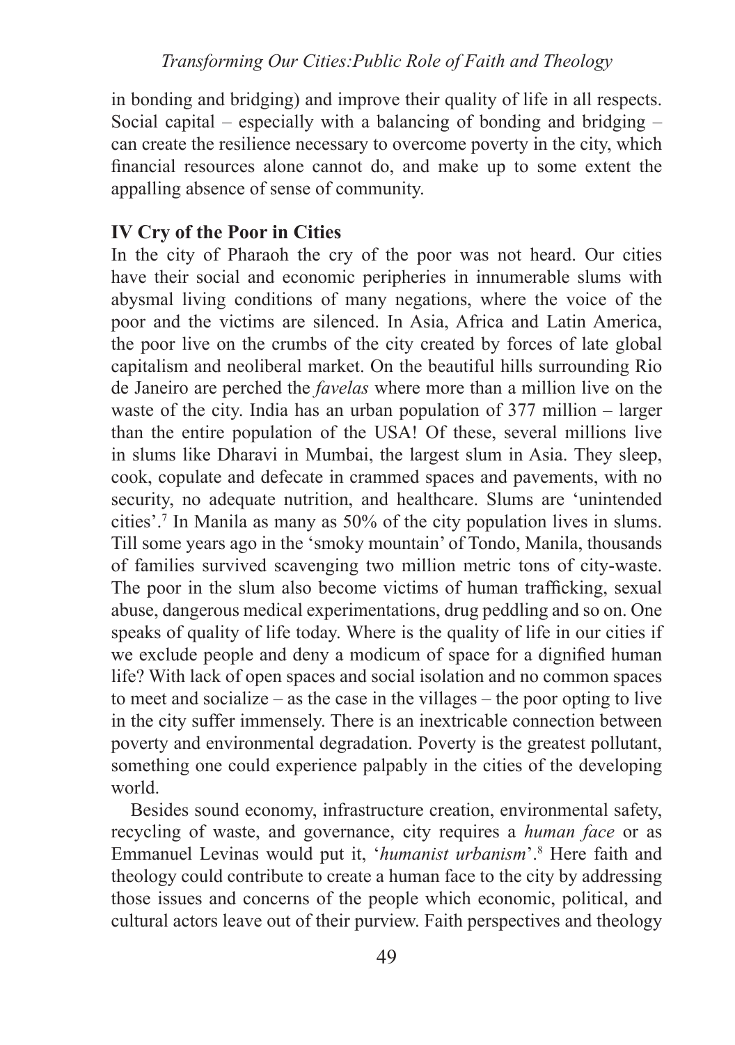in bonding and bridging) and improve their quality of life in all respects. Social capital – especially with a balancing of bonding and bridging – can create the resilience necessary to overcome poverty in the city, which financial resources alone cannot do, and make up to some extent the appalling absence of sense of community.

## IV Cry of the Poor in Cities

In the city of Pharaoh the cry of the poor was not heard. Our cities have their social and economic peripheries in innumerable slums with abysmal living conditions of many negations, where the voice of the poor and the victims are silenced. In Asia, Africa and Latin America, the poor live on the crumbs of the city created by forces of late global capitalism and neoliberal market. On the beautiful hills surrounding Rio de Janeiro are perched the *favelas* where more than a million live on the waste of the city. India has an urban population of 377 million – larger than the entire population of the USA! Of these, several millions live in slums like Dharavi in Mumbai, the largest slum in Asia. They sleep, cook, copulate and defecate in crammed spaces and pavements, with no security, no adequate nutrition, and healthcare. Slums are 'unintended cities'.[7] In Manila as many as 50% of the city population lives in slums. Till some years ago in the 'smoky mountain' of Tondo, Manila, thousands of families survived scavenging two million metric tons of city-waste. The poor in the slum also become victims of human trafficking, sexual abuse, dangerous medical experimentations, drug peddling and so on. One speaks of quality of life today. Where is the quality of life in our cities if we exclude people and deny a modicum of space for a dignified human life? With lack of open spaces and social isolation and no common spaces to meet and socialize – as the case in the villages – the poor opting to live in the city suffer immensely. There is an inextricable connection between poverty and environmental degradation. Poverty is the greatest pollutant, something one could experience palpably in the cities of the developing world.

Besides sound economy, infrastructure creation, environmental safety, recycling of waste, and governance, city requires a *human face* or as Emmanuel Levinas would put it, '*humanist urbanism*'.[8] Here faith and theology could contribute to create a human face to the city by addressing those issues and concerns of the people which economic, political, and cultural actors leave out of their purview. Faith perspectives and theology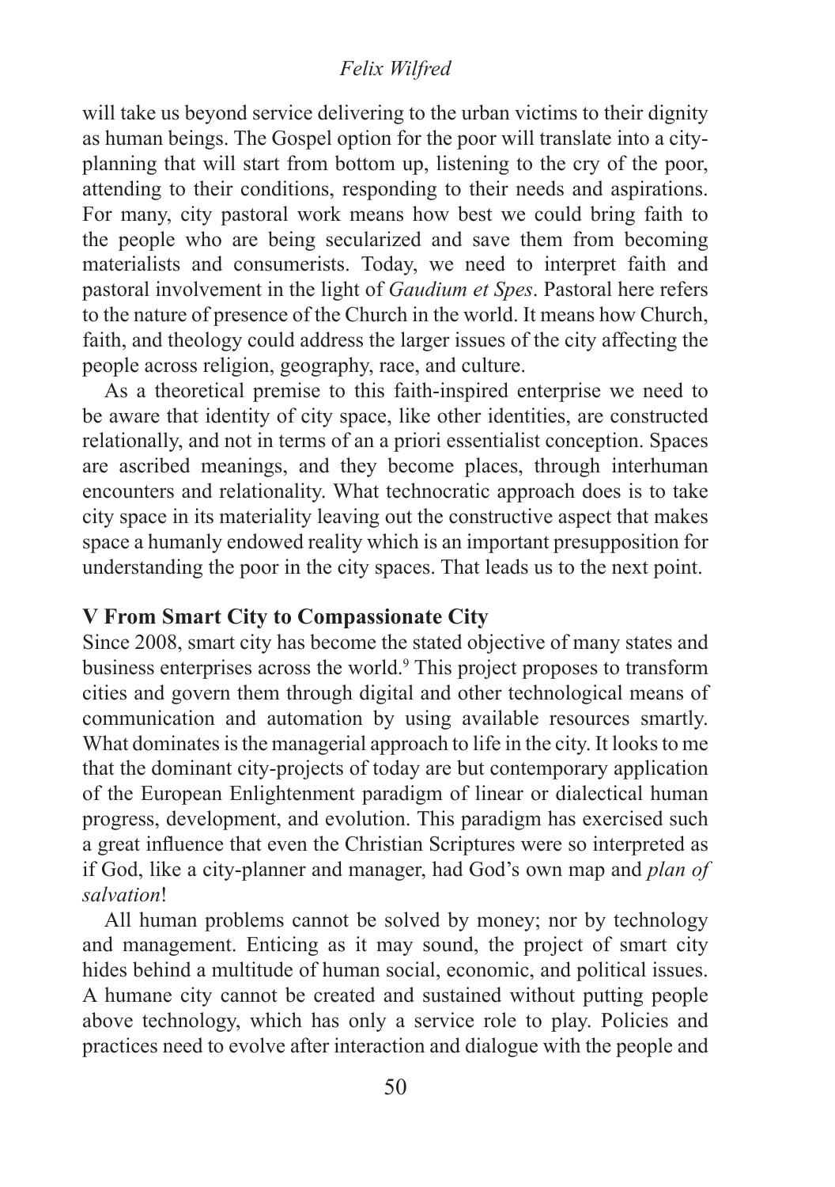will take us beyond service delivering to the urban victims to their dignity as human beings. The Gospel option for the poor will translate into a city-planning that will start from bottom up, listening to the cry of the poor, attending to their conditions, responding to their needs and aspirations. For many, city pastoral work means how best we could bring faith to the people who are being secularized and save them from becoming materialists and consumerists. Today, we need to interpret faith and pastoral involvement in the light of *Gaudium et Spes*. Pastoral here refers to the nature of presence of the Church in the world. It means how Church, faith, and theology could address the larger issues of the city affecting the people across religion, geography, race, and culture.

As a theoretical premise to this faith-inspired enterprise we need to be aware that identity of city space, like other identities, are constructed relationally, and not in terms of an a priori essentialist conception. Spaces are ascribed meanings, and they become places, through interhuman encounters and relationality. What technocratic approach does is to take city space in its materiality leaving out the constructive aspect that makes space a humanly endowed reality which is an important presupposition for understanding the poor in the city spaces. That leads us to the next point.

## V From Smart City to Compassionate City

Since 2008, smart city has become the stated objective of many states and business enterprises across the world.[9] This project proposes to transform cities and govern them through digital and other technological means of communication and automation by using available resources smartly. What dominates is the managerial approach to life in the city. It looks to me that the dominant city-projects of today are but contemporary application of the European Enlightenment paradigm of linear or dialectical human progress, development, and evolution. This paradigm has exercised such a great influence that even the Christian Scriptures were so interpreted as if God, like a city-planner and manager, had God's own map and *plan of salvation*!

All human problems cannot be solved by money; nor by technology and management. Enticing as it may sound, the project of smart city hides behind a multitude of human social, economic, and political issues. A humane city cannot be created and sustained without putting people above technology, which has only a service role to play. Policies and practices need to evolve after interaction and dialogue with the people and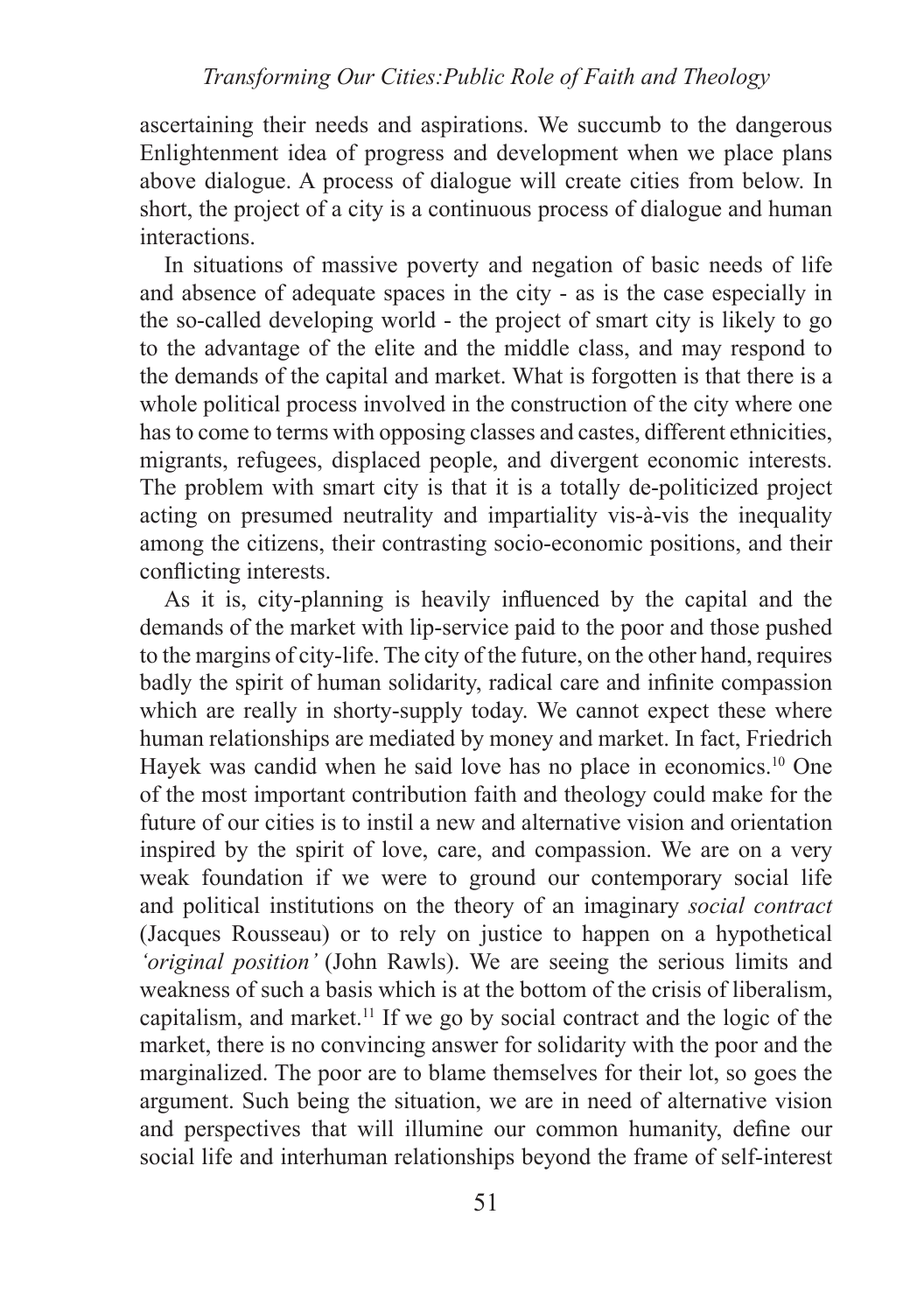ascertaining their needs and aspirations. We succumb to the dangerous Enlightenment idea of progress and development when we place plans above dialogue. A process of dialogue will create cities from below. In short, the project of a city is a continuous process of dialogue and human interactions.

In situations of massive poverty and negation of basic needs of life and absence of adequate spaces in the city - as is the case especially in the so-called developing world - the project of smart city is likely to go to the advantage of the elite and the middle class, and may respond to the demands of the capital and market. What is forgotten is that there is a whole political process involved in the construction of the city where one has to come to terms with opposing classes and castes, different ethnicities, migrants, refugees, displaced people, and divergent economic interests. The problem with smart city is that it is a totally de-politicized project acting on presumed neutrality and impartiality vis-à-vis the inequality among the citizens, their contrasting socio-economic positions, and their conflicting interests.

As it is, city-planning is heavily influenced by the capital and the demands of the market with lip-service paid to the poor and those pushed to the margins of city-life. The city of the future, on the other hand, requires badly the spirit of human solidarity, radical care and infinite compassion which are really in shorty-supply today. We cannot expect these where human relationships are mediated by money and market. In fact, Friedrich Hayek was candid when he said love has no place in economics.[10] One of the most important contribution faith and theology could make for the future of our cities is to instil a new and alternative vision and orientation inspired by the spirit of love, care, and compassion. We are on a very weak foundation if we were to ground our contemporary social life and political institutions on the theory of an imaginary *social contract* (Jacques Rousseau) or to rely on justice to happen on a hypothetical *'original position'* (John Rawls). We are seeing the serious limits and weakness of such a basis which is at the bottom of the crisis of liberalism, capitalism, and market.[11] If we go by social contract and the logic of the market, there is no convincing answer for solidarity with the poor and the marginalized. The poor are to blame themselves for their lot, so goes the argument. Such being the situation, we are in need of alternative vision and perspectives that will illumine our common humanity, define our social life and interhuman relationships beyond the frame of self-interest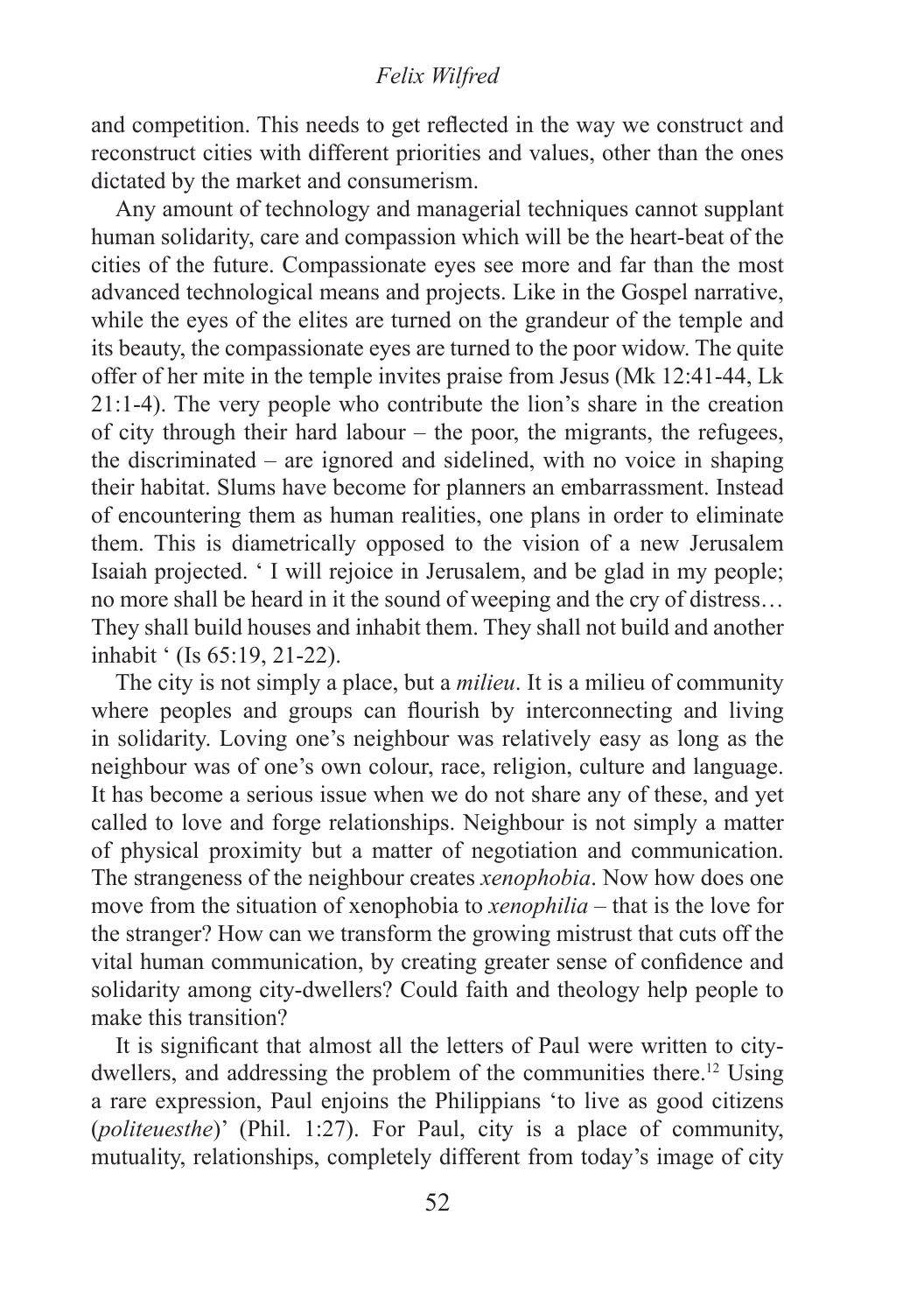and competition. This needs to get reflected in the way we construct and reconstruct cities with different priorities and values, other than the ones dictated by the market and consumerism.

Any amount of technology and managerial techniques cannot supplant human solidarity, care and compassion which will be the heart-beat of the cities of the future. Compassionate eyes see more and far than the most advanced technological means and projects. Like in the Gospel narrative, while the eyes of the elites are turned on the grandeur of the temple and its beauty, the compassionate eyes are turned to the poor widow. The quite offer of her mite in the temple invites praise from Jesus (Mk 12:41-44, Lk 21:1-4). The very people who contribute the lion's share in the creation of city through their hard labour – the poor, the migrants, the refugees, the discriminated – are ignored and sidelined, with no voice in shaping their habitat. Slums have become for planners an embarrassment. Instead of encountering them as human realities, one plans in order to eliminate them. This is diametrically opposed to the vision of a new Jerusalem Isaiah projected. ' I will rejoice in Jerusalem, and be glad in my people; no more shall be heard in it the sound of weeping and the cry of distress… They shall build houses and inhabit them. They shall not build and another inhabit ' (Is 65:19, 21-22).

The city is not simply a place, but a *milieu*. It is a milieu of community where peoples and groups can flourish by interconnecting and living in solidarity. Loving one's neighbour was relatively easy as long as the neighbour was of one's own colour, race, religion, culture and language. It has become a serious issue when we do not share any of these, and yet called to love and forge relationships. Neighbour is not simply a matter of physical proximity but a matter of negotiation and communication. The strangeness of the neighbour creates *xenophobia*. Now how does one move from the situation of xenophobia to *xenophilia* – that is the love for the stranger? How can we transform the growing mistrust that cuts off the vital human communication, by creating greater sense of confidence and solidarity among city-dwellers? Could faith and theology help people to make this transition?

It is significant that almost all the letters of Paul were written to city-dwellers, and addressing the problem of the communities there.[12] Using a rare expression, Paul enjoins the Philippians 'to live as good citizens (*politeuesthe*)' (Phil. 1:27). For Paul, city is a place of community, mutuality, relationships, completely different from today's image of city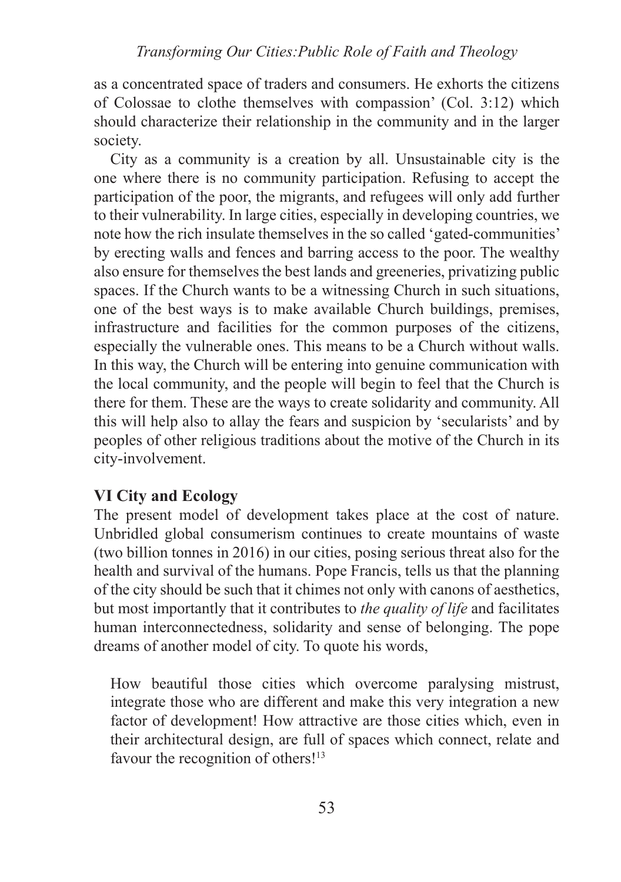as a concentrated space of traders and consumers. He exhorts the citizens of Colossae to clothe themselves with compassion' (Col. 3:12) which should characterize their relationship in the community and in the larger society.

City as a community is a creation by all. Unsustainable city is the one where there is no community participation. Refusing to accept the participation of the poor, the migrants, and refugees will only add further to their vulnerability. In large cities, especially in developing countries, we note how the rich insulate themselves in the so called 'gated-communities' by erecting walls and fences and barring access to the poor. The wealthy also ensure for themselves the best lands and greeneries, privatizing public spaces. If the Church wants to be a witnessing Church in such situations, one of the best ways is to make available Church buildings, premises, infrastructure and facilities for the common purposes of the citizens, especially the vulnerable ones. This means to be a Church without walls. In this way, the Church will be entering into genuine communication with the local community, and the people will begin to feel that the Church is there for them. These are the ways to create solidarity and community. All this will help also to allay the fears and suspicion by 'secularists' and by peoples of other religious traditions about the motive of the Church in its city-involvement.

## VI City and Ecology

The present model of development takes place at the cost of nature. Unbridled global consumerism continues to create mountains of waste (two billion tonnes in 2016) in our cities, posing serious threat also for the health and survival of the humans. Pope Francis, tells us that the planning of the city should be such that it chimes not only with canons of aesthetics, but most importantly that it contributes to *the quality of life* and facilitates human interconnectedness, solidarity and sense of belonging. The pope dreams of another model of city. To quote his words,

> How beautiful those cities which overcome paralysing mistrust, integrate those who are different and make this very integration a new factor of development! How attractive are those cities which, even in their architectural design, are full of spaces which connect, relate and favour the recognition of others![13]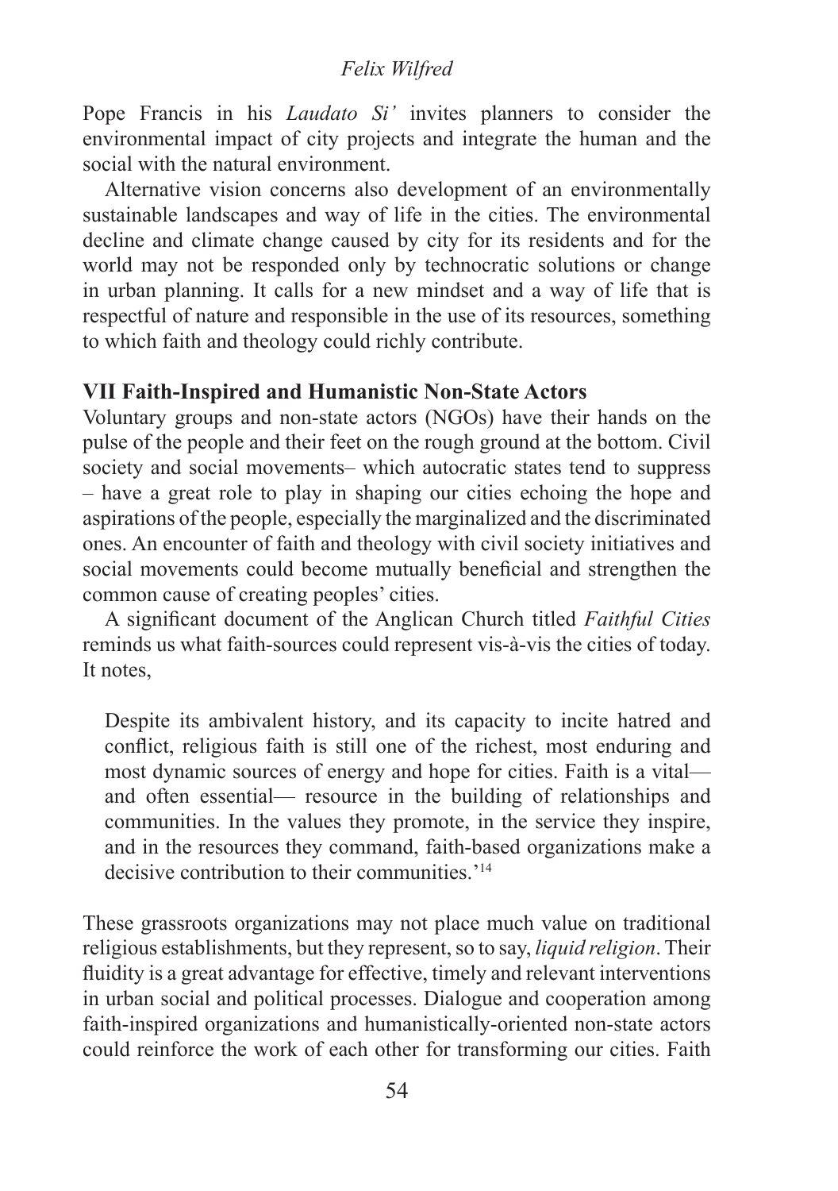Pope Francis in his *Laudato Si'* invites planners to consider the environmental impact of city projects and integrate the human and the social with the natural environment.

Alternative vision concerns also development of an environmentally sustainable landscapes and way of life in the cities. The environmental decline and climate change caused by city for its residents and for the world may not be responded only by technocratic solutions or change in urban planning. It calls for a new mindset and a way of life that is respectful of nature and responsible in the use of its resources, something to which faith and theology could richly contribute.

## VII Faith-Inspired and Humanistic Non-State Actors

Voluntary groups and non-state actors (NGOs) have their hands on the pulse of the people and their feet on the rough ground at the bottom. Civil society and social movements– which autocratic states tend to suppress – have a great role to play in shaping our cities echoing the hope and aspirations of the people, especially the marginalized and the discriminated ones. An encounter of faith and theology with civil society initiatives and social movements could become mutually beneficial and strengthen the common cause of creating peoples' cities.

A significant document of the Anglican Church titled *Faithful Cities* reminds us what faith-sources could represent vis-à-vis the cities of today. It notes,

> Despite its ambivalent history, and its capacity to incite hatred and conflict, religious faith is still one of the richest, most enduring and most dynamic sources of energy and hope for cities. Faith is a vital— and often essential— resource in the building of relationships and communities. In the values they promote, in the service they inspire, and in the resources they command, faith-based organizations make a decisive contribution to their communities.'[14]

These grassroots organizations may not place much value on traditional religious establishments, but they represent, so to say, *liquid religion*. Their fluidity is a great advantage for effective, timely and relevant interventions in urban social and political processes. Dialogue and cooperation among faith-inspired organizations and humanistically-oriented non-state actors could reinforce the work of each other for transforming our cities. Faith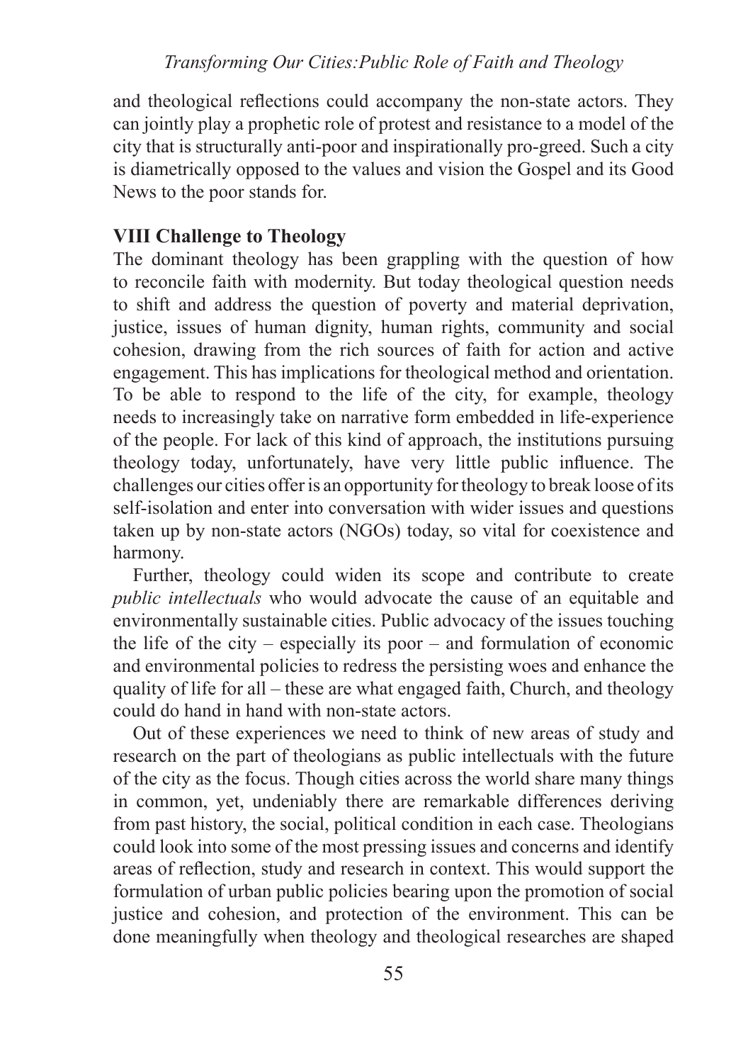and theological reflections could accompany the non-state actors. They can jointly play a prophetic role of protest and resistance to a model of the city that is structurally anti-poor and inspirationally pro-greed. Such a city is diametrically opposed to the values and vision the Gospel and its Good News to the poor stands for.

## VIII Challenge to Theology

The dominant theology has been grappling with the question of how to reconcile faith with modernity. But today theological question needs to shift and address the question of poverty and material deprivation, justice, issues of human dignity, human rights, community and social cohesion, drawing from the rich sources of faith for action and active engagement. This has implications for theological method and orientation. To be able to respond to the life of the city, for example, theology needs to increasingly take on narrative form embedded in life-experience of the people. For lack of this kind of approach, the institutions pursuing theology today, unfortunately, have very little public influence. The challenges our cities offer is an opportunity for theology to break loose of its self-isolation and enter into conversation with wider issues and questions taken up by non-state actors (NGOs) today, so vital for coexistence and harmony.

Further, theology could widen its scope and contribute to create *public intellectuals* who would advocate the cause of an equitable and environmentally sustainable cities. Public advocacy of the issues touching the life of the city – especially its poor – and formulation of economic and environmental policies to redress the persisting woes and enhance the quality of life for all – these are what engaged faith, Church, and theology could do hand in hand with non-state actors.

Out of these experiences we need to think of new areas of study and research on the part of theologians as public intellectuals with the future of the city as the focus. Though cities across the world share many things in common, yet, undeniably there are remarkable differences deriving from past history, the social, political condition in each case. Theologians could look into some of the most pressing issues and concerns and identify areas of reflection, study and research in context. This would support the formulation of urban public policies bearing upon the promotion of social justice and cohesion, and protection of the environment. This can be done meaningfully when theology and theological researches are shaped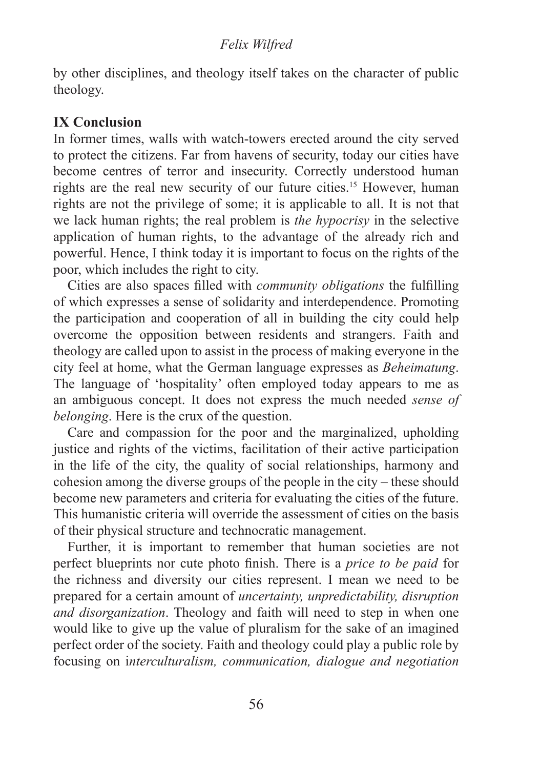by other disciplines, and theology itself takes on the character of public theology.

## IX Conclusion

In former times, walls with watch-towers erected around the city served to protect the citizens. Far from havens of security, today our cities have become centres of terror and insecurity. Correctly understood human rights are the real new security of our future cities.[15] However, human rights are not the privilege of some; it is applicable to all. It is not that we lack human rights; the real problem is *the hypocrisy* in the selective application of human rights, to the advantage of the already rich and powerful. Hence, I think today it is important to focus on the rights of the poor, which includes the right to city.

Cities are also spaces filled with *community obligations* the fulfilling of which expresses a sense of solidarity and interdependence. Promoting the participation and cooperation of all in building the city could help overcome the opposition between residents and strangers. Faith and theology are called upon to assist in the process of making everyone in the city feel at home, what the German language expresses as *Beheimatung*. The language of 'hospitality' often employed today appears to me as an ambiguous concept. It does not express the much needed *sense of belonging*. Here is the crux of the question.

Care and compassion for the poor and the marginalized, upholding justice and rights of the victims, facilitation of their active participation in the life of the city, the quality of social relationships, harmony and cohesion among the diverse groups of the people in the city – these should become new parameters and criteria for evaluating the cities of the future. This humanistic criteria will override the assessment of cities on the basis of their physical structure and technocratic management.

Further, it is important to remember that human societies are not perfect blueprints nor cute photo finish. There is a *price to be paid* for the richness and diversity our cities represent. I mean we need to be prepared for a certain amount of *uncertainty, unpredictability, disruption and disorganization*. Theology and faith will need to step in when one would like to give up the value of pluralism for the sake of an imagined perfect order of the society. Faith and theology could play a public role by focusing on i*nterculturalism, communication, dialogue and negotiation*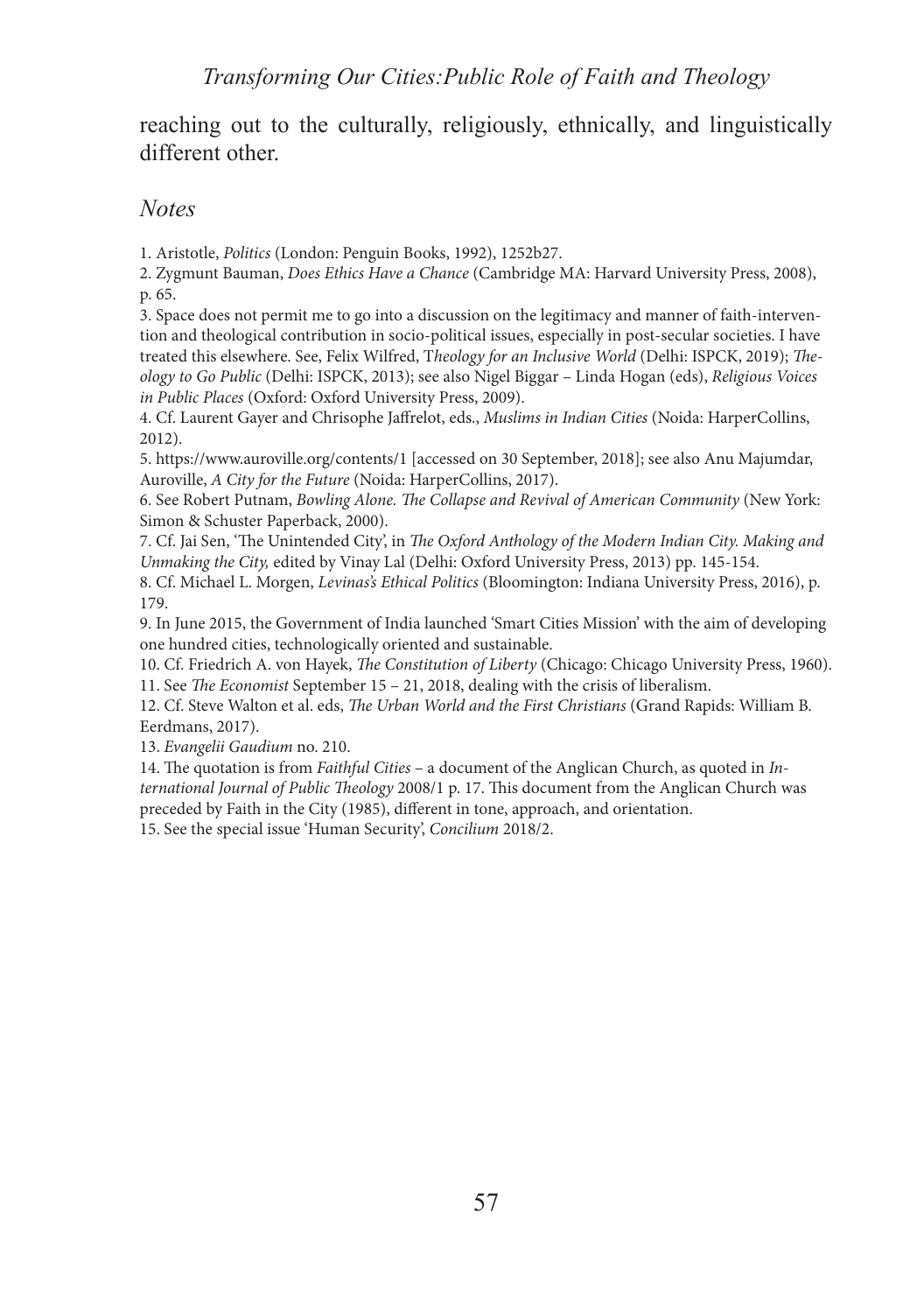reaching out to the culturally, religiously, ethnically, and linguistically different other.

## *Notes*

1. Aristotle, *Politics* (London: Penguin Books, 1992), 1252b27.
2. Zygmunt Bauman, *Does Ethics Have a Chance* (Cambridge MA: Harvard University Press, 2008), p. 65.
3. Space does not permit me to go into a discussion on the legitimacy and manner of faith-intervention and theological contribution in socio-political issues, especially in post-secular societies. I have treated this elsewhere. See, Felix Wilfred, T*heology for an Inclusive World* (Delhi: ISPCK, 2019); *Theology to Go Public* (Delhi: ISPCK, 2013); see also Nigel Biggar – Linda Hogan (eds), *Religious Voices in Public Places* (Oxford: Oxford University Press, 2009).
4. Cf. Laurent Gayer and Chrisophe Jaffrelot, eds., *Muslims in Indian Cities* (Noida: HarperCollins, 2012).
5. https://www.auroville.org/contents/1 [accessed on 30 September, 2018]; see also Anu Majumdar, Auroville, *A City for the Future* (Noida: HarperCollins, 2017).
6. See Robert Putnam, *Bowling Alone. The Collapse and Revival of American Community* (New York: Simon & Schuster Paperback, 2000).
7. Cf. Jai Sen, 'The Unintended City', in *The Oxford Anthology of the Modern Indian City. Making and Unmaking the City,* edited by Vinay Lal (Delhi: Oxford University Press, 2013) pp. 145-154.
8. Cf. Michael L. Morgen, *Levinas's Ethical Politics* (Bloomington: Indiana University Press, 2016), p. 179.
9. In June 2015, the Government of India launched 'Smart Cities Mission' with the aim of developing one hundred cities, technologically oriented and sustainable.
10. Cf. Friedrich A. von Hayek, *The Constitution of Liberty* (Chicago: Chicago University Press, 1960).
11. See *The Economist* September 15 – 21, 2018, dealing with the crisis of liberalism.
12. Cf. Steve Walton et al. eds, *The Urban World and the First Christians* (Grand Rapids: William B. Eerdmans, 2017).
13. *Evangelii Gaudium* no. 210.
14. The quotation is from *Faithful Cities* – a document of the Anglican Church, as quoted in *International Journal of Public Theology* 2008/1 p. 17. This document from the Anglican Church was preceded by Faith in the City (1985), different in tone, approach, and orientation.
15. See the special issue 'Human Security', *Concilium* 2018/2.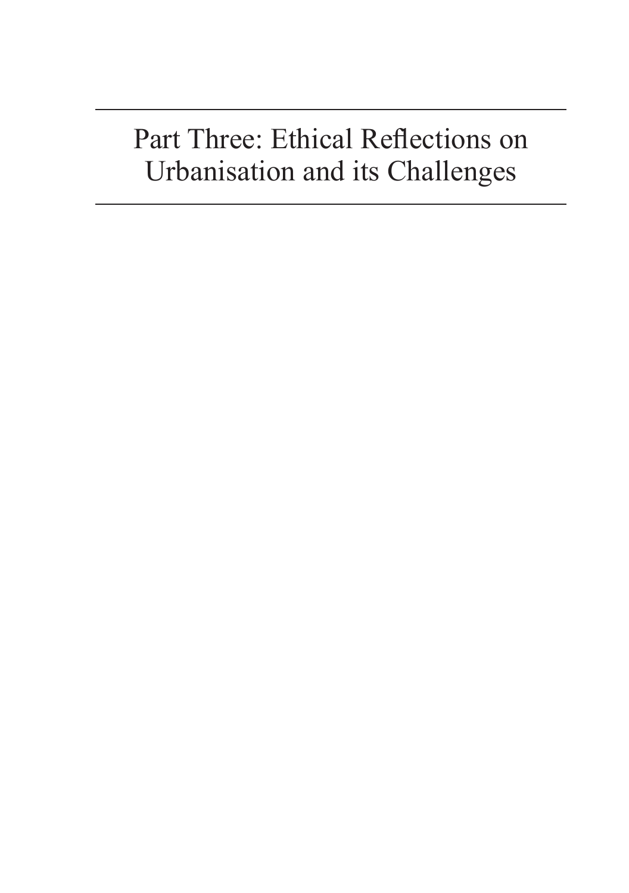# Part Three: Ethical Reflections on Urbanisation and its Challenges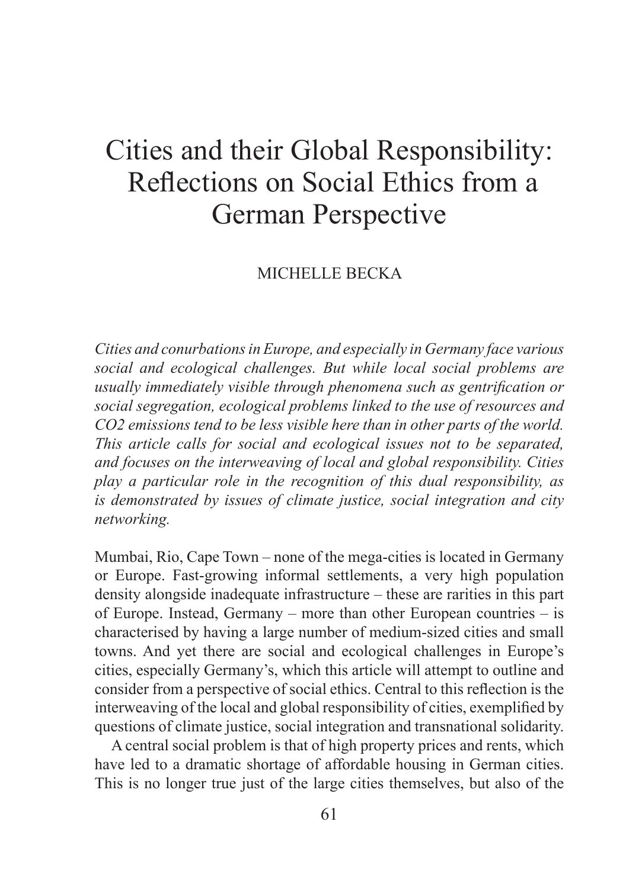# Cities and their Global Responsibility: Reflections on Social Ethics from a German Perspective

MICHELLE BECKA

*Cities and conurbations in Europe, and especially in Germany face various social and ecological challenges. But while local social problems are usually immediately visible through phenomena such as gentrification or social segregation, ecological problems linked to the use of resources and CO2 emissions tend to be less visible here than in other parts of the world. This article calls for social and ecological issues not to be separated, and focuses on the interweaving of local and global responsibility. Cities play a particular role in the recognition of this dual responsibility, as is demonstrated by issues of climate justice, social integration and city networking.*

Mumbai, Rio, Cape Town – none of the mega-cities is located in Germany or Europe. Fast-growing informal settlements, a very high population density alongside inadequate infrastructure – these are rarities in this part of Europe. Instead, Germany – more than other European countries – is characterised by having a large number of medium-sized cities and small towns. And yet there are social and ecological challenges in Europe's cities, especially Germany's, which this article will attempt to outline and consider from a perspective of social ethics. Central to this reflection is the interweaving of the local and global responsibility of cities, exemplified by questions of climate justice, social integration and transnational solidarity.

A central social problem is that of high property prices and rents, which have led to a dramatic shortage of affordable housing in German cities. This is no longer true just of the large cities themselves, but also of the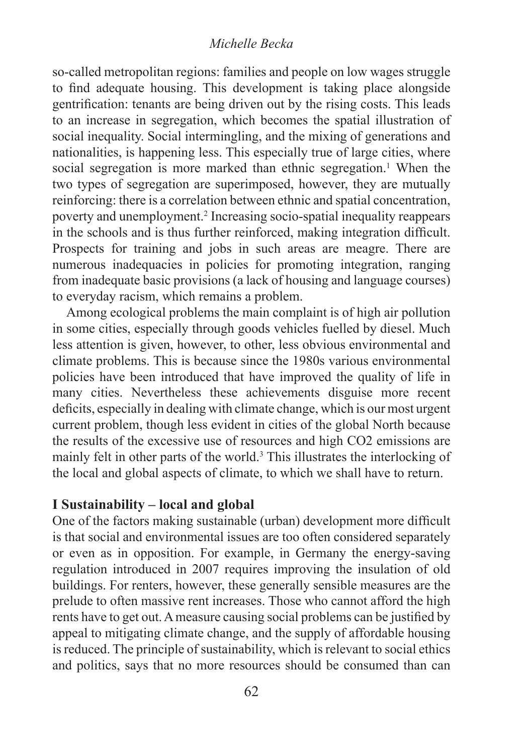so-called metropolitan regions: families and people on low wages struggle to find adequate housing. This development is taking place alongside gentrification: tenants are being driven out by the rising costs. This leads to an increase in segregation, which becomes the spatial illustration of social inequality. Social intermingling, and the mixing of generations and nationalities, is happening less. This especially true of large cities, where social segregation is more marked than ethnic segregation.[1] When the two types of segregation are superimposed, however, they are mutually reinforcing: there is a correlation between ethnic and spatial concentration, poverty and unemployment.[2] Increasing socio-spatial inequality reappears in the schools and is thus further reinforced, making integration difficult. Prospects for training and jobs in such areas are meagre. There are numerous inadequacies in policies for promoting integration, ranging from inadequate basic provisions (a lack of housing and language courses) to everyday racism, which remains a problem.

Among ecological problems the main complaint is of high air pollution in some cities, especially through goods vehicles fuelled by diesel. Much less attention is given, however, to other, less obvious environmental and climate problems. This is because since the 1980s various environmental policies have been introduced that have improved the quality of life in many cities. Nevertheless these achievements disguise more recent deficits, especially in dealing with climate change, which is our most urgent current problem, though less evident in cities of the global North because the results of the excessive use of resources and high $CO_2$ emissions are mainly felt in other parts of the world.[3] This illustrates the interlocking of the local and global aspects of climate, to which we shall have to return.

## I Sustainability – local and global

One of the factors making sustainable (urban) development more difficult is that social and environmental issues are too often considered separately or even as in opposition. For example, in Germany the energy-saving regulation introduced in 2007 requires improving the insulation of old buildings. For renters, however, these generally sensible measures are the prelude to often massive rent increases. Those who cannot afford the high rents have to get out. A measure causing social problems can be justified by appeal to mitigating climate change, and the supply of affordable housing is reduced. The principle of sustainability, which is relevant to social ethics and politics, says that no more resources should be consumed than can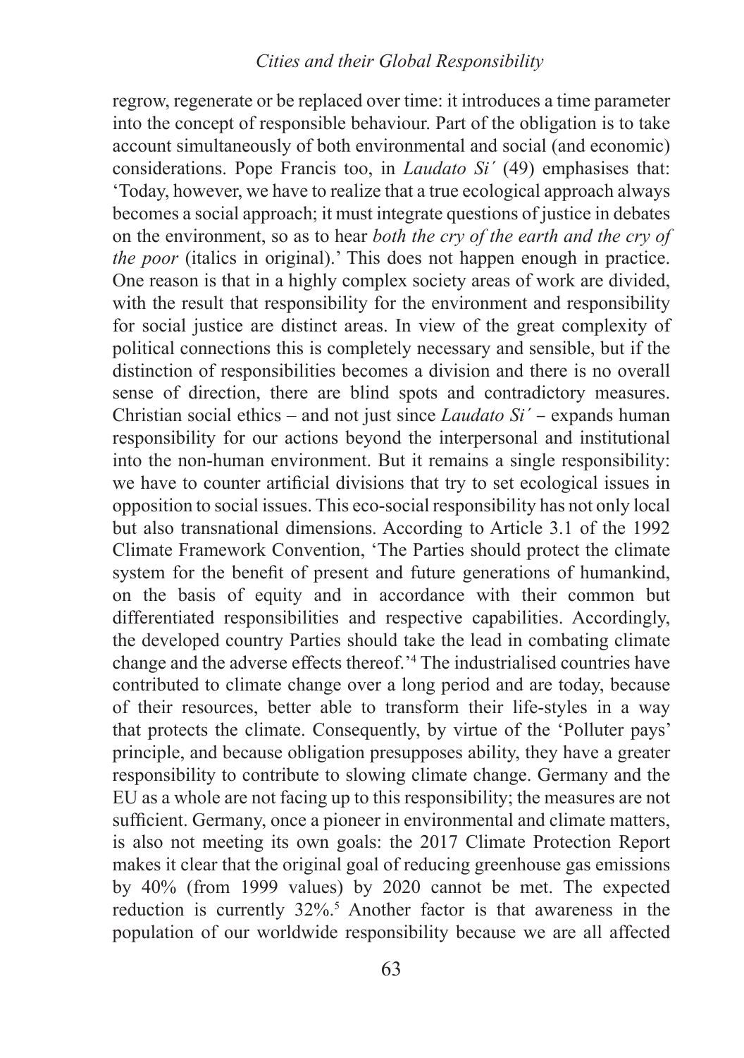regrow, regenerate or be replaced over time: it introduces a time parameter into the concept of responsible behaviour. Part of the obligation is to take account simultaneously of both environmental and social (and economic) considerations. Pope Francis too, in *Laudato Si´* (49) emphasises that: 'Today, however, we have to realize that a true ecological approach always becomes a social approach; it must integrate questions of justice in debates on the environment, so as to hear *both the cry of the earth and the cry of the poor* (italics in original).' This does not happen enough in practice. One reason is that in a highly complex society areas of work are divided, with the result that responsibility for the environment and responsibility for social justice are distinct areas. In view of the great complexity of political connections this is completely necessary and sensible, but if the distinction of responsibilities becomes a division and there is no overall sense of direction, there are blind spots and contradictory measures. Christian social ethics – and not just since *Laudato Si´* – expands human responsibility for our actions beyond the interpersonal and institutional into the non-human environment. But it remains a single responsibility: we have to counter artificial divisions that try to set ecological issues in opposition to social issues. This eco-social responsibility has not only local but also transnational dimensions. According to Article 3.1 of the 1992 Climate Framework Convention, 'The Parties should protect the climate system for the benefit of present and future generations of humankind, on the basis of equity and in accordance with their common but differentiated responsibilities and respective capabilities. Accordingly, the developed country Parties should take the lead in combating climate change and the adverse effects thereof.'[4] The industrialised countries have contributed to climate change over a long period and are today, because of their resources, better able to transform their life-styles in a way that protects the climate. Consequently, by virtue of the 'Polluter pays' principle, and because obligation presupposes ability, they have a greater responsibility to contribute to slowing climate change. Germany and the EU as a whole are not facing up to this responsibility; the measures are not sufficient. Germany, once a pioneer in environmental and climate matters, is also not meeting its own goals: the 2017 Climate Protection Report makes it clear that the original goal of reducing greenhouse gas emissions by 40% (from 1999 values) by 2020 cannot be met. The expected reduction is currently 32%.[5] Another factor is that awareness in the population of our worldwide responsibility because we are all affected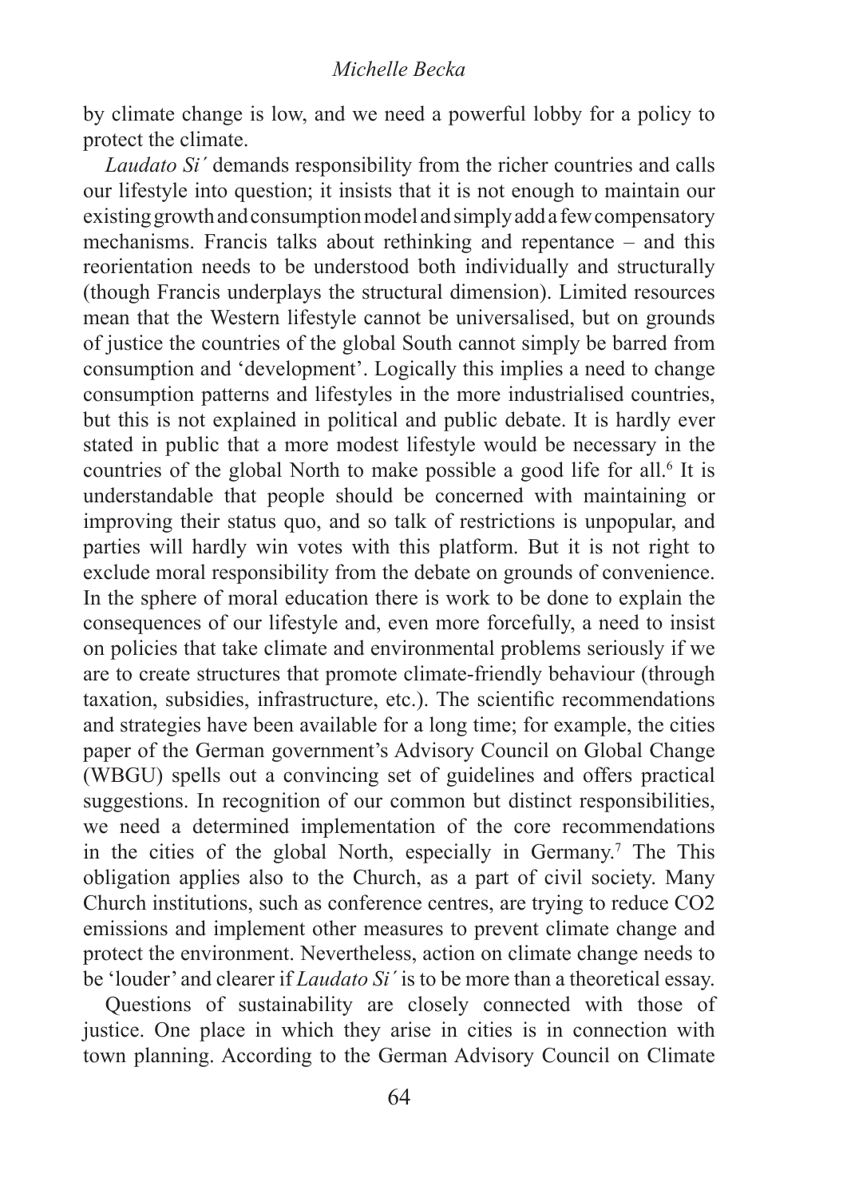by climate change is low, and we need a powerful lobby for a policy to protect the climate.

*Laudato Si´* demands responsibility from the richer countries and calls our lifestyle into question; it insists that it is not enough to maintain our existing growth and consumption model and simply add a few compensatory mechanisms. Francis talks about rethinking and repentance – and this reorientation needs to be understood both individually and structurally (though Francis underplays the structural dimension). Limited resources mean that the Western lifestyle cannot be universalised, but on grounds of justice the countries of the global South cannot simply be barred from consumption and 'development'. Logically this implies a need to change consumption patterns and lifestyles in the more industrialised countries, but this is not explained in political and public debate. It is hardly ever stated in public that a more modest lifestyle would be necessary in the countries of the global North to make possible a good life for all.[6] It is understandable that people should be concerned with maintaining or improving their status quo, and so talk of restrictions is unpopular, and parties will hardly win votes with this platform. But it is not right to exclude moral responsibility from the debate on grounds of convenience. In the sphere of moral education there is work to be done to explain the consequences of our lifestyle and, even more forcefully, a need to insist on policies that take climate and environmental problems seriously if we are to create structures that promote climate-friendly behaviour (through taxation, subsidies, infrastructure, etc.). The scientific recommendations and strategies have been available for a long time; for example, the cities paper of the German government's Advisory Council on Global Change (WBGU) spells out a convincing set of guidelines and offers practical suggestions. In recognition of our common but distinct responsibilities, we need a determined implementation of the core recommendations in the cities of the global North, especially in Germany.[7] The This obligation applies also to the Church, as a part of civil society. Many Church institutions, such as conference centres, are trying to reduce $CO_2$ emissions and implement other measures to prevent climate change and protect the environment. Nevertheless, action on climate change needs to be 'louder' and clearer if *Laudato Si´* is to be more than a theoretical essay.

Questions of sustainability are closely connected with those of justice. One place in which they arise in cities is in connection with town planning. According to the German Advisory Council on Climate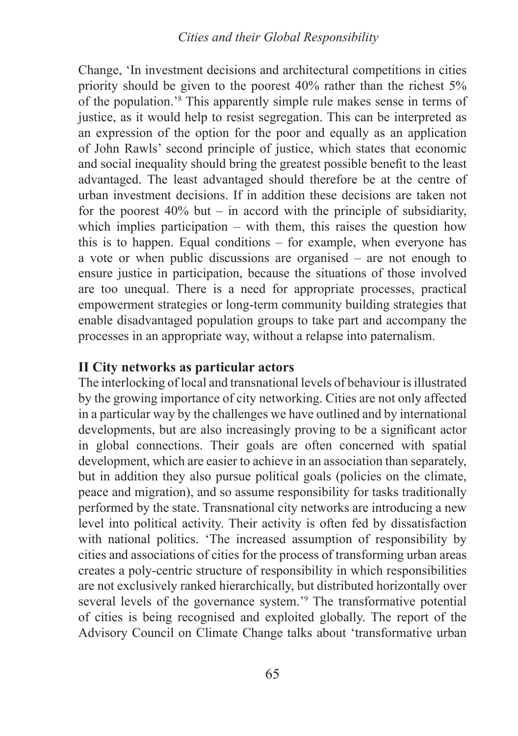Change, 'In investment decisions and architectural competitions in cities priority should be given to the poorest 40% rather than the richest 5% of the population.'[8] This apparently simple rule makes sense in terms of justice, as it would help to resist segregation. This can be interpreted as an expression of the option for the poor and equally as an application of John Rawls' second principle of justice, which states that economic and social inequality should bring the greatest possible benefit to the least advantaged. The least advantaged should therefore be at the centre of urban investment decisions. If in addition these decisions are taken not for the poorest 40% but – in accord with the principle of subsidiarity, which implies participation – with them, this raises the question how this is to happen. Equal conditions – for example, when everyone has a vote or when public discussions are organised – are not enough to ensure justice in participation, because the situations of those involved are too unequal. There is a need for appropriate processes, practical empowerment strategies or long-term community building strategies that enable disadvantaged population groups to take part and accompany the processes in an appropriate way, without a relapse into paternalism.

## II City networks as particular actors

The interlocking of local and transnational levels of behaviour is illustrated by the growing importance of city networking. Cities are not only affected in a particular way by the challenges we have outlined and by international developments, but are also increasingly proving to be a significant actor in global connections. Their goals are often concerned with spatial development, which are easier to achieve in an association than separately, but in addition they also pursue political goals (policies on the climate, peace and migration), and so assume responsibility for tasks traditionally performed by the state. Transnational city networks are introducing a new level into political activity. Their activity is often fed by dissatisfaction with national politics. 'The increased assumption of responsibility by cities and associations of cities for the process of transforming urban areas creates a poly-centric structure of responsibility in which responsibilities are not exclusively ranked hierarchically, but distributed horizontally over several levels of the governance system.'[9] The transformative potential of cities is being recognised and exploited globally. The report of the Advisory Council on Climate Change talks about 'transformative urban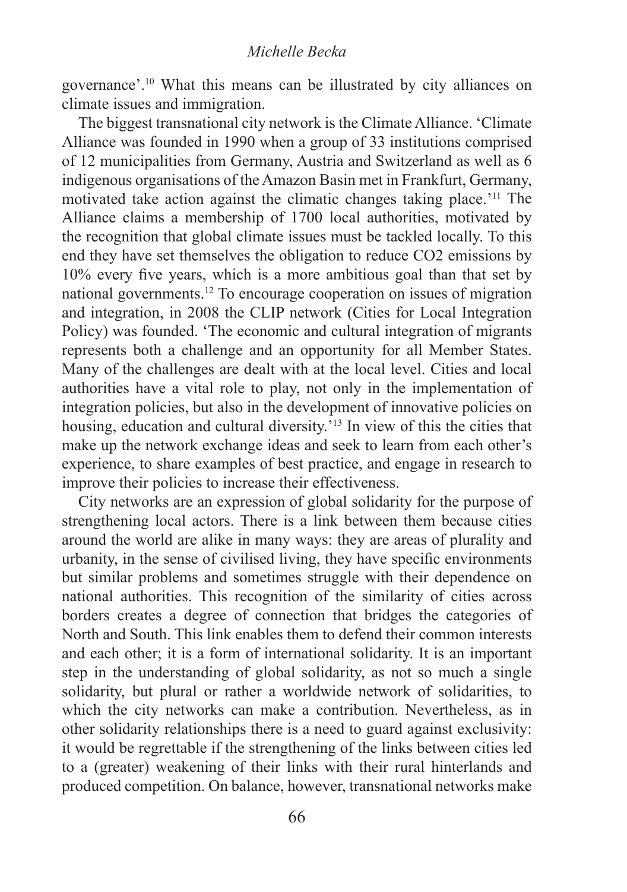governance'.[10] What this means can be illustrated by city alliances on climate issues and immigration.

The biggest transnational city network is the Climate Alliance. 'Climate Alliance was founded in 1990 when a group of 33 institutions comprised of 12 municipalities from Germany, Austria and Switzerland as well as 6 indigenous organisations of the Amazon Basin met in Frankfurt, Germany, motivated take action against the climatic changes taking place.'[11] The Alliance claims a membership of 1700 local authorities, motivated by the recognition that global climate issues must be tackled locally. To this end they have set themselves the obligation to reduce $CO_2$ emissions by 10% every five years, which is a more ambitious goal than that set by national governments.[12] To encourage cooperation on issues of migration and integration, in 2008 the CLIP network (Cities for Local Integration Policy) was founded. 'The economic and cultural integration of migrants represents both a challenge and an opportunity for all Member States. Many of the challenges are dealt with at the local level. Cities and local authorities have a vital role to play, not only in the implementation of integration policies, but also in the development of innovative policies on housing, education and cultural diversity.'[13] In view of this the cities that make up the network exchange ideas and seek to learn from each other's experience, to share examples of best practice, and engage in research to improve their policies to increase their effectiveness.

City networks are an expression of global solidarity for the purpose of strengthening local actors. There is a link between them because cities around the world are alike in many ways: they are areas of plurality and urbanity, in the sense of civilised living, they have specific environments but similar problems and sometimes struggle with their dependence on national authorities. This recognition of the similarity of cities across borders creates a degree of connection that bridges the categories of North and South. This link enables them to defend their common interests and each other; it is a form of international solidarity. It is an important step in the understanding of global solidarity, as not so much a single solidarity, but plural or rather a worldwide network of solidarities, to which the city networks can make a contribution. Nevertheless, as in other solidarity relationships there is a need to guard against exclusivity: it would be regrettable if the strengthening of the links between cities led to a (greater) weakening of their links with their rural hinterlands and produced competition. On balance, however, transnational networks make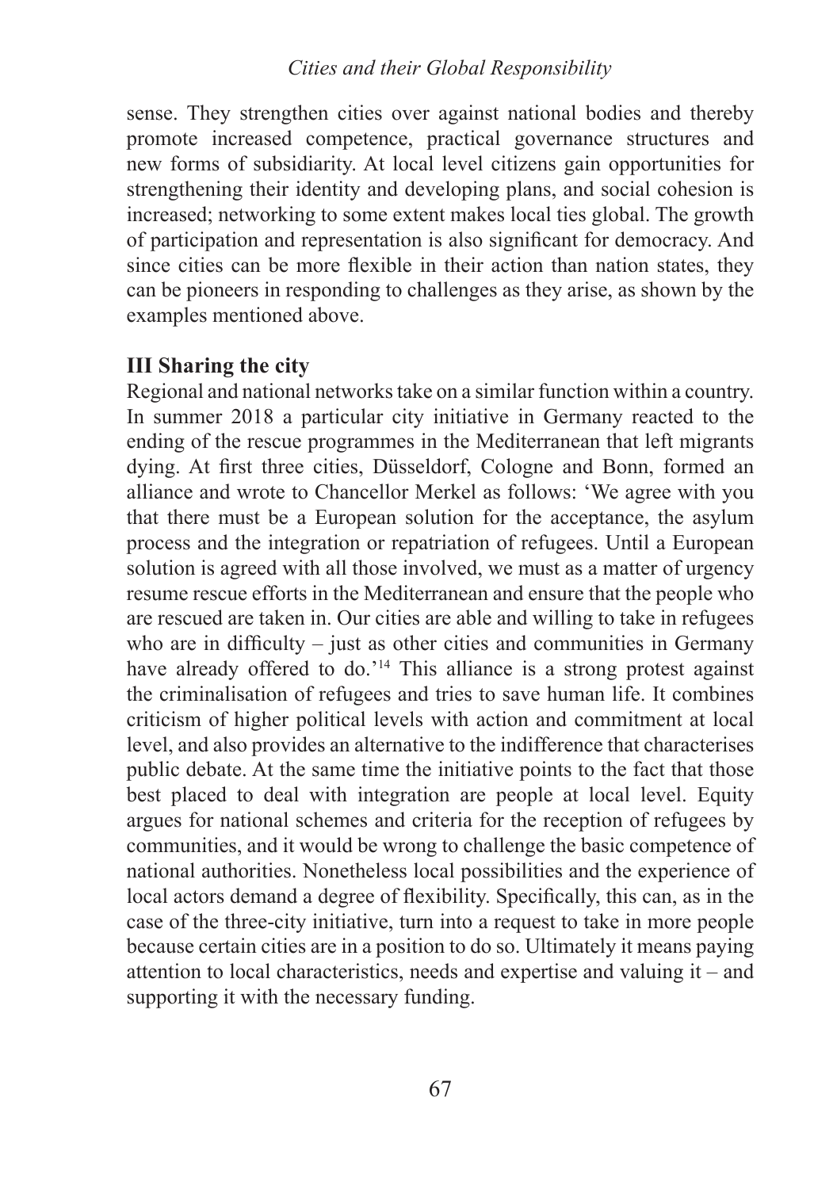sense. They strengthen cities over against national bodies and thereby promote increased competence, practical governance structures and new forms of subsidiarity. At local level citizens gain opportunities for strengthening their identity and developing plans, and social cohesion is increased; networking to some extent makes local ties global. The growth of participation and representation is also significant for democracy. And since cities can be more flexible in their action than nation states, they can be pioneers in responding to challenges as they arise, as shown by the examples mentioned above.

## III Sharing the city

Regional and national networks take on a similar function within a country. In summer 2018 a particular city initiative in Germany reacted to the ending of the rescue programmes in the Mediterranean that left migrants dying. At first three cities, Düsseldorf, Cologne and Bonn, formed an alliance and wrote to Chancellor Merkel as follows: 'We agree with you that there must be a European solution for the acceptance, the asylum process and the integration or repatriation of refugees. Until a European solution is agreed with all those involved, we must as a matter of urgency resume rescue efforts in the Mediterranean and ensure that the people who are rescued are taken in. Our cities are able and willing to take in refugees who are in difficulty – just as other cities and communities in Germany have already offered to do.'[14] This alliance is a strong protest against the criminalisation of refugees and tries to save human life. It combines criticism of higher political levels with action and commitment at local level, and also provides an alternative to the indifference that characterises public debate. At the same time the initiative points to the fact that those best placed to deal with integration are people at local level. Equity argues for national schemes and criteria for the reception of refugees by communities, and it would be wrong to challenge the basic competence of national authorities. Nonetheless local possibilities and the experience of local actors demand a degree of flexibility. Specifically, this can, as in the case of the three-city initiative, turn into a request to take in more people because certain cities are in a position to do so. Ultimately it means paying attention to local characteristics, needs and expertise and valuing it – and supporting it with the necessary funding.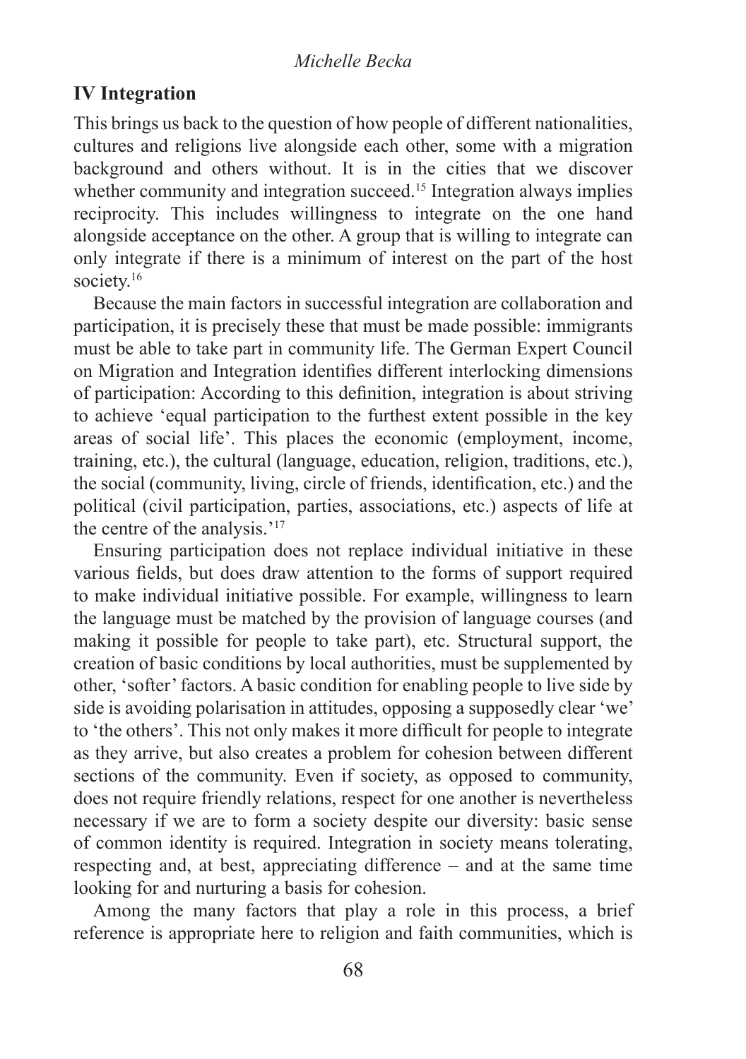## IV Integration

This brings us back to the question of how people of different nationalities, cultures and religions live alongside each other, some with a migration background and others without. It is in the cities that we discover whether community and integration succeed.[15] Integration always implies reciprocity. This includes willingness to integrate on the one hand alongside acceptance on the other. A group that is willing to integrate can only integrate if there is a minimum of interest on the part of the host society.[16]

Because the main factors in successful integration are collaboration and participation, it is precisely these that must be made possible: immigrants must be able to take part in community life. The German Expert Council on Migration and Integration identifies different interlocking dimensions of participation: According to this definition, integration is about striving to achieve 'equal participation to the furthest extent possible in the key areas of social life'. This places the economic (employment, income, training, etc.), the cultural (language, education, religion, traditions, etc.), the social (community, living, circle of friends, identification, etc.) and the political (civil participation, parties, associations, etc.) aspects of life at the centre of the analysis.'[17]

Ensuring participation does not replace individual initiative in these various fields, but does draw attention to the forms of support required to make individual initiative possible. For example, willingness to learn the language must be matched by the provision of language courses (and making it possible for people to take part), etc. Structural support, the creation of basic conditions by local authorities, must be supplemented by other, 'softer' factors. A basic condition for enabling people to live side by side is avoiding polarisation in attitudes, opposing a supposedly clear 'we' to 'the others'. This not only makes it more difficult for people to integrate as they arrive, but also creates a problem for cohesion between different sections of the community. Even if society, as opposed to community, does not require friendly relations, respect for one another is nevertheless necessary if we are to form a society despite our diversity: basic sense of common identity is required. Integration in society means tolerating, respecting and, at best, appreciating difference – and at the same time looking for and nurturing a basis for cohesion.

Among the many factors that play a role in this process, a brief reference is appropriate here to religion and faith communities, which is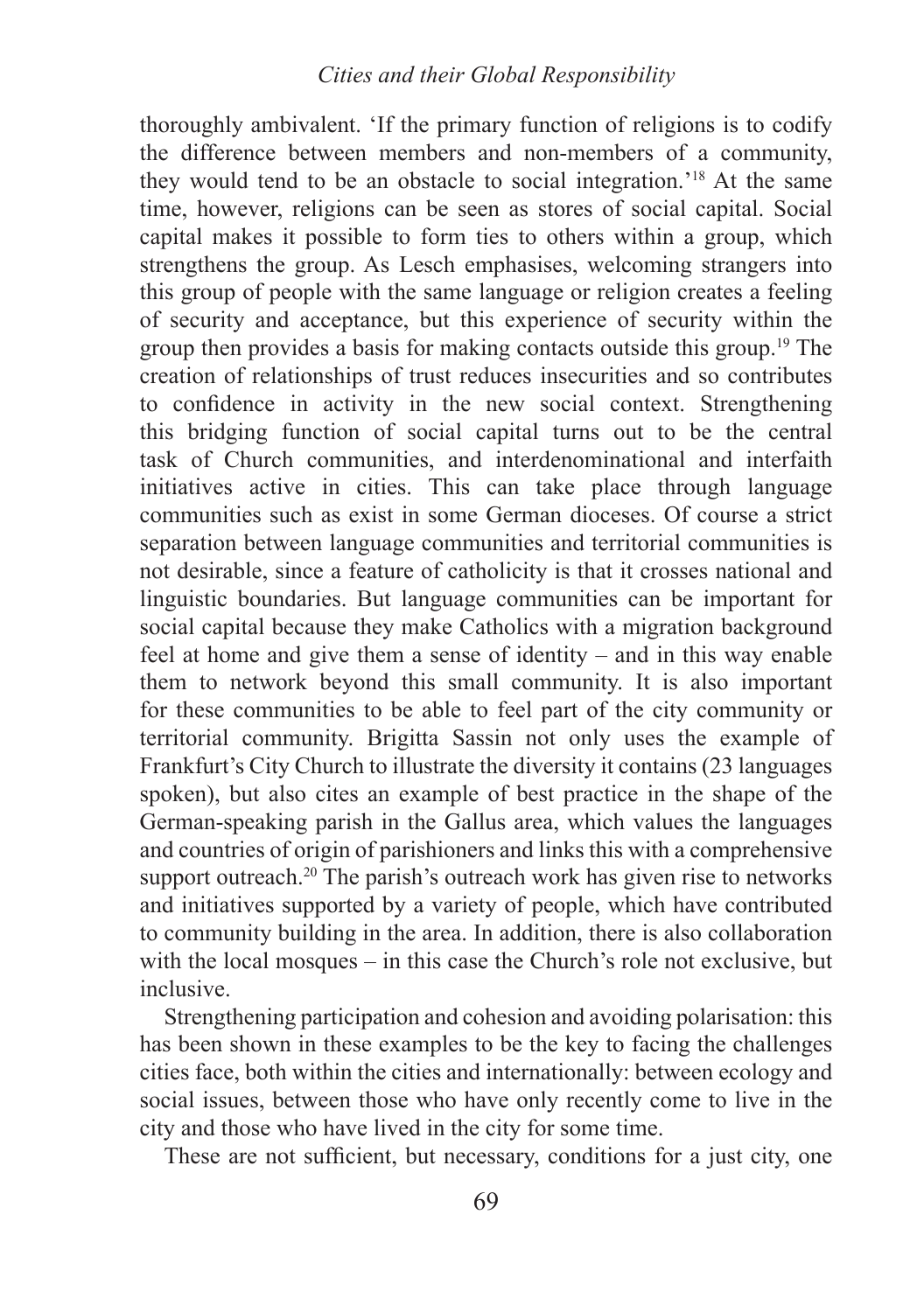thoroughly ambivalent. 'If the primary function of religions is to codify the difference between members and non-members of a community, they would tend to be an obstacle to social integration.'[18] At the same time, however, religions can be seen as stores of social capital. Social capital makes it possible to form ties to others within a group, which strengthens the group. As Lesch emphasises, welcoming strangers into this group of people with the same language or religion creates a feeling of security and acceptance, but this experience of security within the group then provides a basis for making contacts outside this group.[19] The creation of relationships of trust reduces insecurities and so contributes to confidence in activity in the new social context. Strengthening this bridging function of social capital turns out to be the central task of Church communities, and interdenominational and interfaith initiatives active in cities. This can take place through language communities such as exist in some German dioceses. Of course a strict separation between language communities and territorial communities is not desirable, since a feature of catholicity is that it crosses national and linguistic boundaries. But language communities can be important for social capital because they make Catholics with a migration background feel at home and give them a sense of identity – and in this way enable them to network beyond this small community. It is also important for these communities to be able to feel part of the city community or territorial community. Brigitta Sassin not only uses the example of Frankfurt's City Church to illustrate the diversity it contains (23 languages spoken), but also cites an example of best practice in the shape of the German-speaking parish in the Gallus area, which values the languages and countries of origin of parishioners and links this with a comprehensive support outreach.[20] The parish's outreach work has given rise to networks and initiatives supported by a variety of people, which have contributed to community building in the area. In addition, there is also collaboration with the local mosques – in this case the Church's role not exclusive, but inclusive.

Strengthening participation and cohesion and avoiding polarisation: this has been shown in these examples to be the key to facing the challenges cities face, both within the cities and internationally: between ecology and social issues, between those who have only recently come to live in the city and those who have lived in the city for some time.

These are not sufficient, but necessary, conditions for a just city, one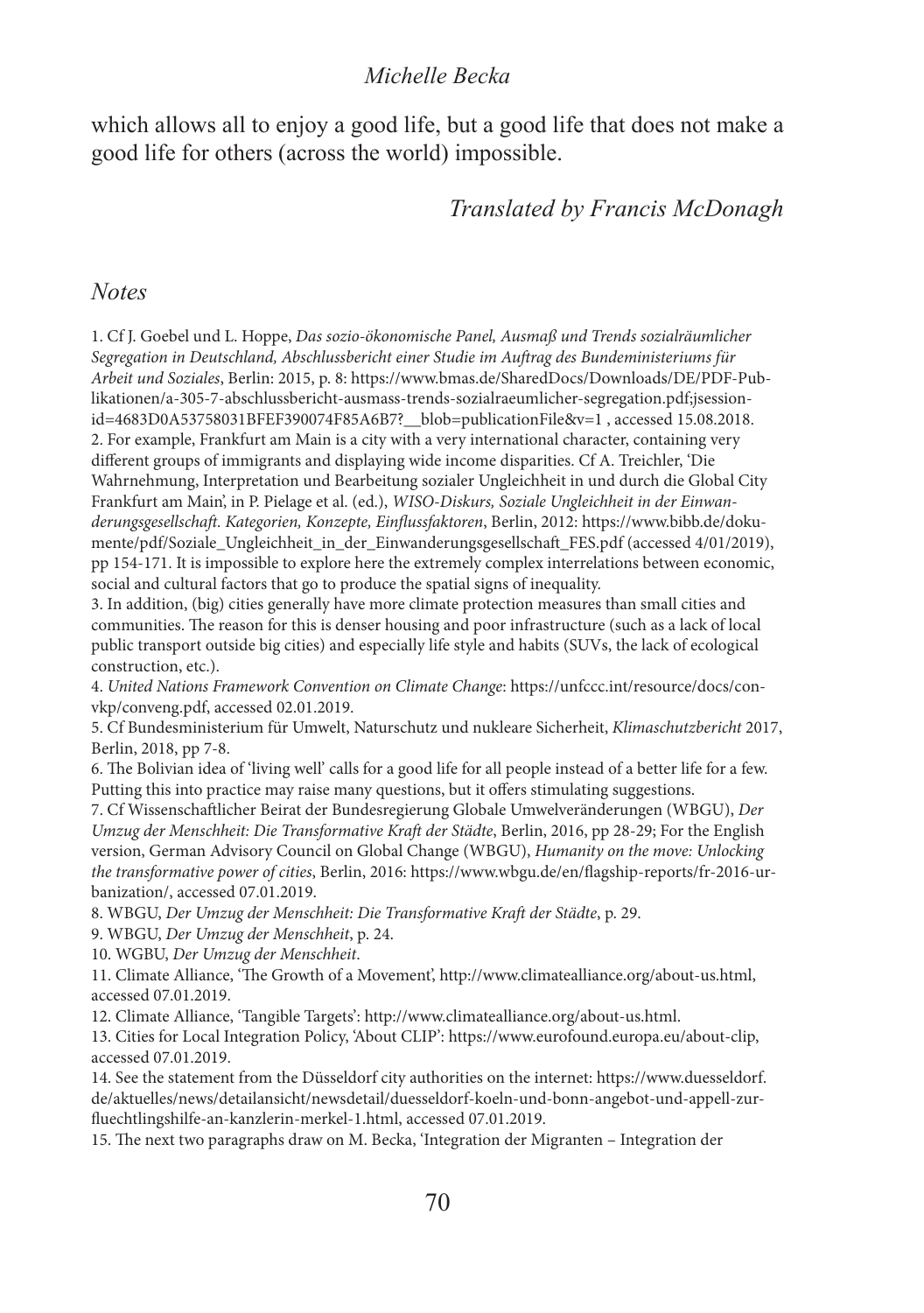which allows all to enjoy a good life, but a good life that does not make a good life for others (across the world) impossible.

*Translated by Francis McDonagh*

## *Notes*

1. Cf J. Goebel und L. Hoppe, *Das sozio-ökonomische Panel, Ausmaß und Trends sozialräumlicher Segregation in Deutschland, Abschlussbericht einer Studie im Auftrag des Bundeministeriums für Arbeit und Soziales*, Berlin: 2015, p. 8: https://www.bmas.de/SharedDocs/Downloads/DE/PDF-Publikationen/a-305-7-abschlussbericht-ausmass-trends-sozialraeumlicher-segregation.pdf;jsessionid=4683D0A53758031BFEF390074F85A6B7?__blob=publicationFile&v=1 , accessed 15.08.2018.
2. For example, Frankfurt am Main is a city with a very international character, containing very different groups of immigrants and displaying wide income disparities. Cf A. Treichler, 'Die Wahrnehmung, Interpretation und Bearbeitung sozialer Ungleichheit in und durch die Global City Frankfurt am Main', in P. Pielage et al. (ed.), *WISO-Diskurs, Soziale Ungleichheit in der Einwanderungsgesellschaft. Kategorien, Konzepte, Einflussfaktoren*, Berlin, 2012: https://www.bibb.de/dokumente/pdf/Soziale_Ungleichheit_in_der_Einwanderungsgesellschaft_FES.pdf (accessed 4/01/2019), pp 154-171. It is impossible to explore here the extremely complex interrelations between economic, social and cultural factors that go to produce the spatial signs of inequality.
3. In addition, (big) cities generally have more climate protection measures than small cities and communities. The reason for this is denser housing and poor infrastructure (such as a lack of local public transport outside big cities) and especially life style and habits (SUVs, the lack of ecological construction, etc.).
4. *United Nations Framework Convention on Climate Change*: https://unfccc.int/resource/docs/convkp/conveng.pdf, accessed 02.01.2019.
5. Cf Bundesministerium für Umwelt, Naturschutz und nukleare Sicherheit, *Klimaschutzbericht* 2017, Berlin, 2018, pp 7-8.
6. The Bolivian idea of 'living well' calls for a good life for all people instead of a better life for a few. Putting this into practice may raise many questions, but it offers stimulating suggestions.
7. Cf Wissenschaftlicher Beirat der Bundesregierung Globale Umwelveränderungen (WBGU), *Der Umzug der Menschheit: Die Transformative Kraft der Städte*, Berlin, 2016, pp 28-29; For the English version, German Advisory Council on Global Change (WBGU), *Humanity on the move: Unlocking the transformative power of cities*, Berlin, 2016: https://www.wbgu.de/en/flagship-reports/fr-2016-urbanization/, accessed 07.01.2019.
8. WBGU, *Der Umzug der Menschheit: Die Transformative Kraft der Städte*, p. 29.
9. WBGU, *Der Umzug der Menschheit*, p. 24.
10. WGBU, *Der Umzug der Menschheit*.
11. Climate Alliance, 'The Growth of a Movement', http://www.climatealliance.org/about-us.html, accessed 07.01.2019.
12. Climate Alliance, 'Tangible Targets': http://www.climatealliance.org/about-us.html.
13. Cities for Local Integration Policy, 'About CLIP': https://www.eurofound.europa.eu/about-clip, accessed 07.01.2019.
14. See the statement from the Düsseldorf city authorities on the internet: https://www.duesseldorf.de/aktuelles/news/detailansicht/newsdetail/duesseldorf-koeln-und-bonn-angebot-und-appell-zur-fluechtlingshilfe-an-kanzlerin-merkel-1.html, accessed 07.01.2019.
15. The next two paragraphs draw on M. Becka, 'Integration der Migranten – Integration der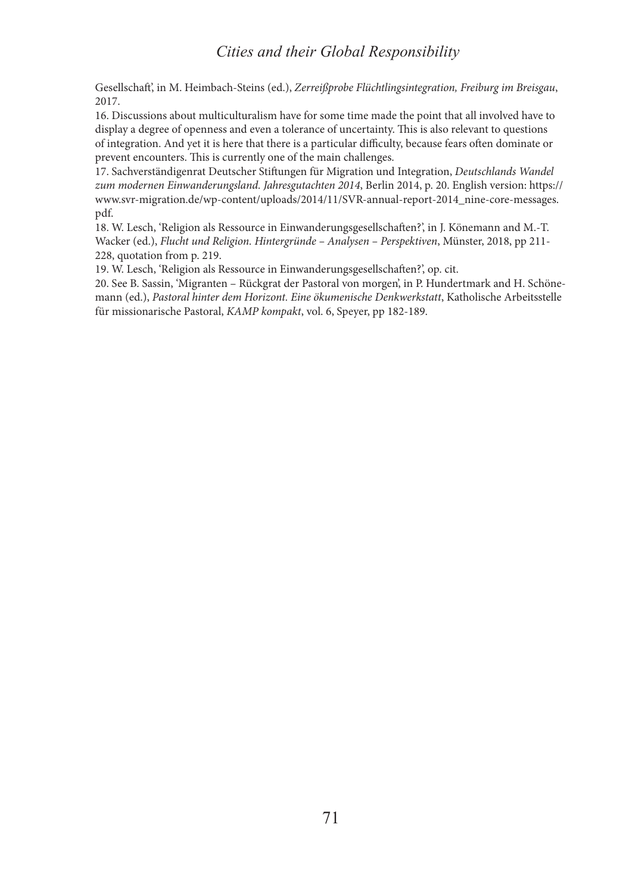Gesellschaft', in M. Heimbach-Steins (ed.), *Zerreißprobe Flüchtlingsintegration, Freiburg im Breisgau*, 2017.

16. Discussions about multiculturalism have for some time made the point that all involved have to display a degree of openness and even a tolerance of uncertainty. This is also relevant to questions of integration. And yet it is here that there is a particular difficulty, because fears often dominate or prevent encounters. This is currently one of the main challenges.

17. Sachverständigenrat Deutscher Stiftungen für Migration und Integration, *Deutschlands Wandel zum modernen Einwanderungsland. Jahresgutachten 2014*, Berlin 2014, p. 20. English version: https://www.svr-migration.de/wp-content/uploads/2014/11/SVR-annual-report-2014_nine-core-messages.pdf.

18. W. Lesch, 'Religion als Ressource in Einwanderungsgesellschaften?', in J. Könemann and M.-T. Wacker (ed.), *Flucht und Religion. Hintergründe – Analysen – Perspektiven*, Münster, 2018, pp 211-228, quotation from p. 219.

19. W. Lesch, 'Religion als Ressource in Einwanderungsgesellschaften?', op. cit.

20. See B. Sassin, 'Migranten – Rückgrat der Pastoral von morgen', in P. Hundertmark and H. Schönemann (ed.), *Pastoral hinter dem Horizont. Eine ökumenische Denkwerkstatt*, Katholische Arbeitsstelle für missionarische Pastoral, *KAMP kompakt*, vol. 6, Speyer, pp 182-189.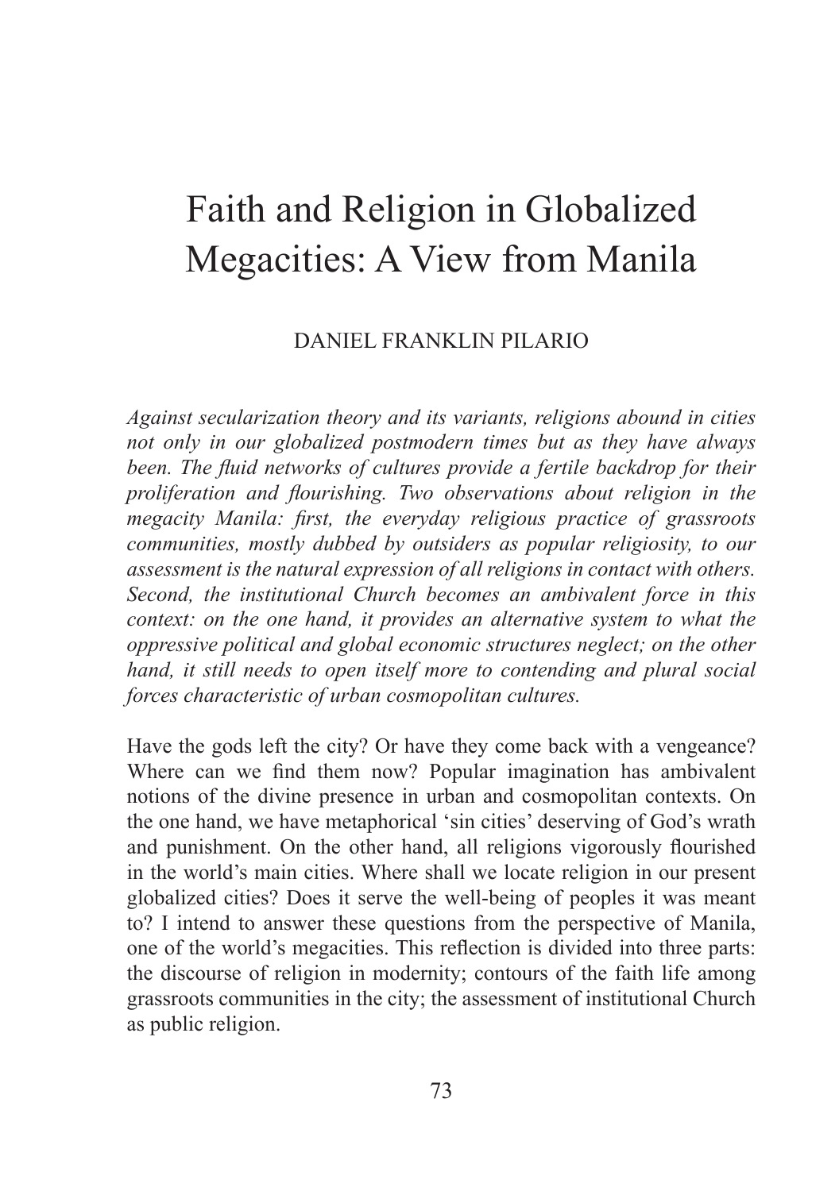# Faith and Religion in Globalized Megacities: A View from Manila

DANIEL FRANKLIN PILARIO

*Against secularization theory and its variants, religions abound in cities not only in our globalized postmodern times but as they have always been. The fluid networks of cultures provide a fertile backdrop for their proliferation and flourishing. Two observations about religion in the megacity Manila: first, the everyday religious practice of grassroots communities, mostly dubbed by outsiders as popular religiosity, to our assessment is the natural expression of all religions in contact with others. Second, the institutional Church becomes an ambivalent force in this context: on the one hand, it provides an alternative system to what the oppressive political and global economic structures neglect; on the other hand, it still needs to open itself more to contending and plural social forces characteristic of urban cosmopolitan cultures.*

Have the gods left the city? Or have they come back with a vengeance? Where can we find them now? Popular imagination has ambivalent notions of the divine presence in urban and cosmopolitan contexts. On the one hand, we have metaphorical 'sin cities' deserving of God's wrath and punishment. On the other hand, all religions vigorously flourished in the world's main cities. Where shall we locate religion in our present globalized cities? Does it serve the well-being of peoples it was meant to? I intend to answer these questions from the perspective of Manila, one of the world's megacities. This reflection is divided into three parts: the discourse of religion in modernity; contours of the faith life among grassroots communities in the city; the assessment of institutional Church as public religion.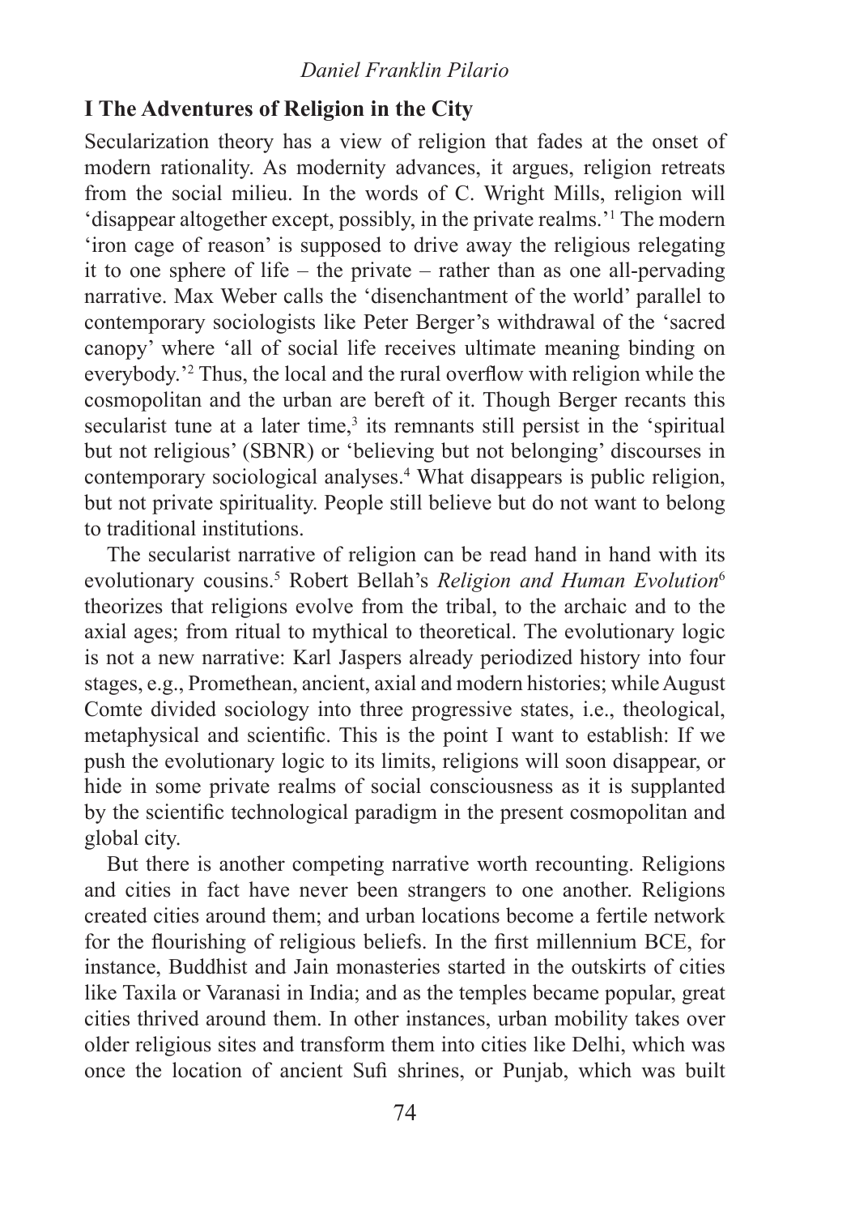## I The Adventures of Religion in the City

Secularization theory has a view of religion that fades at the onset of modern rationality. As modernity advances, it argues, religion retreats from the social milieu. In the words of C. Wright Mills, religion will 'disappear altogether except, possibly, in the private realms.'[1] The modern 'iron cage of reason' is supposed to drive away the religious relegating it to one sphere of life – the private – rather than as one all-pervading narrative. Max Weber calls the 'disenchantment of the world' parallel to contemporary sociologists like Peter Berger's withdrawal of the 'sacred canopy' where 'all of social life receives ultimate meaning binding on everybody.'[2] Thus, the local and the rural overflow with religion while the cosmopolitan and the urban are bereft of it. Though Berger recants this secularist tune at a later time,[3] its remnants still persist in the 'spiritual but not religious' (SBNR) or 'believing but not belonging' discourses in contemporary sociological analyses.[4] What disappears is public religion, but not private spirituality. People still believe but do not want to belong to traditional institutions.

The secularist narrative of religion can be read hand in hand with its evolutionary cousins.[5] Robert Bellah's *Religion and Human Evolution*[6] theorizes that religions evolve from the tribal, to the archaic and to the axial ages; from ritual to mythical to theoretical. The evolutionary logic is not a new narrative: Karl Jaspers already periodized history into four stages, e.g., Promethean, ancient, axial and modern histories; while August Comte divided sociology into three progressive states, i.e., theological, metaphysical and scientific. This is the point I want to establish: If we push the evolutionary logic to its limits, religions will soon disappear, or hide in some private realms of social consciousness as it is supplanted by the scientific technological paradigm in the present cosmopolitan and global city.

But there is another competing narrative worth recounting. Religions and cities in fact have never been strangers to one another. Religions created cities around them; and urban locations become a fertile network for the flourishing of religious beliefs. In the first millennium BCE, for instance, Buddhist and Jain monasteries started in the outskirts of cities like Taxila or Varanasi in India; and as the temples became popular, great cities thrived around them. In other instances, urban mobility takes over older religious sites and transform them into cities like Delhi, which was once the location of ancient Sufi shrines, or Punjab, which was built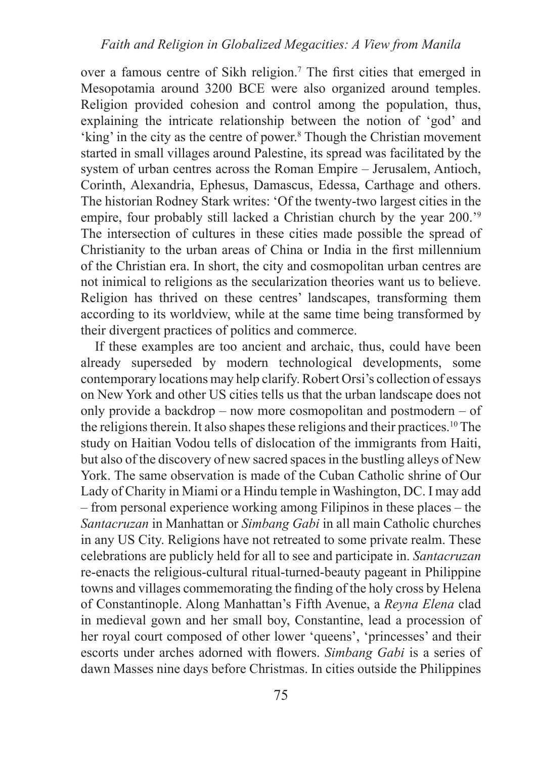over a famous centre of Sikh religion.[7] The first cities that emerged in Mesopotamia around 3200 BCE were also organized around temples. Religion provided cohesion and control among the population, thus, explaining the intricate relationship between the notion of 'god' and 'king' in the city as the centre of power.[8] Though the Christian movement started in small villages around Palestine, its spread was facilitated by the system of urban centres across the Roman Empire – Jerusalem, Antioch, Corinth, Alexandria, Ephesus, Damascus, Edessa, Carthage and others. The historian Rodney Stark writes: 'Of the twenty-two largest cities in the empire, four probably still lacked a Christian church by the year 200.'[9] The intersection of cultures in these cities made possible the spread of Christianity to the urban areas of China or India in the first millennium of the Christian era. In short, the city and cosmopolitan urban centres are not inimical to religions as the secularization theories want us to believe. Religion has thrived on these centres' landscapes, transforming them according to its worldview, while at the same time being transformed by their divergent practices of politics and commerce.

If these examples are too ancient and archaic, thus, could have been already superseded by modern technological developments, some contemporary locations may help clarify. Robert Orsi's collection of essays on New York and other US cities tells us that the urban landscape does not only provide a backdrop – now more cosmopolitan and postmodern – of the religions therein. It also shapes these religions and their practices.[10] The study on Haitian Vodou tells of dislocation of the immigrants from Haiti, but also of the discovery of new sacred spaces in the bustling alleys of New York. The same observation is made of the Cuban Catholic shrine of Our Lady of Charity in Miami or a Hindu temple in Washington, DC. I may add – from personal experience working among Filipinos in these places – the *Santacruzan* in Manhattan or *Simbang Gabi* in all main Catholic churches in any US City. Religions have not retreated to some private realm. These celebrations are publicly held for all to see and participate in. *Santacruzan* re-enacts the religious-cultural ritual-turned-beauty pageant in Philippine towns and villages commemorating the finding of the holy cross by Helena of Constantinople. Along Manhattan's Fifth Avenue, a *Reyna Elena* clad in medieval gown and her small boy, Constantine, lead a procession of her royal court composed of other lower 'queens', 'princesses' and their escorts under arches adorned with flowers. *Simbang Gabi* is a series of dawn Masses nine days before Christmas. In cities outside the Philippines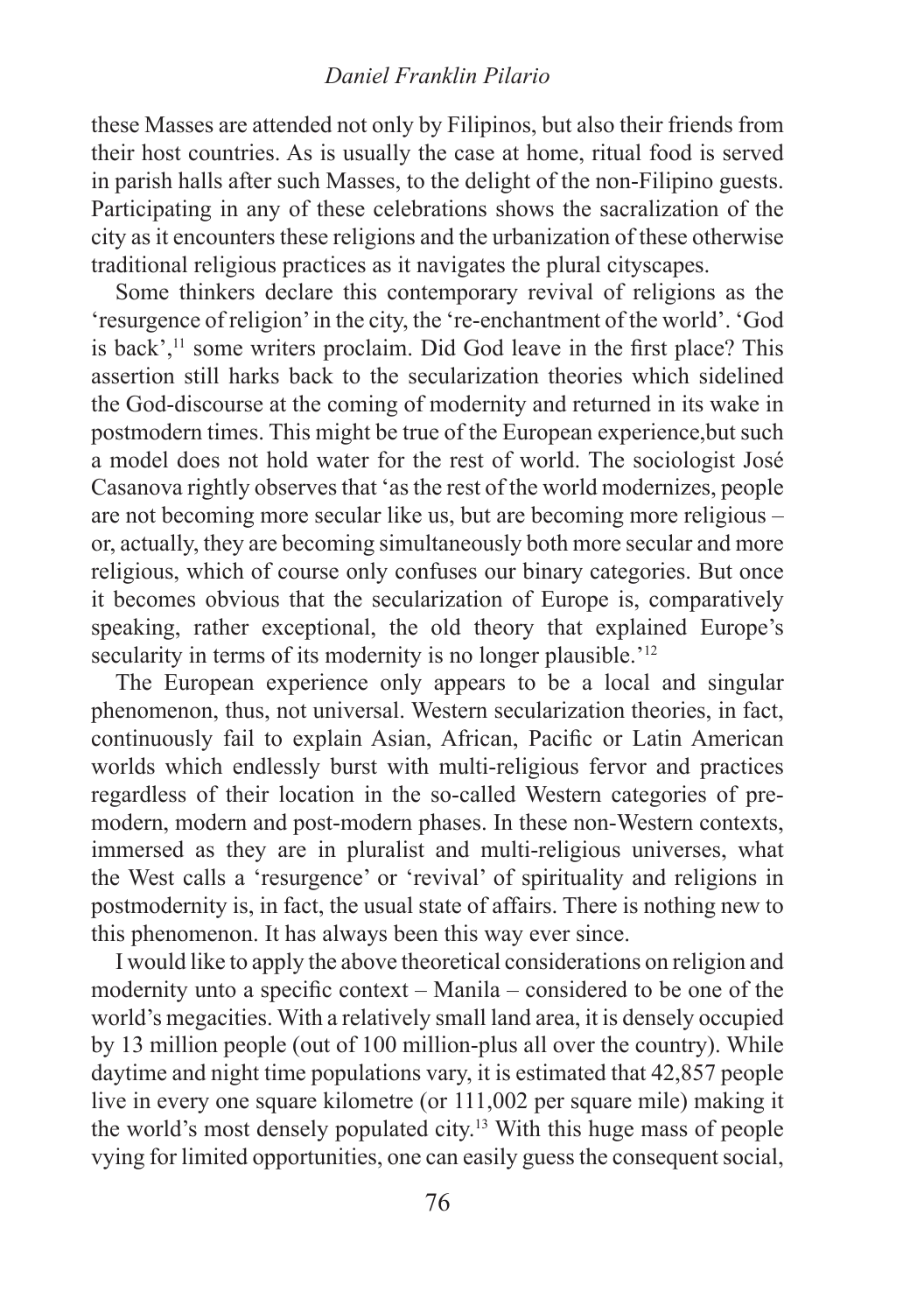these Masses are attended not only by Filipinos, but also their friends from their host countries. As is usually the case at home, ritual food is served in parish halls after such Masses, to the delight of the non-Filipino guests. Participating in any of these celebrations shows the sacralization of the city as it encounters these religions and the urbanization of these otherwise traditional religious practices as it navigates the plural cityscapes.

Some thinkers declare this contemporary revival of religions as the 'resurgence of religion' in the city, the 're-enchantment of the world'. 'God is back',[11] some writers proclaim. Did God leave in the first place? This assertion still harks back to the secularization theories which sidelined the God-discourse at the coming of modernity and returned in its wake in postmodern times. This might be true of the European experience,but such a model does not hold water for the rest of world. The sociologist José Casanova rightly observes that 'as the rest of the world modernizes, people are not becoming more secular like us, but are becoming more religious – or, actually, they are becoming simultaneously both more secular and more religious, which of course only confuses our binary categories. But once it becomes obvious that the secularization of Europe is, comparatively speaking, rather exceptional, the old theory that explained Europe's secularity in terms of its modernity is no longer plausible.'[12]

The European experience only appears to be a local and singular phenomenon, thus, not universal. Western secularization theories, in fact, continuously fail to explain Asian, African, Pacific or Latin American worlds which endlessly burst with multi-religious fervor and practices regardless of their location in the so-called Western categories of pre-modern, modern and post-modern phases. In these non-Western contexts, immersed as they are in pluralist and multi-religious universes, what the West calls a 'resurgence' or 'revival' of spirituality and religions in postmodernity is, in fact, the usual state of affairs. There is nothing new to this phenomenon. It has always been this way ever since.

I would like to apply the above theoretical considerations on religion and modernity unto a specific context – Manila – considered to be one of the world's megacities. With a relatively small land area, it is densely occupied by 13 million people (out of 100 million-plus all over the country). While daytime and night time populations vary, it is estimated that 42,857 people live in every one square kilometre (or 111,002 per square mile) making it the world's most densely populated city.[13] With this huge mass of people vying for limited opportunities, one can easily guess the consequent social,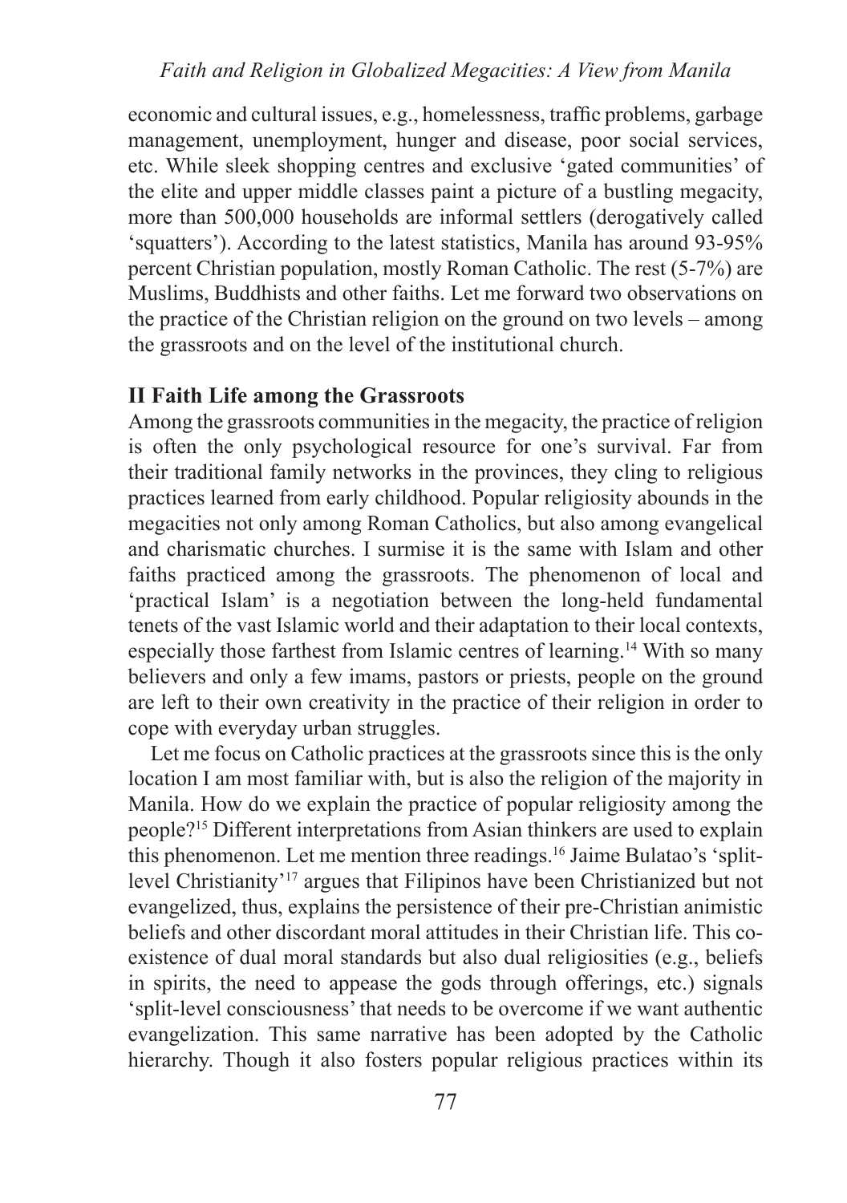economic and cultural issues, e.g., homelessness, traffic problems, garbage management, unemployment, hunger and disease, poor social services, etc. While sleek shopping centres and exclusive 'gated communities' of the elite and upper middle classes paint a picture of a bustling megacity, more than 500,000 households are informal settlers (derogatively called 'squatters'). According to the latest statistics, Manila has around 93-95% percent Christian population, mostly Roman Catholic. The rest (5-7%) are Muslims, Buddhists and other faiths. Let me forward two observations on the practice of the Christian religion on the ground on two levels – among the grassroots and on the level of the institutional church.

## II Faith Life among the Grassroots

Among the grassroots communities in the megacity, the practice of religion is often the only psychological resource for one's survival. Far from their traditional family networks in the provinces, they cling to religious practices learned from early childhood. Popular religiosity abounds in the megacities not only among Roman Catholics, but also among evangelical and charismatic churches. I surmise it is the same with Islam and other faiths practiced among the grassroots. The phenomenon of local and 'practical Islam' is a negotiation between the long-held fundamental tenets of the vast Islamic world and their adaptation to their local contexts, especially those farthest from Islamic centres of learning.[14] With so many believers and only a few imams, pastors or priests, people on the ground are left to their own creativity in the practice of their religion in order to cope with everyday urban struggles.

Let me focus on Catholic practices at the grassroots since this is the only location I am most familiar with, but is also the religion of the majority in Manila. How do we explain the practice of popular religiosity among the people?[15] Different interpretations from Asian thinkers are used to explain this phenomenon. Let me mention three readings.[16] Jaime Bulatao's 'split-level Christianity'[17] argues that Filipinos have been Christianized but not evangelized, thus, explains the persistence of their pre-Christian animistic beliefs and other discordant moral attitudes in their Christian life. This co-existence of dual moral standards but also dual religiosities (e.g., beliefs in spirits, the need to appease the gods through offerings, etc.) signals 'split-level consciousness' that needs to be overcome if we want authentic evangelization. This same narrative has been adopted by the Catholic hierarchy. Though it also fosters popular religious practices within its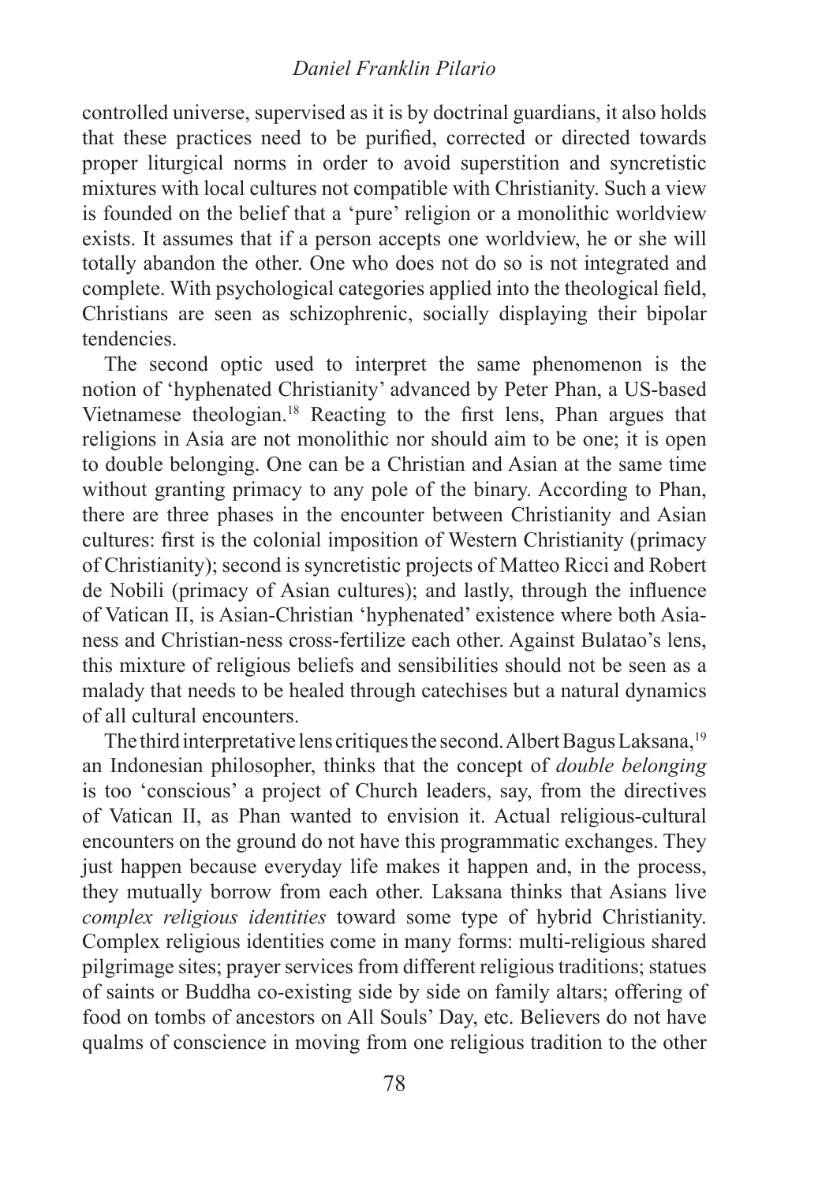controlled universe, supervised as it is by doctrinal guardians, it also holds that these practices need to be purified, corrected or directed towards proper liturgical norms in order to avoid superstition and syncretistic mixtures with local cultures not compatible with Christianity. Such a view is founded on the belief that a 'pure' religion or a monolithic worldview exists. It assumes that if a person accepts one worldview, he or she will totally abandon the other. One who does not do so is not integrated and complete. With psychological categories applied into the theological field, Christians are seen as schizophrenic, socially displaying their bipolar tendencies.

The second optic used to interpret the same phenomenon is the notion of 'hyphenated Christianity' advanced by Peter Phan, a US-based Vietnamese theologian.[18] Reacting to the first lens, Phan argues that religions in Asia are not monolithic nor should aim to be one; it is open to double belonging. One can be a Christian and Asian at the same time without granting primacy to any pole of the binary. According to Phan, there are three phases in the encounter between Christianity and Asian cultures: first is the colonial imposition of Western Christianity (primacy of Christianity); second is syncretistic projects of Matteo Ricci and Robert de Nobili (primacy of Asian cultures); and lastly, through the influence of Vatican II, is Asian-Christian 'hyphenated' existence where both Asianess and Christian-ness cross-fertilize each other. Against Bulatao's lens, this mixture of religious beliefs and sensibilities should not be seen as a malady that needs to be healed through catechises but a natural dynamics of all cultural encounters.

The third interpretative lens critiques the second. Albert Bagus Laksana,[19] an Indonesian philosopher, thinks that the concept of *double belonging* is too 'conscious' a project of Church leaders, say, from the directives of Vatican II, as Phan wanted to envision it. Actual religious-cultural encounters on the ground do not have this programmatic exchanges. They just happen because everyday life makes it happen and, in the process, they mutually borrow from each other. Laksana thinks that Asians live *complex religious identities* toward some type of hybrid Christianity. Complex religious identities come in many forms: multi-religious shared pilgrimage sites; prayer services from different religious traditions; statues of saints or Buddha co-existing side by side on family altars; offering of food on tombs of ancestors on All Souls' Day, etc. Believers do not have qualms of conscience in moving from one religious tradition to the other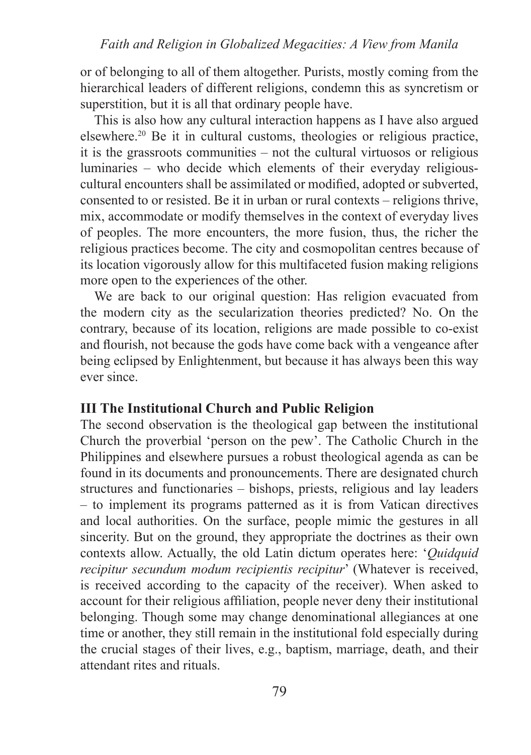or of belonging to all of them altogether. Purists, mostly coming from the hierarchical leaders of different religions, condemn this as syncretism or superstition, but it is all that ordinary people have.

This is also how any cultural interaction happens as I have also argued elsewhere.[20] Be it in cultural customs, theologies or religious practice, it is the grassroots communities – not the cultural virtuosos or religious luminaries – who decide which elements of their everyday religious-cultural encounters shall be assimilated or modified, adopted or subverted, consented to or resisted. Be it in urban or rural contexts – religions thrive, mix, accommodate or modify themselves in the context of everyday lives of peoples. The more encounters, the more fusion, thus, the richer the religious practices become. The city and cosmopolitan centres because of its location vigorously allow for this multifaceted fusion making religions more open to the experiences of the other.

We are back to our original question: Has religion evacuated from the modern city as the secularization theories predicted? No. On the contrary, because of its location, religions are made possible to co-exist and flourish, not because the gods have come back with a vengeance after being eclipsed by Enlightenment, but because it has always been this way ever since.

## III The Institutional Church and Public Religion

The second observation is the theological gap between the institutional Church the proverbial 'person on the pew'. The Catholic Church in the Philippines and elsewhere pursues a robust theological agenda as can be found in its documents and pronouncements. There are designated church structures and functionaries – bishops, priests, religious and lay leaders – to implement its programs patterned as it is from Vatican directives and local authorities. On the surface, people mimic the gestures in all sincerity. But on the ground, they appropriate the doctrines as their own contexts allow. Actually, the old Latin dictum operates here: '*Quidquid recipitur secundum modum recipientis recipitur*' (Whatever is received, is received according to the capacity of the receiver). When asked to account for their religious affiliation, people never deny their institutional belonging. Though some may change denominational allegiances at one time or another, they still remain in the institutional fold especially during the crucial stages of their lives, e.g., baptism, marriage, death, and their attendant rites and rituals.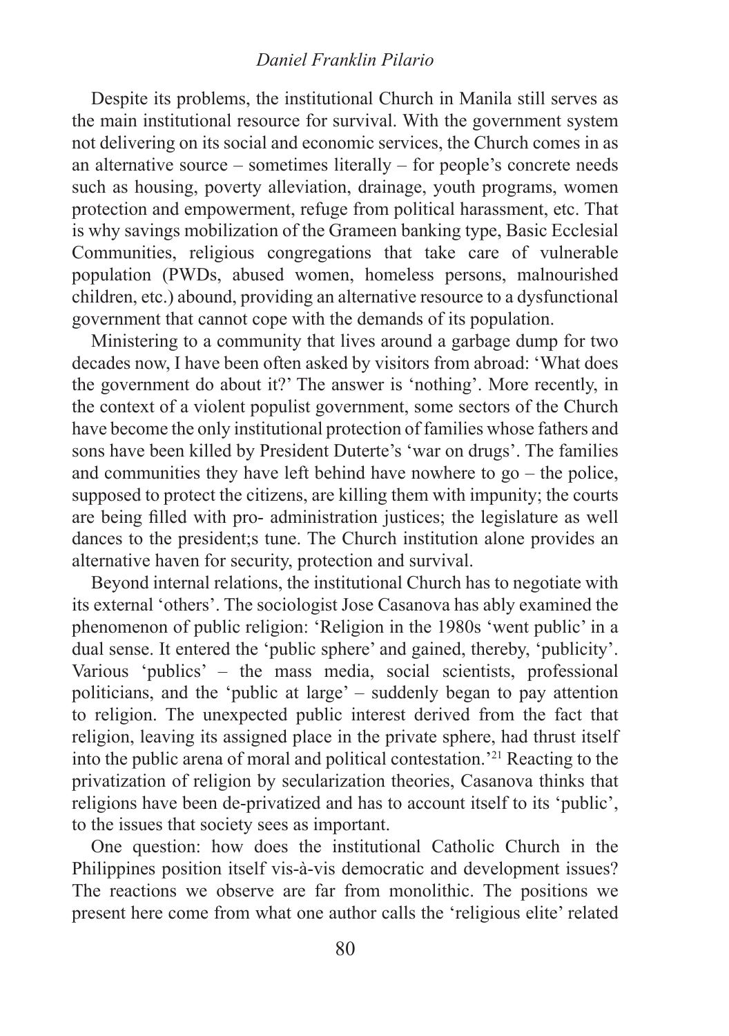Despite its problems, the institutional Church in Manila still serves as the main institutional resource for survival. With the government system not delivering on its social and economic services, the Church comes in as an alternative source – sometimes literally – for people's concrete needs such as housing, poverty alleviation, drainage, youth programs, women protection and empowerment, refuge from political harassment, etc. That is why savings mobilization of the Grameen banking type, Basic Ecclesial Communities, religious congregations that take care of vulnerable population (PWDs, abused women, homeless persons, malnourished children, etc.) abound, providing an alternative resource to a dysfunctional government that cannot cope with the demands of its population.

Ministering to a community that lives around a garbage dump for two decades now, I have been often asked by visitors from abroad: 'What does the government do about it?' The answer is 'nothing'. More recently, in the context of a violent populist government, some sectors of the Church have become the only institutional protection of families whose fathers and sons have been killed by President Duterte's 'war on drugs'. The families and communities they have left behind have nowhere to go – the police, supposed to protect the citizens, are killing them with impunity; the courts are being filled with pro- administration justices; the legislature as well dances to the president;s tune. The Church institution alone provides an alternative haven for security, protection and survival.

Beyond internal relations, the institutional Church has to negotiate with its external 'others'. The sociologist Jose Casanova has ably examined the phenomenon of public religion: 'Religion in the 1980s 'went public' in a dual sense. It entered the 'public sphere' and gained, thereby, 'publicity'. Various 'publics' – the mass media, social scientists, professional politicians, and the 'public at large' – suddenly began to pay attention to religion. The unexpected public interest derived from the fact that religion, leaving its assigned place in the private sphere, had thrust itself into the public arena of moral and political contestation.'[21] Reacting to the privatization of religion by secularization theories, Casanova thinks that religions have been de-privatized and has to account itself to its 'public', to the issues that society sees as important.

One question: how does the institutional Catholic Church in the Philippines position itself vis-à-vis democratic and development issues? The reactions we observe are far from monolithic. The positions we present here come from what one author calls the 'religious elite' related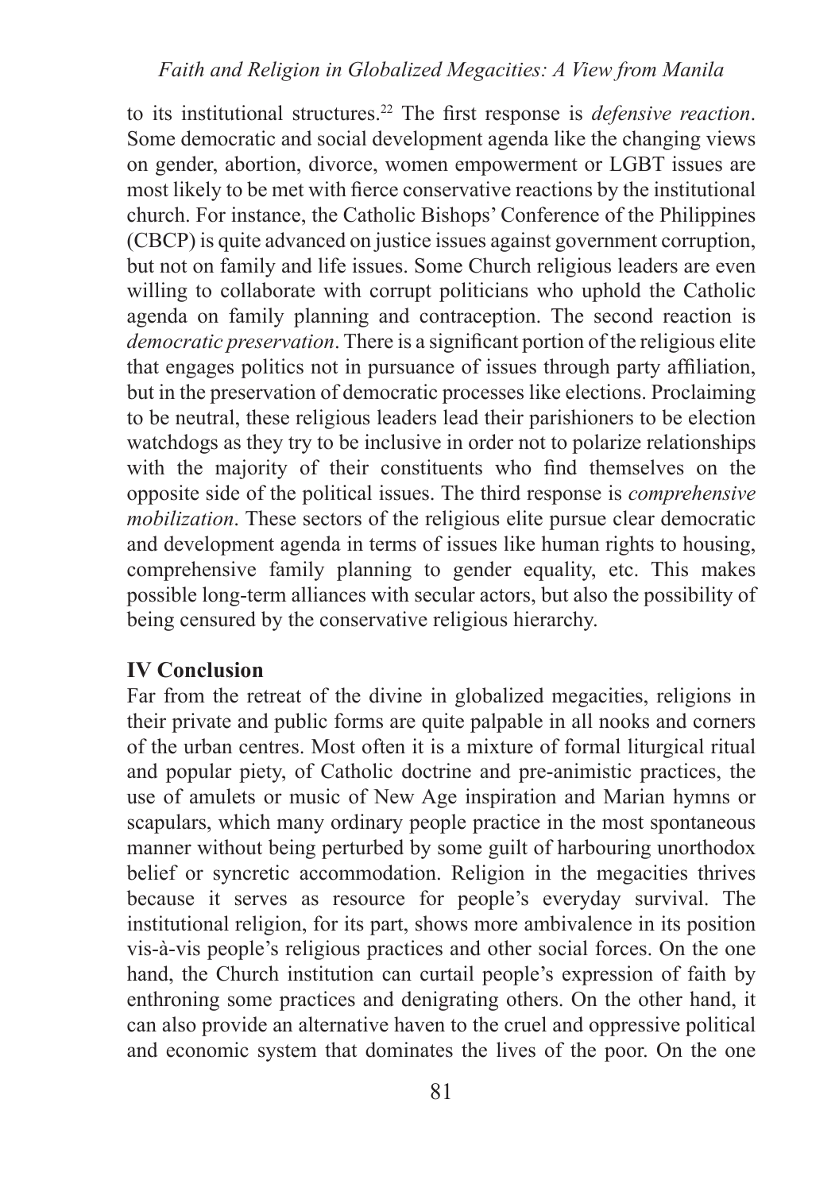to its institutional structures.[22] The first response is *defensive reaction*. Some democratic and social development agenda like the changing views on gender, abortion, divorce, women empowerment or LGBT issues are most likely to be met with fierce conservative reactions by the institutional church. For instance, the Catholic Bishops' Conference of the Philippines (CBCP) is quite advanced on justice issues against government corruption, but not on family and life issues. Some Church religious leaders are even willing to collaborate with corrupt politicians who uphold the Catholic agenda on family planning and contraception. The second reaction is *democratic preservation*. There is a significant portion of the religious elite that engages politics not in pursuance of issues through party affiliation, but in the preservation of democratic processes like elections. Proclaiming to be neutral, these religious leaders lead their parishioners to be election watchdogs as they try to be inclusive in order not to polarize relationships with the majority of their constituents who find themselves on the opposite side of the political issues. The third response is *comprehensive mobilization*. These sectors of the religious elite pursue clear democratic and development agenda in terms of issues like human rights to housing, comprehensive family planning to gender equality, etc. This makes possible long-term alliances with secular actors, but also the possibility of being censured by the conservative religious hierarchy.

## IV Conclusion

Far from the retreat of the divine in globalized megacities, religions in their private and public forms are quite palpable in all nooks and corners of the urban centres. Most often it is a mixture of formal liturgical ritual and popular piety, of Catholic doctrine and pre-animistic practices, the use of amulets or music of New Age inspiration and Marian hymns or scapulars, which many ordinary people practice in the most spontaneous manner without being perturbed by some guilt of harbouring unorthodox belief or syncretic accommodation. Religion in the megacities thrives because it serves as resource for people's everyday survival. The institutional religion, for its part, shows more ambivalence in its position vis-à-vis people's religious practices and other social forces. On the one hand, the Church institution can curtail people's expression of faith by enthroning some practices and denigrating others. On the other hand, it can also provide an alternative haven to the cruel and oppressive political and economic system that dominates the lives of the poor. On the one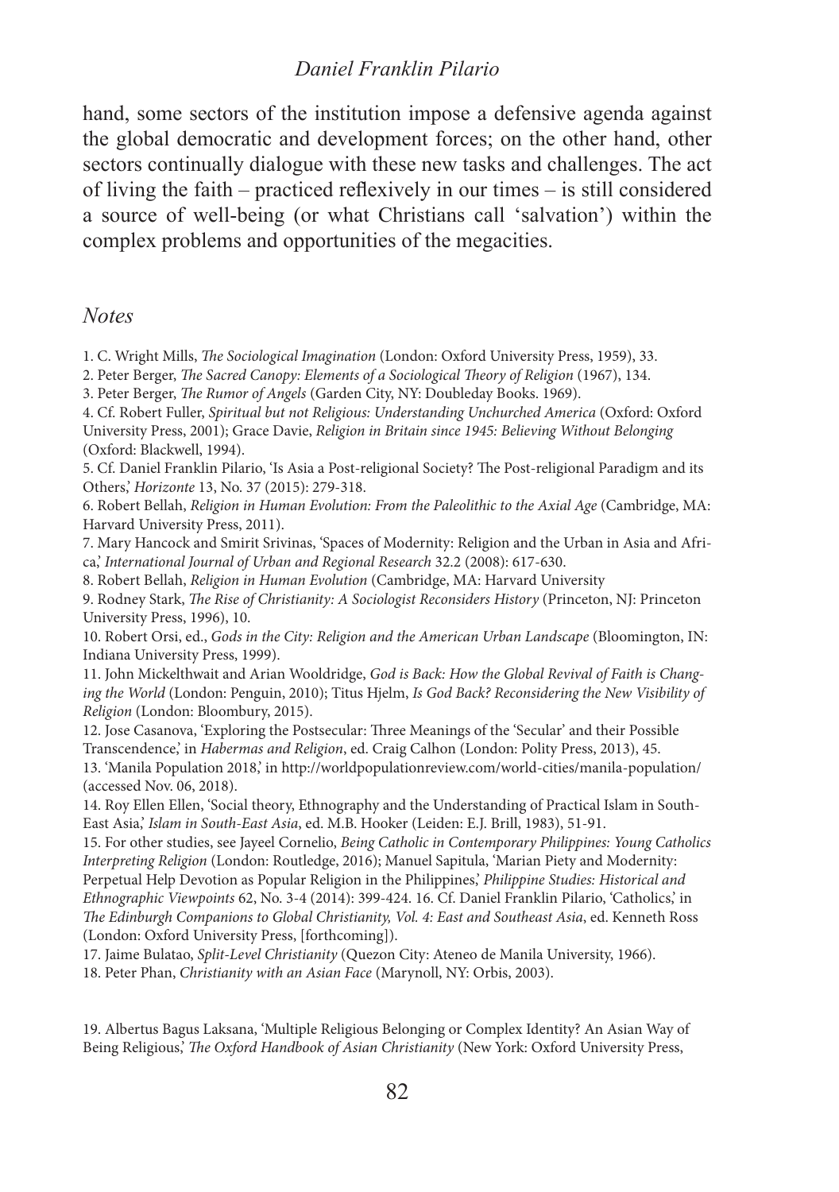hand, some sectors of the institution impose a defensive agenda against the global democratic and development forces; on the other hand, other sectors continually dialogue with these new tasks and challenges. The act of living the faith – practiced reflexively in our times – is still considered a source of well-being (or what Christians call 'salvation') within the complex problems and opportunities of the megacities.

## *Notes*

1. C. Wright Mills, *The Sociological Imagination* (London: Oxford University Press, 1959), 33.
2. Peter Berger, *The Sacred Canopy: Elements of a Sociological Theory of Religion* (1967), 134.
3. Peter Berger, *The Rumor of Angels* (Garden City, NY: Doubleday Books. 1969).
4. Cf. Robert Fuller, *Spiritual but not Religious: Understanding Unchurched America* (Oxford: Oxford University Press, 2001); Grace Davie, *Religion in Britain since 1945: Believing Without Belonging* (Oxford: Blackwell, 1994).
5. Cf. Daniel Franklin Pilario, 'Is Asia a Post-religious Society? The Post-religious Paradigm and its Others,' *Horizonte* 13, No. 37 (2015): 279-318.
6. Robert Bellah, *Religion in Human Evolution: From the Paleolithic to the Axial Age* (Cambridge, MA: Harvard University Press, 2011).
7. Mary Hancock and Smirit Srivinas, 'Spaces of Modernity: Religion and the Urban in Asia and Africa,' *International Journal of Urban and Regional Research* 32.2 (2008): 617-630.
8. Robert Bellah, *Religion in Human Evolution* (Cambridge, MA: Harvard University
9. Rodney Stark, *The Rise of Christianity: A Sociologist Reconsiders History* (Princeton, NJ: Princeton University Press, 1996), 10.
10. Robert Orsi, ed., *Gods in the City: Religion and the American Urban Landscape* (Bloomington, IN: Indiana University Press, 1999).
11. John Mickelthwait and Arian Wooldridge, *God is Back: How the Global Revival of Faith is Changing the World* (London: Penguin, 2010); Titus Hjelm, *Is God Back? Reconsidering the New Visibility of Religion* (London: Bloomsbury, 2015).
12. Jose Casanova, 'Exploring the Postsecular: Three Meanings of the 'Secular' and their Possible Transcendence,' in *Habermas and Religion*, ed. Craig Calhon (London: Polity Press, 2013), 45.
13. 'Manila Population 2018,' in http://worldpopulationreview.com/world-cities/manila-population/ (accessed Nov. 06, 2018).
14. Roy Ellen Ellen, 'Social theory, Ethnography and the Understanding of Practical Islam in South-East Asia,' *Islam in South-East Asia*, ed. M.B. Hooker (Leiden: E.J. Brill, 1983), 51-91.
15. For other studies, see Jayeel Cornelio, *Being Catholic in Contemporary Philippines: Young Catholics Interpreting Religion* (London: Routledge, 2016); Manuel Sapitula, 'Marian Piety and Modernity: Perpetual Help Devotion as Popular Religion in the Philippines,' *Philippine Studies: Historical and Ethnographic Viewpoints* 62, No. 3-4 (2014): 399-424. 16. Cf. Daniel Franklin Pilario, 'Catholics,' in *The Edinburgh Companions to Global Christianity, Vol. 4: East and Southeast Asia*, ed. Kenneth Ross (London: Oxford University Press, [forthcoming]).
17. Jaime Bulatao, *Split-Level Christianity* (Quezon City: Ateneo de Manila University, 1966).
18. Peter Phan, *Christianity with an Asian Face* (Marynoll, NY: Orbis, 2003).

19. Albertus Bagus Laksana, 'Multiple Religious Belonging or Complex Identity? An Asian Way of Being Religious,' *The Oxford Handbook of Asian Christianity* (New York: Oxford University Press,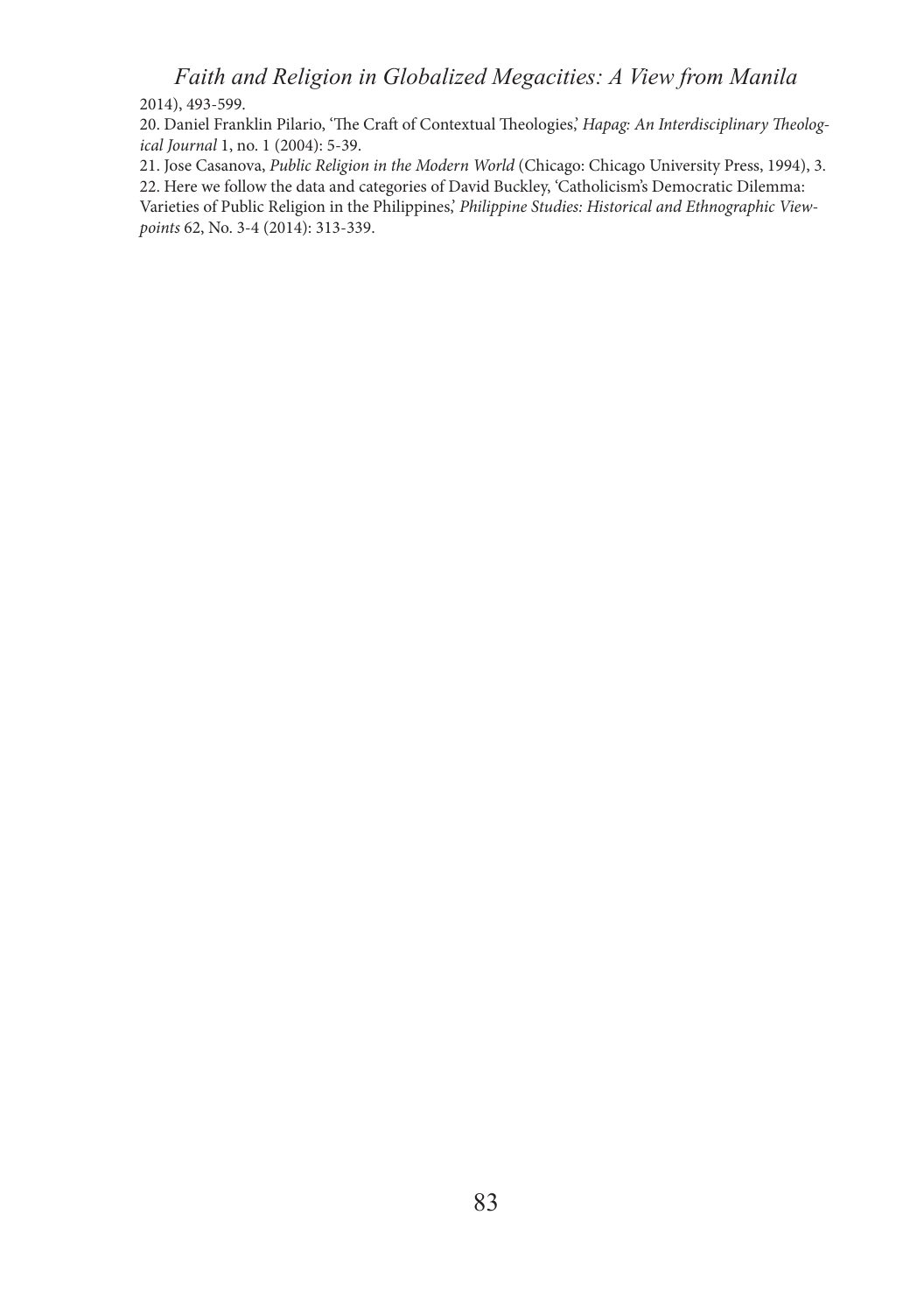2014), 493-599.

20. Daniel Franklin Pilario, 'The Craft of Contextual Theologies,' *Hapag: An Interdisciplinary Theological Journal* 1, no. 1 (2004): 5-39.

21. Jose Casanova, *Public Religion in the Modern World* (Chicago: Chicago University Press, 1994), 3.

22. Here we follow the data and categories of David Buckley, 'Catholicism's Democratic Dilemma: Varieties of Public Religion in the Philippines,' *Philippine Studies: Historical and Ethnographic Viewpoints* 62, No. 3-4 (2014): 313-339.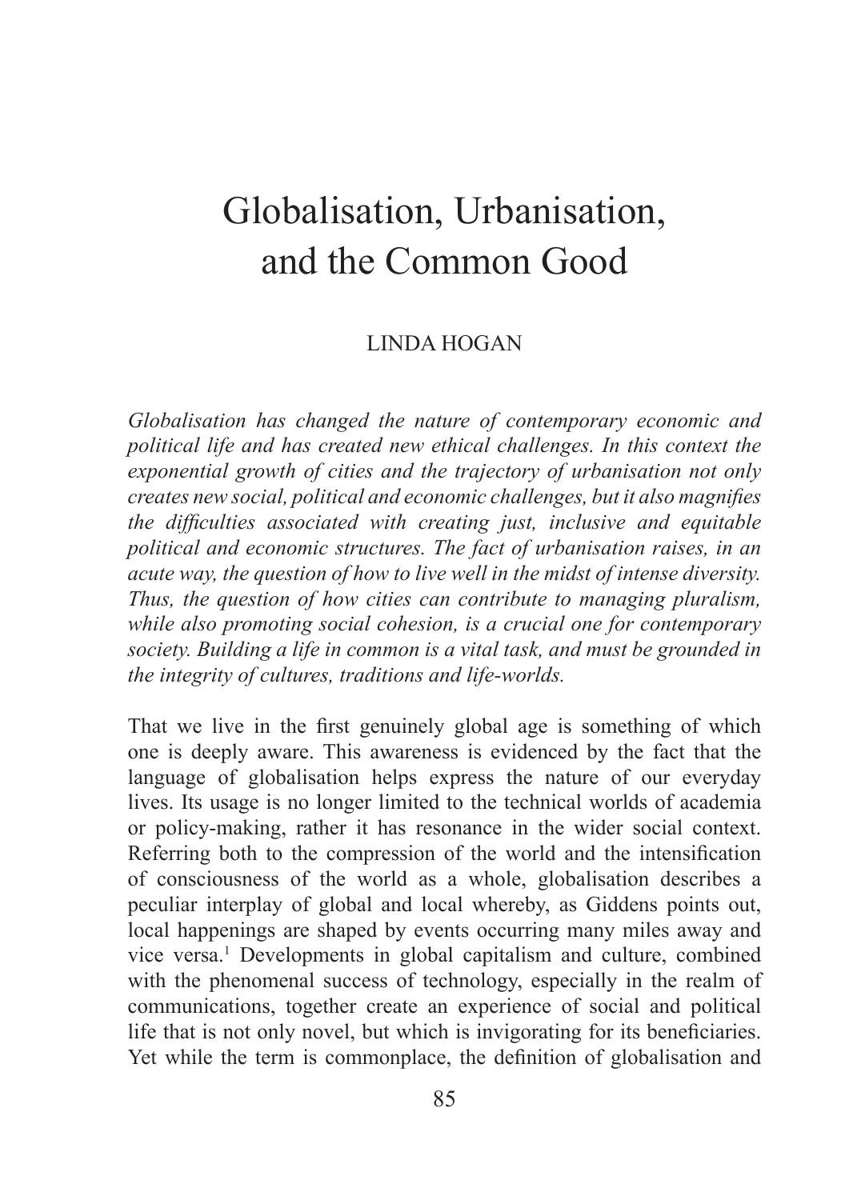# Globalisation, Urbanisation, and the Common Good

LINDA HOGAN

*Globalisation has changed the nature of contemporary economic and political life and has created new ethical challenges. In this context the exponential growth of cities and the trajectory of urbanisation not only creates new social, political and economic challenges, but it also magnifies the difficulties associated with creating just, inclusive and equitable political and economic structures. The fact of urbanisation raises, in an acute way, the question of how to live well in the midst of intense diversity. Thus, the question of how cities can contribute to managing pluralism, while also promoting social cohesion, is a crucial one for contemporary society. Building a life in common is a vital task, and must be grounded in the integrity of cultures, traditions and life-worlds.*

That we live in the first genuinely global age is something of which one is deeply aware. This awareness is evidenced by the fact that the language of globalisation helps express the nature of our everyday lives. Its usage is no longer limited to the technical worlds of academia or policy-making, rather it has resonance in the wider social context. Referring both to the compression of the world and the intensification of consciousness of the world as a whole, globalisation describes a peculiar interplay of global and local whereby, as Giddens points out, local happenings are shaped by events occurring many miles away and vice versa.[1] Developments in global capitalism and culture, combined with the phenomenal success of technology, especially in the realm of communications, together create an experience of social and political life that is not only novel, but which is invigorating for its beneficiaries. Yet while the term is commonplace, the definition of globalisation and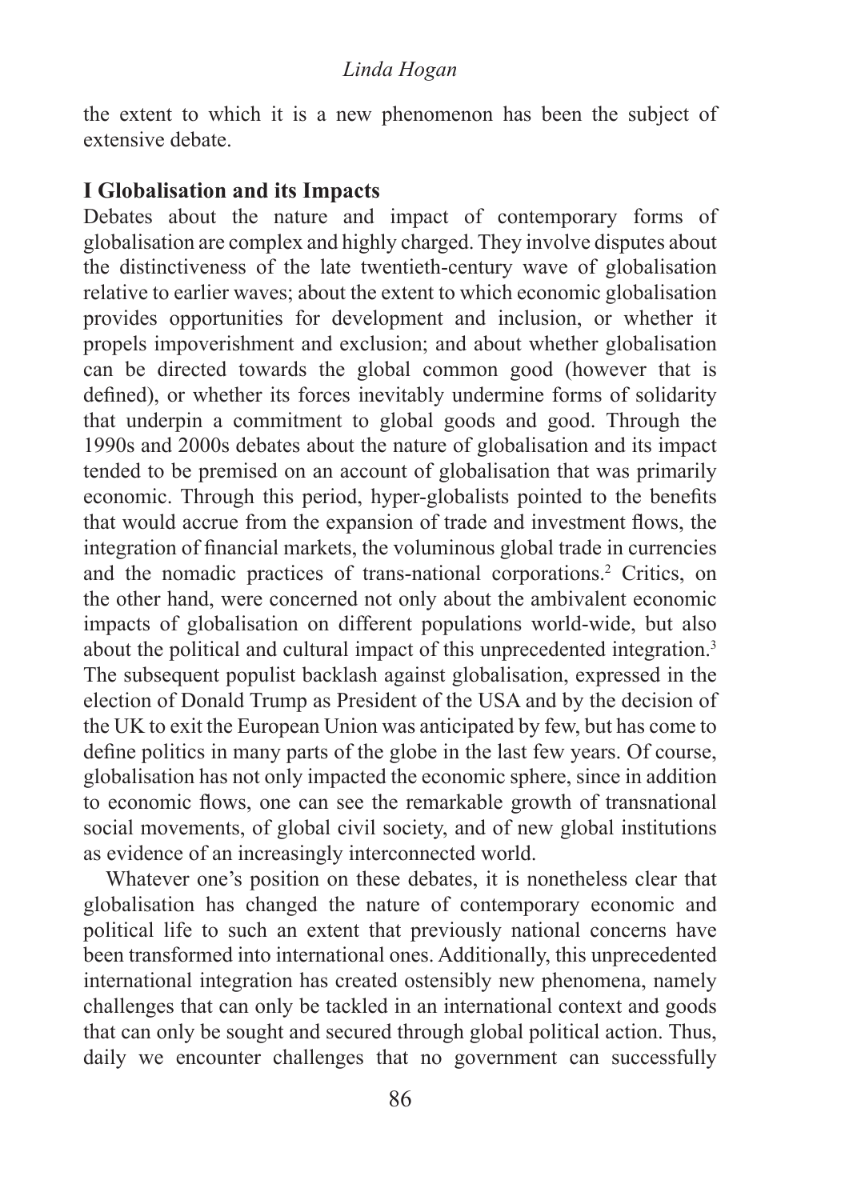the extent to which it is a new phenomenon has been the subject of extensive debate.

## I Globalisation and its Impacts

Debates about the nature and impact of contemporary forms of globalisation are complex and highly charged. They involve disputes about the distinctiveness of the late twentieth-century wave of globalisation relative to earlier waves; about the extent to which economic globalisation provides opportunities for development and inclusion, or whether it propels impoverishment and exclusion; and about whether globalisation can be directed towards the global common good (however that is defined), or whether its forces inevitably undermine forms of solidarity that underpin a commitment to global goods and good. Through the 1990s and 2000s debates about the nature of globalisation and its impact tended to be premised on an account of globalisation that was primarily economic. Through this period, hyper-globalists pointed to the benefits that would accrue from the expansion of trade and investment flows, the integration of financial markets, the voluminous global trade in currencies and the nomadic practices of trans-national corporations.[2] Critics, on the other hand, were concerned not only about the ambivalent economic impacts of globalisation on different populations world-wide, but also about the political and cultural impact of this unprecedented integration.[3] The subsequent populist backlash against globalisation, expressed in the election of Donald Trump as President of the USA and by the decision of the UK to exit the European Union was anticipated by few, but has come to define politics in many parts of the globe in the last few years. Of course, globalisation has not only impacted the economic sphere, since in addition to economic flows, one can see the remarkable growth of transnational social movements, of global civil society, and of new global institutions as evidence of an increasingly interconnected world.

Whatever one's position on these debates, it is nonetheless clear that globalisation has changed the nature of contemporary economic and political life to such an extent that previously national concerns have been transformed into international ones. Additionally, this unprecedented international integration has created ostensibly new phenomena, namely challenges that can only be tackled in an international context and goods that can only be sought and secured through global political action. Thus, daily we encounter challenges that no government can successfully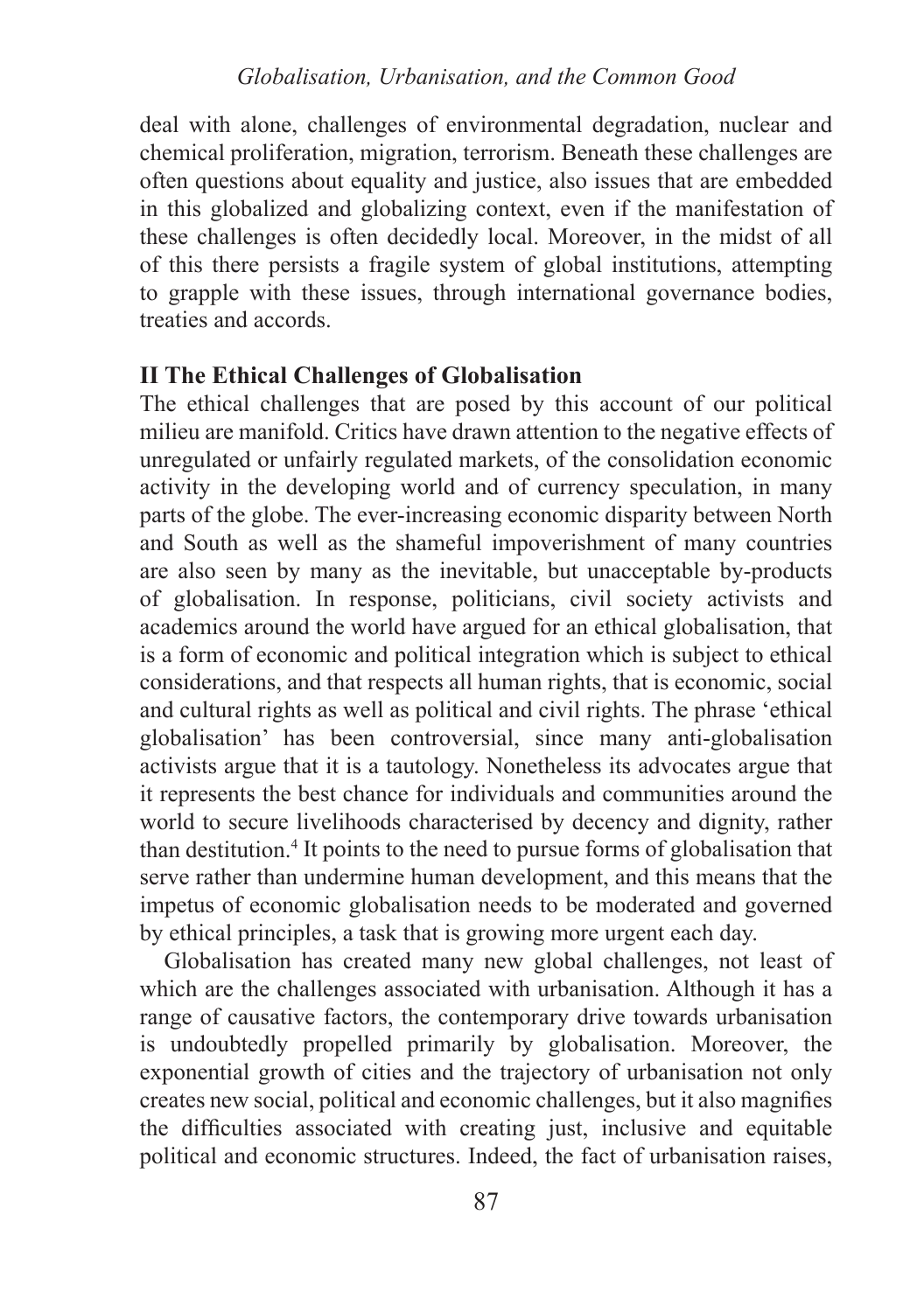deal with alone, challenges of environmental degradation, nuclear and chemical proliferation, migration, terrorism. Beneath these challenges are often questions about equality and justice, also issues that are embedded in this globalized and globalizing context, even if the manifestation of these challenges is often decidedly local. Moreover, in the midst of all of this there persists a fragile system of global institutions, attempting to grapple with these issues, through international governance bodies, treaties and accords.

## II The Ethical Challenges of Globalisation

The ethical challenges that are posed by this account of our political milieu are manifold. Critics have drawn attention to the negative effects of unregulated or unfairly regulated markets, of the consolidation economic activity in the developing world and of currency speculation, in many parts of the globe. The ever-increasing economic disparity between North and South as well as the shameful impoverishment of many countries are also seen by many as the inevitable, but unacceptable by-products of globalisation. In response, politicians, civil society activists and academics around the world have argued for an ethical globalisation, that is a form of economic and political integration which is subject to ethical considerations, and that respects all human rights, that is economic, social and cultural rights as well as political and civil rights. The phrase 'ethical globalisation' has been controversial, since many anti-globalisation activists argue that it is a tautology. Nonetheless its advocates argue that it represents the best chance for individuals and communities around the world to secure livelihoods characterised by decency and dignity, rather than destitution.[4] It points to the need to pursue forms of globalisation that serve rather than undermine human development, and this means that the impetus of economic globalisation needs to be moderated and governed by ethical principles, a task that is growing more urgent each day.

Globalisation has created many new global challenges, not least of which are the challenges associated with urbanisation. Although it has a range of causative factors, the contemporary drive towards urbanisation is undoubtedly propelled primarily by globalisation. Moreover, the exponential growth of cities and the trajectory of urbanisation not only creates new social, political and economic challenges, but it also magnifies the difficulties associated with creating just, inclusive and equitable political and economic structures. Indeed, the fact of urbanisation raises,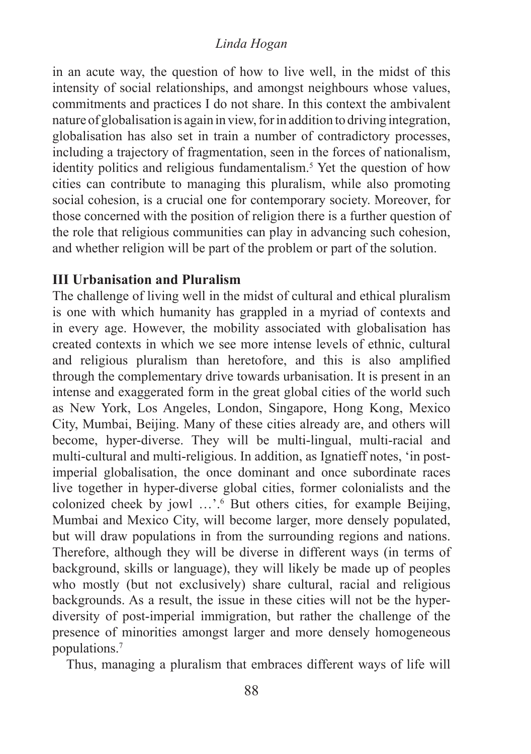in an acute way, the question of how to live well, in the midst of this intensity of social relationships, and amongst neighbours whose values, commitments and practices I do not share. In this context the ambivalent nature of globalisation is again in view, for in addition to driving integration, globalisation has also set in train a number of contradictory processes, including a trajectory of fragmentation, seen in the forces of nationalism, identity politics and religious fundamentalism.[5] Yet the question of how cities can contribute to managing this pluralism, while also promoting social cohesion, is a crucial one for contemporary society. Moreover, for those concerned with the position of religion there is a further question of the role that religious communities can play in advancing such cohesion, and whether religion will be part of the problem or part of the solution.

## III Urbanisation and Pluralism

The challenge of living well in the midst of cultural and ethical pluralism is one with which humanity has grappled in a myriad of contexts and in every age. However, the mobility associated with globalisation has created contexts in which we see more intense levels of ethnic, cultural and religious pluralism than heretofore, and this is also amplified through the complementary drive towards urbanisation. It is present in an intense and exaggerated form in the great global cities of the world such as New York, Los Angeles, London, Singapore, Hong Kong, Mexico City, Mumbai, Beijing. Many of these cities already are, and others will become, hyper-diverse. They will be multi-lingual, multi-racial and multi-cultural and multi-religious. In addition, as Ignatieff notes, 'in post-imperial globalisation, the once dominant and once subordinate races live together in hyper-diverse global cities, former colonialists and the colonized cheek by jowl …'.[6] But others cities, for example Beijing, Mumbai and Mexico City, will become larger, more densely populated, but will draw populations in from the surrounding regions and nations. Therefore, although they will be diverse in different ways (in terms of background, skills or language), they will likely be made up of peoples who mostly (but not exclusively) share cultural, racial and religious backgrounds. As a result, the issue in these cities will not be the hyper-diversity of post-imperial immigration, but rather the challenge of the presence of minorities amongst larger and more densely homogeneous populations.[7]

Thus, managing a pluralism that embraces different ways of life will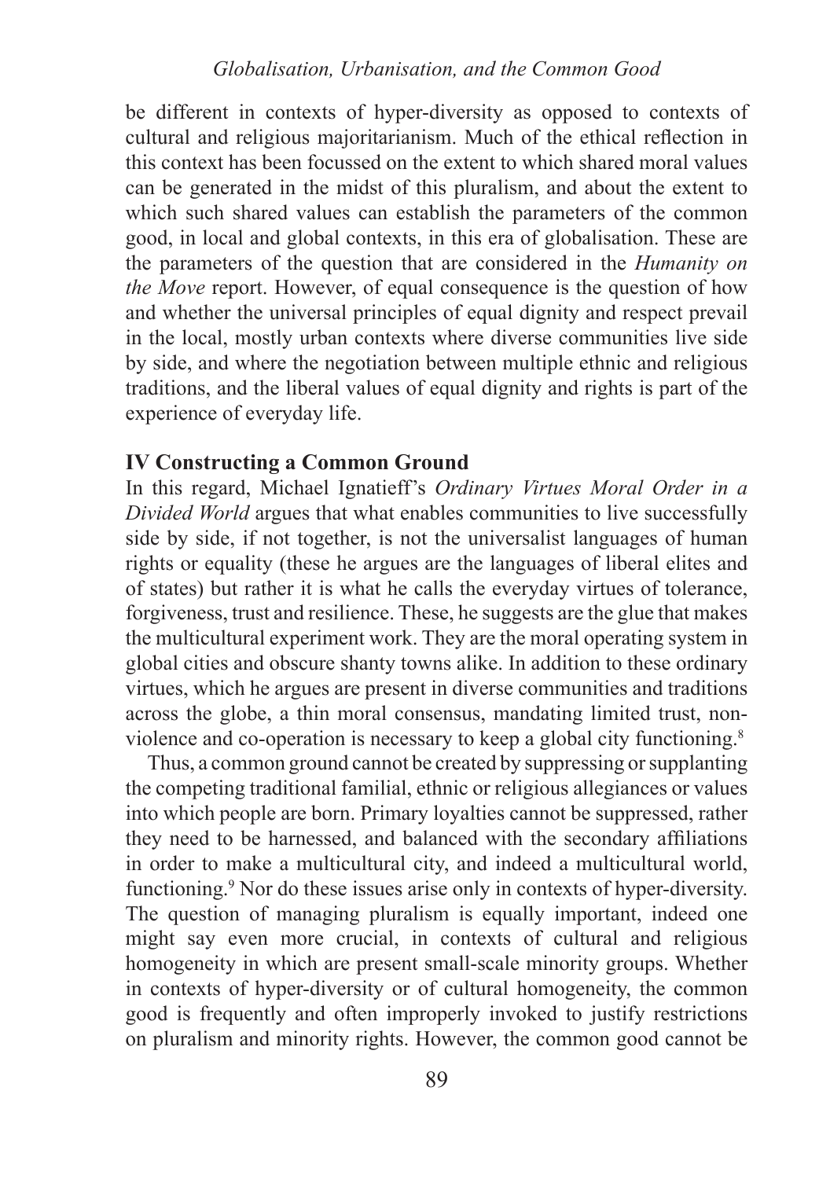be different in contexts of hyper-diversity as opposed to contexts of cultural and religious majoritarianism. Much of the ethical reflection in this context has been focussed on the extent to which shared moral values can be generated in the midst of this pluralism, and about the extent to which such shared values can establish the parameters of the common good, in local and global contexts, in this era of globalisation. These are the parameters of the question that are considered in the *Humanity on the Move* report. However, of equal consequence is the question of how and whether the universal principles of equal dignity and respect prevail in the local, mostly urban contexts where diverse communities live side by side, and where the negotiation between multiple ethnic and religious traditions, and the liberal values of equal dignity and rights is part of the experience of everyday life.

## IV Constructing a Common Ground

In this regard, Michael Ignatieff's *Ordinary Virtues Moral Order in a Divided World* argues that what enables communities to live successfully side by side, if not together, is not the universalist languages of human rights or equality (these he argues are the languages of liberal elites and of states) but rather it is what he calls the everyday virtues of tolerance, forgiveness, trust and resilience. These, he suggests are the glue that makes the multicultural experiment work. They are the moral operating system in global cities and obscure shanty towns alike. In addition to these ordinary virtues, which he argues are present in diverse communities and traditions across the globe, a thin moral consensus, mandating limited trust, non-violence and co-operation is necessary to keep a global city functioning.[8]

Thus, a common ground cannot be created by suppressing or supplanting the competing traditional familial, ethnic or religious allegiances or values into which people are born. Primary loyalties cannot be suppressed, rather they need to be harnessed, and balanced with the secondary affiliations in order to make a multicultural city, and indeed a multicultural world, functioning.[9] Nor do these issues arise only in contexts of hyper-diversity. The question of managing pluralism is equally important, indeed one might say even more crucial, in contexts of cultural and religious homogeneity in which are present small-scale minority groups. Whether in contexts of hyper-diversity or of cultural homogeneity, the common good is frequently and often improperly invoked to justify restrictions on pluralism and minority rights. However, the common good cannot be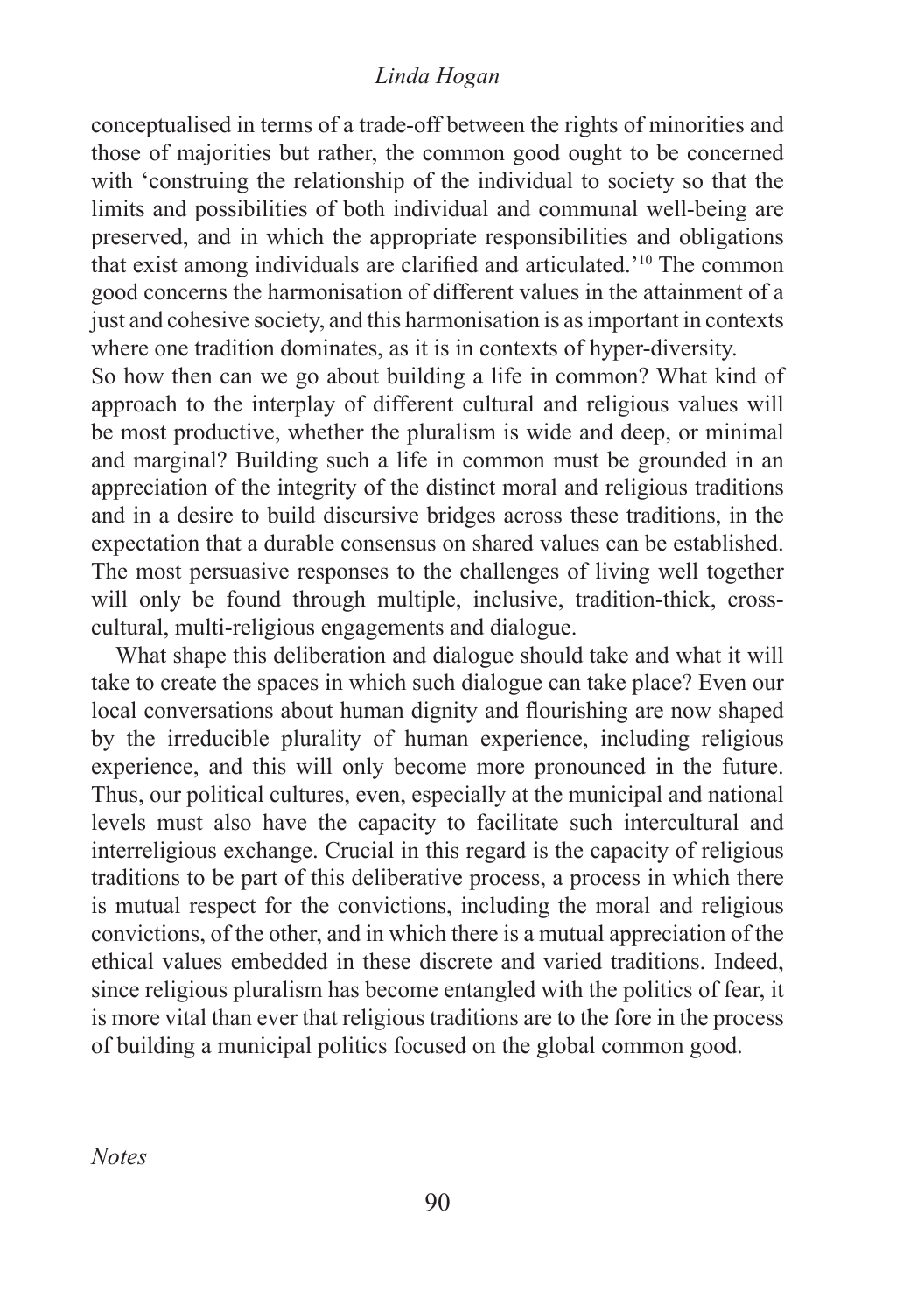conceptualised in terms of a trade-off between the rights of minorities and those of majorities but rather, the common good ought to be concerned with 'construing the relationship of the individual to society so that the limits and possibilities of both individual and communal well-being are preserved, and in which the appropriate responsibilities and obligations that exist among individuals are clarified and articulated.'[10] The common good concerns the harmonisation of different values in the attainment of a just and cohesive society, and this harmonisation is as important in contexts where one tradition dominates, as it is in contexts of hyper-diversity.

So how then can we go about building a life in common? What kind of approach to the interplay of different cultural and religious values will be most productive, whether the pluralism is wide and deep, or minimal and marginal? Building such a life in common must be grounded in an appreciation of the integrity of the distinct moral and religious traditions and in a desire to build discursive bridges across these traditions, in the expectation that a durable consensus on shared values can be established. The most persuasive responses to the challenges of living well together will only be found through multiple, inclusive, tradition-thick, cross-cultural, multi-religious engagements and dialogue.

What shape this deliberation and dialogue should take and what it will take to create the spaces in which such dialogue can take place? Even our local conversations about human dignity and flourishing are now shaped by the irreducible plurality of human experience, including religious experience, and this will only become more pronounced in the future. Thus, our political cultures, even, especially at the municipal and national levels must also have the capacity to facilitate such intercultural and interreligious exchange. Crucial in this regard is the capacity of religious traditions to be part of this deliberative process, a process in which there is mutual respect for the convictions, including the moral and religious convictions, of the other, and in which there is a mutual appreciation of the ethical values embedded in these discrete and varied traditions. Indeed, since religious pluralism has become entangled with the politics of fear, it is more vital than ever that religious traditions are to the fore in the process of building a municipal politics focused on the global common good.

*Notes*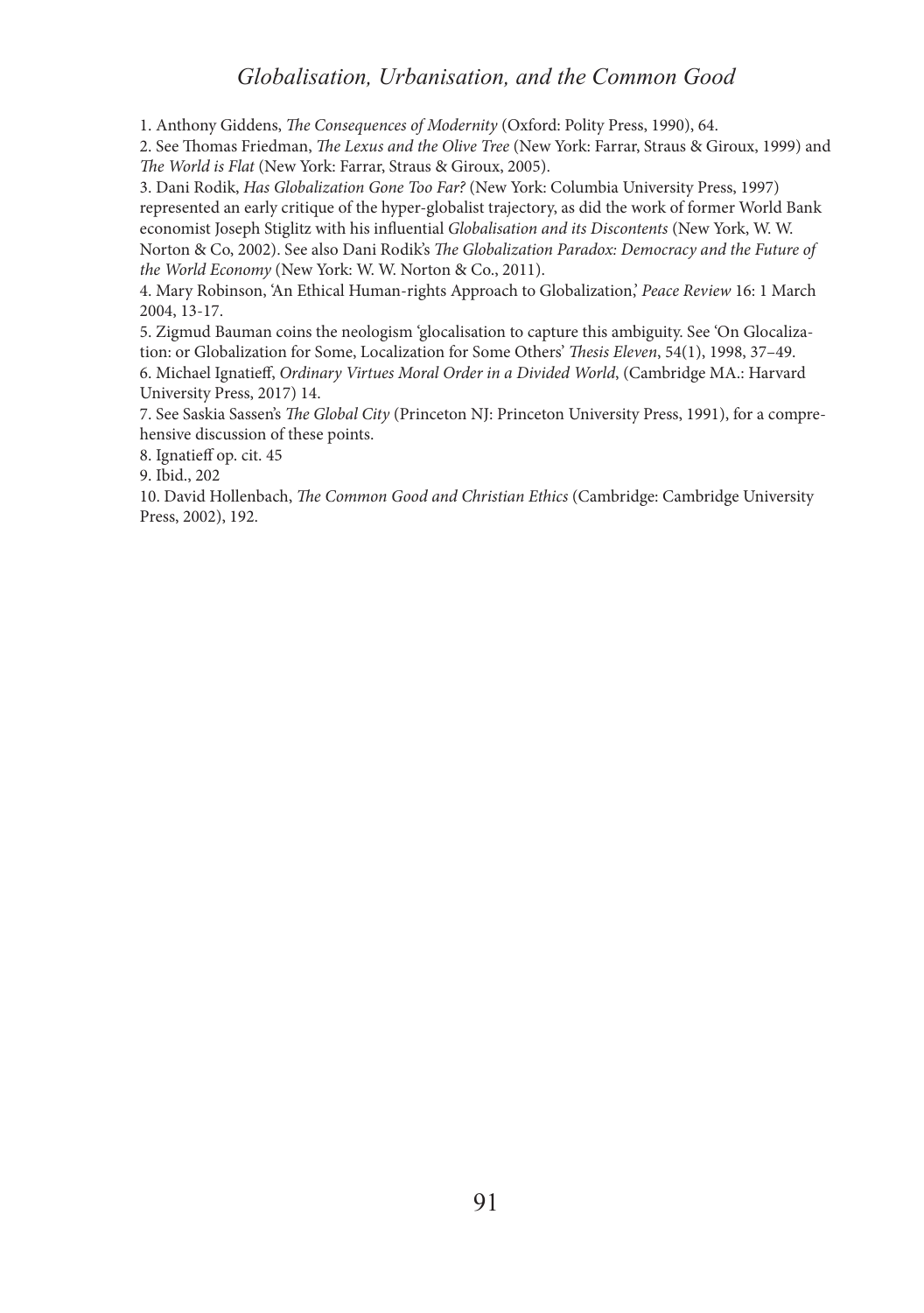1. Anthony Giddens, *The Consequences of Modernity* (Oxford: Polity Press, 1990), 64.

2. See Thomas Friedman, *The Lexus and the Olive Tree* (New York: Farrar, Straus & Giroux, 1999) and *The World is Flat* (New York: Farrar, Straus & Giroux, 2005).

3. Dani Rodik, *Has Globalization Gone Too Far?* (New York: Columbia University Press, 1997) represented an early critique of the hyper-globalist trajectory, as did the work of former World Bank economist Joseph Stiglitz with his influential *Globalisation and its Discontents* (New York, W. W. Norton & Co, 2002). See also Dani Rodik's *The Globalization Paradox: Democracy and the Future of the World Economy* (New York: W. W. Norton & Co., 2011).

4. Mary Robinson, 'An Ethical Human-rights Approach to Globalization,' *Peace Review* 16: 1 March 2004, 13-17.

5. Zigmud Bauman coins the neologism 'glocalisation to capture this ambiguity. See 'On Glocalization: or Globalization for Some, Localization for Some Others' *Thesis Eleven*, 54(1), 1998, 37–49.

6. Michael Ignatieff, *Ordinary Virtues Moral Order in a Divided World*, (Cambridge MA.: Harvard University Press, 2017) 14.

7. See Saskia Sassen's *The Global City* (Princeton NJ: Princeton University Press, 1991), for a comprehensive discussion of these points.

8. Ignatieff op. cit. 45

9. Ibid., 202

10. David Hollenbach, *The Common Good and Christian Ethics* (Cambridge: Cambridge University Press, 2002), 192.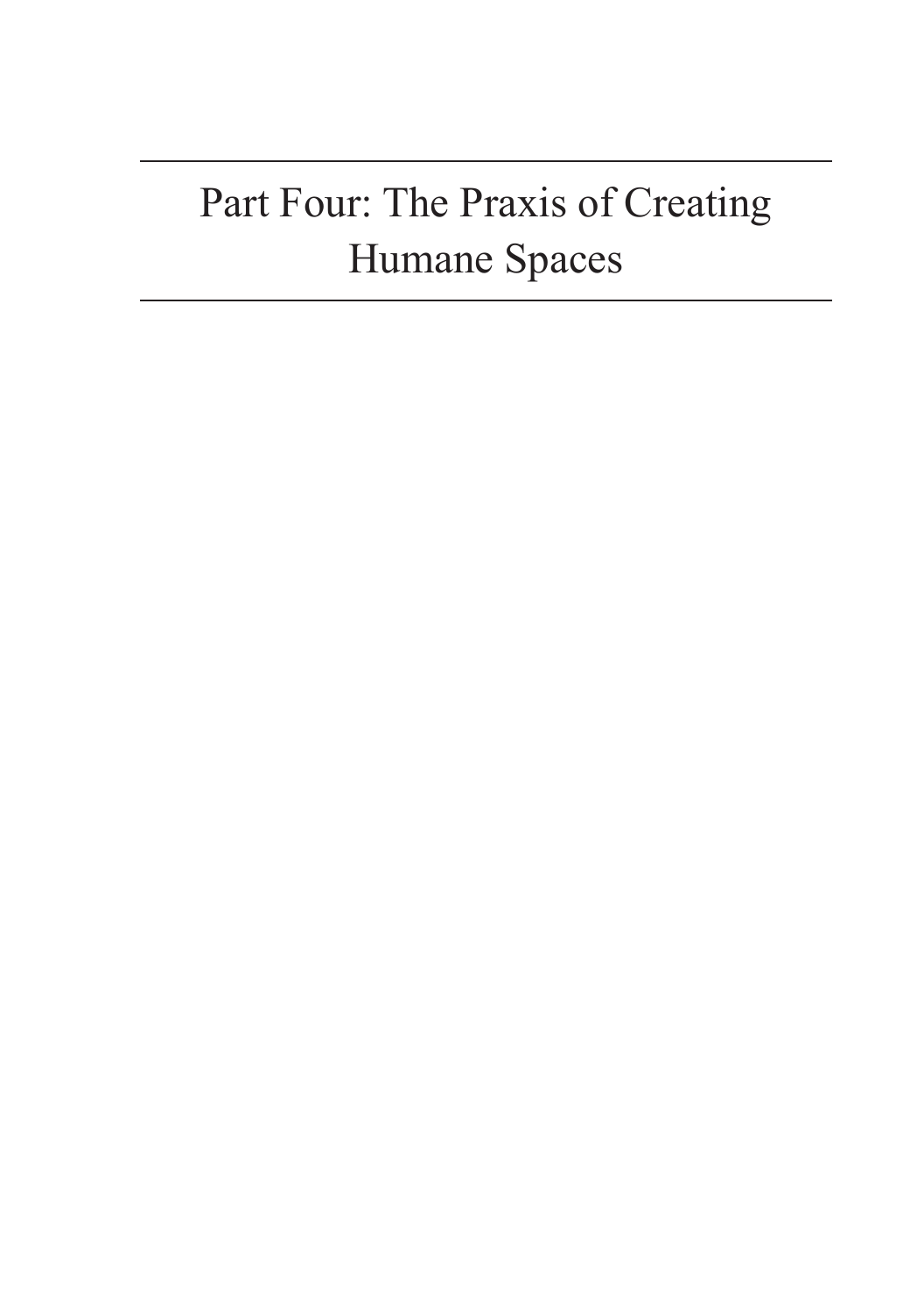# Part Four: The Praxis of Creating Humane Spaces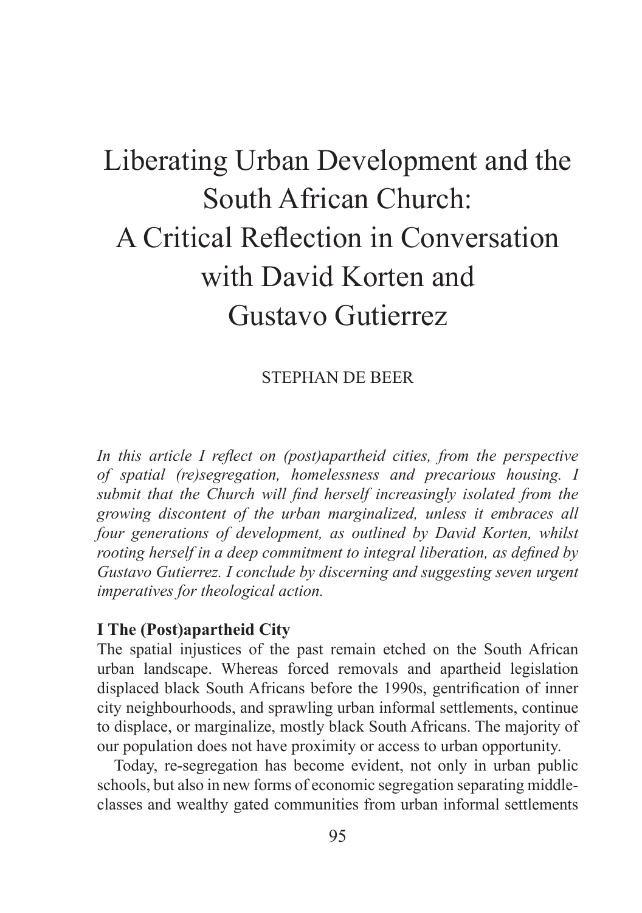# Liberating Urban Development and the South African Church: A Critical Reflection in Conversation with David Korten and Gustavo Gutierrez

STEPHAN DE BEER

*In this article I reflect on (post)apartheid cities, from the perspective of spatial (re)segregation, homelessness and precarious housing. I submit that the Church will find herself increasingly isolated from the growing discontent of the urban marginalized, unless it embraces all four generations of development, as outlined by David Korten, whilst rooting herself in a deep commitment to integral liberation, as defined by Gustavo Gutierrez. I conclude by discerning and suggesting seven urgent imperatives for theological action.*

## I The (Post)apartheid City

The spatial injustices of the past remain etched on the South African urban landscape. Whereas forced removals and apartheid legislation displaced black South Africans before the 1990s, gentrification of inner city neighbourhoods, and sprawling urban informal settlements, continue to displace, or marginalize, mostly black South Africans. The majority of our population does not have proximity or access to urban opportunity.

Today, re-segregation has become evident, not only in urban public schools, but also in new forms of economic segregation separating middle-classes and wealthy gated communities from urban informal settlements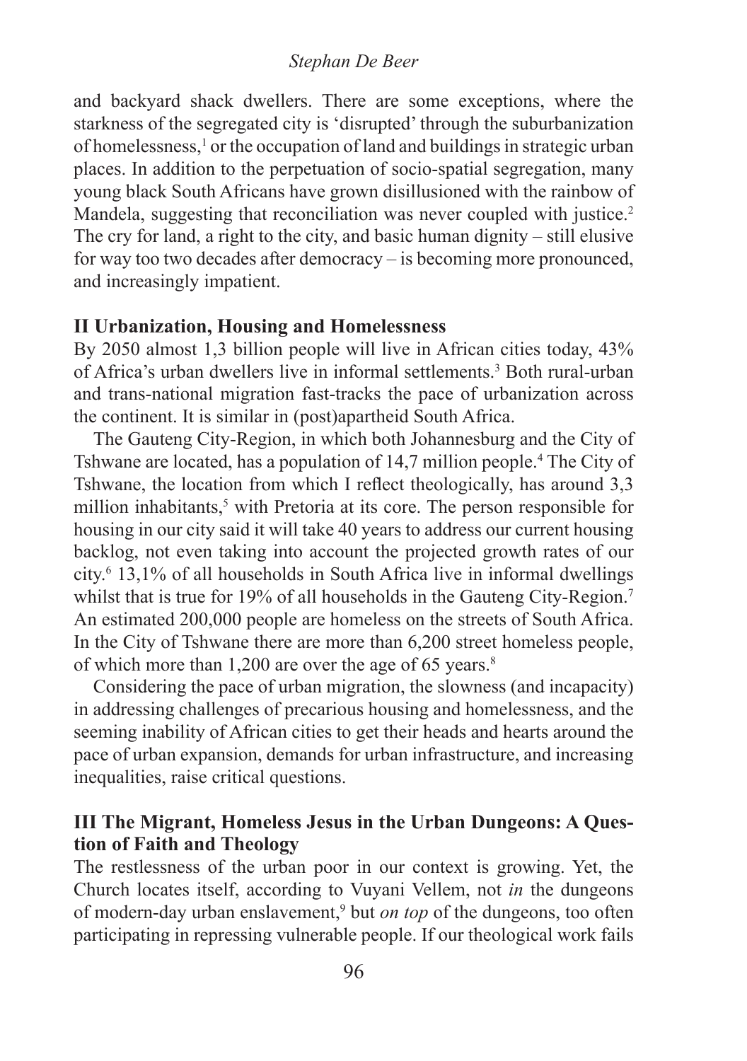and backyard shack dwellers. There are some exceptions, where the starkness of the segregated city is 'disrupted' through the suburbanization of homelessness,[1] or the occupation of land and buildings in strategic urban places. In addition to the perpetuation of socio-spatial segregation, many young black South Africans have grown disillusioned with the rainbow of Mandela, suggesting that reconciliation was never coupled with justice.[2] The cry for land, a right to the city, and basic human dignity – still elusive for way too two decades after democracy – is becoming more pronounced, and increasingly impatient.

## II Urbanization, Housing and Homelessness

By 2050 almost 1,3 billion people will live in African cities today, 43% of Africa's urban dwellers live in informal settlements.[3] Both rural-urban and trans-national migration fast-tracks the pace of urbanization across the continent. It is similar in (post)apartheid South Africa.

The Gauteng City-Region, in which both Johannesburg and the City of Tshwane are located, has a population of 14,7 million people.[4] The City of Tshwane, the location from which I reflect theologically, has around 3,3 million inhabitants,[5] with Pretoria at its core. The person responsible for housing in our city said it will take 40 years to address our current housing backlog, not even taking into account the projected growth rates of our city.[6] 13,1% of all households in South Africa live in informal dwellings whilst that is true for 19% of all households in the Gauteng City-Region.[7] An estimated 200,000 people are homeless on the streets of South Africa. In the City of Tshwane there are more than 6,200 street homeless people, of which more than 1,200 are over the age of 65 years.[8]

Considering the pace of urban migration, the slowness (and incapacity) in addressing challenges of precarious housing and homelessness, and the seeming inability of African cities to get their heads and hearts around the pace of urban expansion, demands for urban infrastructure, and increasing inequalities, raise critical questions.

## III The Migrant, Homeless Jesus in the Urban Dungeons: A Question of Faith and Theology

The restlessness of the urban poor in our context is growing. Yet, the Church locates itself, according to Vuyani Vellem, not *in* the dungeons of modern-day urban enslavement,[9] but *on top* of the dungeons, too often participating in repressing vulnerable people. If our theological work fails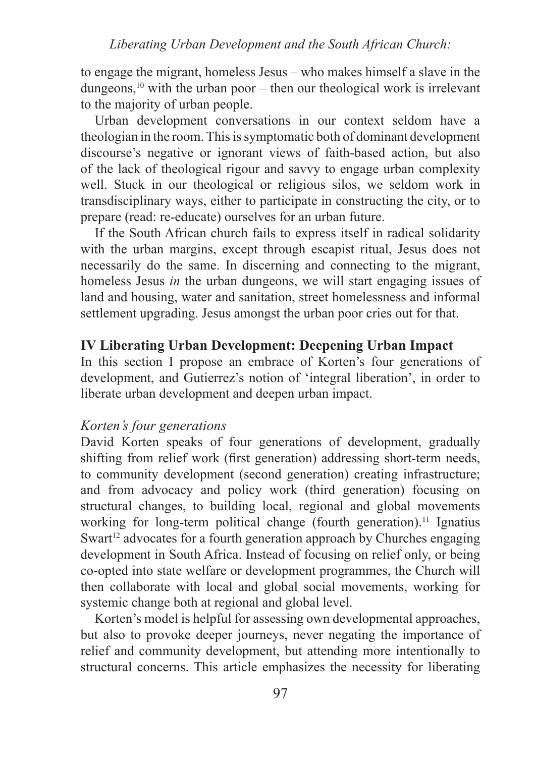to engage the migrant, homeless Jesus – who makes himself a slave in the dungeons,[10] with the urban poor – then our theological work is irrelevant to the majority of urban people.

Urban development conversations in our context seldom have a theologian in the room. This is symptomatic both of dominant development discourse's negative or ignorant views of faith-based action, but also of the lack of theological rigour and savvy to engage urban complexity well. Stuck in our theological or religious silos, we seldom work in transdisciplinary ways, either to participate in constructing the city, or to prepare (read: re-educate) ourselves for an urban future.

If the South African church fails to express itself in radical solidarity with the urban margins, except through escapist ritual, Jesus does not necessarily do the same. In discerning and connecting to the migrant, homeless Jesus *in* the urban dungeons, we will start engaging issues of land and housing, water and sanitation, street homelessness and informal settlement upgrading. Jesus amongst the urban poor cries out for that.

## IV Liberating Urban Development: Deepening Urban Impact

In this section I propose an embrace of Korten's four generations of development, and Gutierrez's notion of 'integral liberation', in order to liberate urban development and deepen urban impact.

### *Korten's four generations*

David Korten speaks of four generations of development, gradually shifting from relief work (first generation) addressing short-term needs, to community development (second generation) creating infrastructure; and from advocacy and policy work (third generation) focusing on structural changes, to building local, regional and global movements working for long-term political change (fourth generation).[11] Ignatius Swart[12] advocates for a fourth generation approach by Churches engaging development in South Africa. Instead of focusing on relief only, or being co-opted into state welfare or development programmes, the Church will then collaborate with local and global social movements, working for systemic change both at regional and global level.

Korten's model is helpful for assessing own developmental approaches, but also to provoke deeper journeys, never negating the importance of relief and community development, but attending more intentionally to structural concerns. This article emphasizes the necessity for liberating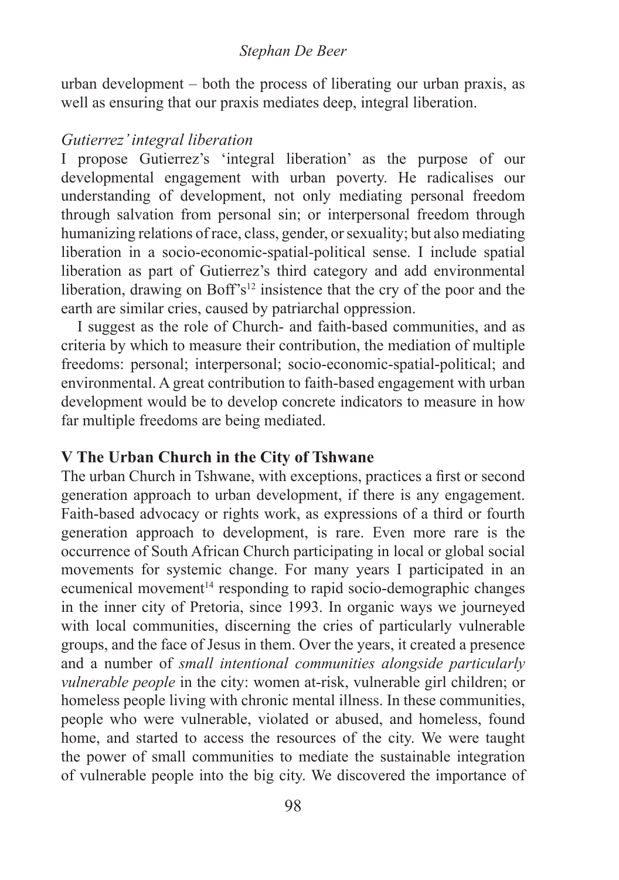urban development – both the process of liberating our urban praxis, as well as ensuring that our praxis mediates deep, integral liberation.

### *Gutierrez' integral liberation*

I propose Gutierrez's 'integral liberation' as the purpose of our developmental engagement with urban poverty. He radicalises our understanding of development, not only mediating personal freedom through salvation from personal sin; or interpersonal freedom through humanizing relations of race, class, gender, or sexuality; but also mediating liberation in a socio-economic-spatial-political sense. I include spatial liberation as part of Gutierrez's third category and add environmental liberation, drawing on Boff's[12] insistence that the cry of the poor and the earth are similar cries, caused by patriarchal oppression.

I suggest as the role of Church- and faith-based communities, and as criteria by which to measure their contribution, the mediation of multiple freedoms: personal; interpersonal; socio-economic-spatial-political; and environmental. A great contribution to faith-based engagement with urban development would be to develop concrete indicators to measure in how far multiple freedoms are being mediated.

## V The Urban Church in the City of Tshwane

The urban Church in Tshwane, with exceptions, practices a first or second generation approach to urban development, if there is any engagement. Faith-based advocacy or rights work, as expressions of a third or fourth generation approach to development, is rare. Even more rare is the occurrence of South African Church participating in local or global social movements for systemic change. For many years I participated in an ecumenical movement[14] responding to rapid socio-demographic changes in the inner city of Pretoria, since 1993. In organic ways we journeyed with local communities, discerning the cries of particularly vulnerable groups, and the face of Jesus in them. Over the years, it created a presence and a number of *small intentional communities alongside particularly vulnerable people* in the city: women at-risk, vulnerable girl children; or homeless people living with chronic mental illness. In these communities, people who were vulnerable, violated or abused, and homeless, found home, and started to access the resources of the city. We were taught the power of small communities to mediate the sustainable integration of vulnerable people into the big city. We discovered the importance of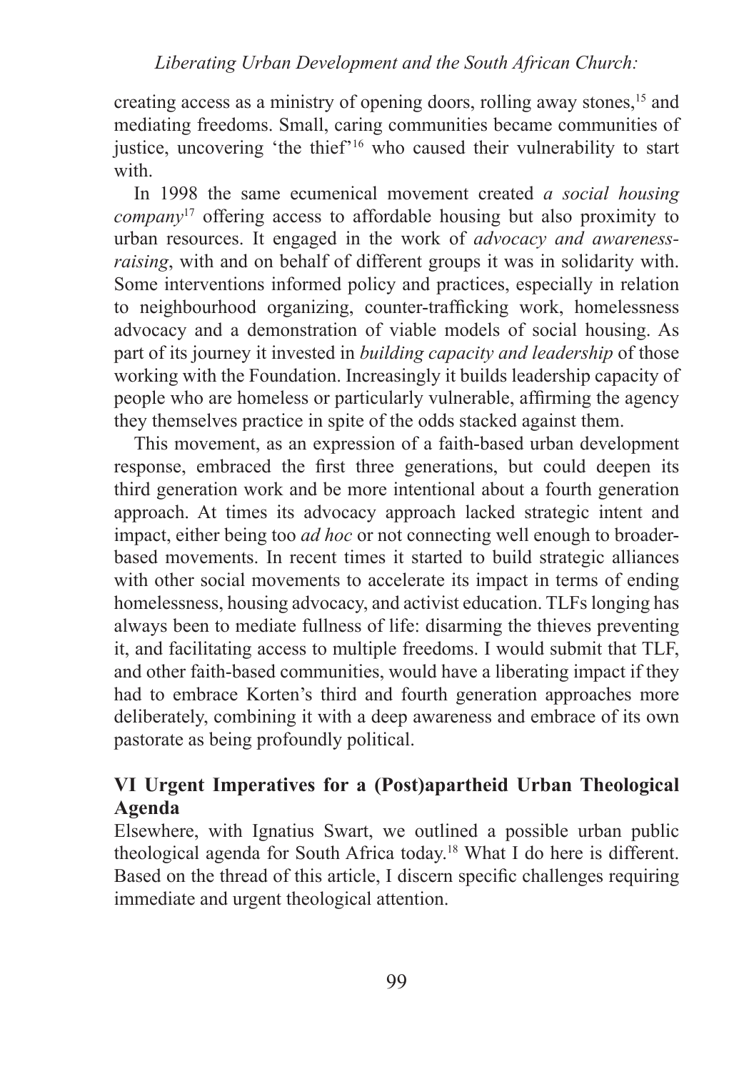creating access as a ministry of opening doors, rolling away stones,[15] and mediating freedoms. Small, caring communities became communities of justice, uncovering 'the thief'[16] who caused their vulnerability to start with.

In 1998 the same ecumenical movement created *a social housing company*[17] offering access to affordable housing but also proximity to urban resources. It engaged in the work of *advocacy and awareness-raising*, with and on behalf of different groups it was in solidarity with. Some interventions informed policy and practices, especially in relation to neighbourhood organizing, counter-trafficking work, homelessness advocacy and a demonstration of viable models of social housing. As part of its journey it invested in *building capacity and leadership* of those working with the Foundation. Increasingly it builds leadership capacity of people who are homeless or particularly vulnerable, affirming the agency they themselves practice in spite of the odds stacked against them.

This movement, as an expression of a faith-based urban development response, embraced the first three generations, but could deepen its third generation work and be more intentional about a fourth generation approach. At times its advocacy approach lacked strategic intent and impact, either being too *ad hoc* or not connecting well enough to broader-based movements. In recent times it started to build strategic alliances with other social movements to accelerate its impact in terms of ending homelessness, housing advocacy, and activist education. TLFs longing has always been to mediate fullness of life: disarming the thieves preventing it, and facilitating access to multiple freedoms. I would submit that TLF, and other faith-based communities, would have a liberating impact if they had to embrace Korten's third and fourth generation approaches more deliberately, combining it with a deep awareness and embrace of its own pastorate as being profoundly political.

## VI Urgent Imperatives for a (Post)apartheid Urban Theological Agenda

Elsewhere, with Ignatius Swart, we outlined a possible urban public theological agenda for South Africa today.[18] What I do here is different. Based on the thread of this article, I discern specific challenges requiring immediate and urgent theological attention.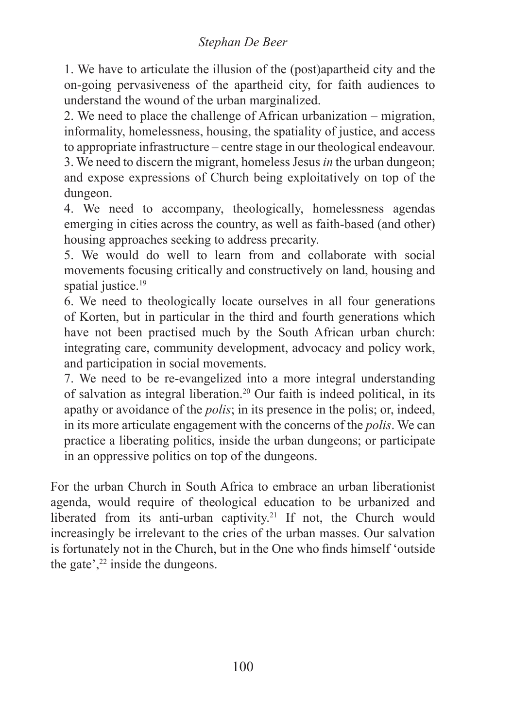1. We have to articulate the illusion of the (post)apartheid city and the on-going pervasiveness of the apartheid city, for faith audiences to understand the wound of the urban marginalized.
2. We need to place the challenge of African urbanization – migration, informality, homelessness, housing, the spatiality of justice, and access to appropriate infrastructure – centre stage in our theological endeavour.
3. We need to discern the migrant, homeless Jesus *in* the urban dungeon; and expose expressions of Church being exploitatively on top of the dungeon.
4. We need to accompany, theologically, homelessness agendas emerging in cities across the country, as well as faith-based (and other) housing approaches seeking to address precarity.
5. We would do well to learn from and collaborate with social movements focusing critically and constructively on land, housing and spatial justice.[19]
6. We need to theologically locate ourselves in all four generations of Korten, but in particular in the third and fourth generations which have not been practised much by the South African urban church: integrating care, community development, advocacy and policy work, and participation in social movements.
7. We need to be re-evangelized into a more integral understanding of salvation as integral liberation.[20] Our faith is indeed political, in its apathy or avoidance of the *polis*; in its presence in the polis; or, indeed, in its more articulate engagement with the concerns of the *polis*. We can practice a liberating politics, inside the urban dungeons; or participate in an oppressive politics on top of the dungeons.

For the urban Church in South Africa to embrace an urban liberationist agenda, would require of theological education to be urbanized and liberated from its anti-urban captivity.[21] If not, the Church would increasingly be irrelevant to the cries of the urban masses. Our salvation is fortunately not in the Church, but in the One who finds himself 'outside the gate',[22] inside the dungeons.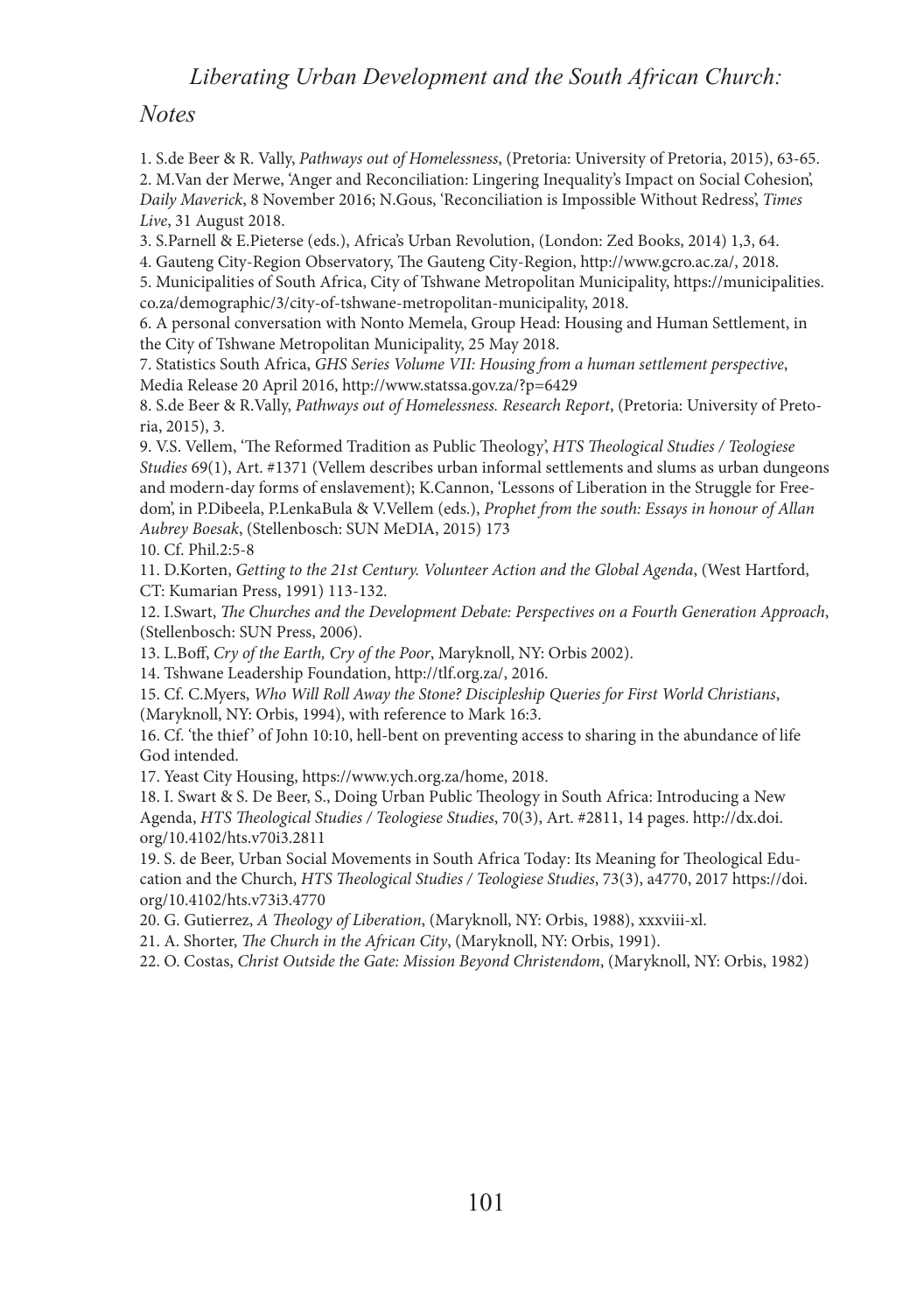## *Notes*

1. S.de Beer & R. Vally, *Pathways out of Homelessness*, (Pretoria: University of Pretoria, 2015), 63-65.
2. M.Van der Merwe, 'Anger and Reconciliation: Lingering Inequality's Impact on Social Cohesion', *Daily Maverick*, 8 November 2016; N.Gous, 'Reconciliation is Impossible Without Redress', *Times Live*, 31 August 2018.
3. S.Parnell & E.Pieterse (eds.), Africa's Urban Revolution, (London: Zed Books, 2014) 1,3, 64.
4. Gauteng City-Region Observatory, The Gauteng City-Region, http://www.gcro.ac.za/, 2018.
5. Municipalities of South Africa, City of Tshwane Metropolitan Municipality, https://municipalities.co.za/demographic/3/city-of-tshwane-metropolitan-municipality, 2018.
6. A personal conversation with Nonto Memela, Group Head: Housing and Human Settlement, in the City of Tshwane Metropolitan Municipality, 25 May 2018.
7. Statistics South Africa, *GHS Series Volume VII: Housing from a human settlement perspective*, Media Release 20 April 2016, http://www.statssa.gov.za/?p=6429
8. S.de Beer & R.Vally, *Pathways out of Homelessness. Research Report*, (Pretoria: University of Pretoria, 2015), 3.
9. V.S. Vellem, 'The Reformed Tradition as Public Theology', *HTS Theological Studies / Teologiese Studies* 69(1), Art. #1371 (Vellem describes urban informal settlements and slums as urban dungeons and modern-day forms of enslavement); K.Cannon, 'Lessons of Liberation in the Struggle for Freedom', in P.Dibeela, P.LenkaBula & V.Vellem (eds.), *Prophet from the south: Essays in honour of Allan Aubrey Boesak*, (Stellenbosch: SUN MeDIA, 2015) 173
10. Cf. Phil.2:5-8
11. D.Korten, *Getting to the 21st Century. Volunteer Action and the Global Agenda*, (West Hartford, CT: Kumarian Press, 1991) 113-132.
12. I.Swart, *The Churches and the Development Debate: Perspectives on a Fourth Generation Approach*, (Stellenbosch: SUN Press, 2006).
13. L.Boff, *Cry of the Earth, Cry of the Poor*, Maryknoll, NY: Orbis 2002).
14. Tshwane Leadership Foundation, http://tlf.org.za/, 2016.
15. Cf. C.Myers, *Who Will Roll Away the Stone? Discipleship Queries for First World Christians*, (Maryknoll, NY: Orbis, 1994), with reference to Mark 16:3.
16. Cf. 'the thief' of John 10:10, hell-bent on preventing access to sharing in the abundance of life God intended.
17. Yeast City Housing, https://www.ych.org.za/home, 2018.
18. I. Swart & S. De Beer, S., Doing Urban Public Theology in South Africa: Introducing a New Agenda, *HTS Theological Studies / Teologiese Studies*, 70(3), Art. #2811, 14 pages. http://dx.doi.org/10.4102/hts.v70i3.2811
19. S. de Beer, Urban Social Movements in South Africa Today: Its Meaning for Theological Education and the Church, *HTS Theological Studies / Teologiese Studies*, 73(3), a4770, 2017 https://doi.org/10.4102/hts.v73i3.4770
20. G. Gutierrez, *A Theology of Liberation*, (Maryknoll, NY: Orbis, 1988), xxxviii-xl.
21. A. Shorter, *The Church in the African City*, (Maryknoll, NY: Orbis, 1991).
22. O. Costas, *Christ Outside the Gate: Mission Beyond Christendom*, (Maryknoll, NY: Orbis, 1982)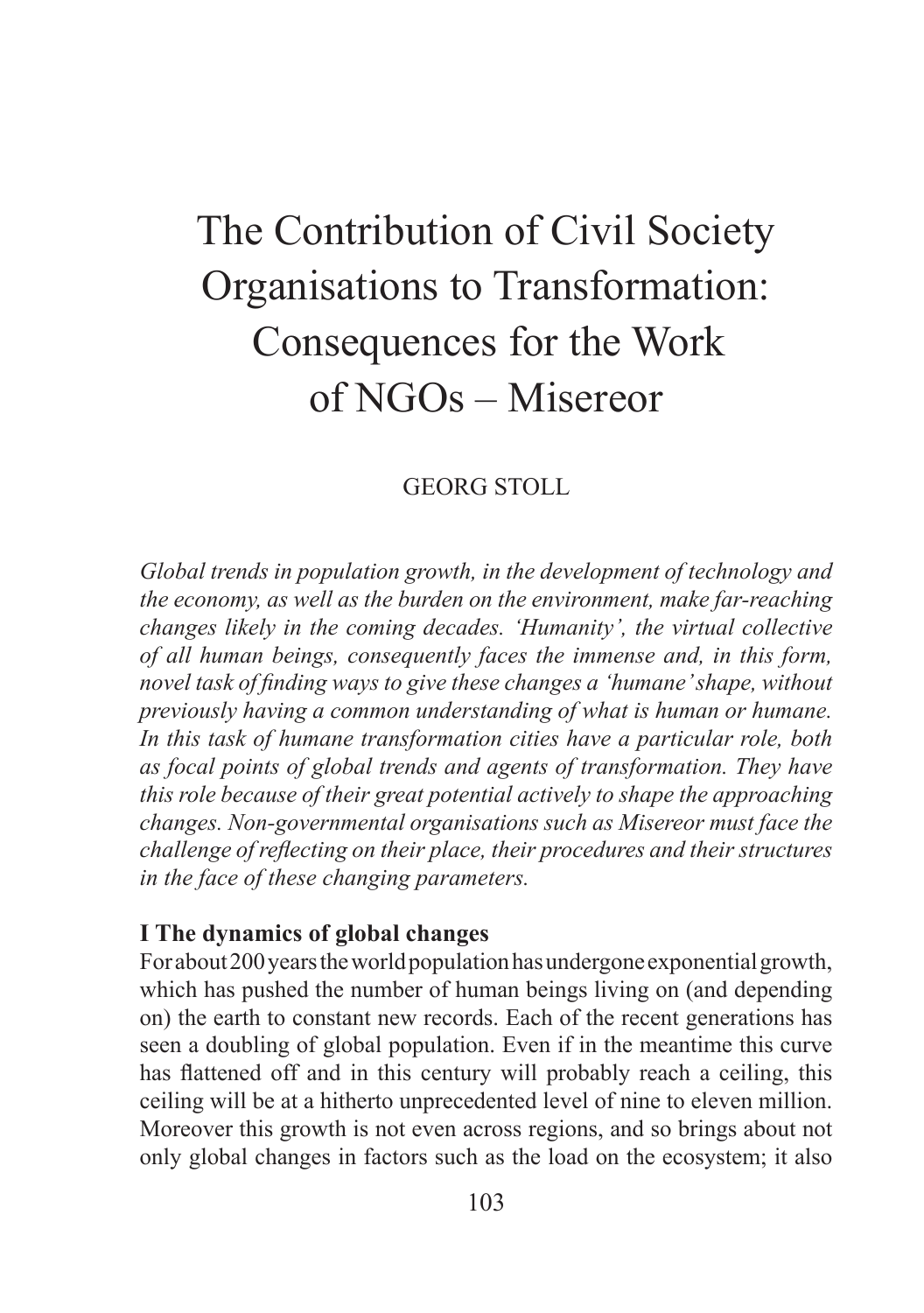# The Contribution of Civil Society Organisations to Transformation: Consequences for the Work of NGOs – Misereor

GEORG STOLL

*Global trends in population growth, in the development of technology and the economy, as well as the burden on the environment, make far-reaching changes likely in the coming decades. 'Humanity', the virtual collective of all human beings, consequently faces the immense and, in this form, novel task of finding ways to give these changes a 'humane' shape, without previously having a common understanding of what is human or humane. In this task of humane transformation cities have a particular role, both as focal points of global trends and agents of transformation. They have this role because of their great potential actively to shape the approaching changes. Non-governmental organisations such as Misereor must face the challenge of reflecting on their place, their procedures and their structures in the face of these changing parameters.*

**I The dynamics of global changes**

For about 200 years the world population has undergone exponential growth, which has pushed the number of human beings living on (and depending on) the earth to constant new records. Each of the recent generations has seen a doubling of global population. Even if in the meantime this curve has flattened off and in this century will probably reach a ceiling, this ceiling will be at a hitherto unprecedented level of nine to eleven million. Moreover this growth is not even across regions, and so brings about not only global changes in factors such as the load on the ecosystem; it also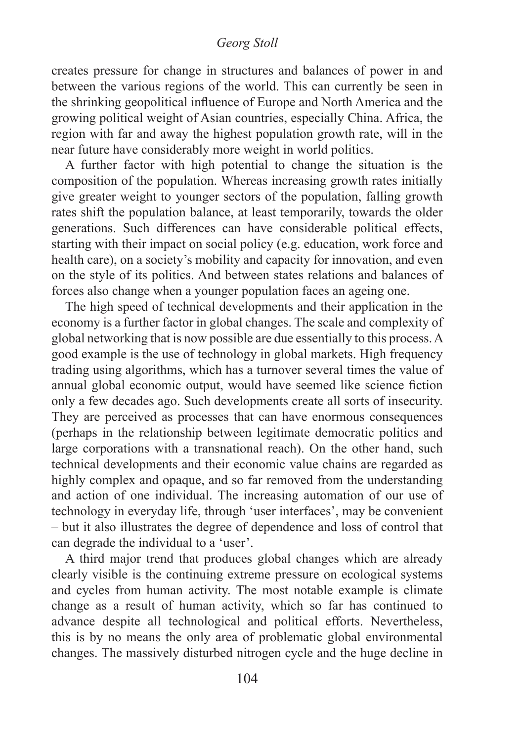creates pressure for change in structures and balances of power in and between the various regions of the world. This can currently be seen in the shrinking geopolitical influence of Europe and North America and the growing political weight of Asian countries, especially China. Africa, the region with far and away the highest population growth rate, will in the near future have considerably more weight in world politics.

A further factor with high potential to change the situation is the composition of the population. Whereas increasing growth rates initially give greater weight to younger sectors of the population, falling growth rates shift the population balance, at least temporarily, towards the older generations. Such differences can have considerable political effects, starting with their impact on social policy (e.g. education, work force and health care), on a society's mobility and capacity for innovation, and even on the style of its politics. And between states relations and balances of forces also change when a younger population faces an ageing one.

The high speed of technical developments and their application in the economy is a further factor in global changes. The scale and complexity of global networking that is now possible are due essentially to this process. A good example is the use of technology in global markets. High frequency trading using algorithms, which has a turnover several times the value of annual global economic output, would have seemed like science fiction only a few decades ago. Such developments create all sorts of insecurity. They are perceived as processes that can have enormous consequences (perhaps in the relationship between legitimate democratic politics and large corporations with a transnational reach). On the other hand, such technical developments and their economic value chains are regarded as highly complex and opaque, and so far removed from the understanding and action of one individual. The increasing automation of our use of technology in everyday life, through 'user interfaces', may be convenient – but it also illustrates the degree of dependence and loss of control that can degrade the individual to a 'user'.

A third major trend that produces global changes which are already clearly visible is the continuing extreme pressure on ecological systems and cycles from human activity. The most notable example is climate change as a result of human activity, which so far has continued to advance despite all technological and political efforts. Nevertheless, this is by no means the only area of problematic global environmental changes. The massively disturbed nitrogen cycle and the huge decline in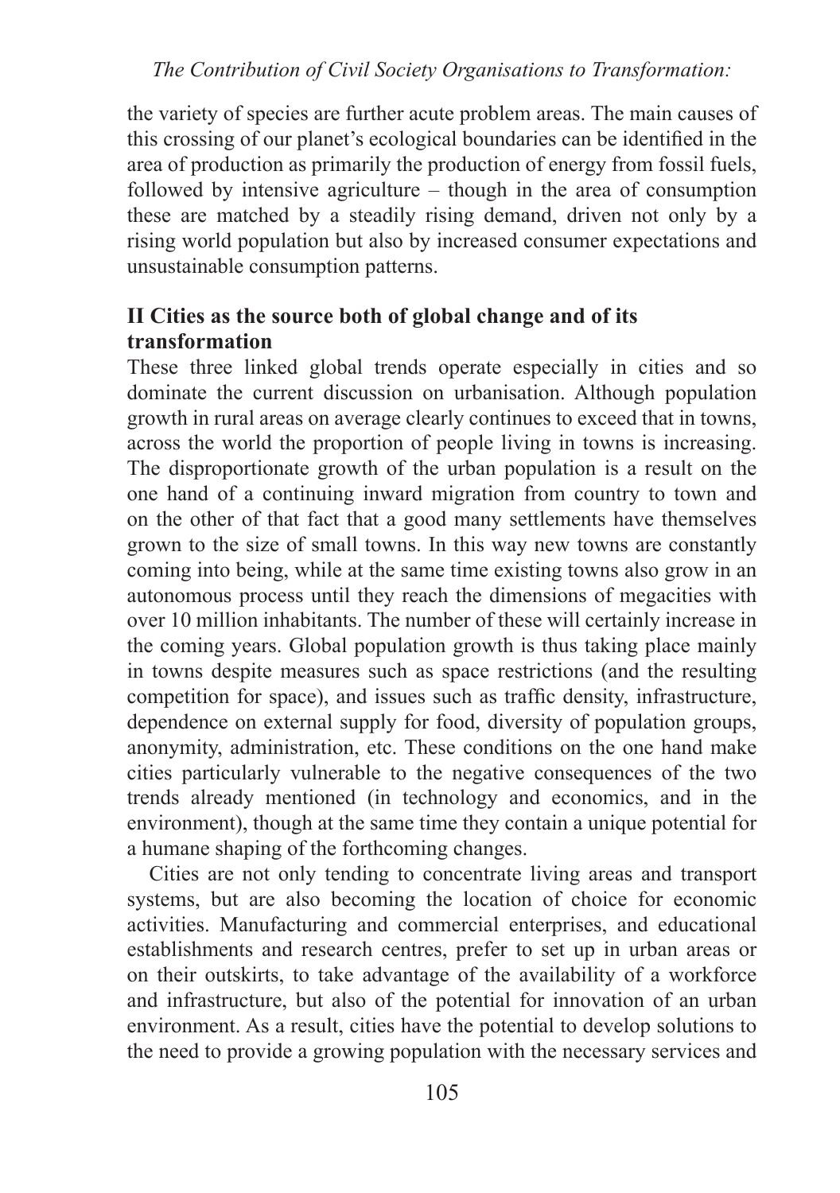the variety of species are further acute problem areas. The main causes of this crossing of our planet's ecological boundaries can be identified in the area of production as primarily the production of energy from fossil fuels, followed by intensive agriculture – though in the area of consumption these are matched by a steadily rising demand, driven not only by a rising world population but also by increased consumer expectations and unsustainable consumption patterns.

## II Cities as the source both of global change and of its transformation

These three linked global trends operate especially in cities and so dominate the current discussion on urbanisation. Although population growth in rural areas on average clearly continues to exceed that in towns, across the world the proportion of people living in towns is increasing. The disproportionate growth of the urban population is a result on the one hand of a continuing inward migration from country to town and on the other of that fact that a good many settlements have themselves grown to the size of small towns. In this way new towns are constantly coming into being, while at the same time existing towns also grow in an autonomous process until they reach the dimensions of megacities with over 10 million inhabitants. The number of these will certainly increase in the coming years. Global population growth is thus taking place mainly in towns despite measures such as space restrictions (and the resulting competition for space), and issues such as traffic density, infrastructure, dependence on external supply for food, diversity of population groups, anonymity, administration, etc. These conditions on the one hand make cities particularly vulnerable to the negative consequences of the two trends already mentioned (in technology and economics, and in the environment), though at the same time they contain a unique potential for a humane shaping of the forthcoming changes.

Cities are not only tending to concentrate living areas and transport systems, but are also becoming the location of choice for economic activities. Manufacturing and commercial enterprises, and educational establishments and research centres, prefer to set up in urban areas or on their outskirts, to take advantage of the availability of a workforce and infrastructure, but also of the potential for innovation of an urban environment. As a result, cities have the potential to develop solutions to the need to provide a growing population with the necessary services and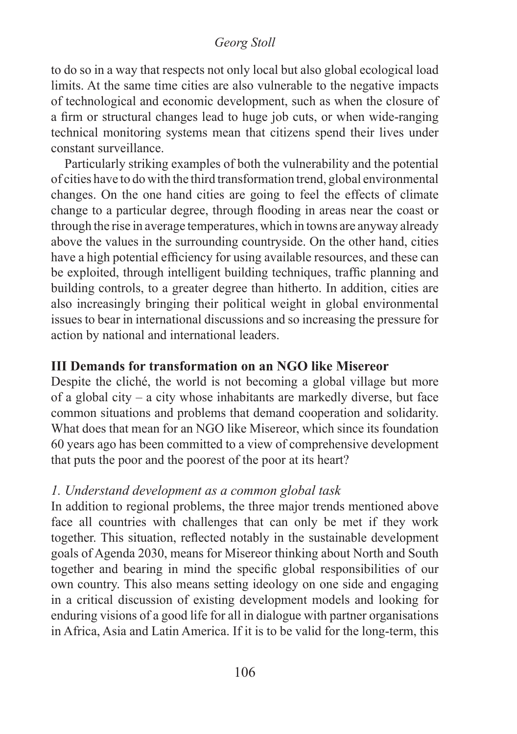to do so in a way that respects not only local but also global ecological load limits. At the same time cities are also vulnerable to the negative impacts of technological and economic development, such as when the closure of a firm or structural changes lead to huge job cuts, or when wide-ranging technical monitoring systems mean that citizens spend their lives under constant surveillance.

Particularly striking examples of both the vulnerability and the potential of cities have to do with the third transformation trend, global environmental changes. On the one hand cities are going to feel the effects of climate change to a particular degree, through flooding in areas near the coast or through the rise in average temperatures, which in towns are anyway already above the values in the surrounding countryside. On the other hand, cities have a high potential efficiency for using available resources, and these can be exploited, through intelligent building techniques, traffic planning and building controls, to a greater degree than hitherto. In addition, cities are also increasingly bringing their political weight in global environmental issues to bear in international discussions and so increasing the pressure for action by national and international leaders.

## III Demands for transformation on an NGO like Misereor

Despite the cliché, the world is not becoming a global village but more of a global city – a city whose inhabitants are markedly diverse, but face common situations and problems that demand cooperation and solidarity. What does that mean for an NGO like Misereor, which since its foundation 60 years ago has been committed to a view of comprehensive development that puts the poor and the poorest of the poor at its heart?

### *1. Understand development as a common global task*

In addition to regional problems, the three major trends mentioned above face all countries with challenges that can only be met if they work together. This situation, reflected notably in the sustainable development goals of Agenda 2030, means for Misereor thinking about North and South together and bearing in mind the specific global responsibilities of our own country. This also means setting ideology on one side and engaging in a critical discussion of existing development models and looking for enduring visions of a good life for all in dialogue with partner organisations in Africa, Asia and Latin America. If it is to be valid for the long-term, this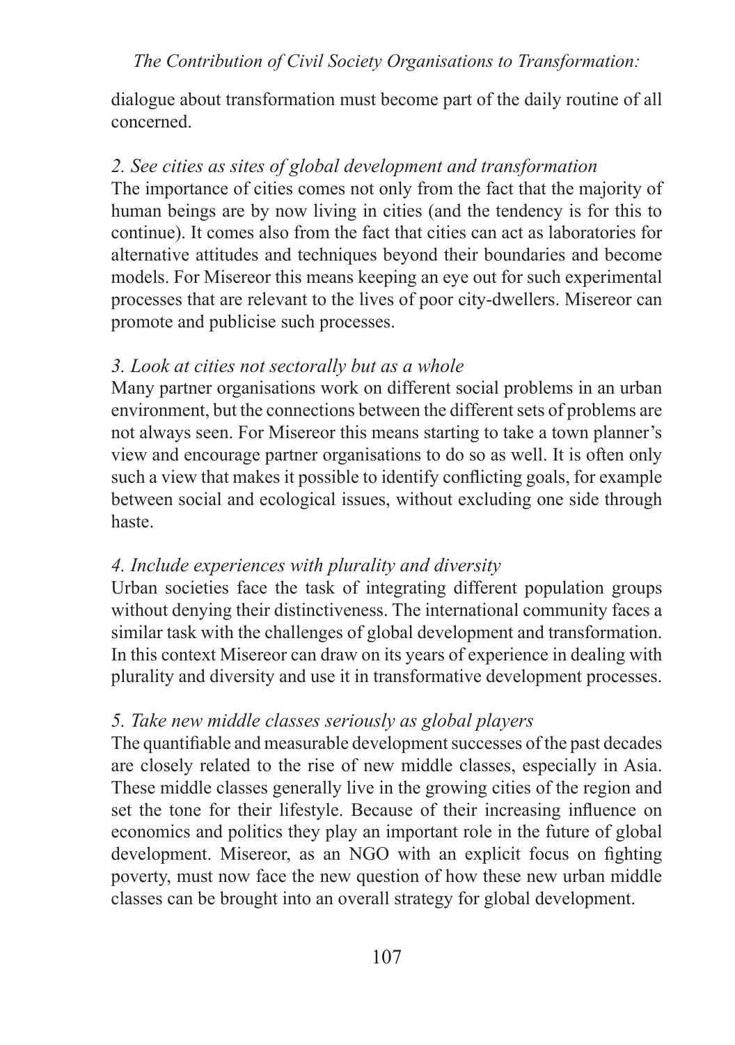dialogue about transformation must become part of the daily routine of all concerned.

*2. See cities as sites of global development and transformation*

The importance of cities comes not only from the fact that the majority of human beings are by now living in cities (and the tendency is for this to continue). It comes also from the fact that cities can act as laboratories for alternative attitudes and techniques beyond their boundaries and become models. For Misereor this means keeping an eye out for such experimental processes that are relevant to the lives of poor city-dwellers. Misereor can promote and publicise such processes.

*3. Look at cities not sectorally but as a whole*

Many partner organisations work on different social problems in an urban environment, but the connections between the different sets of problems are not always seen. For Misereor this means starting to take a town planner's view and encourage partner organisations to do so as well. It is often only such a view that makes it possible to identify conflicting goals, for example between social and ecological issues, without excluding one side through haste.

*4. Include experiences with plurality and diversity*

Urban societies face the task of integrating different population groups without denying their distinctiveness. The international community faces a similar task with the challenges of global development and transformation. In this context Misereor can draw on its years of experience in dealing with plurality and diversity and use it in transformative development processes.

*5. Take new middle classes seriously as global players*

The quantifiable and measurable development successes of the past decades are closely related to the rise of new middle classes, especially in Asia. These middle classes generally live in the growing cities of the region and set the tone for their lifestyle. Because of their increasing influence on economics and politics they play an important role in the future of global development. Misereor, as an NGO with an explicit focus on fighting poverty, must now face the new question of how these new urban middle classes can be brought into an overall strategy for global development.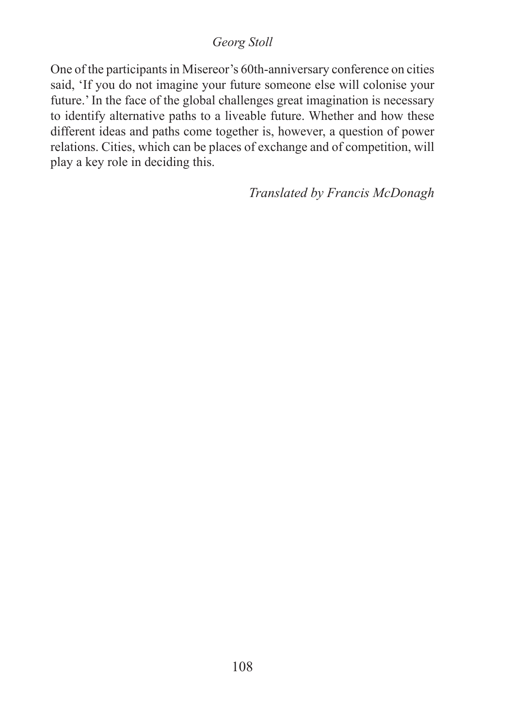One of the participants in Misereor's 60th-anniversary conference on cities said, 'If you do not imagine your future someone else will colonise your future.' In the face of the global challenges great imagination is necessary to identify alternative paths to a liveable future. Whether and how these different ideas and paths come together is, however, a question of power relations. Cities, which can be places of exchange and of competition, will play a key role in deciding this.

*Translated by Francis McDonagh*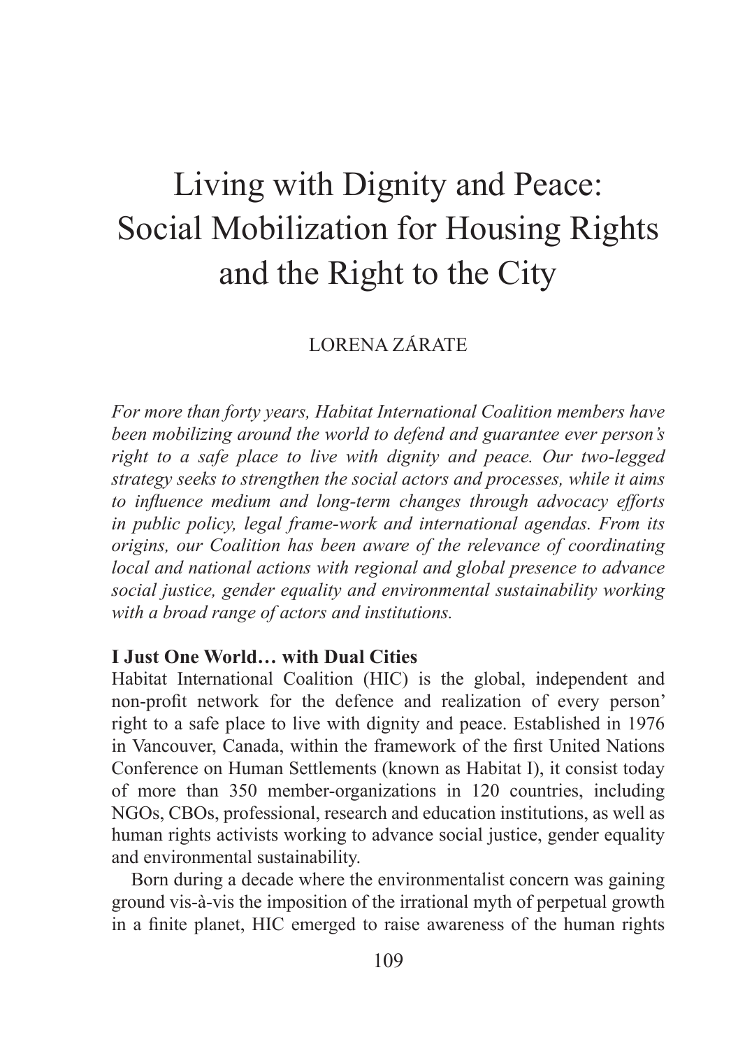# Living with Dignity and Peace: Social Mobilization for Housing Rights and the Right to the City

LORENA ZÁRATE

*For more than forty years, Habitat International Coalition members have been mobilizing around the world to defend and guarantee ever person's right to a safe place to live with dignity and peace. Our two-legged strategy seeks to strengthen the social actors and processes, while it aims to influence medium and long-term changes through advocacy efforts in public policy, legal frame-work and international agendas. From its origins, our Coalition has been aware of the relevance of coordinating local and national actions with regional and global presence to advance social justice, gender equality and environmental sustainability working with a broad range of actors and institutions.*

**I Just One World… with Dual Cities**

Habitat International Coalition (HIC) is the global, independent and non-profit network for the defence and realization of every person' right to a safe place to live with dignity and peace. Established in 1976 in Vancouver, Canada, within the framework of the first United Nations Conference on Human Settlements (known as Habitat I), it consist today of more than 350 member-organizations in 120 countries, including NGOs, CBOs, professional, research and education institutions, as well as human rights activists working to advance social justice, gender equality and environmental sustainability.

Born during a decade where the environmentalist concern was gaining ground vis-à-vis the imposition of the irrational myth of perpetual growth in a finite planet, HIC emerged to raise awareness of the human rights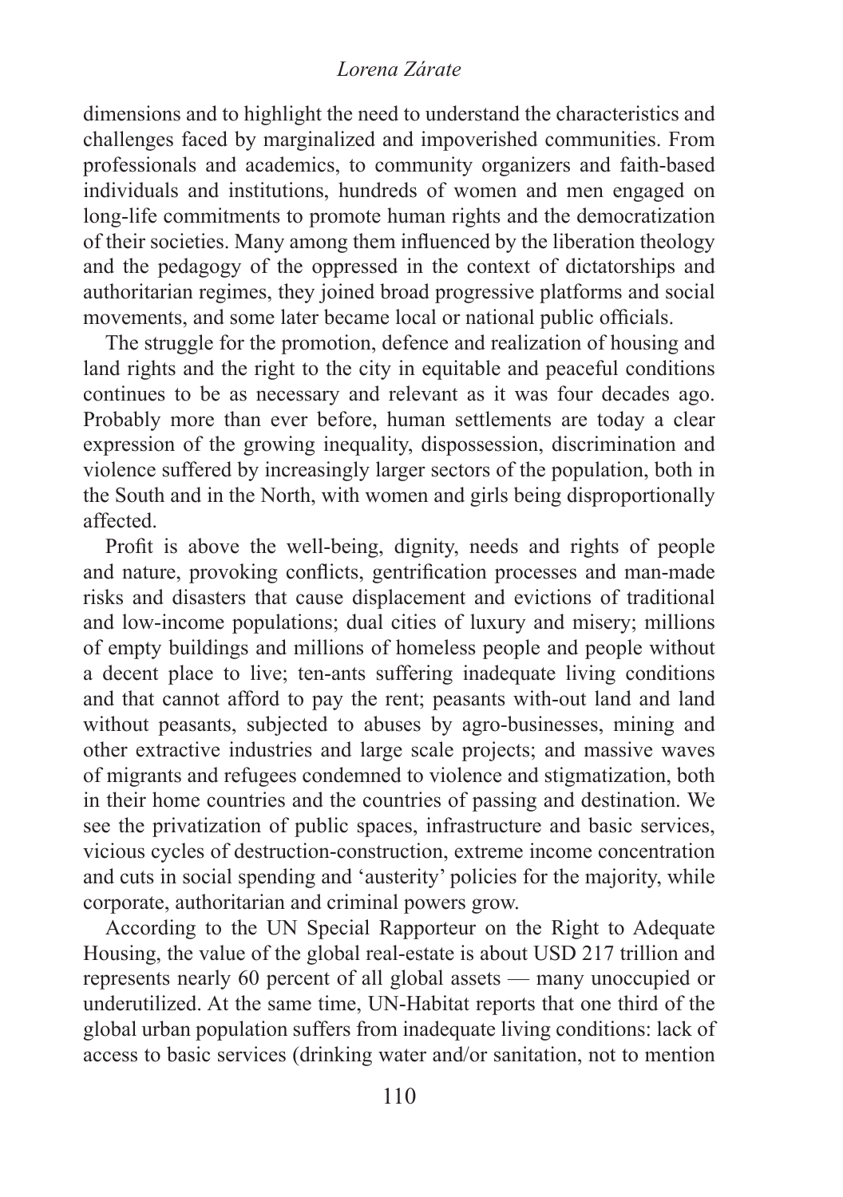dimensions and to highlight the need to understand the characteristics and challenges faced by marginalized and impoverished communities. From professionals and academics, to community organizers and faith-based individuals and institutions, hundreds of women and men engaged on long-life commitments to promote human rights and the democratization of their societies. Many among them influenced by the liberation theology and the pedagogy of the oppressed in the context of dictatorships and authoritarian regimes, they joined broad progressive platforms and social movements, and some later became local or national public officials.

The struggle for the promotion, defence and realization of housing and land rights and the right to the city in equitable and peaceful conditions continues to be as necessary and relevant as it was four decades ago. Probably more than ever before, human settlements are today a clear expression of the growing inequality, dispossession, discrimination and violence suffered by increasingly larger sectors of the population, both in the South and in the North, with women and girls being disproportionally affected.

Profit is above the well-being, dignity, needs and rights of people and nature, provoking conflicts, gentrification processes and man-made risks and disasters that cause displacement and evictions of traditional and low-income populations; dual cities of luxury and misery; millions of empty buildings and millions of homeless people and people without a decent place to live; ten-ants suffering inadequate living conditions and that cannot afford to pay the rent; peasants with-out land and land without peasants, subjected to abuses by agro-businesses, mining and other extractive industries and large scale projects; and massive waves of migrants and refugees condemned to violence and stigmatization, both in their home countries and the countries of passing and destination. We see the privatization of public spaces, infrastructure and basic services, vicious cycles of destruction-construction, extreme income concentration and cuts in social spending and 'austerity' policies for the majority, while corporate, authoritarian and criminal powers grow.

According to the UN Special Rapporteur on the Right to Adequate Housing, the value of the global real-estate is about USD 217 trillion and represents nearly 60 percent of all global assets — many unoccupied or underutilized. At the same time, UN-Habitat reports that one third of the global urban population suffers from inadequate living conditions: lack of access to basic services (drinking water and/or sanitation, not to mention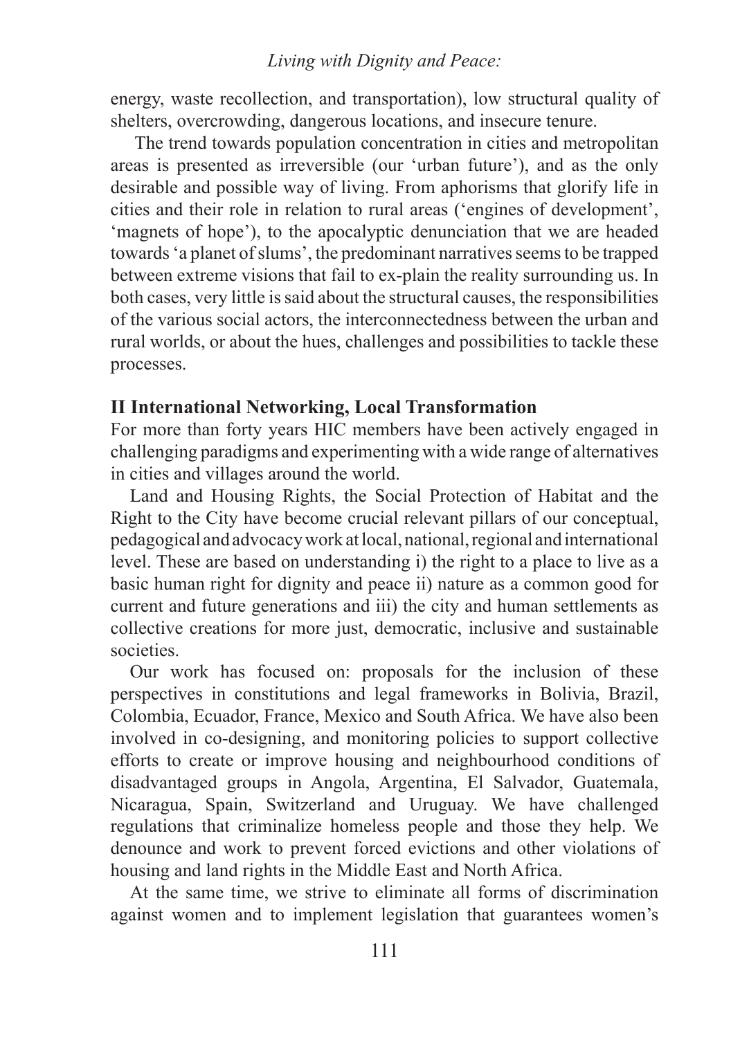energy, waste recollection, and transportation), low structural quality of shelters, overcrowding, dangerous locations, and insecure tenure.

The trend towards population concentration in cities and metropolitan areas is presented as irreversible (our 'urban future'), and as the only desirable and possible way of living. From aphorisms that glorify life in cities and their role in relation to rural areas ('engines of development', 'magnets of hope'), to the apocalyptic denunciation that we are headed towards 'a planet of slums', the predominant narratives seems to be trapped between extreme visions that fail to ex-plain the reality surrounding us. In both cases, very little is said about the structural causes, the responsibilities of the various social actors, the interconnectedness between the urban and rural worlds, or about the hues, challenges and possibilities to tackle these processes.

## II International Networking, Local Transformation

For more than forty years HIC members have been actively engaged in challenging paradigms and experimenting with a wide range of alternatives in cities and villages around the world.

Land and Housing Rights, the Social Protection of Habitat and the Right to the City have become crucial relevant pillars of our conceptual, pedagogical and advocacy work at local, national, regional and international level. These are based on understanding i) the right to a place to live as a basic human right for dignity and peace ii) nature as a common good for current and future generations and iii) the city and human settlements as collective creations for more just, democratic, inclusive and sustainable societies.

Our work has focused on: proposals for the inclusion of these perspectives in constitutions and legal frameworks in Bolivia, Brazil, Colombia, Ecuador, France, Mexico and South Africa. We have also been involved in co-designing, and monitoring policies to support collective efforts to create or improve housing and neighbourhood conditions of disadvantaged groups in Angola, Argentina, El Salvador, Guatemala, Nicaragua, Spain, Switzerland and Uruguay. We have challenged regulations that criminalize homeless people and those they help. We denounce and work to prevent forced evictions and other violations of housing and land rights in the Middle East and North Africa.

At the same time, we strive to eliminate all forms of discrimination against women and to implement legislation that guarantees women's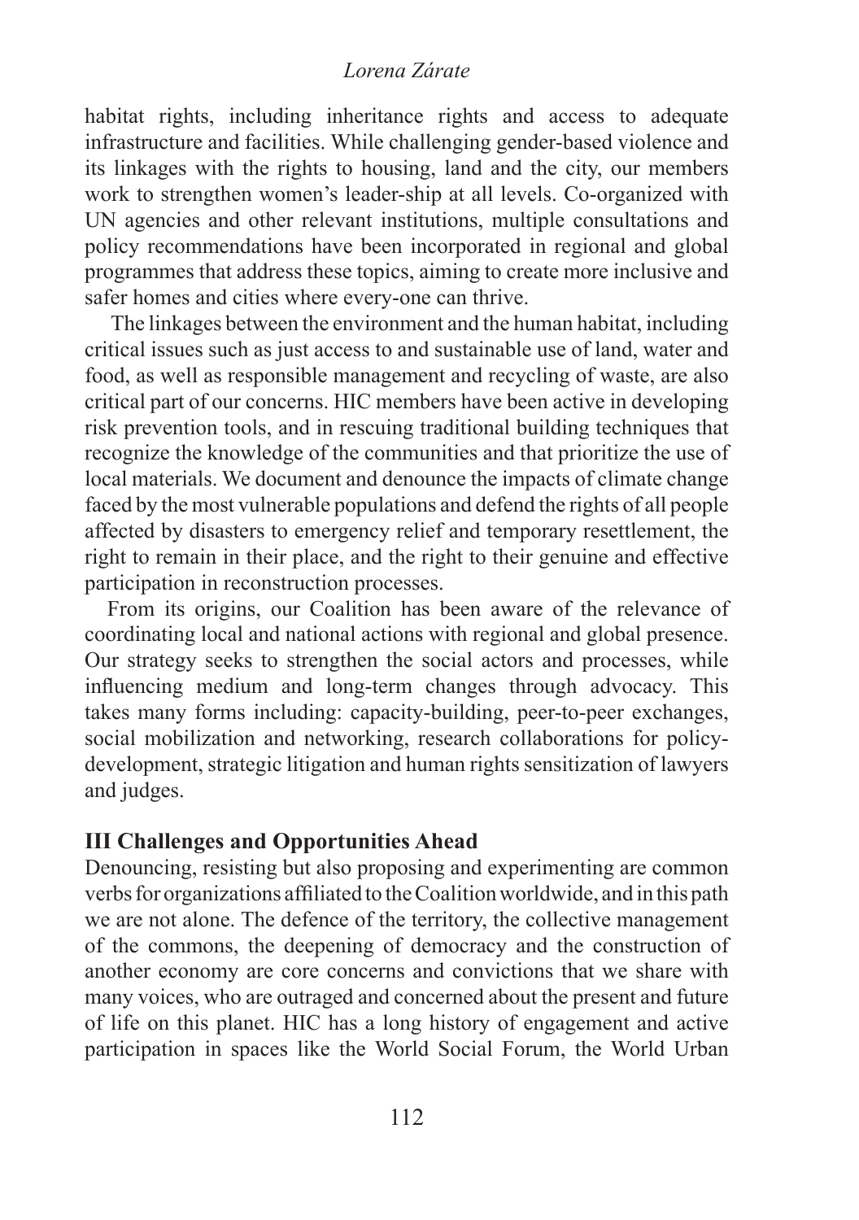habitat rights, including inheritance rights and access to adequate infrastructure and facilities. While challenging gender-based violence and its linkages with the rights to housing, land and the city, our members work to strengthen women's leader-ship at all levels. Co-organized with UN agencies and other relevant institutions, multiple consultations and policy recommendations have been incorporated in regional and global programmes that address these topics, aiming to create more inclusive and safer homes and cities where every-one can thrive.

The linkages between the environment and the human habitat, including critical issues such as just access to and sustainable use of land, water and food, as well as responsible management and recycling of waste, are also critical part of our concerns. HIC members have been active in developing risk prevention tools, and in rescuing traditional building techniques that recognize the knowledge of the communities and that prioritize the use of local materials. We document and denounce the impacts of climate change faced by the most vulnerable populations and defend the rights of all people affected by disasters to emergency relief and temporary resettlement, the right to remain in their place, and the right to their genuine and effective participation in reconstruction processes.

From its origins, our Coalition has been aware of the relevance of coordinating local and national actions with regional and global presence. Our strategy seeks to strengthen the social actors and processes, while influencing medium and long-term changes through advocacy. This takes many forms including: capacity-building, peer-to-peer exchanges, social mobilization and networking, research collaborations for policy-development, strategic litigation and human rights sensitization of lawyers and judges.

## III Challenges and Opportunities Ahead

Denouncing, resisting but also proposing and experimenting are common verbs for organizations affiliated to the Coalition worldwide, and in this path we are not alone. The defence of the territory, the collective management of the commons, the deepening of democracy and the construction of another economy are core concerns and convictions that we share with many voices, who are outraged and concerned about the present and future of life on this planet. HIC has a long history of engagement and active participation in spaces like the World Social Forum, the World Urban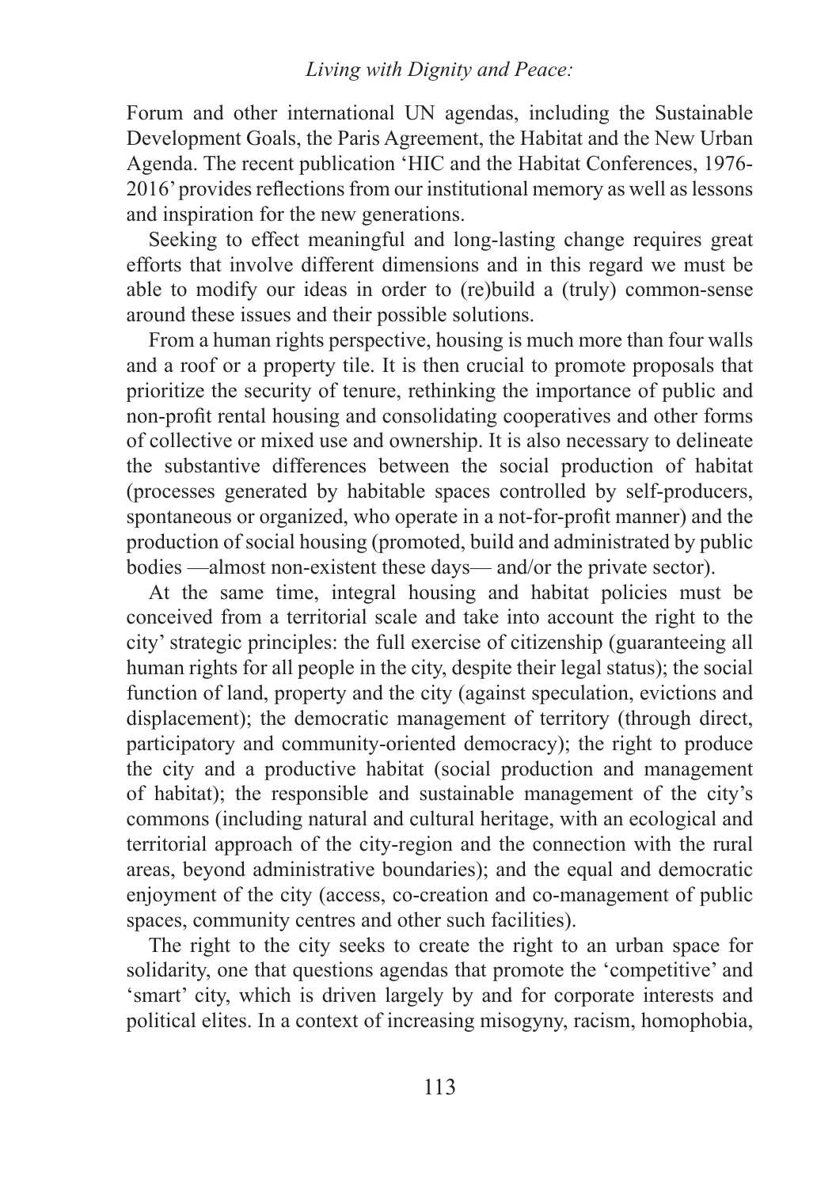Forum and other international UN agendas, including the Sustainable Development Goals, the Paris Agreement, the Habitat and the New Urban Agenda. The recent publication 'HIC and the Habitat Conferences, 1976-2016' provides reflections from our institutional memory as well as lessons and inspiration for the new generations.

Seeking to effect meaningful and long-lasting change requires great efforts that involve different dimensions and in this regard we must be able to modify our ideas in order to (re)build a (truly) common-sense around these issues and their possible solutions.

From a human rights perspective, housing is much more than four walls and a roof or a property tile. It is then crucial to promote proposals that prioritize the security of tenure, rethinking the importance of public and non-profit rental housing and consolidating cooperatives and other forms of collective or mixed use and ownership. It is also necessary to delineate the substantive differences between the social production of habitat (processes generated by habitable spaces controlled by self-producers, spontaneous or organized, who operate in a not-for-profit manner) and the production of social housing (promoted, build and administrated by public bodies —almost non-existent these days— and/or the private sector).

At the same time, integral housing and habitat policies must be conceived from a territorial scale and take into account the right to the city' strategic principles: the full exercise of citizenship (guaranteeing all human rights for all people in the city, despite their legal status); the social function of land, property and the city (against speculation, evictions and displacement); the democratic management of territory (through direct, participatory and community-oriented democracy); the right to produce the city and a productive habitat (social production and management of habitat); the responsible and sustainable management of the city's commons (including natural and cultural heritage, with an ecological and territorial approach of the city-region and the connection with the rural areas, beyond administrative boundaries); and the equal and democratic enjoyment of the city (access, co-creation and co-management of public spaces, community centres and other such facilities).

The right to the city seeks to create the right to an urban space for solidarity, one that questions agendas that promote the 'competitive' and 'smart' city, which is driven largely by and for corporate interests and political elites. In a context of increasing misogyny, racism, homophobia,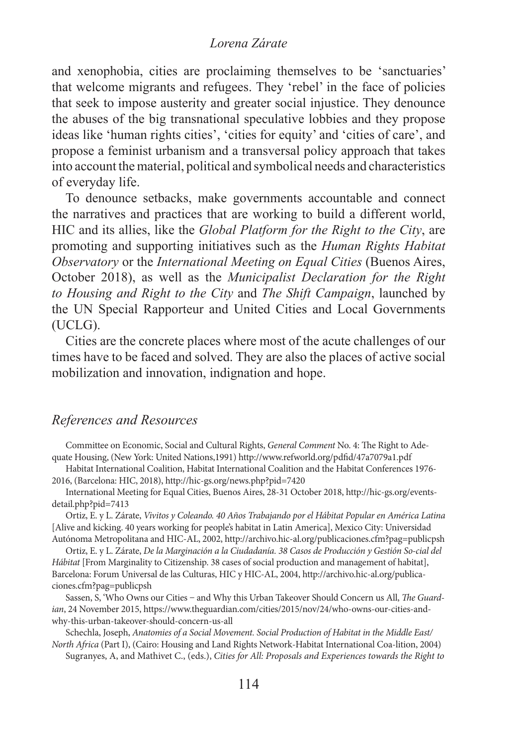and xenophobia, cities are proclaiming themselves to be 'sanctuaries' that welcome migrants and refugees. They 'rebel' in the face of policies that seek to impose austerity and greater social injustice. They denounce the abuses of the big transnational speculative lobbies and they propose ideas like 'human rights cities', 'cities for equity' and 'cities of care', and propose a feminist urbanism and a transversal policy approach that takes into account the material, political and symbolical needs and characteristics of everyday life.

To denounce setbacks, make governments accountable and connect the narratives and practices that are working to build a different world, HIC and its allies, like the *Global Platform for the Right to the City*, are promoting and supporting initiatives such as the *Human Rights Habitat Observatory* or the *International Meeting on Equal Cities* (Buenos Aires, October 2018), as well as the *Municipalist Declaration for the Right to Housing and Right to the City* and *The Shift Campaign*, launched by the UN Special Rapporteur and United Cities and Local Governments (UCLG).

Cities are the concrete places where most of the acute challenges of our times have to be faced and solved. They are also the places of active social mobilization and innovation, indignation and hope.

## *References and Resources*

Committee on Economic, Social and Cultural Rights, *General Comment* No. 4: The Right to Adequate Housing, (New York: United Nations,1991) http://www.refworld.org/pdfid/47a7079a1.pdf

Habitat International Coalition, Habitat International Coalition and the Habitat Conferences 1976-2016, (Barcelona: HIC, 2018), http://hic-gs.org/news.php?pid=7420

International Meeting for Equal Cities, Buenos Aires, 28-31 October 2018, http://hic-gs.org/events-detail.php?pid=7413

Ortiz, E. y L. Zárate, *Vivitos y Coleando. 40 Años Trabajando por el Hábitat Popular en América Latina* [Alive and kicking. 40 years working for people's habitat in Latin America], Mexico City: Universidad Autónoma Metropolitana and HIC-AL, 2002, http://archivo.hic-al.org/publicaciones.cfm?pag=publicpsh

Ortiz, E. y L. Zárate, *De la Marginación a la Ciudadanía. 38 Casos de Producción y Gestión So-cial del Hábitat* [From Marginality to Citizenship. 38 cases of social production and management of habitat], Barcelona: Forum Universal de las Culturas, HIC y HIC-AL, 2004, http://archivo.hic-al.org/publicaciones.cfm?pag=publicpsh

Sassen, S, 'Who Owns our Cities – and Why this Urban Takeover Should Concern us All, *The Guardian*, 24 November 2015, https://www.theguardian.com/cities/2015/nov/24/who-owns-our-cities-and-why-this-urban-takeover-should-concern-us-all

Schechla, Joseph, *Anatomies of a Social Movement. Social Production of Habitat in the Middle East/North Africa* (Part I), (Cairo: Housing and Land Rights Network-Habitat International Coa-lition, 2004)

Sugranyes, A, and Mathivet C., (eds.), *Cities for All: Proposals and Experiences towards the Right to*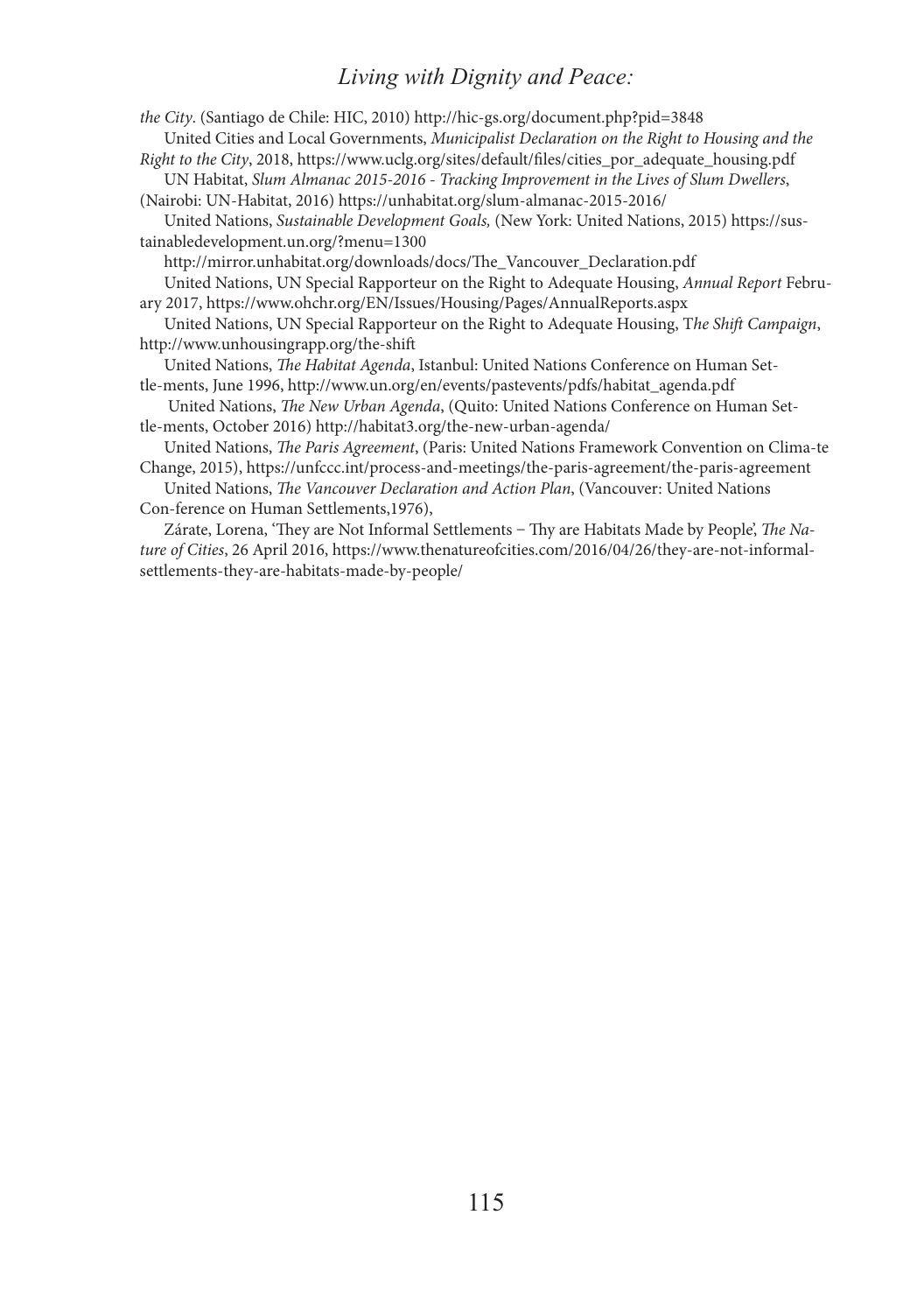*the City*. (Santiago de Chile: HIC, 2010) http://hic-gs.org/document.php?pid=3848

United Cities and Local Governments, *Municipalist Declaration on the Right to Housing and the Right to the City*, 2018, https://www.uclg.org/sites/default/files/cities_por_adequate_housing.pdf

UN Habitat, *Slum Almanac 2015-2016 - Tracking Improvement in the Lives of Slum Dwellers*, (Nairobi: UN-Habitat, 2016) https://unhabitat.org/slum-almanac-2015-2016/

United Nations, *Sustainable Development Goals,* (New York: United Nations, 2015) https://sustainabledevelopment.un.org/?menu=1300

http://mirror.unhabitat.org/downloads/docs/The_Vancouver_Declaration.pdf

United Nations, UN Special Rapporteur on the Right to Adequate Housing, *Annual Report* February 2017, https://www.ohchr.org/EN/Issues/Housing/Pages/AnnualReports.aspx

United Nations, UN Special Rapporteur on the Right to Adequate Housing, T*he Shift Campaign*, http://www.unhousingrapp.org/the-shift

United Nations, *The Habitat Agenda*, Istanbul: United Nations Conference on Human Settle-ments, June 1996, http://www.un.org/en/events/pastevents/pdfs/habitat_agenda.pdf

United Nations, *The New Urban Agenda*, (Quito: United Nations Conference on Human Settle-ments, October 2016) http://habitat3.org/the-new-urban-agenda/

United Nations, *The Paris Agreement*, (Paris: United Nations Framework Convention on Clima-te Change, 2015), https://unfccc.int/process-and-meetings/the-paris-agreement/the-paris-agreement

United Nations, *The Vancouver Declaration and Action Plan*, (Vancouver: United Nations Con-ference on Human Settlements,1976),

Zárate, Lorena, 'They are Not Informal Settlements – Thy are Habitats Made by People', *The Nature of Cities*, 26 April 2016, https://www.thenatureofcities.com/2016/04/26/they-are-not-informal-settlements-they-are-habitats-made-by-people/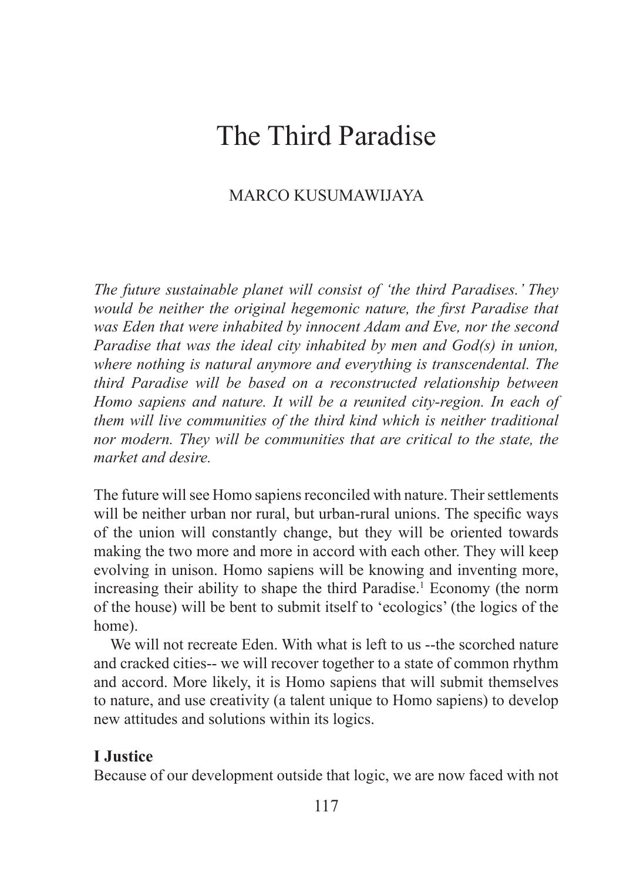# The Third Paradise

MARCO KUSUMAWIJAYA

*The future sustainable planet will consist of 'the third Paradises.' They would be neither the original hegemonic nature, the first Paradise that was Eden that were inhabited by innocent Adam and Eve, nor the second Paradise that was the ideal city inhabited by men and God(s) in union, where nothing is natural anymore and everything is transcendental. The third Paradise will be based on a reconstructed relationship between Homo sapiens and nature. It will be a reunited city-region. In each of them will live communities of the third kind which is neither traditional nor modern. They will be communities that are critical to the state, the market and desire.*

The future will see Homo sapiens reconciled with nature. Their settlements will be neither urban nor rural, but urban-rural unions. The specific ways of the union will constantly change, but they will be oriented towards making the two more and more in accord with each other. They will keep evolving in unison. Homo sapiens will be knowing and inventing more, increasing their ability to shape the third Paradise.[1] Economy (the norm of the house) will be bent to submit itself to 'ecologics' (the logics of the home).

We will not recreate Eden. With what is left to us --the scorched nature and cracked cities-- we will recover together to a state of common rhythm and accord. More likely, it is Homo sapiens that will submit themselves to nature, and use creativity (a talent unique to Homo sapiens) to develop new attitudes and solutions within its logics.

## I Justice

Because of our development outside that logic, we are now faced with not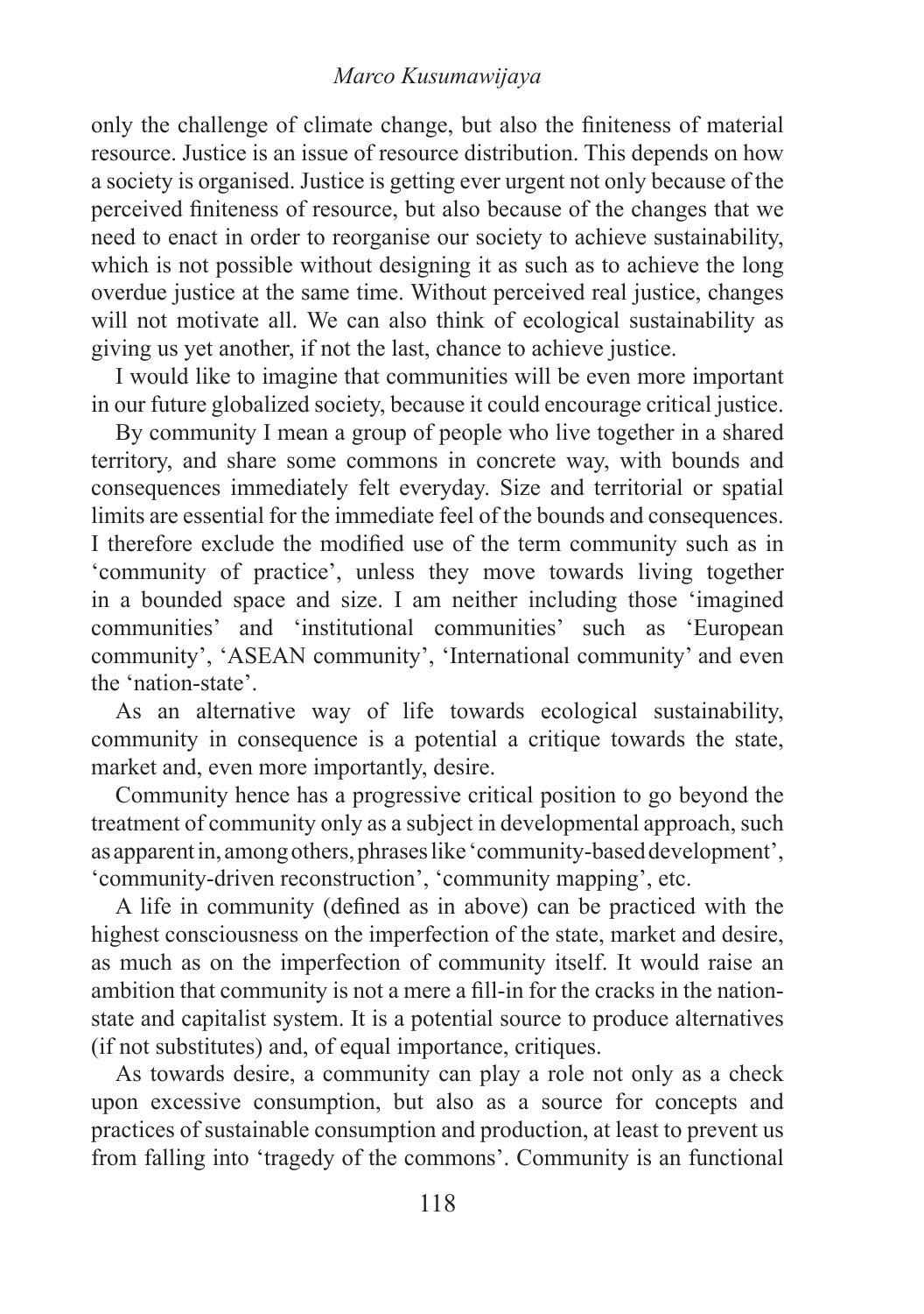only the challenge of climate change, but also the finiteness of material resource. Justice is an issue of resource distribution. This depends on how a society is organised. Justice is getting ever urgent not only because of the perceived finiteness of resource, but also because of the changes that we need to enact in order to reorganise our society to achieve sustainability, which is not possible without designing it as such as to achieve the long overdue justice at the same time. Without perceived real justice, changes will not motivate all. We can also think of ecological sustainability as giving us yet another, if not the last, chance to achieve justice.

I would like to imagine that communities will be even more important in our future globalized society, because it could encourage critical justice.

By community I mean a group of people who live together in a shared territory, and share some commons in concrete way, with bounds and consequences immediately felt everyday. Size and territorial or spatial limits are essential for the immediate feel of the bounds and consequences. I therefore exclude the modified use of the term community such as in 'community of practice', unless they move towards living together in a bounded space and size. I am neither including those 'imagined communities' and 'institutional communities' such as 'European community', 'ASEAN community', 'International community' and even the 'nation-state'.

As an alternative way of life towards ecological sustainability, community in consequence is a potential a critique towards the state, market and, even more importantly, desire.

Community hence has a progressive critical position to go beyond the treatment of community only as a subject in developmental approach, such as apparent in, among others, phrases like 'community-based development', 'community-driven reconstruction', 'community mapping', etc.

A life in community (defined as in above) can be practiced with the highest consciousness on the imperfection of the state, market and desire, as much as on the imperfection of community itself. It would raise an ambition that community is not a mere a fill-in for the cracks in the nation-state and capitalist system. It is a potential source to produce alternatives (if not substitutes) and, of equal importance, critiques.

As towards desire, a community can play a role not only as a check upon excessive consumption, but also as a source for concepts and practices of sustainable consumption and production, at least to prevent us from falling into 'tragedy of the commons'. Community is an functional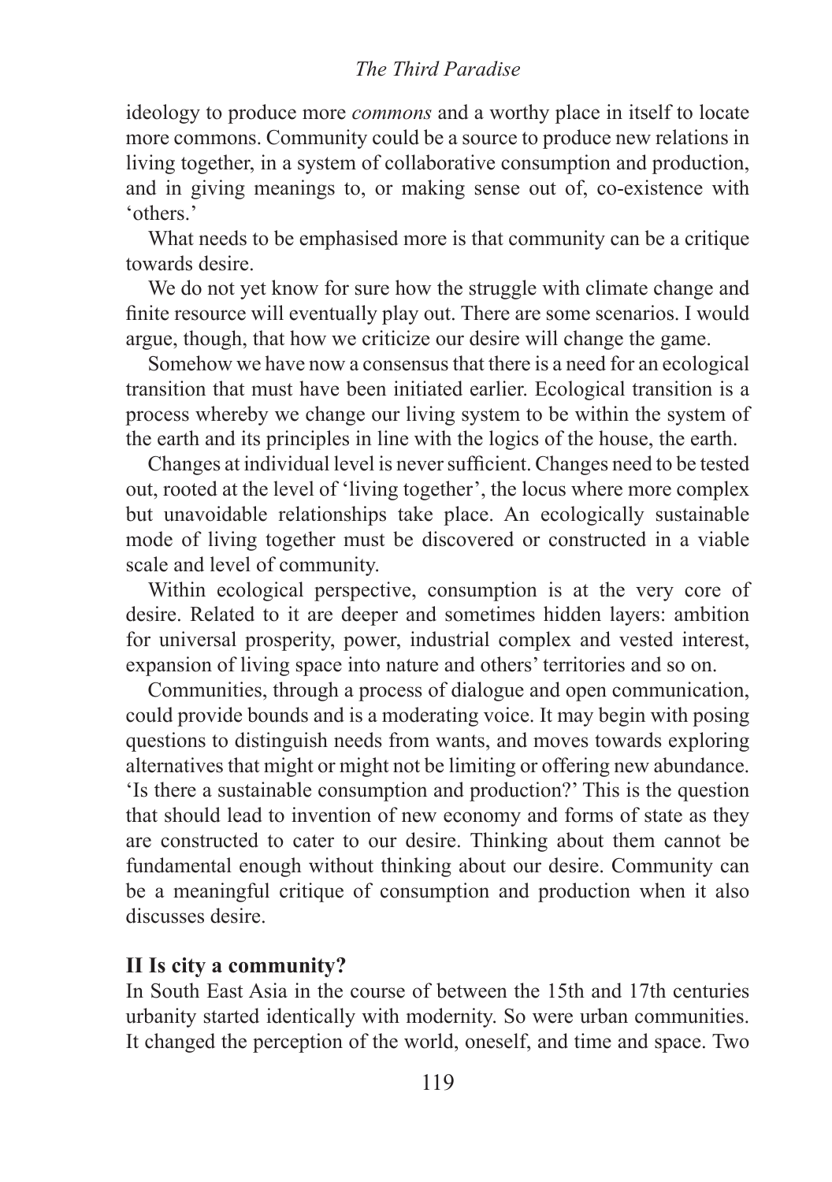ideology to produce more *commons* and a worthy place in itself to locate more commons. Community could be a source to produce new relations in living together, in a system of collaborative consumption and production, and in giving meanings to, or making sense out of, co-existence with 'others.'

What needs to be emphasised more is that community can be a critique towards desire.

We do not yet know for sure how the struggle with climate change and finite resource will eventually play out. There are some scenarios. I would argue, though, that how we criticize our desire will change the game.

Somehow we have now a consensus that there is a need for an ecological transition that must have been initiated earlier. Ecological transition is a process whereby we change our living system to be within the system of the earth and its principles in line with the logics of the house, the earth.

Changes at individual level is never sufficient. Changes need to be tested out, rooted at the level of 'living together', the locus where more complex but unavoidable relationships take place. An ecologically sustainable mode of living together must be discovered or constructed in a viable scale and level of community.

Within ecological perspective, consumption is at the very core of desire. Related to it are deeper and sometimes hidden layers: ambition for universal prosperity, power, industrial complex and vested interest, expansion of living space into nature and others' territories and so on.

Communities, through a process of dialogue and open communication, could provide bounds and is a moderating voice. It may begin with posing questions to distinguish needs from wants, and moves towards exploring alternatives that might or might not be limiting or offering new abundance. 'Is there a sustainable consumption and production?' This is the question that should lead to invention of new economy and forms of state as they are constructed to cater to our desire. Thinking about them cannot be fundamental enough without thinking about our desire. Community can be a meaningful critique of consumption and production when it also discusses desire.

## II Is city a community?

In South East Asia in the course of between the 15th and 17th centuries urbanity started identically with modernity. So were urban communities. It changed the perception of the world, oneself, and time and space. Two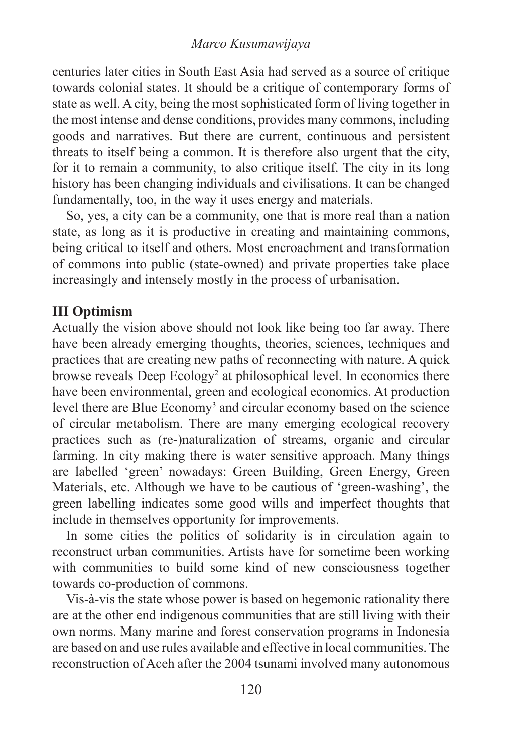centuries later cities in South East Asia had served as a source of critique towards colonial states. It should be a critique of contemporary forms of state as well. A city, being the most sophisticated form of living together in the most intense and dense conditions, provides many commons, including goods and narratives. But there are current, continuous and persistent threats to itself being a common. It is therefore also urgent that the city, for it to remain a community, to also critique itself. The city in its long history has been changing individuals and civilisations. It can be changed fundamentally, too, in the way it uses energy and materials.

So, yes, a city can be a community, one that is more real than a nation state, as long as it is productive in creating and maintaining commons, being critical to itself and others. Most encroachment and transformation of commons into public (state-owned) and private properties take place increasingly and intensely mostly in the process of urbanisation.

## III Optimism

Actually the vision above should not look like being too far away. There have been already emerging thoughts, theories, sciences, techniques and practices that are creating new paths of reconnecting with nature. A quick browse reveals Deep Ecology[2] at philosophical level. In economics there have been environmental, green and ecological economics. At production level there are Blue Economy[3] and circular economy based on the science of circular metabolism. There are many emerging ecological recovery practices such as (re-)naturalization of streams, organic and circular farming. In city making there is water sensitive approach. Many things are labelled 'green' nowadays: Green Building, Green Energy, Green Materials, etc. Although we have to be cautious of 'green-washing', the green labelling indicates some good wills and imperfect thoughts that include in themselves opportunity for improvements.

In some cities the politics of solidarity is in circulation again to reconstruct urban communities. Artists have for sometime been working with communities to build some kind of new consciousness together towards co-production of commons.

Vis-à-vis the state whose power is based on hegemonic rationality there are at the other end indigenous communities that are still living with their own norms. Many marine and forest conservation programs in Indonesia are based on and use rules available and effective in local communities. The reconstruction of Aceh after the 2004 tsunami involved many autonomous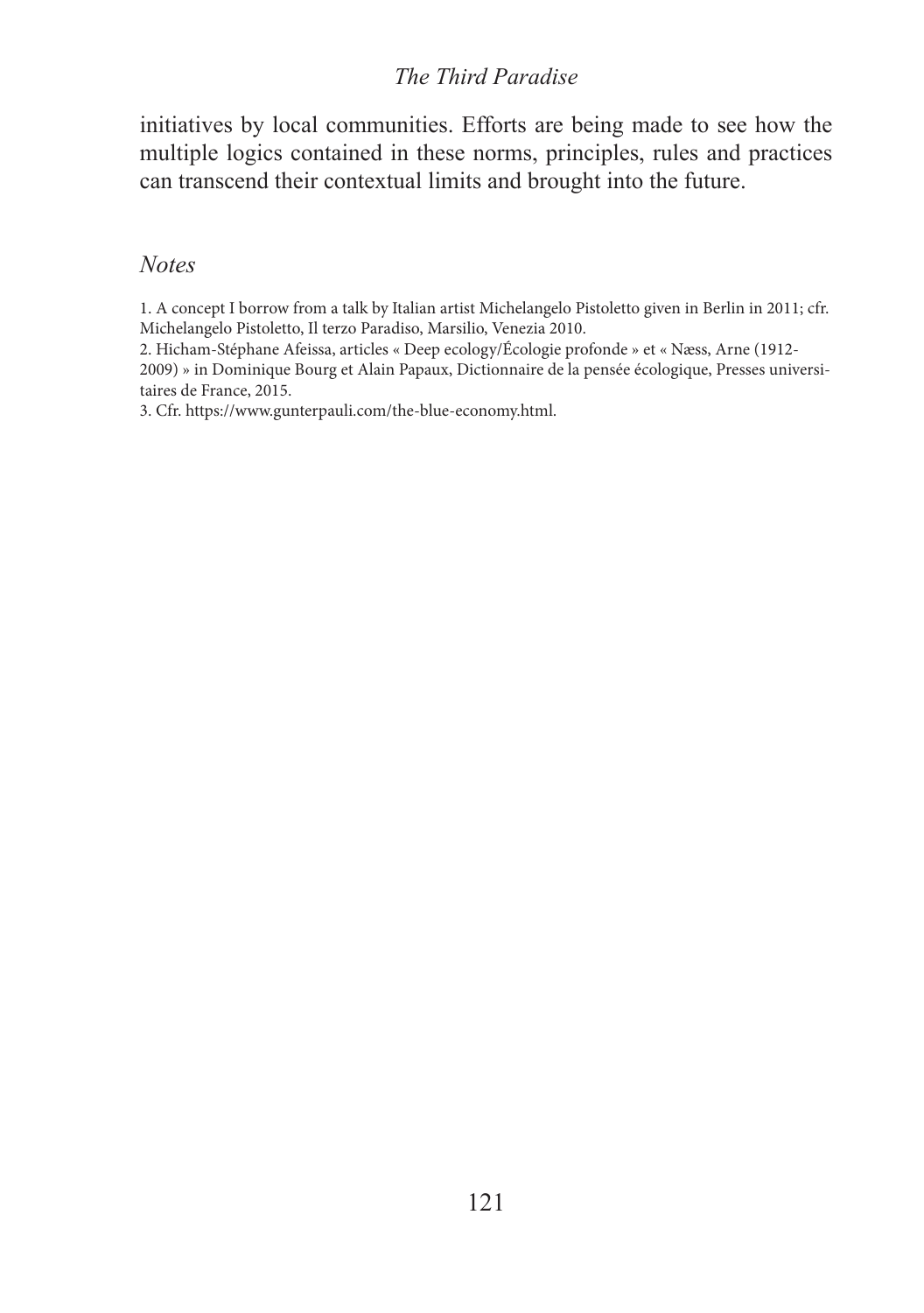initiatives by local communities. Efforts are being made to see how the multiple logics contained in these norms, principles, rules and practices can transcend their contextual limits and brought into the future.

## *Notes*

1. A concept I borrow from a talk by Italian artist Michelangelo Pistoletto given in Berlin in 2011; cfr. Michelangelo Pistoletto, Il terzo Paradiso, Marsilio, Venezia 2010.
2. Hicham-Stéphane Afeissa, articles « Deep ecology/Écologie profonde » et « Næss, Arne (1912-2009) » in Dominique Bourg et Alain Papaux, Dictionnaire de la pensée écologique, Presses universitaires de France, 2015.
3. Cfr. https://www.gunterpauli.com/the-blue-economy.html.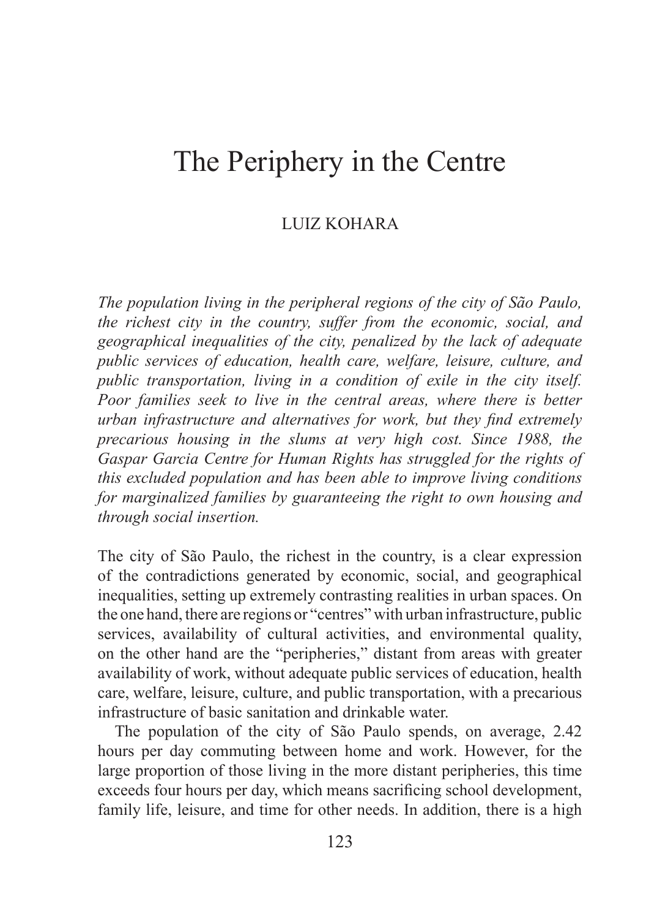# The Periphery in the Centre

LUIZ KOHARA

*The population living in the peripheral regions of the city of São Paulo, the richest city in the country, suffer from the economic, social, and geographical inequalities of the city, penalized by the lack of adequate public services of education, health care, welfare, leisure, culture, and public transportation, living in a condition of exile in the city itself. Poor families seek to live in the central areas, where there is better urban infrastructure and alternatives for work, but they find extremely precarious housing in the slums at very high cost. Since 1988, the Gaspar Garcia Centre for Human Rights has struggled for the rights of this excluded population and has been able to improve living conditions for marginalized families by guaranteeing the right to own housing and through social insertion.*

The city of São Paulo, the richest in the country, is a clear expression of the contradictions generated by economic, social, and geographical inequalities, setting up extremely contrasting realities in urban spaces. On the one hand, there are regions or "centres" with urban infrastructure, public services, availability of cultural activities, and environmental quality, on the other hand are the "peripheries," distant from areas with greater availability of work, without adequate public services of education, health care, welfare, leisure, culture, and public transportation, with a precarious infrastructure of basic sanitation and drinkable water.

The population of the city of São Paulo spends, on average, 2.42 hours per day commuting between home and work. However, for the large proportion of those living in the more distant peripheries, this time exceeds four hours per day, which means sacrificing school development, family life, leisure, and time for other needs. In addition, there is a high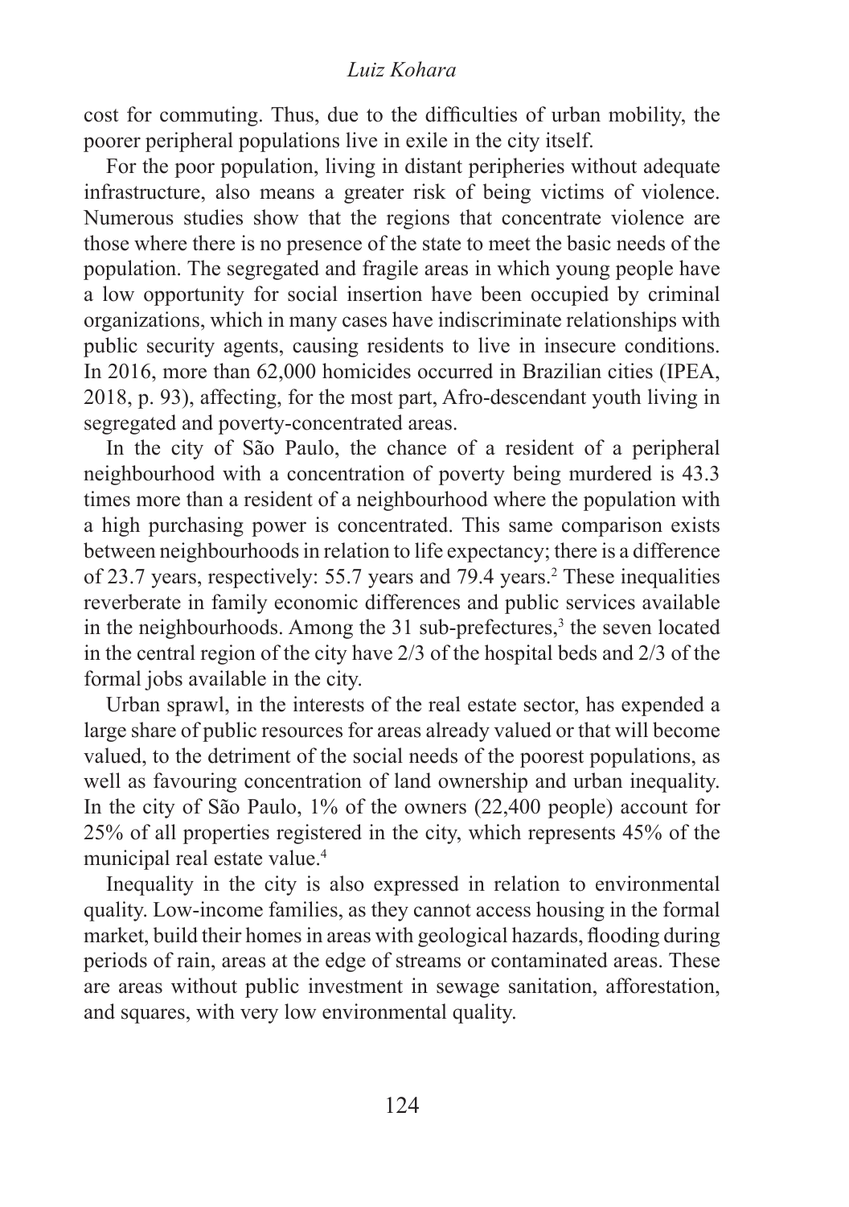cost for commuting. Thus, due to the difficulties of urban mobility, the poorer peripheral populations live in exile in the city itself.

For the poor population, living in distant peripheries without adequate infrastructure, also means a greater risk of being victims of violence. Numerous studies show that the regions that concentrate violence are those where there is no presence of the state to meet the basic needs of the population. The segregated and fragile areas in which young people have a low opportunity for social insertion have been occupied by criminal organizations, which in many cases have indiscriminate relationships with public security agents, causing residents to live in insecure conditions. In 2016, more than 62,000 homicides occurred in Brazilian cities (IPEA, 2018, p. 93), affecting, for the most part, Afro-descendant youth living in segregated and poverty-concentrated areas.

In the city of São Paulo, the chance of a resident of a peripheral neighbourhood with a concentration of poverty being murdered is 43.3 times more than a resident of a neighbourhood where the population with a high purchasing power is concentrated. This same comparison exists between neighbourhoods in relation to life expectancy; there is a difference of 23.7 years, respectively: 55.7 years and 79.4 years.[2] These inequalities reverberate in family economic differences and public services available in the neighbourhoods. Among the 31 sub-prefectures,[3] the seven located in the central region of the city have 2/3 of the hospital beds and 2/3 of the formal jobs available in the city.

Urban sprawl, in the interests of the real estate sector, has expended a large share of public resources for areas already valued or that will become valued, to the detriment of the social needs of the poorest populations, as well as favouring concentration of land ownership and urban inequality. In the city of São Paulo, 1% of the owners (22,400 people) account for 25% of all properties registered in the city, which represents 45% of the municipal real estate value.[4]

Inequality in the city is also expressed in relation to environmental quality. Low-income families, as they cannot access housing in the formal market, build their homes in areas with geological hazards, flooding during periods of rain, areas at the edge of streams or contaminated areas. These are areas without public investment in sewage sanitation, afforestation, and squares, with very low environmental quality.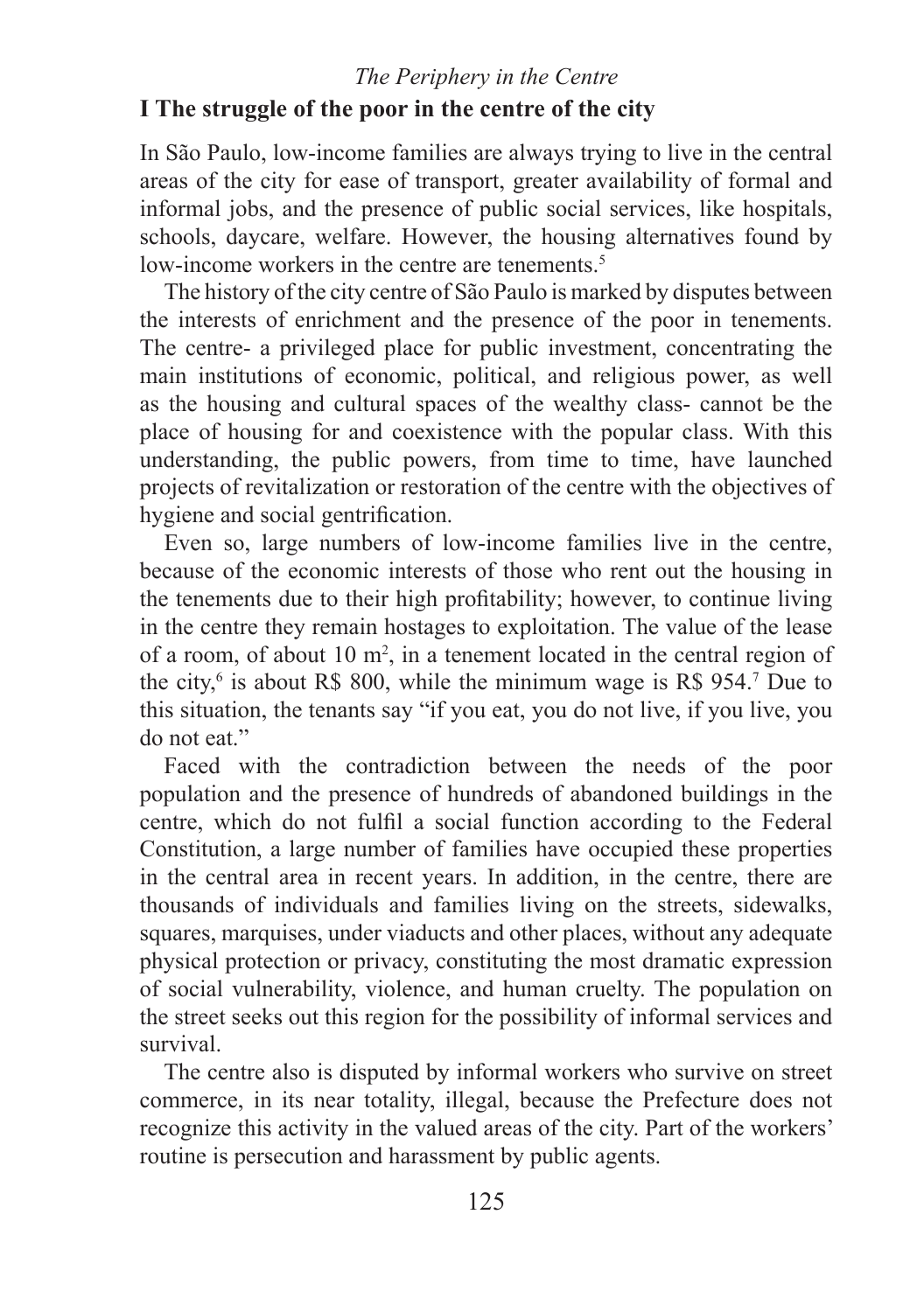## I The struggle of the poor in the centre of the city

In São Paulo, low-income families are always trying to live in the central areas of the city for ease of transport, greater availability of formal and informal jobs, and the presence of public social services, like hospitals, schools, daycare, welfare. However, the housing alternatives found by low-income workers in the centre are tenements.[5]

The history of the city centre of São Paulo is marked by disputes between the interests of enrichment and the presence of the poor in tenements. The centre- a privileged place for public investment, concentrating the main institutions of economic, political, and religious power, as well as the housing and cultural spaces of the wealthy class- cannot be the place of housing for and coexistence with the popular class. With this understanding, the public powers, from time to time, have launched projects of revitalization or restoration of the centre with the objectives of hygiene and social gentrification.

Even so, large numbers of low-income families live in the centre, because of the economic interests of those who rent out the housing in the tenements due to their high profitability; however, to continue living in the centre they remain hostages to exploitation. The value of the lease of a room, of about 10 $m^2$, in a tenement located in the central region of the city,[6] is about R$ 800, while the minimum wage is R$ 954.[7] Due to this situation, the tenants say "if you eat, you do not live, if you live, you do not eat."

Faced with the contradiction between the needs of the poor population and the presence of hundreds of abandoned buildings in the centre, which do not fulfil a social function according to the Federal Constitution, a large number of families have occupied these properties in the central area in recent years. In addition, in the centre, there are thousands of individuals and families living on the streets, sidewalks, squares, marquises, under viaducts and other places, without any adequate physical protection or privacy, constituting the most dramatic expression of social vulnerability, violence, and human cruelty. The population on the street seeks out this region for the possibility of informal services and survival.

The centre also is disputed by informal workers who survive on street commerce, in its near totality, illegal, because the Prefecture does not recognize this activity in the valued areas of the city. Part of the workers' routine is persecution and harassment by public agents.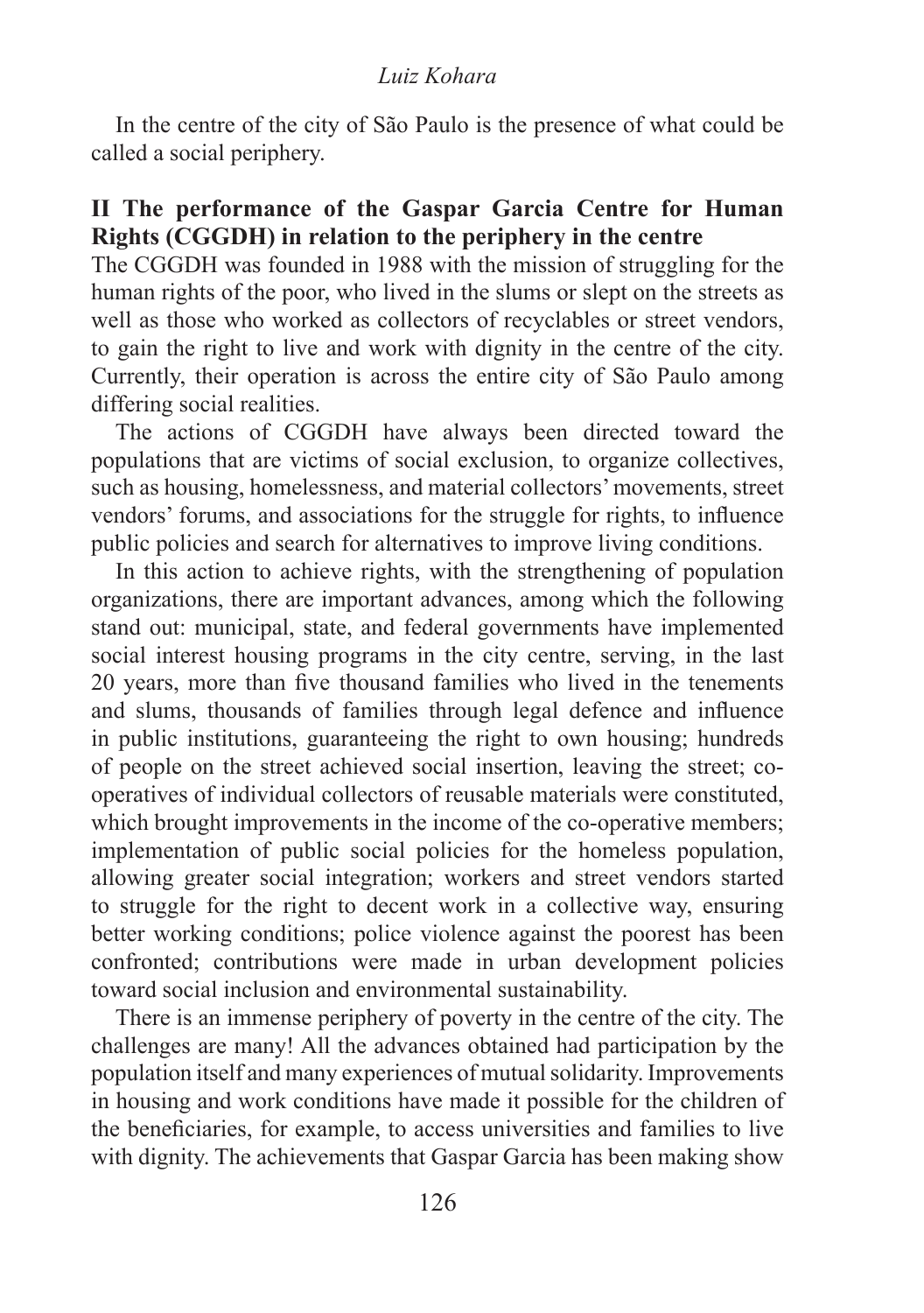In the centre of the city of São Paulo is the presence of what could be called a social periphery.

## II The performance of the Gaspar Garcia Centre for Human Rights (CGGDH) in relation to the periphery in the centre

The CGGDH was founded in 1988 with the mission of struggling for the human rights of the poor, who lived in the slums or slept on the streets as well as those who worked as collectors of recyclables or street vendors, to gain the right to live and work with dignity in the centre of the city. Currently, their operation is across the entire city of São Paulo among differing social realities.

The actions of CGGDH have always been directed toward the populations that are victims of social exclusion, to organize collectives, such as housing, homelessness, and material collectors' movements, street vendors' forums, and associations for the struggle for rights, to influence public policies and search for alternatives to improve living conditions.

In this action to achieve rights, with the strengthening of population organizations, there are important advances, among which the following stand out: municipal, state, and federal governments have implemented social interest housing programs in the city centre, serving, in the last 20 years, more than five thousand families who lived in the tenements and slums, thousands of families through legal defence and influence in public institutions, guaranteeing the right to own housing; hundreds of people on the street achieved social insertion, leaving the street; co-operatives of individual collectors of reusable materials were constituted, which brought improvements in the income of the co-operative members; implementation of public social policies for the homeless population, allowing greater social integration; workers and street vendors started to struggle for the right to decent work in a collective way, ensuring better working conditions; police violence against the poorest has been confronted; contributions were made in urban development policies toward social inclusion and environmental sustainability.

There is an immense periphery of poverty in the centre of the city. The challenges are many! All the advances obtained had participation by the population itself and many experiences of mutual solidarity. Improvements in housing and work conditions have made it possible for the children of the beneficiaries, for example, to access universities and families to live with dignity. The achievements that Gaspar Garcia has been making show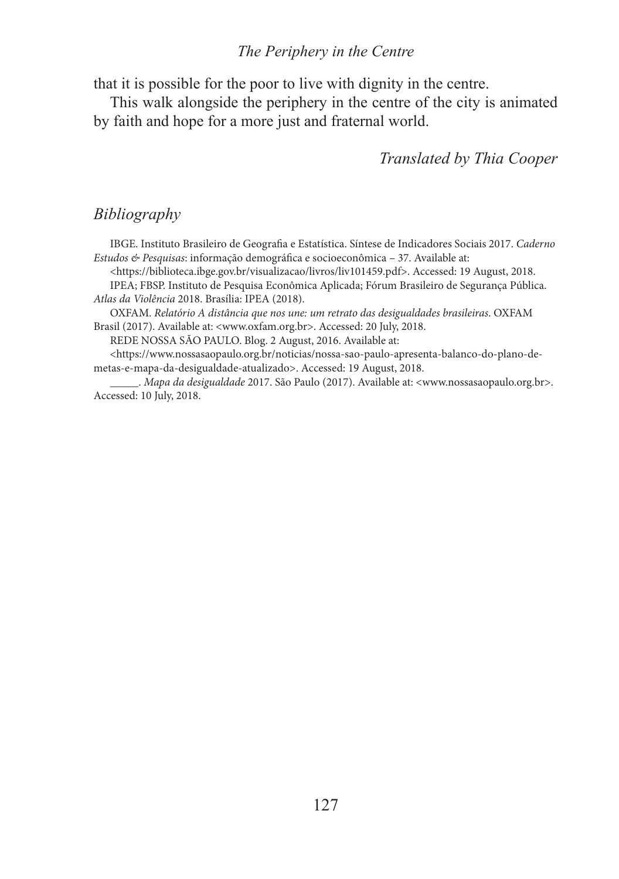that it is possible for the poor to live with dignity in the centre.

This walk alongside the periphery in the centre of the city is animated by faith and hope for a more just and fraternal world.

*Translated by Thia Cooper*

## *Bibliography*

IBGE. Instituto Brasileiro de Geografia e Estatística. Síntese de Indicadores Sociais 2017. *Caderno Estudos & Pesquisas*: informação demográfica e socioeconômica – 37. Available at: <https://biblioteca.ibge.gov.br/visualizacao/livros/liv101459.pdf>. Accessed: 19 August, 2018.

IPEA; FBSP. Instituto de Pesquisa Econômica Aplicada; Fórum Brasileiro de Segurança Pública. *Atlas da Violência* 2018. Brasília: IPEA (2018).

OXFAM. *Relatório A distância que nos une: um retrato das desigualdades brasileiras*. OXFAM Brasil (2017). Available at: <www.oxfam.org.br>. Accessed: 20 July, 2018.

REDE NOSSA SÃO PAULO. Blog. 2 August, 2016. Available at: <https://www.nossasaopaulo.org.br/noticias/nossa-sao-paulo-apresenta-balanco-do-plano-de-metas-e-mapa-da-desigualdade-atualizado>. Accessed: 19 August, 2018.

_____. *Mapa da desigualdade* 2017. São Paulo (2017). Available at: <www.nossasaopaulo.org.br>. Accessed: 10 July, 2018.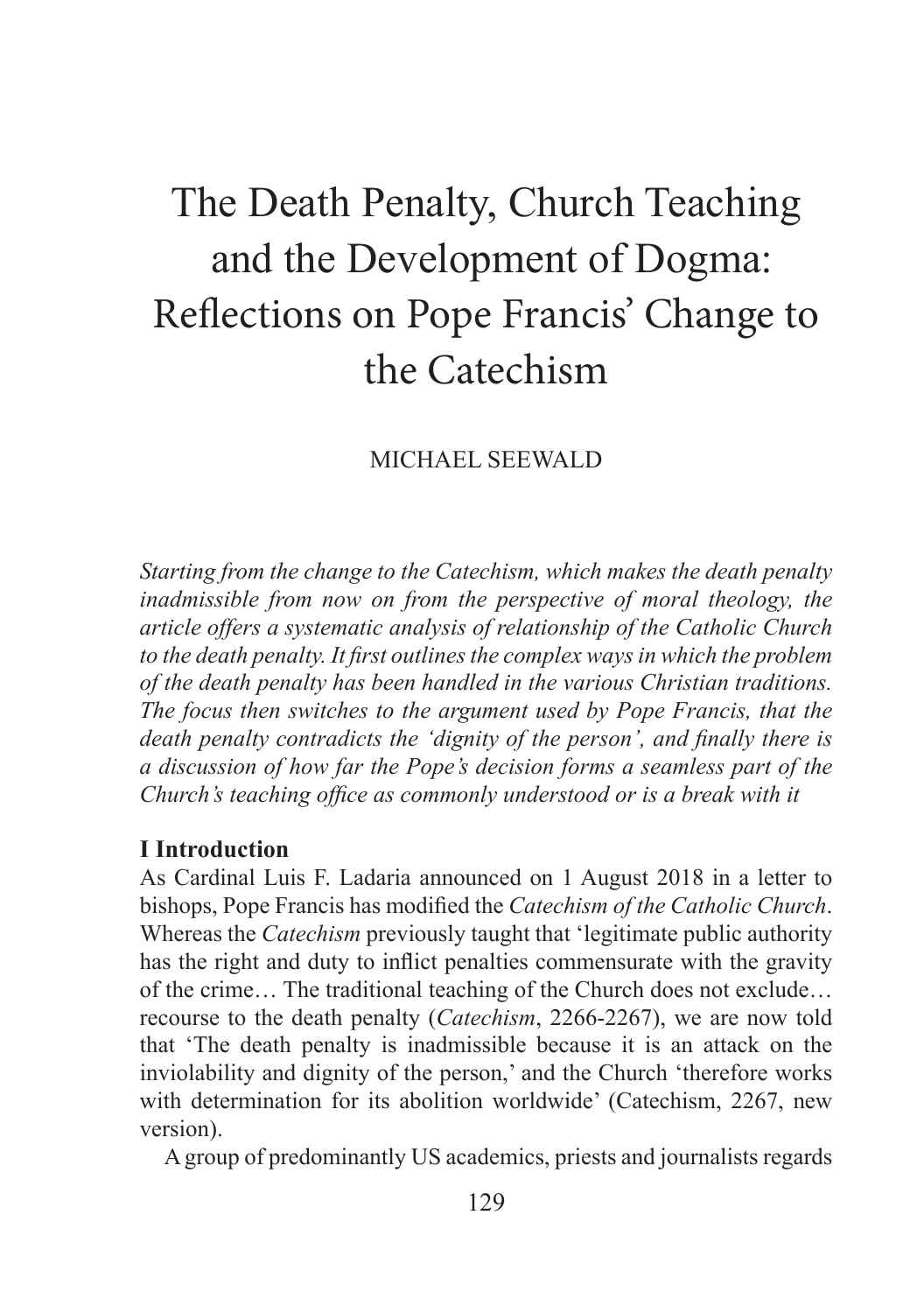# The Death Penalty, Church Teaching and the Development of Dogma: Reflections on Pope Francis' Change to the Catechism

MICHAEL SEEWALD

*Starting from the change to the Catechism, which makes the death penalty inadmissible from now on from the perspective of moral theology, the article offers a systematic analysis of relationship of the Catholic Church to the death penalty. It first outlines the complex ways in which the problem of the death penalty has been handled in the various Christian traditions. The focus then switches to the argument used by Pope Francis, that the death penalty contradicts the 'dignity of the person', and finally there is a discussion of how far the Pope's decision forms a seamless part of the Church's teaching office as commonly understood or is a break with it*

## I Introduction

As Cardinal Luis F. Ladaria announced on 1 August 2018 in a letter to bishops, Pope Francis has modified the *Catechism of the Catholic Church*. Whereas the *Catechism* previously taught that 'legitimate public authority has the right and duty to inflict penalties commensurate with the gravity of the crime… The traditional teaching of the Church does not exclude… recourse to the death penalty (*Catechism*, 2266-2267), we are now told that 'The death penalty is inadmissible because it is an attack on the inviolability and dignity of the person,' and the Church 'therefore works with determination for its abolition worldwide' (Catechism, 2267, new version).

A group of predominantly US academics, priests and journalists regards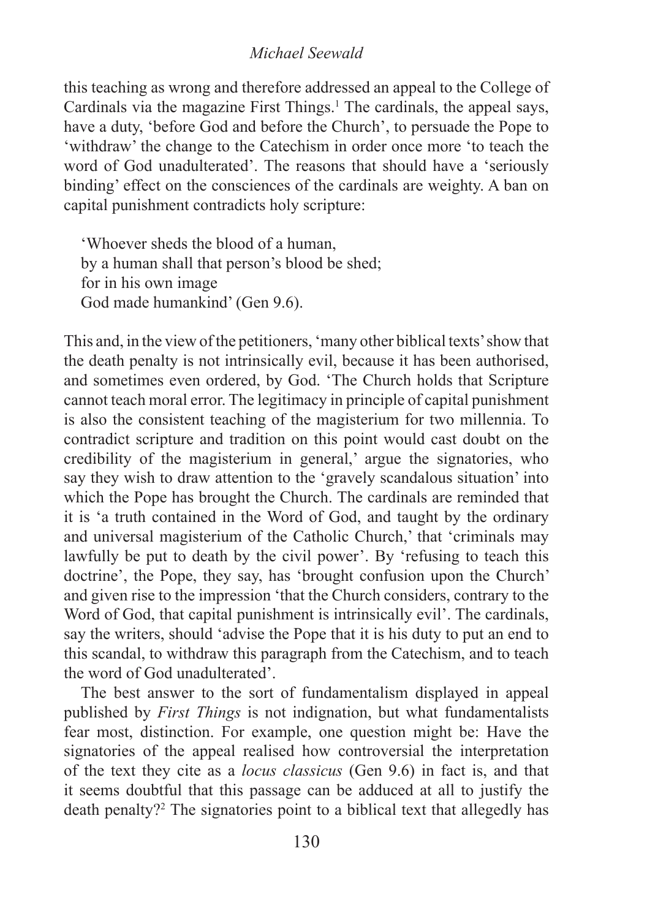this teaching as wrong and therefore addressed an appeal to the College of Cardinals via the magazine First Things.[1] The cardinals, the appeal says, have a duty, 'before God and before the Church', to persuade the Pope to 'withdraw' the change to the Catechism in order once more 'to teach the word of God unadulterated'. The reasons that should have a 'seriously binding' effect on the consciences of the cardinals are weighty. A ban on capital punishment contradicts holy scripture:

> 'Whoever sheds the blood of a human,
> by a human shall that person's blood be shed;
> for in his own image
> God made humankind' (Gen 9.6).

This and, in the view of the petitioners, 'many other biblical texts' show that the death penalty is not intrinsically evil, because it has been authorised, and sometimes even ordered, by God. 'The Church holds that Scripture cannot teach moral error. The legitimacy in principle of capital punishment is also the consistent teaching of the magisterium for two millennia. To contradict scripture and tradition on this point would cast doubt on the credibility of the magisterium in general,' argue the signatories, who say they wish to draw attention to the 'gravely scandalous situation' into which the Pope has brought the Church. The cardinals are reminded that it is 'a truth contained in the Word of God, and taught by the ordinary and universal magisterium of the Catholic Church,' that 'criminals may lawfully be put to death by the civil power'. By 'refusing to teach this doctrine', the Pope, they say, has 'brought confusion upon the Church' and given rise to the impression 'that the Church considers, contrary to the Word of God, that capital punishment is intrinsically evil'. The cardinals, say the writers, should 'advise the Pope that it is his duty to put an end to this scandal, to withdraw this paragraph from the Catechism, and to teach the word of God unadulterated'.

The best answer to the sort of fundamentalism displayed in appeal published by *First Things* is not indignation, but what fundamentalists fear most, distinction. For example, one question might be: Have the signatories of the appeal realised how controversial the interpretation of the text they cite as a *locus classicus* (Gen 9.6) in fact is, and that it seems doubtful that this passage can be adduced at all to justify the death penalty?[2] The signatories point to a biblical text that allegedly has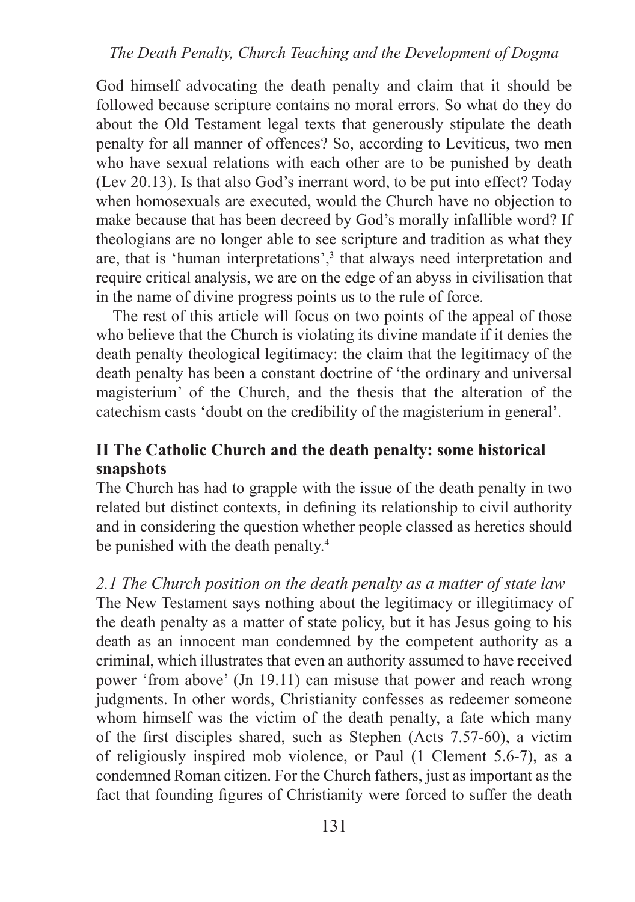God himself advocating the death penalty and claim that it should be followed because scripture contains no moral errors. So what do they do about the Old Testament legal texts that generously stipulate the death penalty for all manner of offences? So, according to Leviticus, two men who have sexual relations with each other are to be punished by death (Lev 20.13). Is that also God's inerrant word, to be put into effect? Today when homosexuals are executed, would the Church have no objection to make because that has been decreed by God's morally infallible word? If theologians are no longer able to see scripture and tradition as what they are, that is 'human interpretations',[3] that always need interpretation and require critical analysis, we are on the edge of an abyss in civilisation that in the name of divine progress points us to the rule of force.

The rest of this article will focus on two points of the appeal of those who believe that the Church is violating its divine mandate if it denies the death penalty theological legitimacy: the claim that the legitimacy of the death penalty has been a constant doctrine of 'the ordinary and universal magisterium' of the Church, and the thesis that the alteration of the catechism casts 'doubt on the credibility of the magisterium in general'.

## II The Catholic Church and the death penalty: some historical snapshots

The Church has had to grapple with the issue of the death penalty in two related but distinct contexts, in defining its relationship to civil authority and in considering the question whether people classed as heretics should be punished with the death penalty.[4]

### *2.1 The Church position on the death penalty as a matter of state law*

The New Testament says nothing about the legitimacy or illegitimacy of the death penalty as a matter of state policy, but it has Jesus going to his death as an innocent man condemned by the competent authority as a criminal, which illustrates that even an authority assumed to have received power 'from above' (Jn 19.11) can misuse that power and reach wrong judgments. In other words, Christianity confesses as redeemer someone whom himself was the victim of the death penalty, a fate which many of the first disciples shared, such as Stephen (Acts 7.57-60), a victim of religiously inspired mob violence, or Paul (1 Clement 5.6-7), as a condemned Roman citizen. For the Church fathers, just as important as the fact that founding figures of Christianity were forced to suffer the death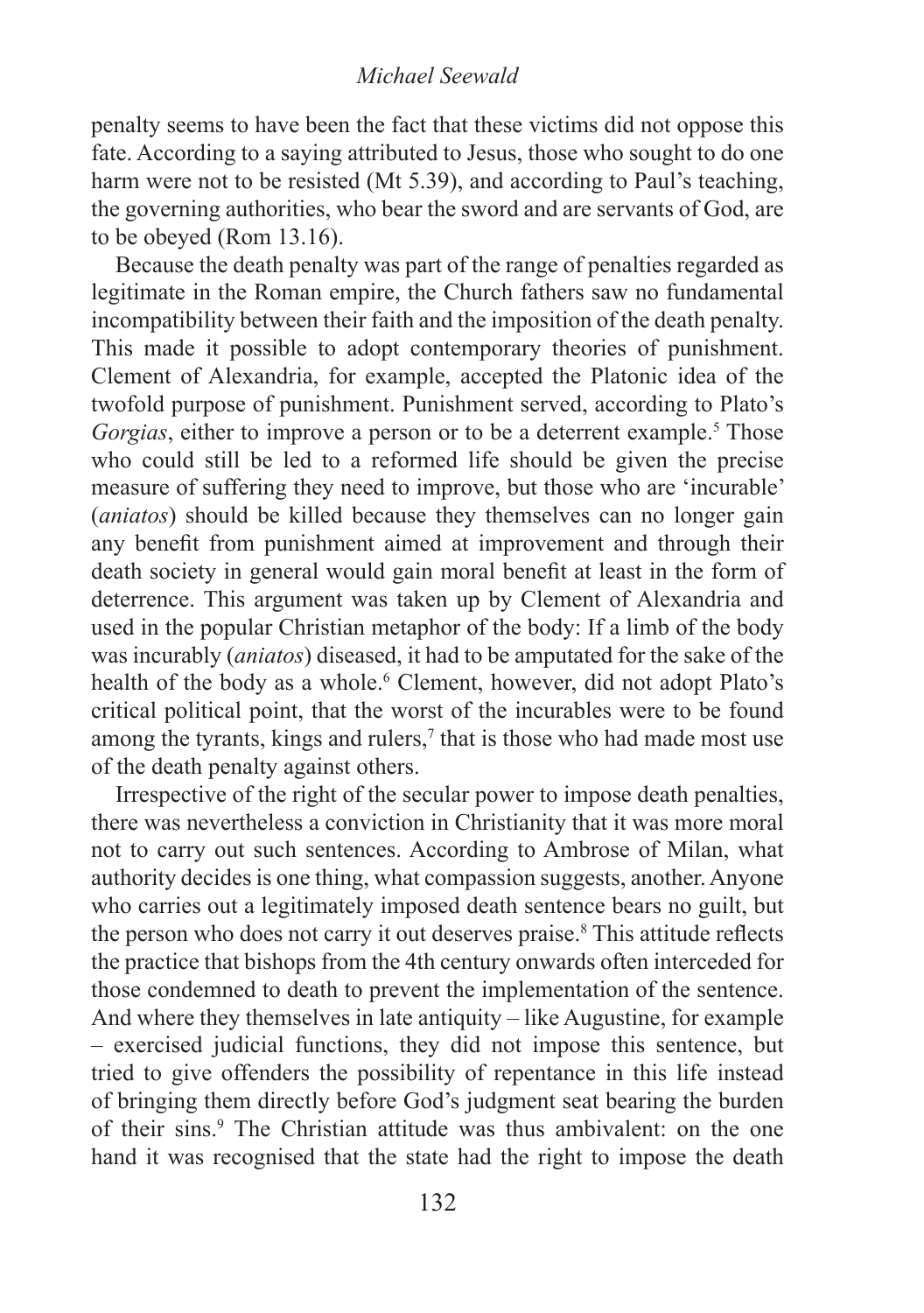penalty seems to have been the fact that these victims did not oppose this fate. According to a saying attributed to Jesus, those who sought to do one harm were not to be resisted (Mt 5.39), and according to Paul's teaching, the governing authorities, who bear the sword and are servants of God, are to be obeyed (Rom 13.16).

Because the death penalty was part of the range of penalties regarded as legitimate in the Roman empire, the Church fathers saw no fundamental incompatibility between their faith and the imposition of the death penalty. This made it possible to adopt contemporary theories of punishment. Clement of Alexandria, for example, accepted the Platonic idea of the twofold purpose of punishment. Punishment served, according to Plato's *Gorgias*, either to improve a person or to be a deterrent example.[5] Those who could still be led to a reformed life should be given the precise measure of suffering they need to improve, but those who are 'incurable' (*aniatos*) should be killed because they themselves can no longer gain any benefit from punishment aimed at improvement and through their death society in general would gain moral benefit at least in the form of deterrence. This argument was taken up by Clement of Alexandria and used in the popular Christian metaphor of the body: If a limb of the body was incurably (*aniatos*) diseased, it had to be amputated for the sake of the health of the body as a whole.[6] Clement, however, did not adopt Plato's critical political point, that the worst of the incurables were to be found among the tyrants, kings and rulers,[7] that is those who had made most use of the death penalty against others.

Irrespective of the right of the secular power to impose death penalties, there was nevertheless a conviction in Christianity that it was more moral not to carry out such sentences. According to Ambrose of Milan, what authority decides is one thing, what compassion suggests, another. Anyone who carries out a legitimately imposed death sentence bears no guilt, but the person who does not carry it out deserves praise.[8] This attitude reflects the practice that bishops from the 4th century onwards often interceded for those condemned to death to prevent the implementation of the sentence. And where they themselves in late antiquity – like Augustine, for example – exercised judicial functions, they did not impose this sentence, but tried to give offenders the possibility of repentance in this life instead of bringing them directly before God's judgment seat bearing the burden of their sins.[9] The Christian attitude was thus ambivalent: on the one hand it was recognised that the state had the right to impose the death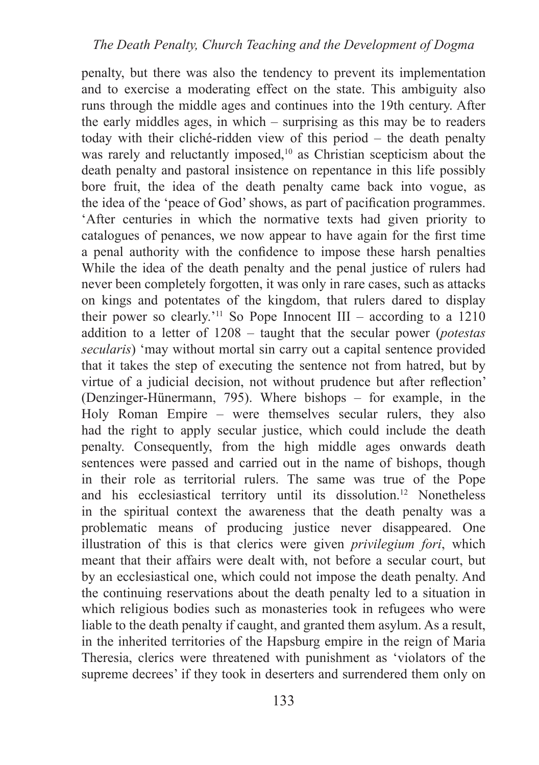penalty, but there was also the tendency to prevent its implementation and to exercise a moderating effect on the state. This ambiguity also runs through the middle ages and continues into the 19th century. After the early middles ages, in which – surprising as this may be to readers today with their cliché-ridden view of this period – the death penalty was rarely and reluctantly imposed,[10] as Christian scepticism about the death penalty and pastoral insistence on repentance in this life possibly bore fruit, the idea of the death penalty came back into vogue, as the idea of the 'peace of God' shows, as part of pacification programmes. 'After centuries in which the normative texts had given priority to catalogues of penances, we now appear to have again for the first time a penal authority with the confidence to impose these harsh penalties While the idea of the death penalty and the penal justice of rulers had never been completely forgotten, it was only in rare cases, such as attacks on kings and potentates of the kingdom, that rulers dared to display their power so clearly.'[11] So Pope Innocent III – according to a 1210 addition to a letter of 1208 – taught that the secular power (*potestas secularis*) 'may without mortal sin carry out a capital sentence provided that it takes the step of executing the sentence not from hatred, but by virtue of a judicial decision, not without prudence but after reflection' (Denzinger-Hünermann, 795). Where bishops – for example, in the Holy Roman Empire – were themselves secular rulers, they also had the right to apply secular justice, which could include the death penalty. Consequently, from the high middle ages onwards death sentences were passed and carried out in the name of bishops, though in their role as territorial rulers. The same was true of the Pope and his ecclesiastical territory until its dissolution.[12] Nonetheless in the spiritual context the awareness that the death penalty was a problematic means of producing justice never disappeared. One illustration of this is that clerics were given *privilegium fori*, which meant that their affairs were dealt with, not before a secular court, but by an ecclesiastical one, which could not impose the death penalty. And the continuing reservations about the death penalty led to a situation in which religious bodies such as monasteries took in refugees who were liable to the death penalty if caught, and granted them asylum. As a result, in the inherited territories of the Hapsburg empire in the reign of Maria Theresia, clerics were threatened with punishment as 'violators of the supreme decrees' if they took in deserters and surrendered them only on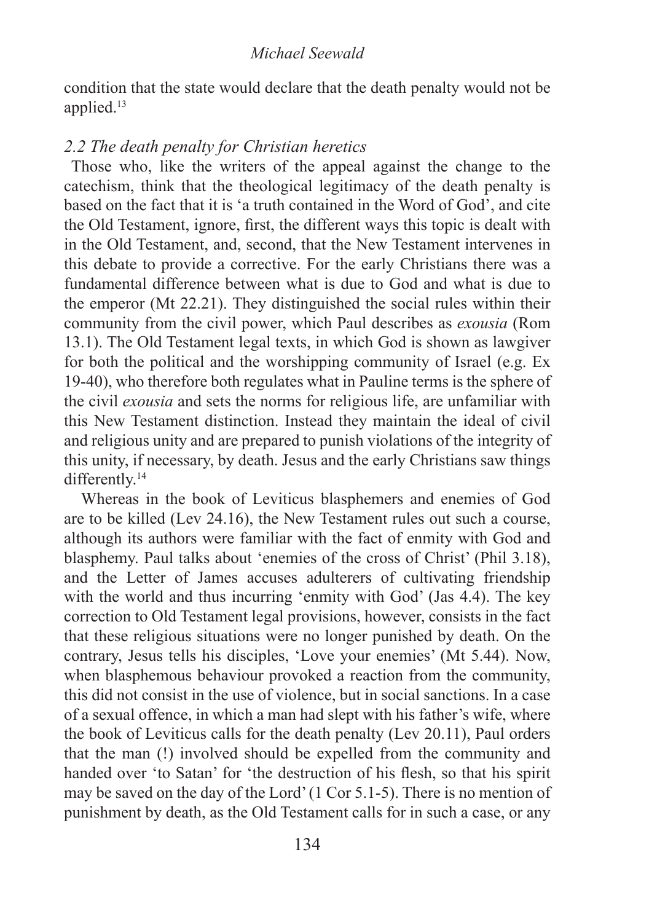condition that the state would declare that the death penalty would not be applied.[13]

### *2.2 The death penalty for Christian heretics*

Those who, like the writers of the appeal against the change to the catechism, think that the theological legitimacy of the death penalty is based on the fact that it is 'a truth contained in the Word of God', and cite the Old Testament, ignore, first, the different ways this topic is dealt with in the Old Testament, and, second, that the New Testament intervenes in this debate to provide a corrective. For the early Christians there was a fundamental difference between what is due to God and what is due to the emperor (Mt 22.21). They distinguished the social rules within their community from the civil power, which Paul describes as *exousia* (Rom 13.1). The Old Testament legal texts, in which God is shown as lawgiver for both the political and the worshipping community of Israel (e.g. Ex 19-40), who therefore both regulates what in Pauline terms is the sphere of the civil *exousia* and sets the norms for religious life, are unfamiliar with this New Testament distinction. Instead they maintain the ideal of civil and religious unity and are prepared to punish violations of the integrity of this unity, if necessary, by death. Jesus and the early Christians saw things differently.[14]

Whereas in the book of Leviticus blasphemers and enemies of God are to be killed (Lev 24.16), the New Testament rules out such a course, although its authors were familiar with the fact of enmity with God and blasphemy. Paul talks about 'enemies of the cross of Christ' (Phil 3.18), and the Letter of James accuses adulterers of cultivating friendship with the world and thus incurring 'enmity with God' (Jas 4.4). The key correction to Old Testament legal provisions, however, consists in the fact that these religious situations were no longer punished by death. On the contrary, Jesus tells his disciples, 'Love your enemies' (Mt 5.44). Now, when blasphemous behaviour provoked a reaction from the community, this did not consist in the use of violence, but in social sanctions. In a case of a sexual offence, in which a man had slept with his father's wife, where the book of Leviticus calls for the death penalty (Lev 20.11), Paul orders that the man (!) involved should be expelled from the community and handed over 'to Satan' for 'the destruction of his flesh, so that his spirit may be saved on the day of the Lord' (1 Cor 5.1-5). There is no mention of punishment by death, as the Old Testament calls for in such a case, or any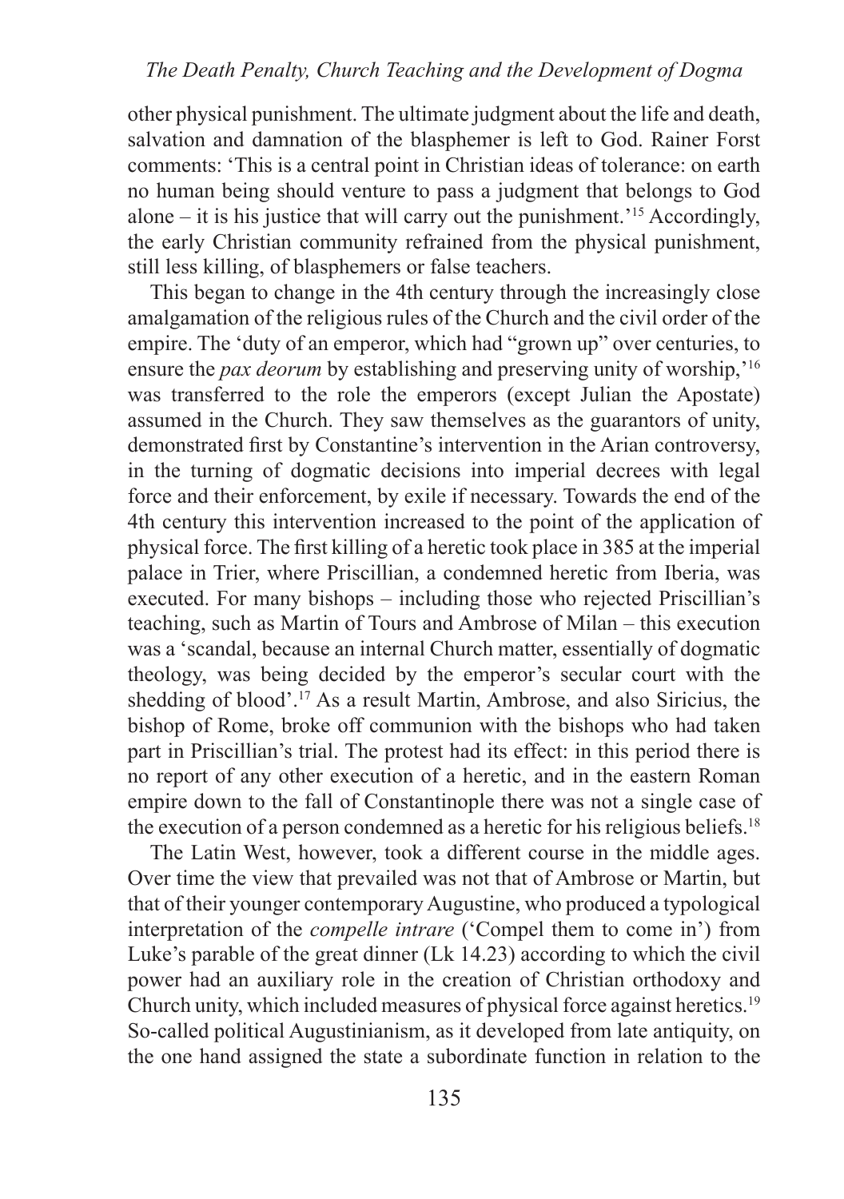other physical punishment. The ultimate judgment about the life and death, salvation and damnation of the blasphemer is left to God. Rainer Forst comments: 'This is a central point in Christian ideas of tolerance: on earth no human being should venture to pass a judgment that belongs to God alone – it is his justice that will carry out the punishment.'[15] Accordingly, the early Christian community refrained from the physical punishment, still less killing, of blasphemers or false teachers.

This began to change in the 4th century through the increasingly close amalgamation of the religious rules of the Church and the civil order of the empire. The 'duty of an emperor, which had "grown up" over centuries, to ensure the *pax deorum* by establishing and preserving unity of worship,'[16] was transferred to the role the emperors (except Julian the Apostate) assumed in the Church. They saw themselves as the guarantors of unity, demonstrated first by Constantine's intervention in the Arian controversy, in the turning of dogmatic decisions into imperial decrees with legal force and their enforcement, by exile if necessary. Towards the end of the 4th century this intervention increased to the point of the application of physical force. The first killing of a heretic took place in 385 at the imperial palace in Trier, where Priscillian, a condemned heretic from Iberia, was executed. For many bishops – including those who rejected Priscillian's teaching, such as Martin of Tours and Ambrose of Milan – this execution was a 'scandal, because an internal Church matter, essentially of dogmatic theology, was being decided by the emperor's secular court with the shedding of blood'.[17] As a result Martin, Ambrose, and also Siricius, the bishop of Rome, broke off communion with the bishops who had taken part in Priscillian's trial. The protest had its effect: in this period there is no report of any other execution of a heretic, and in the eastern Roman empire down to the fall of Constantinople there was not a single case of the execution of a person condemned as a heretic for his religious beliefs.[18]

The Latin West, however, took a different course in the middle ages. Over time the view that prevailed was not that of Ambrose or Martin, but that of their younger contemporary Augustine, who produced a typological interpretation of the *compelle intrare* ('Compel them to come in') from Luke's parable of the great dinner (Lk 14.23) according to which the civil power had an auxiliary role in the creation of Christian orthodoxy and Church unity, which included measures of physical force against heretics.[19] So-called political Augustinianism, as it developed from late antiquity, on the one hand assigned the state a subordinate function in relation to the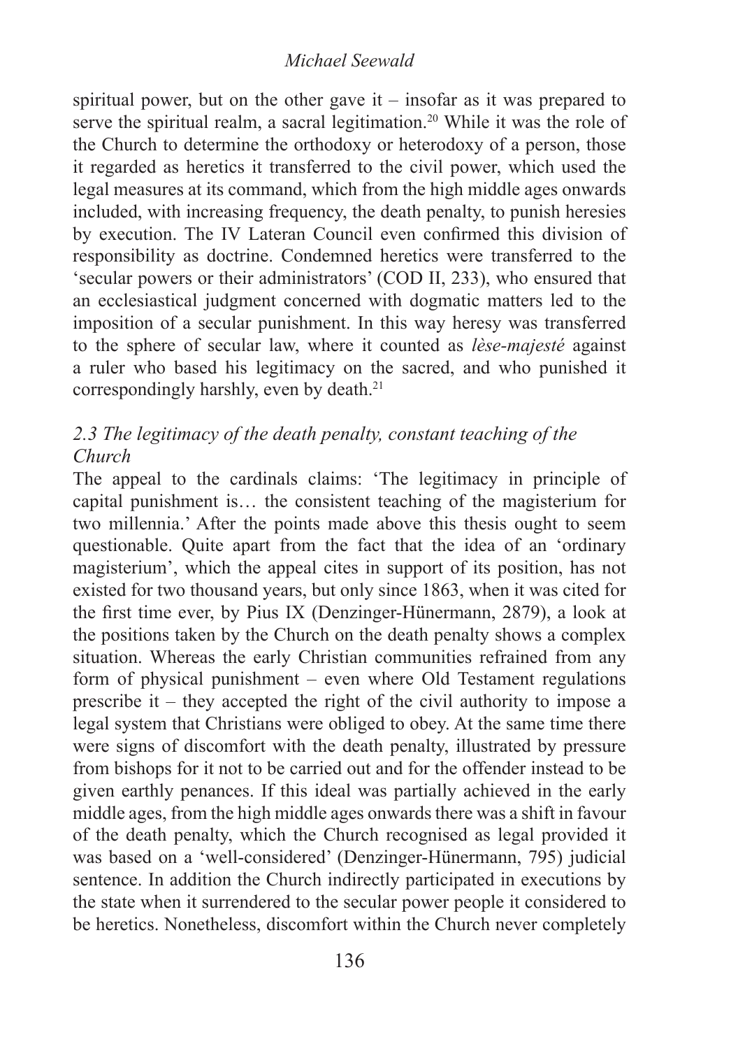spiritual power, but on the other gave it – insofar as it was prepared to serve the spiritual realm, a sacral legitimation.[20] While it was the role of the Church to determine the orthodoxy or heterodoxy of a person, those it regarded as heretics it transferred to the civil power, which used the legal measures at its command, which from the high middle ages onwards included, with increasing frequency, the death penalty, to punish heresies by execution. The IV Lateran Council even confirmed this division of responsibility as doctrine. Condemned heretics were transferred to the 'secular powers or their administrators' (COD II, 233), who ensured that an ecclesiastical judgment concerned with dogmatic matters led to the imposition of a secular punishment. In this way heresy was transferred to the sphere of secular law, where it counted as *lèse-majesté* against a ruler who based his legitimacy on the sacred, and who punished it correspondingly harshly, even by death.[21]

### *2.3 The legitimacy of the death penalty, constant teaching of the Church*

The appeal to the cardinals claims: 'The legitimacy in principle of capital punishment is… the consistent teaching of the magisterium for two millennia.' After the points made above this thesis ought to seem questionable. Quite apart from the fact that the idea of an 'ordinary magisterium', which the appeal cites in support of its position, has not existed for two thousand years, but only since 1863, when it was cited for the first time ever, by Pius IX (Denzinger-Hünermann, 2879), a look at the positions taken by the Church on the death penalty shows a complex situation. Whereas the early Christian communities refrained from any form of physical punishment – even where Old Testament regulations prescribe it – they accepted the right of the civil authority to impose a legal system that Christians were obliged to obey. At the same time there were signs of discomfort with the death penalty, illustrated by pressure from bishops for it not to be carried out and for the offender instead to be given earthly penances. If this ideal was partially achieved in the early middle ages, from the high middle ages onwards there was a shift in favour of the death penalty, which the Church recognised as legal provided it was based on a 'well-considered' (Denzinger-Hünermann, 795) judicial sentence. In addition the Church indirectly participated in executions by the state when it surrendered to the secular power people it considered to be heretics. Nonetheless, discomfort within the Church never completely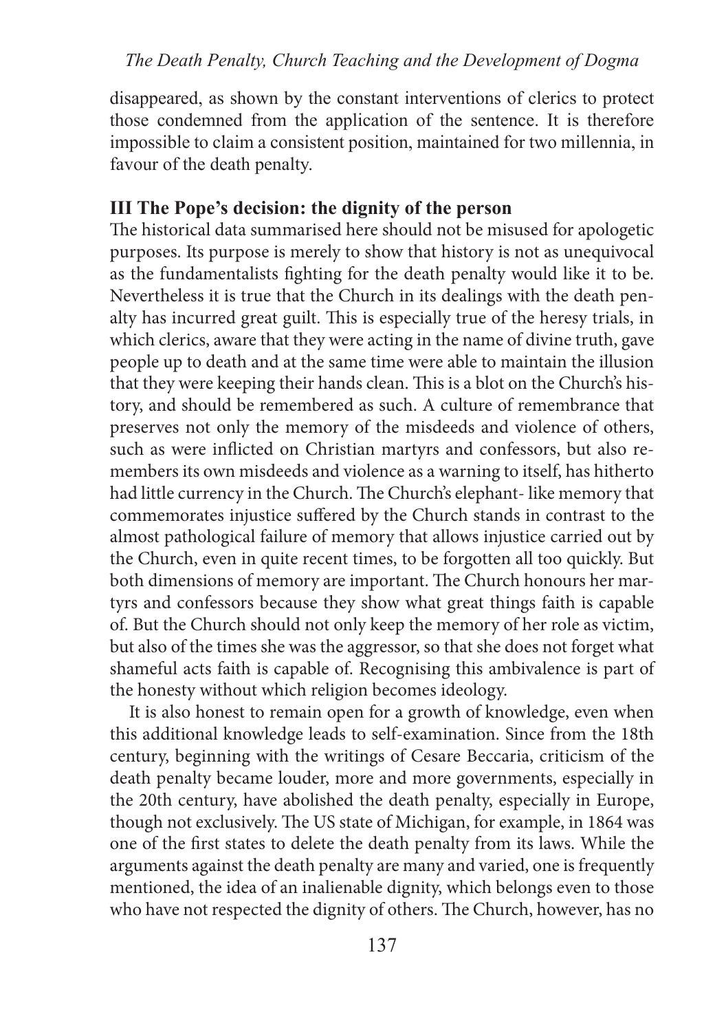disappeared, as shown by the constant interventions of clerics to protect those condemned from the application of the sentence. It is therefore impossible to claim a consistent position, maintained for two millennia, in favour of the death penalty.

### III The Pope's decision: the dignity of the person

The historical data summarised here should not be misused for apologetic purposes. Its purpose is merely to show that history is not as unequivocal as the fundamentalists fighting for the death penalty would like it to be. Nevertheless it is true that the Church in its dealings with the death penalty has incurred great guilt. This is especially true of the heresy trials, in which clerics, aware that they were acting in the name of divine truth, gave people up to death and at the same time were able to maintain the illusion that they were keeping their hands clean. This is a blot on the Church's history, and should be remembered as such. A culture of remembrance that preserves not only the memory of the misdeeds and violence of others, such as were inflicted on Christian martyrs and confessors, but also remembers its own misdeeds and violence as a warning to itself, has hitherto had little currency in the Church. The Church's elephant- like memory that commemorates injustice suffered by the Church stands in contrast to the almost pathological failure of memory that allows injustice carried out by the Church, even in quite recent times, to be forgotten all too quickly. But both dimensions of memory are important. The Church honours her martyrs and confessors because they show what great things faith is capable of. But the Church should not only keep the memory of her role as victim, but also of the times she was the aggressor, so that she does not forget what shameful acts faith is capable of. Recognising this ambivalence is part of the honesty without which religion becomes ideology.

It is also honest to remain open for a growth of knowledge, even when this additional knowledge leads to self-examination. Since from the 18th century, beginning with the writings of Cesare Beccaria, criticism of the death penalty became louder, more and more governments, especially in the 20th century, have abolished the death penalty, especially in Europe, though not exclusively. The US state of Michigan, for example, in 1864 was one of the first states to delete the death penalty from its laws. While the arguments against the death penalty are many and varied, one is frequently mentioned, the idea of an inalienable dignity, which belongs even to those who have not respected the dignity of others. The Church, however, has no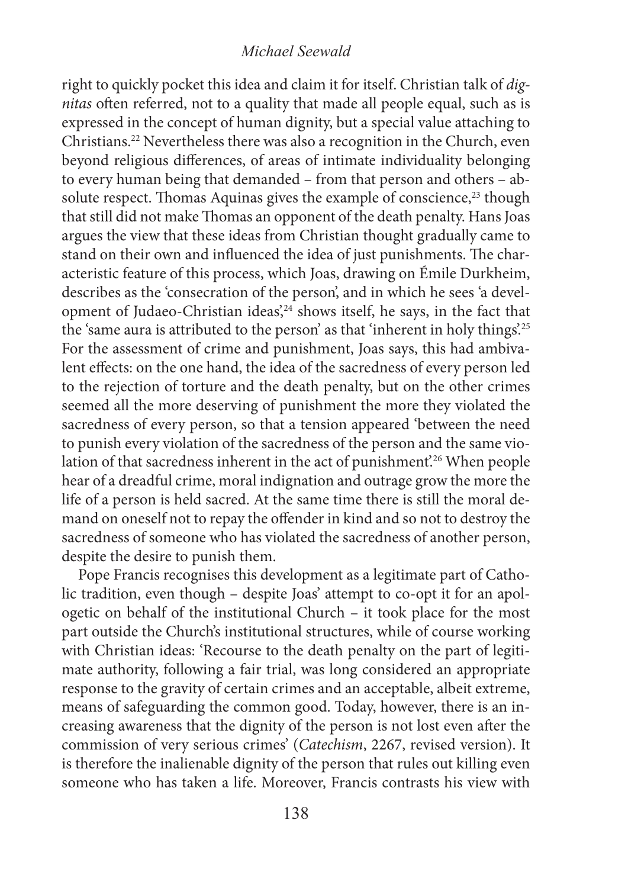right to quickly pocket this idea and claim it for itself. Christian talk of *dignitas* often referred, not to a quality that made all people equal, such as is expressed in the concept of human dignity, but a special value attaching to Christians.[22] Nevertheless there was also a recognition in the Church, even beyond religious differences, of areas of intimate individuality belonging to every human being that demanded – from that person and others – absolute respect. Thomas Aquinas gives the example of conscience,[23] though that still did not make Thomas an opponent of the death penalty. Hans Joas argues the view that these ideas from Christian thought gradually came to stand on their own and influenced the idea of just punishments. The characteristic feature of this process, which Joas, drawing on Émile Durkheim, describes as the 'consecration of the person', and in which he sees 'a development of Judaeo-Christian ideas',[24] shows itself, he says, in the fact that the 'same aura is attributed to the person' as that 'inherent in holy things'.[25] For the assessment of crime and punishment, Joas says, this had ambivalent effects: on the one hand, the idea of the sacredness of every person led to the rejection of torture and the death penalty, but on the other crimes seemed all the more deserving of punishment the more they violated the sacredness of every person, so that a tension appeared 'between the need to punish every violation of the sacredness of the person and the same violation of that sacredness inherent in the act of punishment'.[26] When people hear of a dreadful crime, moral indignation and outrage grow the more the life of a person is held sacred. At the same time there is still the moral demand on oneself not to repay the offender in kind and so not to destroy the sacredness of someone who has violated the sacredness of another person, despite the desire to punish them.

Pope Francis recognises this development as a legitimate part of Catholic tradition, even though – despite Joas' attempt to co-opt it for an apologetic on behalf of the institutional Church – it took place for the most part outside the Church's institutional structures, while of course working with Christian ideas: 'Recourse to the death penalty on the part of legitimate authority, following a fair trial, was long considered an appropriate response to the gravity of certain crimes and an acceptable, albeit extreme, means of safeguarding the common good. Today, however, there is an increasing awareness that the dignity of the person is not lost even after the commission of very serious crimes' (*Catechism*, 2267, revised version). It is therefore the inalienable dignity of the person that rules out killing even someone who has taken a life. Moreover, Francis contrasts his view with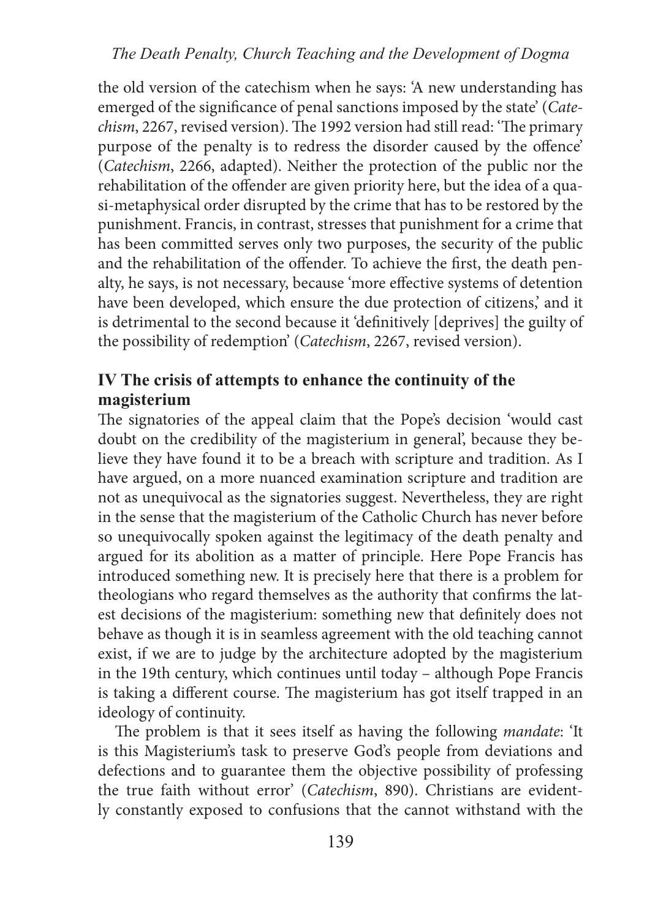the old version of the catechism when he says: 'A new understanding has emerged of the significance of penal sanctions imposed by the state' (*Catechism*, 2267, revised version). The 1992 version had still read: 'The primary purpose of the penalty is to redress the disorder caused by the offence' (*Catechism*, 2266, adapted). Neither the protection of the public nor the rehabilitation of the offender are given priority here, but the idea of a quasi-metaphysical order disrupted by the crime that has to be restored by the punishment. Francis, in contrast, stresses that punishment for a crime that has been committed serves only two purposes, the security of the public and the rehabilitation of the offender. To achieve the first, the death penalty, he says, is not necessary, because 'more effective systems of detention have been developed, which ensure the due protection of citizens,' and it is detrimental to the second because it 'definitively [deprives] the guilty of the possibility of redemption' (*Catechism*, 2267, revised version).

## IV The crisis of attempts to enhance the continuity of the magisterium

The signatories of the appeal claim that the Pope's decision 'would cast doubt on the credibility of the magisterium in general', because they believe they have found it to be a breach with scripture and tradition. As I have argued, on a more nuanced examination scripture and tradition are not as unequivocal as the signatories suggest. Nevertheless, they are right in the sense that the magisterium of the Catholic Church has never before so unequivocally spoken against the legitimacy of the death penalty and argued for its abolition as a matter of principle. Here Pope Francis has introduced something new. It is precisely here that there is a problem for theologians who regard themselves as the authority that confirms the latest decisions of the magisterium: something new that definitely does not behave as though it is in seamless agreement with the old teaching cannot exist, if we are to judge by the architecture adopted by the magisterium in the 19th century, which continues until today – although Pope Francis is taking a different course. The magisterium has got itself trapped in an ideology of continuity.

The problem is that it sees itself as having the following *mandate*: 'It is this Magisterium's task to preserve God's people from deviations and defections and to guarantee them the objective possibility of professing the true faith without error' (*Catechism*, 890). Christians are evidently constantly exposed to confusions that the cannot withstand with the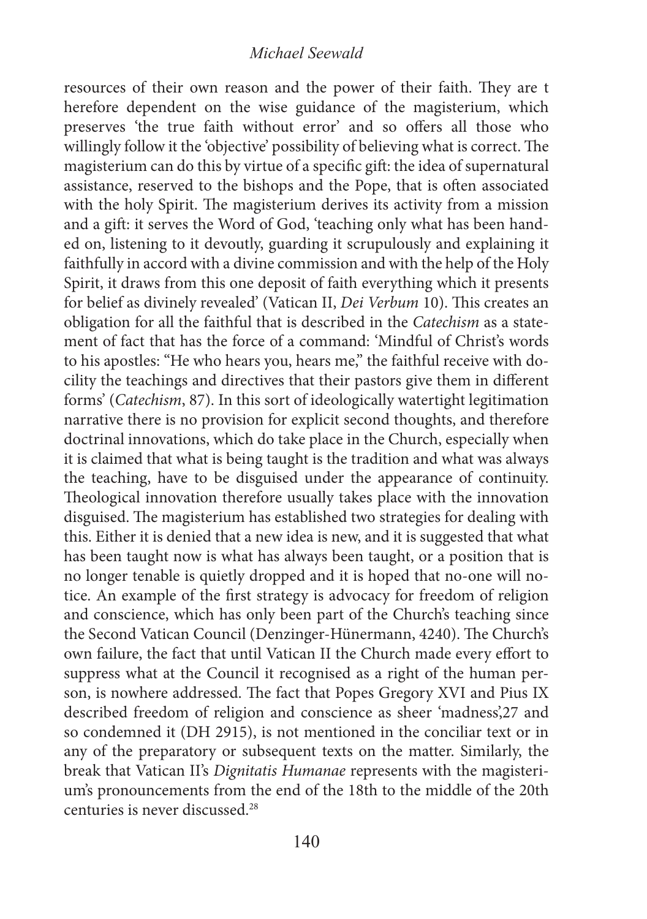resources of their own reason and the power of their faith. They are therefore dependent on the wise guidance of the magisterium, which preserves 'the true faith without error' and so offers all those who willingly follow it the 'objective' possibility of believing what is correct. The magisterium can do this by virtue of a specific gift: the idea of supernatural assistance, reserved to the bishops and the Pope, that is often associated with the holy Spirit. The magisterium derives its activity from a mission and a gift: it serves the Word of God, 'teaching only what has been handed on, listening to it devoutly, guarding it scrupulously and explaining it faithfully in accord with a divine commission and with the help of the Holy Spirit, it draws from this one deposit of faith everything which it presents for belief as divinely revealed' (Vatican II, *Dei Verbum* 10). This creates an obligation for all the faithful that is described in the *Catechism* as a statement of fact that has the force of a command: 'Mindful of Christ's words to his apostles: "He who hears you, hears me," the faithful receive with docility the teachings and directives that their pastors give them in different forms' (*Catechism*, 87). In this sort of ideologically watertight legitimation narrative there is no provision for explicit second thoughts, and therefore doctrinal innovations, which do take place in the Church, especially when it is claimed that what is being taught is the tradition and what was always the teaching, have to be disguised under the appearance of continuity. Theological innovation therefore usually takes place with the innovation disguised. The magisterium has established two strategies for dealing with this. Either it is denied that a new idea is new, and it is suggested that what has been taught now is what has always been taught, or a position that is no longer tenable is quietly dropped and it is hoped that no-one will notice. An example of the first strategy is advocacy for freedom of religion and conscience, which has only been part of the Church's teaching since the Second Vatican Council (Denzinger-Hünermann, 4240). The Church's own failure, the fact that until Vatican II the Church made every effort to suppress what at the Council it recognised as a right of the human person, is nowhere addressed. The fact that Popes Gregory XVI and Pius IX described freedom of religion and conscience as sheer 'madness',27 and so condemned it (DH 2915), is not mentioned in the conciliar text or in any of the preparatory or subsequent texts on the matter. Similarly, the break that Vatican II's *Dignitatis Humanae* represents with the magisterium's pronouncements from the end of the 18th to the middle of the 20th centuries is never discussed.[28]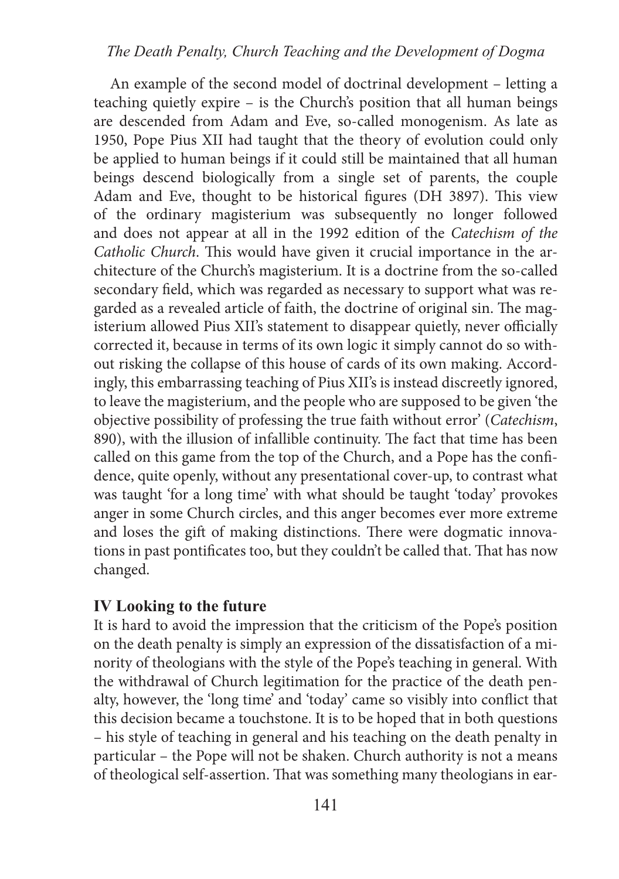An example of the second model of doctrinal development – letting a teaching quietly expire – is the Church's position that all human beings are descended from Adam and Eve, so-called monogenism. As late as 1950, Pope Pius XII had taught that the theory of evolution could only be applied to human beings if it could still be maintained that all human beings descend biologically from a single set of parents, the couple Adam and Eve, thought to be historical figures (DH 3897). This view of the ordinary magisterium was subsequently no longer followed and does not appear at all in the 1992 edition of the *Catechism of the Catholic Church*. This would have given it crucial importance in the architecture of the Church's magisterium. It is a doctrine from the so-called secondary field, which was regarded as necessary to support what was regarded as a revealed article of faith, the doctrine of original sin. The magisterium allowed Pius XII's statement to disappear quietly, never officially corrected it, because in terms of its own logic it simply cannot do so without risking the collapse of this house of cards of its own making. Accordingly, this embarrassing teaching of Pius XII's is instead discreetly ignored, to leave the magisterium, and the people who are supposed to be given 'the objective possibility of professing the true faith without error' (*Catechism*, 890), with the illusion of infallible continuity. The fact that time has been called on this game from the top of the Church, and a Pope has the confidence, quite openly, without any presentational cover-up, to contrast what was taught 'for a long time' with what should be taught 'today' provokes anger in some Church circles, and this anger becomes ever more extreme and loses the gift of making distinctions. There were dogmatic innovations in past pontificates too, but they couldn't be called that. That has now changed.

## IV Looking to the future

It is hard to avoid the impression that the criticism of the Pope's position on the death penalty is simply an expression of the dissatisfaction of a minority of theologians with the style of the Pope's teaching in general. With the withdrawal of Church legitimation for the practice of the death penalty, however, the 'long time' and 'today' came so visibly into conflict that this decision became a touchstone. It is to be hoped that in both questions – his style of teaching in general and his teaching on the death penalty in particular – the Pope will not be shaken. Church authority is not a means of theological self-assertion. That was something many theologians in ear-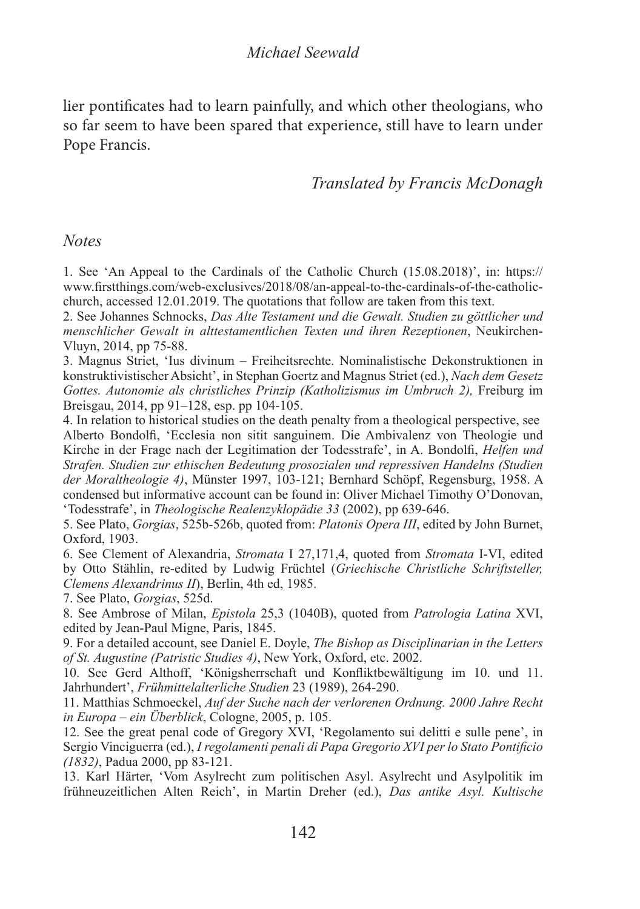lier pontificates had to learn painfully, and which other theologians, who so far seem to have been spared that experience, still have to learn under Pope Francis.

*Translated by Francis McDonagh*

*Notes*

1. See 'An Appeal to the Cardinals of the Catholic Church (15.08.2018)', in: https://www.firstthings.com/web-exclusives/2018/08/an-appeal-to-the-cardinals-of-the-catholic-church, accessed 12.01.2019. The quotations that follow are taken from this text.
2. See Johannes Schnocks, *Das Alte Testament und die Gewalt. Studien zu göttlicher und menschlicher Gewalt in alttestamentlichen Texten und ihren Rezeptionen*, Neukirchen-Vluyn, 2014, pp 75-88.
3. Magnus Striet, 'Ius divinum – Freiheitsrechte. Nominalistische Dekonstruktionen in konstruktivistischer Absicht', in Stephan Goertz and Magnus Striet (ed.), *Nach dem Gesetz Gottes. Autonomie als christliches Prinzip (Katholizismus im Umbruch 2),* Freiburg im Breisgau, 2014, pp 91–128, esp. pp 104-105.
4. In relation to historical studies on the death penalty from a theological perspective, see Alberto Bondolfi, 'Ecclesia non sitit sanguinem. Die Ambivalenz von Theologie und Kirche in der Frage nach der Legitimation der Todesstrafe', in A. Bondolfi, *Helfen und Strafen. Studien zur ethischen Bedeutung prosozialen und repressiven Handelns (Studien der Moraltheologie 4)*, Münster 1997, 103-121; Bernhard Schöpf, Regensburg, 1958. A condensed but informative account can be found in: Oliver Michael Timothy O'Donovan, 'Todesstrafe', in *Theologische Realenzyklopädie 33* (2002), pp 639-646.
5. See Plato, *Gorgias*, 525b-526b, quoted from: *Platonis Opera III*, edited by John Burnet, Oxford, 1903.
6. See Clement of Alexandria, *Stromata* I 27,171,4, quoted from *Stromata* I-VI, edited by Otto Stählin, re-edited by Ludwig Früchtel (*Griechische Christliche Schriftsteller, Clemens Alexandrinus II*), Berlin, 4th ed, 1985.
7. See Plato, *Gorgias*, 525d.
8. See Ambrose of Milan, *Epistola* 25,3 (1040B), quoted from *Patrologia Latina* XVI, edited by Jean-Paul Migne, Paris, 1845.
9. For a detailed account, see Daniel E. Doyle, *The Bishop as Disciplinarian in the Letters of St. Augustine (Patristic Studies 4)*, New York, Oxford, etc. 2002.
10. See Gerd Althoff, 'Königsherrschaft und Konfliktbewältigung im 10. und 11. Jahrhundert', *Frühmittelalterliche Studien* 23 (1989), 264-290.
11. Matthias Schmoeckel, *Auf der Suche nach der verlorenen Ordnung. 2000 Jahre Recht in Europa – ein Überblick*, Cologne, 2005, p. 105.
12. See the great penal code of Gregory XVI, 'Regolamento sui delitti e sulle pene', in Sergio Vinciguerra (ed.), *I regolamenti penali di Papa Gregorio XVI per lo Stato Pontificio (1832)*, Padua 2000, pp 83-121.
13. Karl Härter, 'Vom Asylrecht zum politischen Asyl. Asylrecht und Asylpolitik im frühneuzeitlichen Alten Reich', in Martin Dreher (ed.), *Das antike Asyl. Kultische*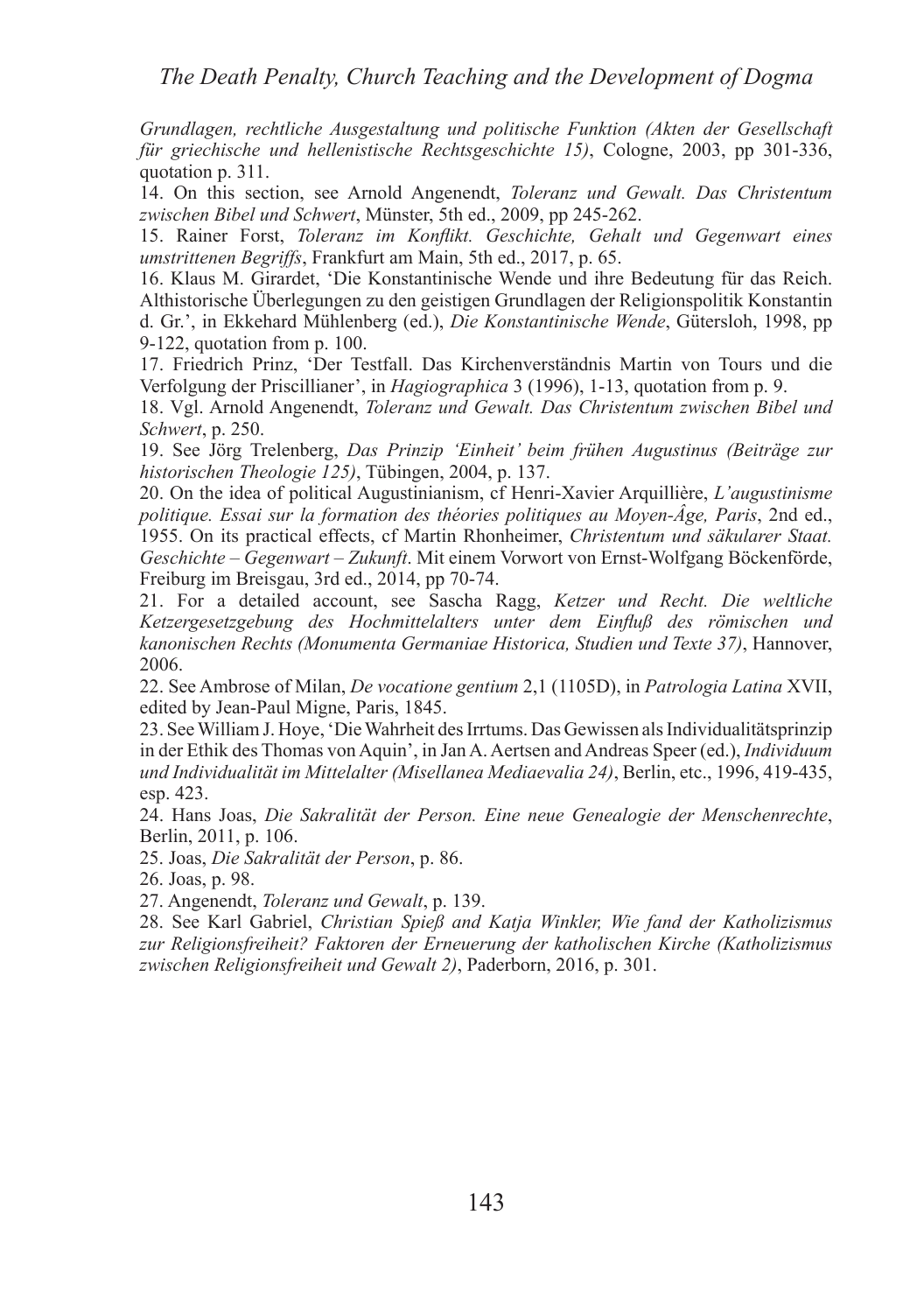*Grundlagen, rechtliche Ausgestaltung und politische Funktion (Akten der Gesellschaft für griechische und hellenistische Rechtsgeschichte 15)*, Cologne, 2003, pp 301-336, quotation p. 311.

14. On this section, see Arnold Angenendt, *Toleranz und Gewalt. Das Christentum zwischen Bibel und Schwert*, Münster, 5th ed., 2009, pp 245-262.

15. Rainer Forst, *Toleranz im Konflikt. Geschichte, Gehalt und Gegenwart eines umstrittenen Begriffs*, Frankfurt am Main, 5th ed., 2017, p. 65.

16. Klaus M. Girardet, 'Die Konstantinische Wende und ihre Bedeutung für das Reich. Althistorische Überlegungen zu den geistigen Grundlagen der Religionspolitik Konstantin d. Gr.', in Ekkehard Mühlenberg (ed.), *Die Konstantinische Wende*, Gütersloh, 1998, pp 9-122, quotation from p. 100.

17. Friedrich Prinz, 'Der Testfall. Das Kirchenverständnis Martin von Tours und die Verfolgung der Priscillianer', in *Hagiographica* 3 (1996), 1-13, quotation from p. 9.

18. Vgl. Arnold Angenendt, *Toleranz und Gewalt. Das Christentum zwischen Bibel und Schwert*, p. 250.

19. See Jörg Trelenberg, *Das Prinzip 'Einheit' beim frühen Augustinus (Beiträge zur historischen Theologie 125)*, Tübingen, 2004, p. 137.

20. On the idea of political Augustinianism, cf Henri-Xavier Arquillière, *L'augustinisme politique. Essai sur la formation des théories politiques au Moyen-Âge, Paris*, 2nd ed., 1955. On its practical effects, cf Martin Rhonheimer, *Christentum und säkularer Staat. Geschichte – Gegenwart – Zukunft*. Mit einem Vorwort von Ernst-Wolfgang Böckenförde, Freiburg im Breisgau, 3rd ed., 2014, pp 70-74.

21. For a detailed account, see Sascha Ragg, *Ketzer und Recht. Die weltliche Ketzergesetzgebung des Hochmittelalters unter dem Einfluß des römischen und kanonischen Rechts (Monumenta Germaniae Historica, Studien und Texte 37)*, Hannover, 2006.

22. See Ambrose of Milan, *De vocatione gentium* 2,1 (1105D), in *Patrologia Latina* XVII, edited by Jean-Paul Migne, Paris, 1845.

23. See William J. Hoye, 'Die Wahrheit des Irrtums. Das Gewissen als Individualitätsprinzip in der Ethik des Thomas von Aquin', in Jan A. Aertsen and Andreas Speer (ed.), *Individuum und Individualität im Mittelalter (Misellanea Mediaevalia 24)*, Berlin, etc., 1996, 419-435, esp. 423.

24. Hans Joas, *Die Sakralität der Person. Eine neue Genealogie der Menschenrechte*, Berlin, 2011, p. 106.

25. Joas, *Die Sakralität der Person*, p. 86.

26. Joas, p. 98.

27. Angenendt, *Toleranz und Gewalt*, p. 139.

28. See Karl Gabriel, *Christian Spieß and Katja Winkler, Wie fand der Katholizismus zur Religionsfreiheit? Faktoren der Erneuerung der katholischen Kirche (Katholizismus zwischen Religionsfreiheit und Gewalt 2)*, Paderborn, 2016, p. 301.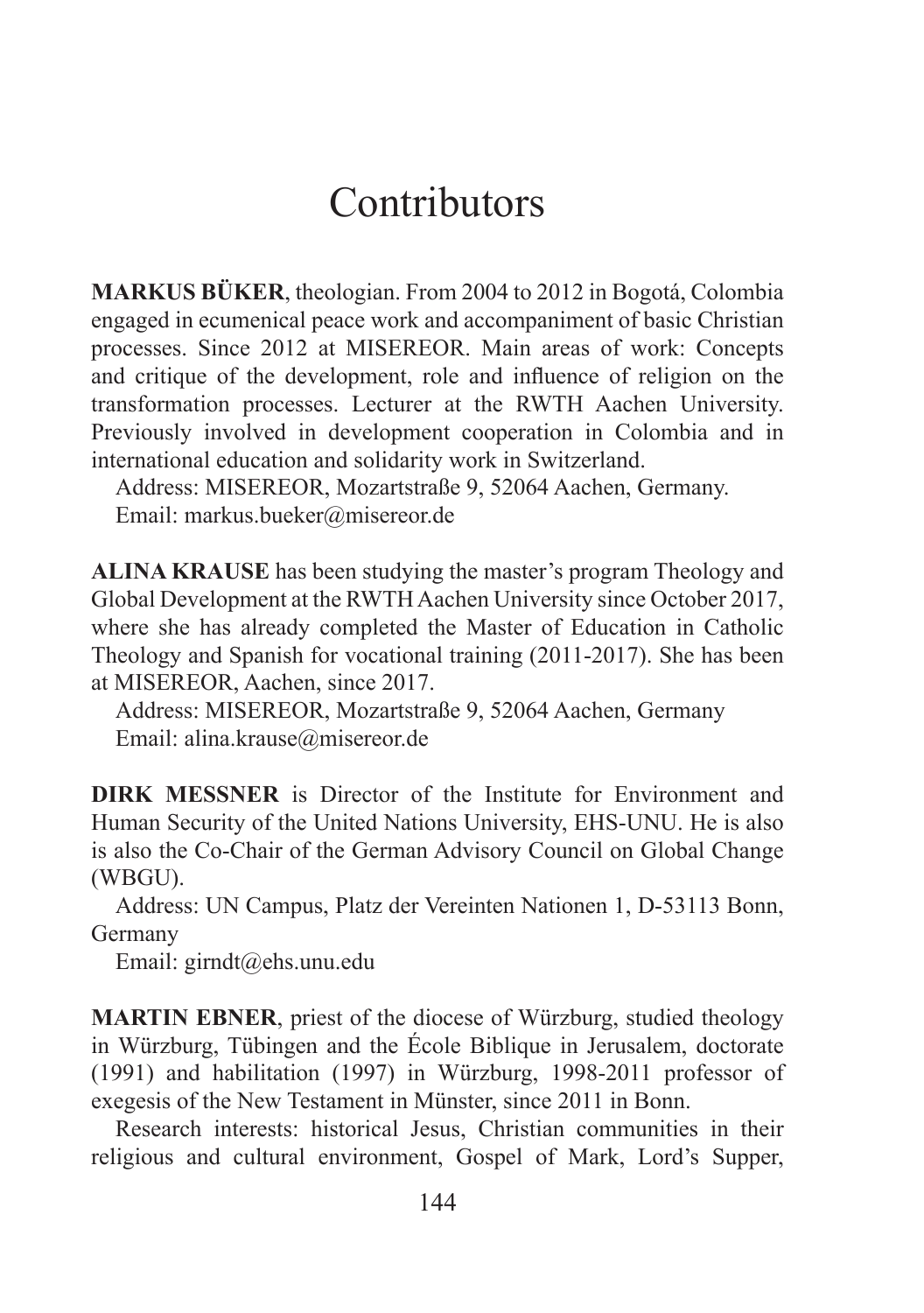# Contributors

**MARKUS BÜKER**, theologian. From 2004 to 2012 in Bogotá, Colombia engaged in ecumenical peace work and accompaniment of basic Christian processes. Since 2012 at MISEREOR. Main areas of work: Concepts and critique of the development, role and influence of religion on the transformation processes. Lecturer at the RWTH Aachen University. Previously involved in development cooperation in Colombia and in international education and solidarity work in Switzerland.

Address: MISEREOR, Mozartstraße 9, 52064 Aachen, Germany.
Email: markus.bueker@misereor.de

**ALINA KRAUSE** has been studying the master's program Theology and Global Development at the RWTH Aachen University since October 2017, where she has already completed the Master of Education in Catholic Theology and Spanish for vocational training (2011-2017). She has been at MISEREOR, Aachen, since 2017.

Address: MISEREOR, Mozartstraße 9, 52064 Aachen, Germany
Email: alina.krause@misereor.de

**DIRK MESSNER** is Director of the Institute for Environment and Human Security of the United Nations University, EHS-UNU. He is also is also the Co-Chair of the German Advisory Council on Global Change (WBGU).

Address: UN Campus, Platz der Vereinten Nationen 1, D-53113 Bonn, Germany
Email: girndt@ehs.unu.edu

**MARTIN EBNER**, priest of the diocese of Würzburg, studied theology in Würzburg, Tübingen and the École Biblique in Jerusalem, doctorate (1991) and habilitation (1997) in Würzburg, 1998-2011 professor of exegesis of the New Testament in Münster, since 2011 in Bonn.

Research interests: historical Jesus, Christian communities in their religious and cultural environment, Gospel of Mark, Lord's Supper,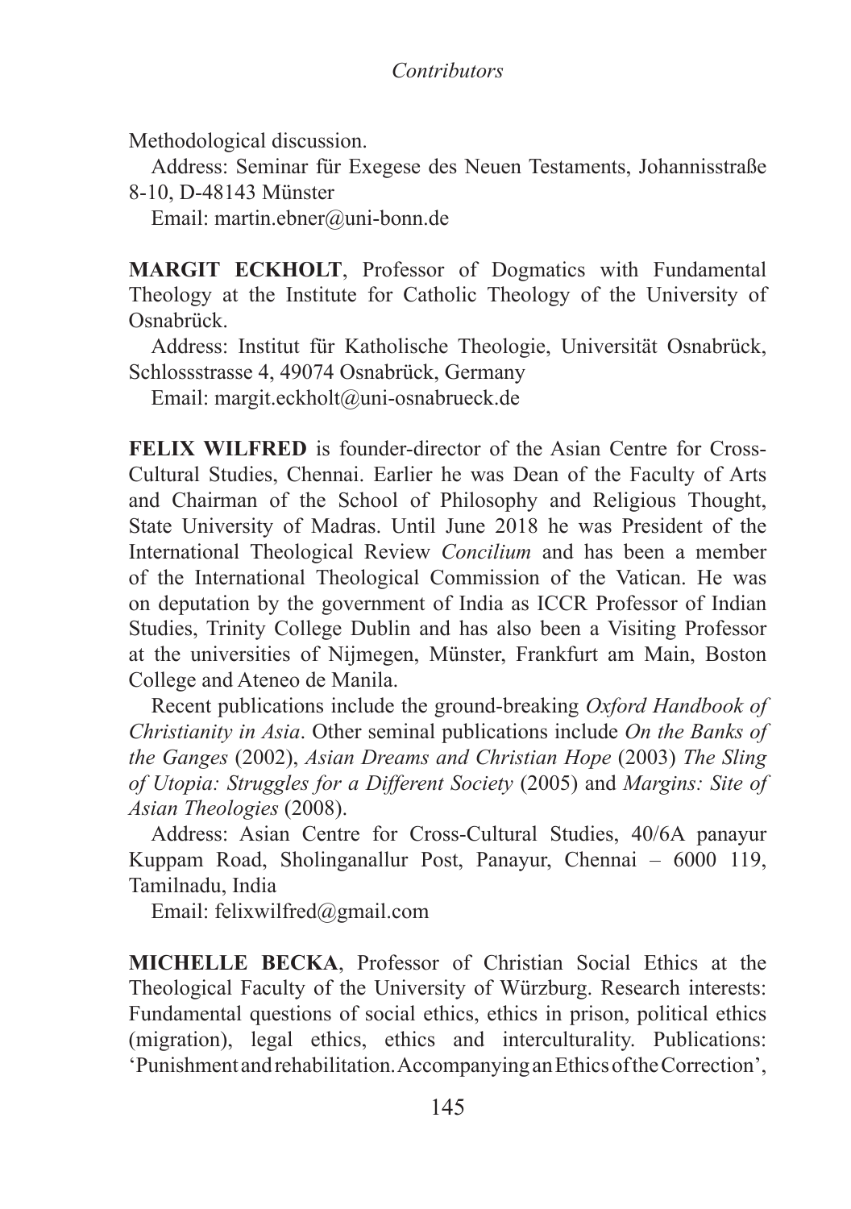Methodological discussion.

Address: Seminar für Exegese des Neuen Testaments, Johannisstraße 8-10, D-48143 Münster

Email: martin.ebner@uni-bonn.de

**MARGIT ECKHOLT**, Professor of Dogmatics with Fundamental Theology at the Institute for Catholic Theology of the University of Osnabrück.

Address: Institut für Katholische Theologie, Universität Osnabrück, Schlossstrasse 4, 49074 Osnabrück, Germany

Email: margit.eckholt@uni-osnabrueck.de

**FELIX WILFRED** is founder-director of the Asian Centre for Cross-Cultural Studies, Chennai. Earlier he was Dean of the Faculty of Arts and Chairman of the School of Philosophy and Religious Thought, State University of Madras. Until June 2018 he was President of the International Theological Review *Concilium* and has been a member of the International Theological Commission of the Vatican. He was on deputation by the government of India as ICCR Professor of Indian Studies, Trinity College Dublin and has also been a Visiting Professor at the universities of Nijmegen, Münster, Frankfurt am Main, Boston College and Ateneo de Manila.

Recent publications include the ground-breaking *Oxford Handbook of Christianity in Asia*. Other seminal publications include *On the Banks of the Ganges* (2002), *Asian Dreams and Christian Hope* (2003) *The Sling of Utopia: Struggles for a Different Society* (2005) and *Margins: Site of Asian Theologies* (2008).

Address: Asian Centre for Cross-Cultural Studies, 40/6A panayur Kuppam Road, Sholinganallur Post, Panayur, Chennai – 6000 119, Tamilnadu, India

Email: felixwilfred@gmail.com

**MICHELLE BECKA**, Professor of Christian Social Ethics at the Theological Faculty of the University of Würzburg. Research interests: Fundamental questions of social ethics, ethics in prison, political ethics (migration), legal ethics, ethics and interculturality. Publications: 'Punishment and rehabilitation. Accompanying an Ethics of the Correction',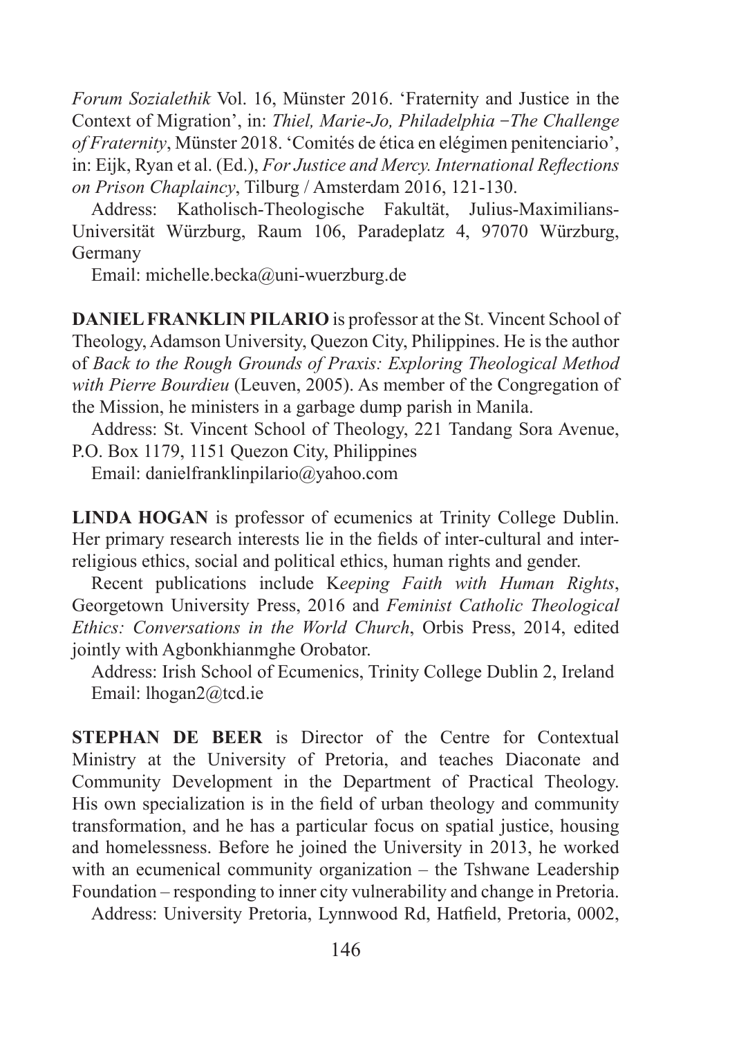*Forum Sozialethik* Vol. 16, Münster 2016. 'Fraternity and Justice in the Context of Migration', in: *Thiel, Marie-Jo, Philadelphia −The Challenge of Fraternity*, Münster 2018. 'Comités de ética en elégimen penitenciario', in: Eijk, Ryan et al. (Ed.), *For Justice and Mercy. International Reflections on Prison Chaplaincy*, Tilburg / Amsterdam 2016, 121-130.

Address: Katholisch-Theologische Fakultät, Julius-Maximilians-Universität Würzburg, Raum 106, Paradeplatz 4, 97070 Würzburg, Germany

Email: michelle.becka@uni-wuerzburg.de

**DANIEL FRANKLIN PILARIO** is professor at the St. Vincent School of Theology, Adamson University, Quezon City, Philippines. He is the author of *Back to the Rough Grounds of Praxis: Exploring Theological Method with Pierre Bourdieu* (Leuven, 2005). As member of the Congregation of the Mission, he ministers in a garbage dump parish in Manila.

Address: St. Vincent School of Theology, 221 Tandang Sora Avenue, P.O. Box 1179, 1151 Quezon City, Philippines

Email: danielfranklinpilario@yahoo.com

**LINDA HOGAN** is professor of ecumenics at Trinity College Dublin. Her primary research interests lie in the fields of inter-cultural and inter-religious ethics, social and political ethics, human rights and gender.

Recent publications include K*eeping Faith with Human Rights*, Georgetown University Press, 2016 and *Feminist Catholic Theological Ethics: Conversations in the World Church*, Orbis Press, 2014, edited jointly with Agbonkhianmghe Orobator.

Address: Irish School of Ecumenics, Trinity College Dublin 2, Ireland
Email: lhogan2@tcd.ie

**STEPHAN DE BEER** is Director of the Centre for Contextual Ministry at the University of Pretoria, and teaches Diaconate and Community Development in the Department of Practical Theology. His own specialization is in the field of urban theology and community transformation, and he has a particular focus on spatial justice, housing and homelessness. Before he joined the University in 2013, he worked with an ecumenical community organization – the Tshwane Leadership Foundation – responding to inner city vulnerability and change in Pretoria.

Address: University Pretoria, Lynnwood Rd, Hatfield, Pretoria, 0002,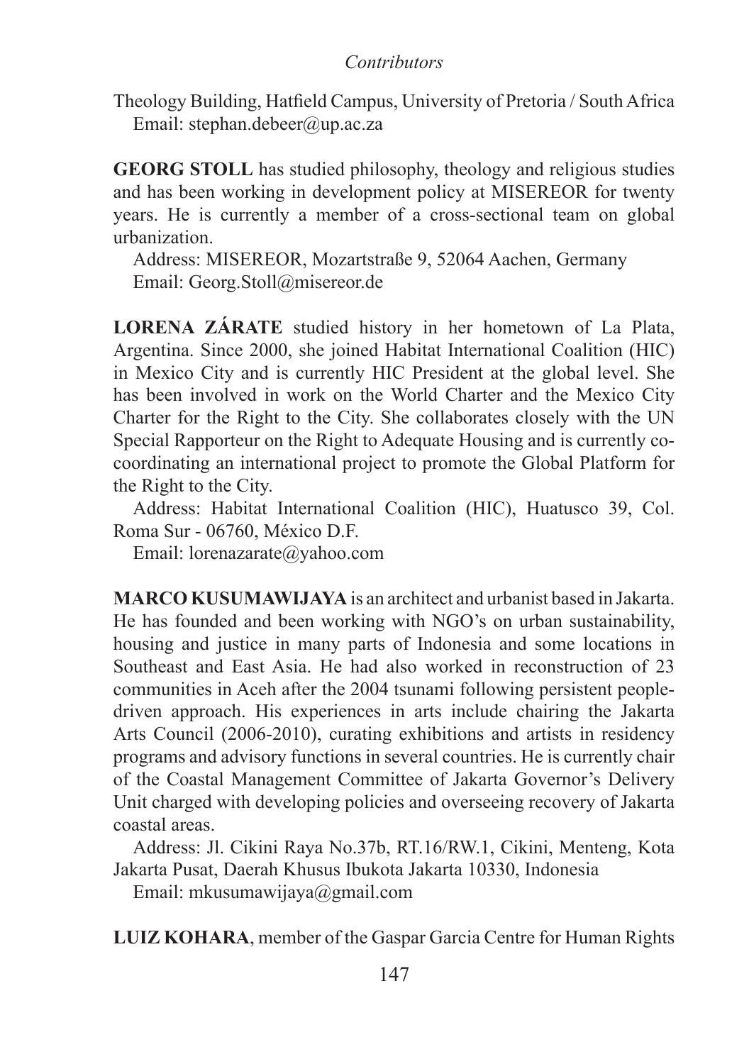Theology Building, Hatfield Campus, University of Pretoria / South Africa
Email: stephan.debeer@up.ac.za

**GEORG STOLL** has studied philosophy, theology and religious studies and has been working in development policy at MISEREOR for twenty years. He is currently a member of a cross-sectional team on global urbanization.

Address: MISEREOR, Mozartstraße 9, 52064 Aachen, Germany
Email: Georg.Stoll@misereor.de

**LORENA ZÁRATE** studied history in her hometown of La Plata, Argentina. Since 2000, she joined Habitat International Coalition (HIC) in Mexico City and is currently HIC President at the global level. She has been involved in work on the World Charter and the Mexico City Charter for the Right to the City. She collaborates closely with the UN Special Rapporteur on the Right to Adequate Housing and is currently co-coordinating an international project to promote the Global Platform for the Right to the City.

Address: Habitat International Coalition (HIC), Huatusco 39, Col. Roma Sur - 06760, México D.F.
Email: lorenazarate@yahoo.com

**MARCO KUSUMAWIJAYA** is an architect and urbanist based in Jakarta. He has founded and been working with NGO's on urban sustainability, housing and justice in many parts of Indonesia and some locations in Southeast and East Asia. He had also worked in reconstruction of 23 communities in Aceh after the 2004 tsunami following persistent people-driven approach. His experiences in arts include chairing the Jakarta Arts Council (2006-2010), curating exhibitions and artists in residency programs and advisory functions in several countries. He is currently chair of the Coastal Management Committee of Jakarta Governor's Delivery Unit charged with developing policies and overseeing recovery of Jakarta coastal areas.

Address: Jl. Cikini Raya No.37b, RT.16/RW.1, Cikini, Menteng, Kota Jakarta Pusat, Daerah Khusus Ibukota Jakarta 10330, Indonesia
Email: mkusumawijaya@gmail.com

**LUIZ KOHARA**, member of the Gaspar Garcia Centre for Human Rights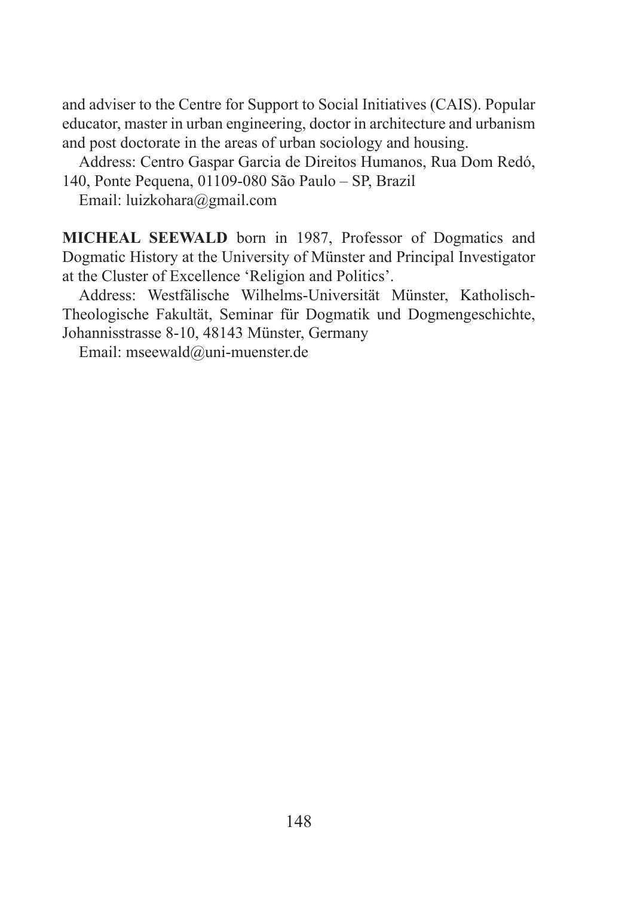and adviser to the Centre for Support to Social Initiatives (CAIS). Popular educator, master in urban engineering, doctor in architecture and urbanism and post doctorate in the areas of urban sociology and housing.

Address: Centro Gaspar Garcia de Direitos Humanos, Rua Dom Redó, 140, Ponte Pequena, 01109-080 São Paulo – SP, Brazil

Email: luizkohara@gmail.com

**MICHEAL SEEWALD** born in 1987, Professor of Dogmatics and Dogmatic History at the University of Münster and Principal Investigator at the Cluster of Excellence 'Religion and Politics'.

Address: Westfälische Wilhelms-Universität Münster, Katholisch-Theologische Fakultät, Seminar für Dogmatik und Dogmengeschichte, Johannisstrasse 8-10, 48143 Münster, Germany

Email: mseewald@uni-muenster.de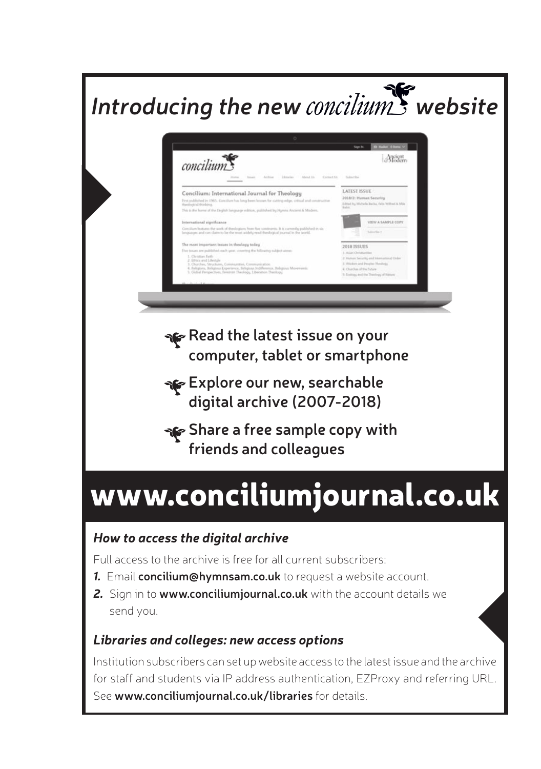# *Introducing the new concilium website*

- **Read the latest issue on your computer, tablet or smartphone**
- **Explore our new, searchable digital archive (2007-2018)**
- **Share a free sample copy with friends and colleagues**

# www.conciliumjournal.co.uk

### *How to access the digital archive*

Full access to the archive is free for all current subscribers:

1. Email **concilium@hymnsam.co.uk** to request a website account.
2. Sign in to **www.conciliumjournal.co.uk** with the account details we send you.

### *Libraries and colleges: new access options*

Institution subscribers can set up website access to the latest issue and the archive for staff and students via IP address authentication, EZProxy and referring URL. See **www.conciliumjournal.co.uk/libraries** for details.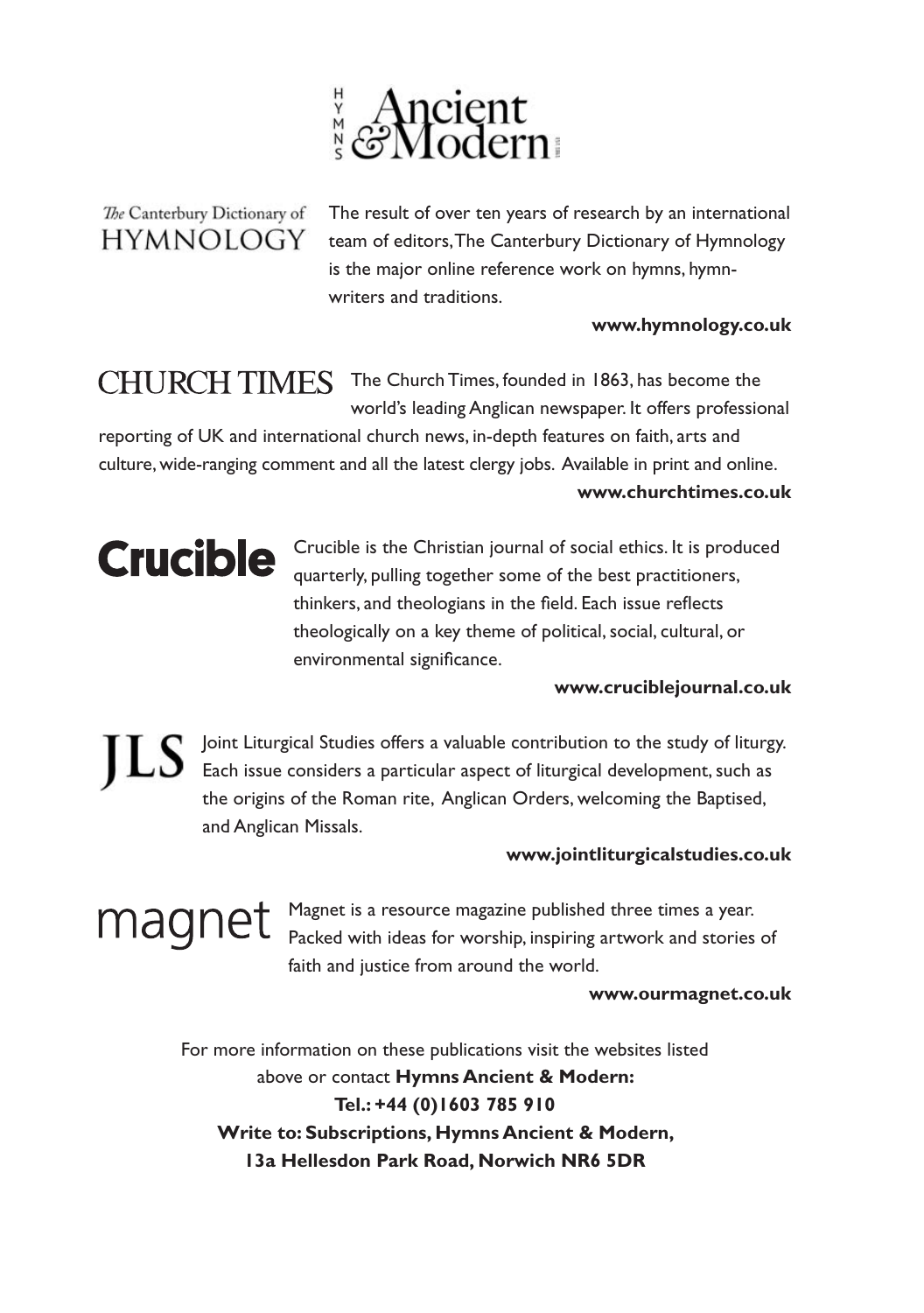# Hymns Ancient & Modern

**The Canterbury Dictionary of HYMNOLOGY**

The result of over ten years of research by an international team of editors, The Canterbury Dictionary of Hymnology is the major online reference work on hymns, hymn-writers and traditions.

**www.hymnology.co.uk**

**CHURCH TIMES**

The Church Times, founded in 1863, has become the world's leading Anglican newspaper. It offers professional reporting of UK and international church news, in-depth features on faith, arts and culture, wide-ranging comment and all the latest clergy jobs. Available in print and online.

**www.churchtimes.co.uk**

**Crucible**

Crucible is the Christian journal of social ethics. It is produced quarterly, pulling together some of the best practitioners, thinkers, and theologians in the field. Each issue reflects theologically on a key theme of political, social, cultural, or environmental significance.

**www.cruciblejournal.co.uk**

**JLS**

Joint Liturgical Studies offers a valuable contribution to the study of liturgy. Each issue considers a particular aspect of liturgical development, such as the origins of the Roman rite, Anglican Orders, welcoming the Baptised, and Anglican Missals.

**www.jointliturgicalstudies.co.uk**

**magnet**

Magnet is a resource magazine published three times a year. Packed with ideas for worship, inspiring artwork and stories of faith and justice from around the world.

**www.ourmagnet.co.uk**

For more information on these publications visit the websites listed above or contact **Hymns Ancient & Modern:**
**Tel.: +44 (0)1603 785 910**
**Write to: Subscriptions, Hymns Ancient & Modern,**
**13a Hellesdon Park Road, Norwich NR6 5DR**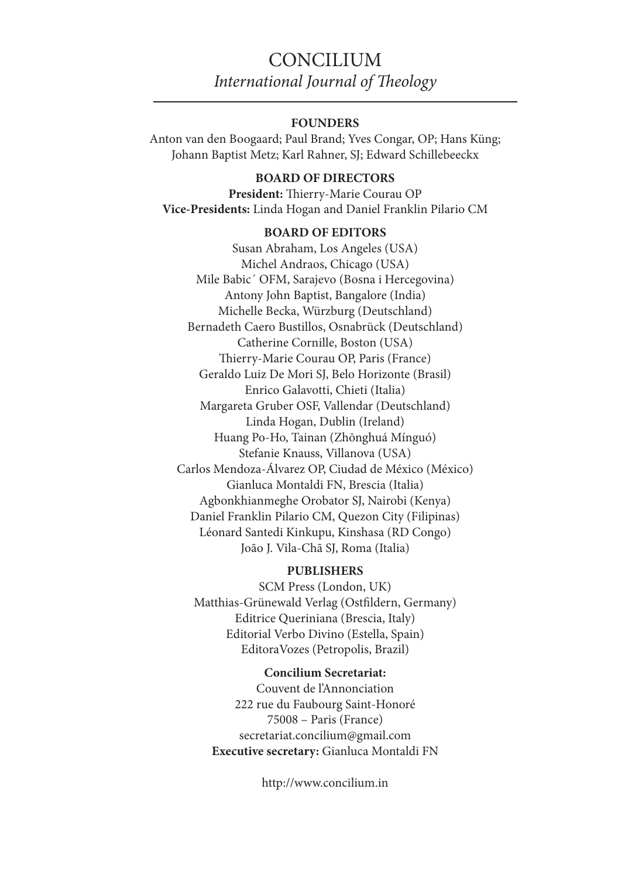# CONCILIUM

*International Journal of Theology*

---

**FOUNDERS**

Anton van den Boogaard; Paul Brand; Yves Congar, OP; Hans Küng; Johann Baptist Metz; Karl Rahner, SJ; Edward Schillebeeckx

**BOARD OF DIRECTORS**

**President:** Thierry-Marie Courau OP
**Vice-Presidents:** Linda Hogan and Daniel Franklin Pilario CM

**BOARD OF EDITORS**

Susan Abraham, Los Angeles (USA)
Michel Andraos, Chicago (USA)
Mile Babic´ OFM, Sarajevo (Bosna i Hercegovina)
Antony John Baptist, Bangalore (India)
Michelle Becka, Würzburg (Deutschland)
Bernadeth Caero Bustillos, Osnabrück (Deutschland)
Catherine Cornille, Boston (USA)
Thierry-Marie Courau OP, Paris (France)
Geraldo Luiz De Mori SJ, Belo Horizonte (Brasil)
Enrico Galavotti, Chieti (Italia)
Margareta Gruber OSF, Vallendar (Deutschland)
Linda Hogan, Dublin (Ireland)
Huang Po-Ho, Tainan (Zhōnghuá Mínguó)
Stefanie Knauss, Villanova (USA)
Carlos Mendoza-Álvarez OP, Ciudad de México (México)
Gianluca Montaldi FN, Brescia (Italia)
Agbonkhianmeghe Orobator SJ, Nairobi (Kenya)
Daniel Franklin Pilario CM, Quezon City (Filipinas)
Léonard Santedi Kinkupu, Kinshasa (RD Congo)
João J. Vila-Chã SJ, Roma (Italia)

**PUBLISHERS**

SCM Press (London, UK)
Matthias-Grünewald Verlag (Ostfildern, Germany)
Editrice Queriniana (Brescia, Italy)
Editorial Verbo Divino (Estella, Spain)
EditoraVozes (Petropolis, Brazil)

**Concilium Secretariat:**

Couvent de l'Annonciation
222 rue du Faubourg Saint-Honoré
75008 – Paris (France)
secretariat.concilium@gmail.com
**Executive secretary:** Gianluca Montaldi FN

http://www.concilium.in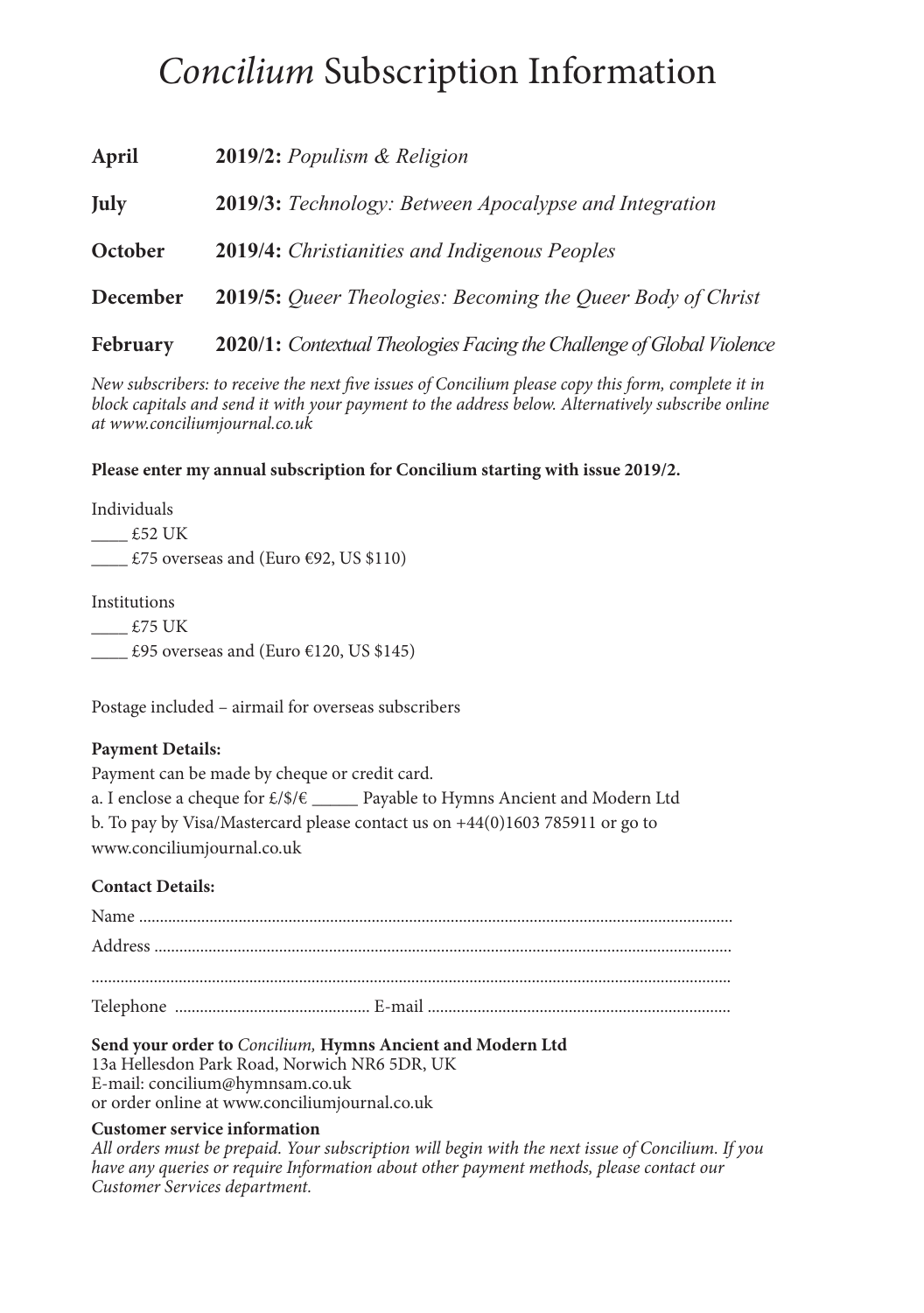# *Concilium* Subscription Information

| | |
|---|---|
| **April** | **2019/2:** *Populism & Religion* |
| **July** | **2019/3:** *Technology: Between Apocalypse and Integration* |
| **October** | **2019/4:** *Christianities and Indigenous Peoples* |
| **December** | **2019/5:** *Queer Theologies: Becoming the Queer Body of Christ* |
| **February** | **2020/1:** *Contextual Theologies Facing the Challenge of Global Violence* |

*New subscribers: to receive the next five issues of Concilium please copy this form, complete it in block capitals and send it with your payment to the address below. Alternatively subscribe online at www.conciliumjournal.co.uk*

**Please enter my annual subscription for Concilium starting with issue 2019/2.**

Individuals
____ £52 UK
____ £75 overseas and (Euro €92, US $110)

Institutions
____ £75 UK
____ £95 overseas and (Euro €120, US $145)

Postage included – airmail for overseas subscribers

**Payment Details:**

Payment can be made by cheque or credit card.
a. I enclose a cheque for £/$/€ _____ Payable to Hymns Ancient and Modern Ltd
b. To pay by Visa/Mastercard please contact us on +44(0)1603 785911 or go to www.conciliumjournal.co.uk

**Contact Details:**

Name ...........................................................................................................................
Address .......................................................................................................................
.....................................................................................................................................
Telephone .............................................. E-mail ........................................................

**Send your order to** *Concilium,* **Hymns Ancient and Modern Ltd**
13a Hellesdon Park Road, Norwich NR6 5DR, UK
E-mail: concilium@hymnsam.co.uk
or order online at www.conciliumjournal.co.uk

**Customer service information**
*All orders must be prepaid. Your subscription will begin with the next issue of Concilium. If you have any queries or require Information about other payment methods, please contact our Customer Services department.*